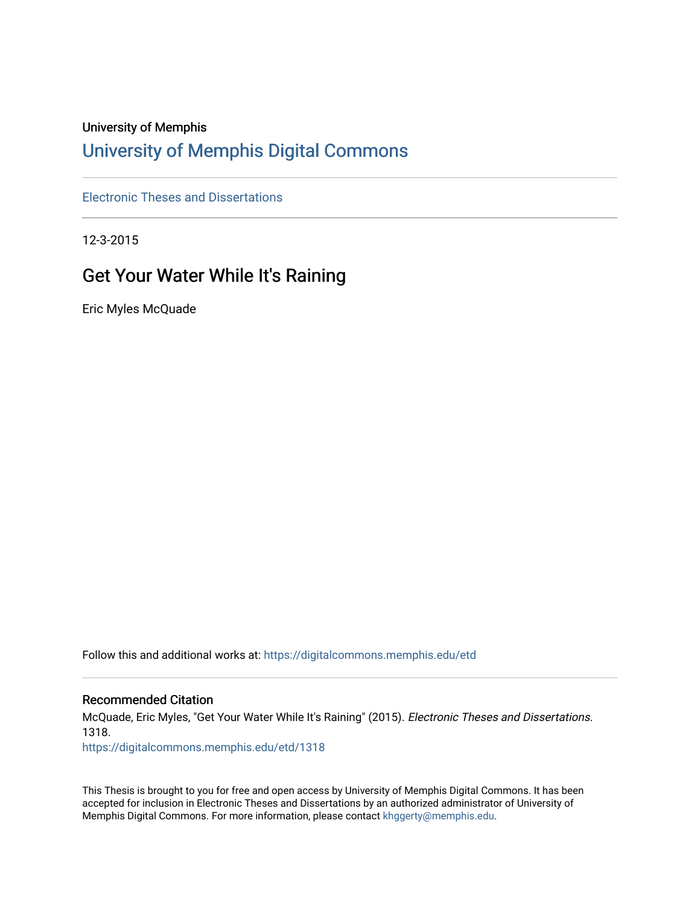University of Memphis

# University of Memphis Digital Commons

Electronic Theses and Dissertations

12-3-2015

## Get Your Water While It's Raining

Eric Myles McQuade

Follow this and additional works at: https://digitalcommons.memphis.edu/etd

### Recommended Citation

McQuade, Eric Myles, "Get Your Water While It's Raining" (2015). *Electronic Theses and Dissertations*. 1318.
https://digitalcommons.memphis.edu/etd/1318

This Thesis is brought to you for free and open access by University of Memphis Digital Commons. It has been accepted for inclusion in Electronic Theses and Dissertations by an authorized administrator of University of Memphis Digital Commons. For more information, please contact khggerty@memphis.edu.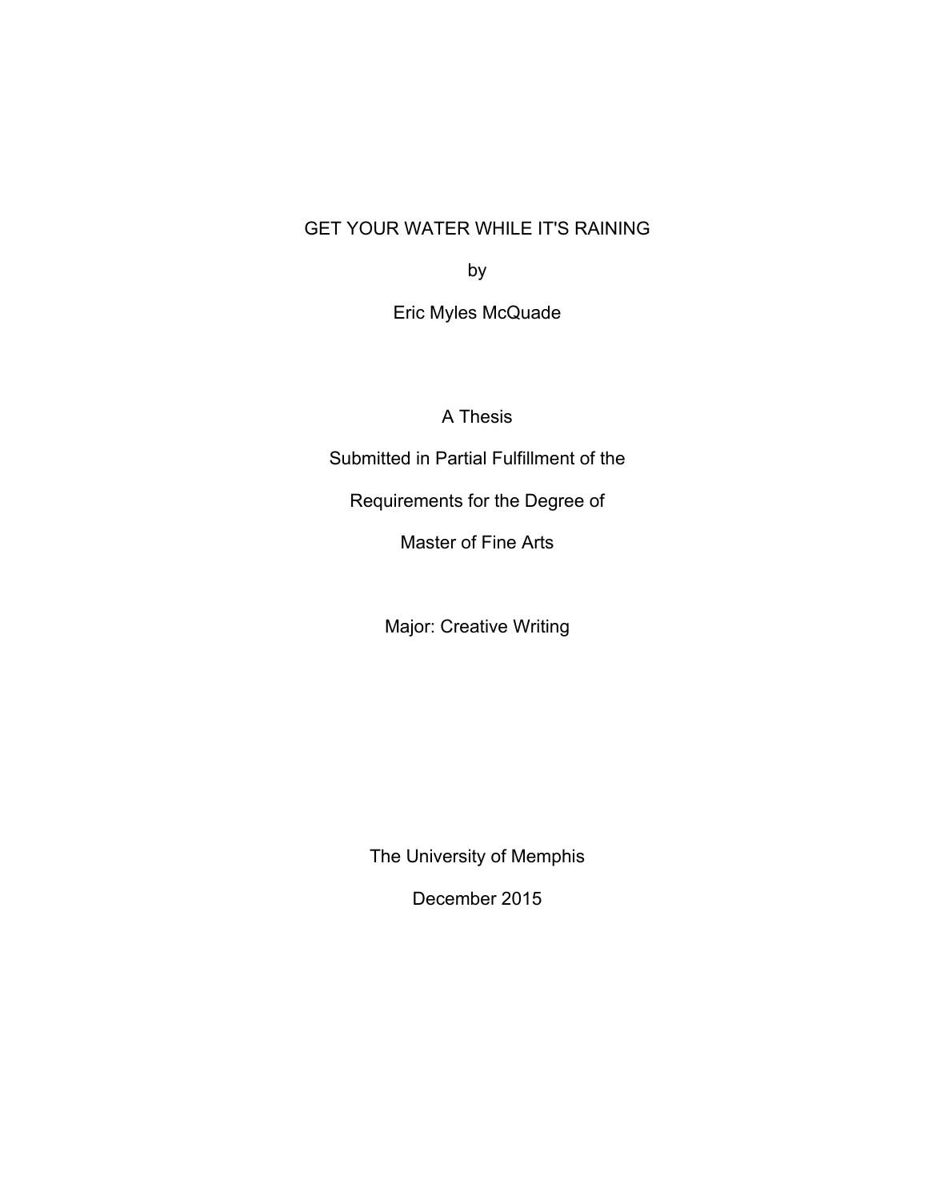# GET YOUR WATER WHILE IT'S RAINING

by

Eric Myles McQuade

A Thesis

Submitted in Partial Fulfillment of the

Requirements for the Degree of

Master of Fine Arts

Major: Creative Writing

The University of Memphis

December 2015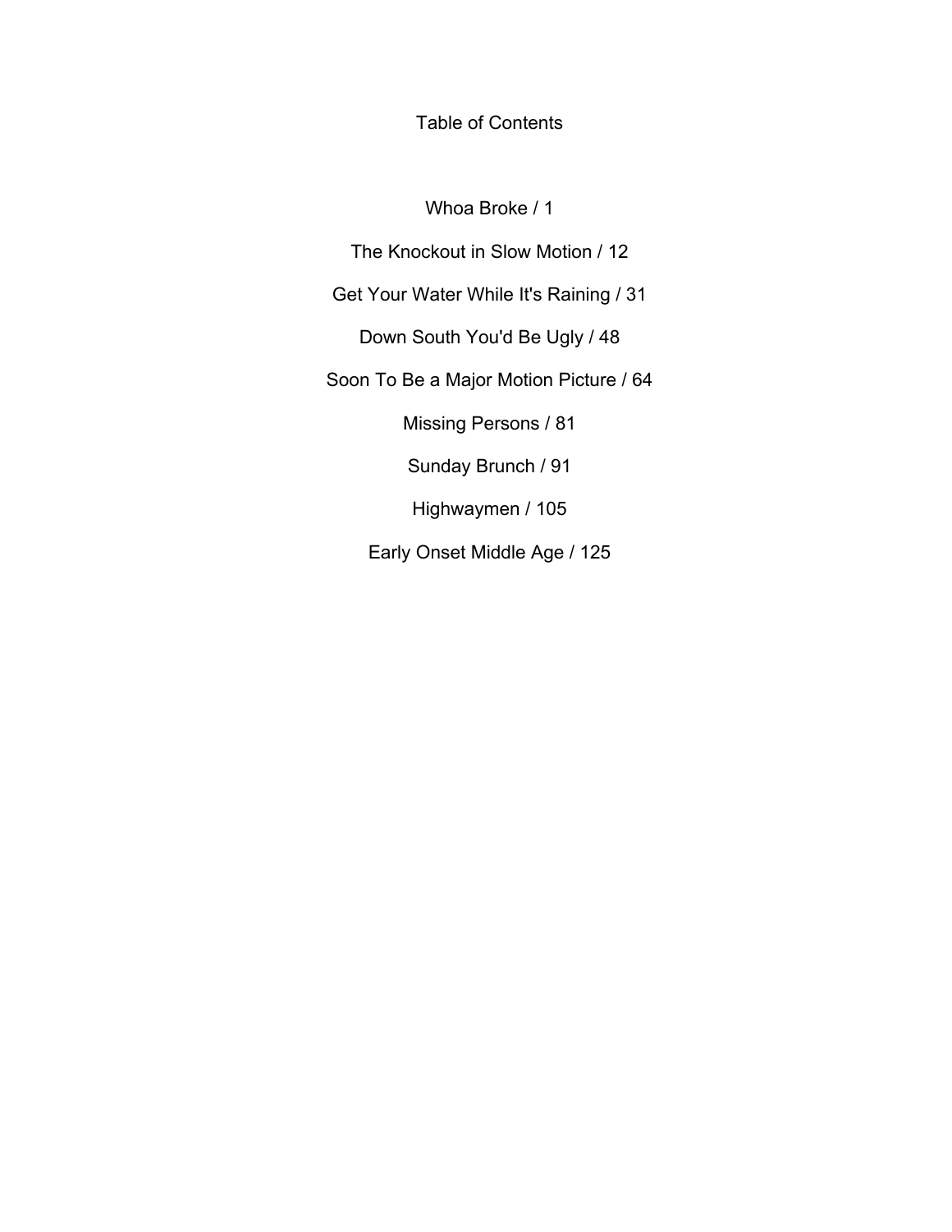# Table of Contents

Whoa Broke / 1

The Knockout in Slow Motion / 12

Get Your Water While It's Raining / 31

Down South You'd Be Ugly / 48

Soon To Be a Major Motion Picture / 64

Missing Persons / 81

Sunday Brunch / 91

Highwaymen / 105

Early Onset Middle Age / 125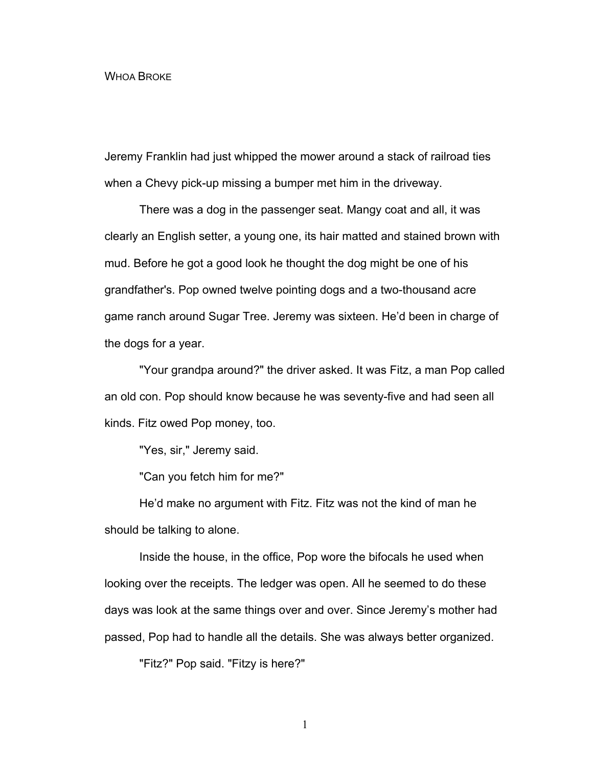# Whoa Broke

Jeremy Franklin had just whipped the mower around a stack of railroad ties when a Chevy pick-up missing a bumper met him in the driveway.

There was a dog in the passenger seat. Mangy coat and all, it was clearly an English setter, a young one, its hair matted and stained brown with mud. Before he got a good look he thought the dog might be one of his grandfather's. Pop owned twelve pointing dogs and a two-thousand acre game ranch around Sugar Tree. Jeremy was sixteen. He'd been in charge of the dogs for a year.

"Your grandpa around?" the driver asked. It was Fitz, a man Pop called an old con. Pop should know because he was seventy-five and had seen all kinds. Fitz owed Pop money, too.

"Yes, sir," Jeremy said.

"Can you fetch him for me?"

He'd make no argument with Fitz. Fitz was not the kind of man he should be talking to alone.

Inside the house, in the office, Pop wore the bifocals he used when looking over the receipts. The ledger was open. All he seemed to do these days was look at the same things over and over. Since Jeremy's mother had passed, Pop had to handle all the details. She was always better organized.

"Fitz?" Pop said. "Fitzy is here?"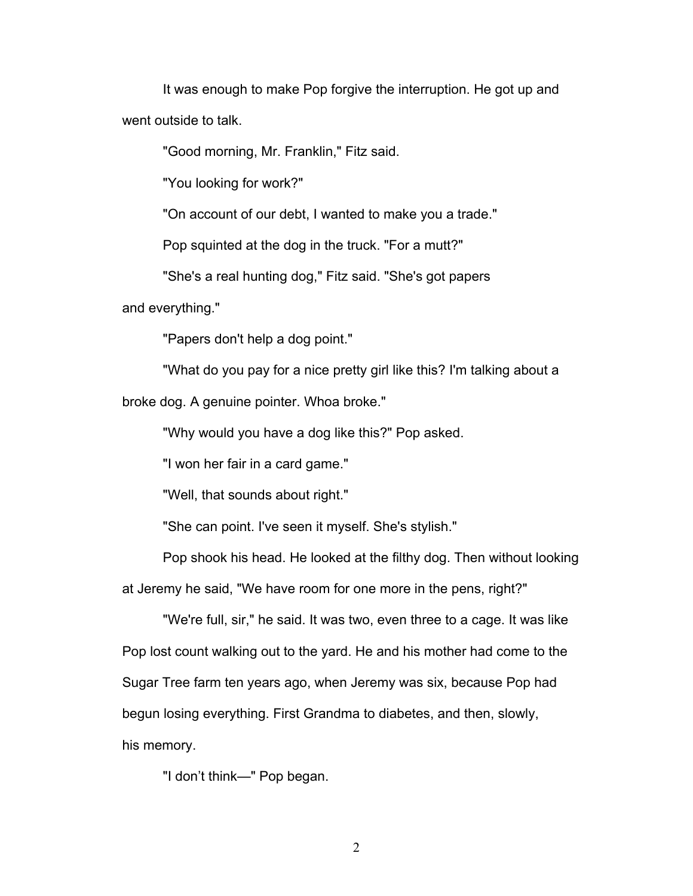It was enough to make Pop forgive the interruption. He got up and went outside to talk.

"Good morning, Mr. Franklin," Fitz said.

"You looking for work?"

"On account of our debt, I wanted to make you a trade."

Pop squinted at the dog in the truck. "For a mutt?"

"She's a real hunting dog," Fitz said. "She's got papers and everything."

"Papers don't help a dog point."

"What do you pay for a nice pretty girl like this? I'm talking about a broke dog. A genuine pointer. Whoa broke."

"Why would you have a dog like this?" Pop asked.

"I won her fair in a card game."

"Well, that sounds about right."

"She can point. I've seen it myself. She's stylish."

Pop shook his head. He looked at the filthy dog. Then without looking at Jeremy he said, "We have room for one more in the pens, right?"

"We're full, sir," he said. It was two, even three to a cage. It was like Pop lost count walking out to the yard. He and his mother had come to the Sugar Tree farm ten years ago, when Jeremy was six, because Pop had begun losing everything. First Grandma to diabetes, and then, slowly, his memory.

"I don't think—" Pop began.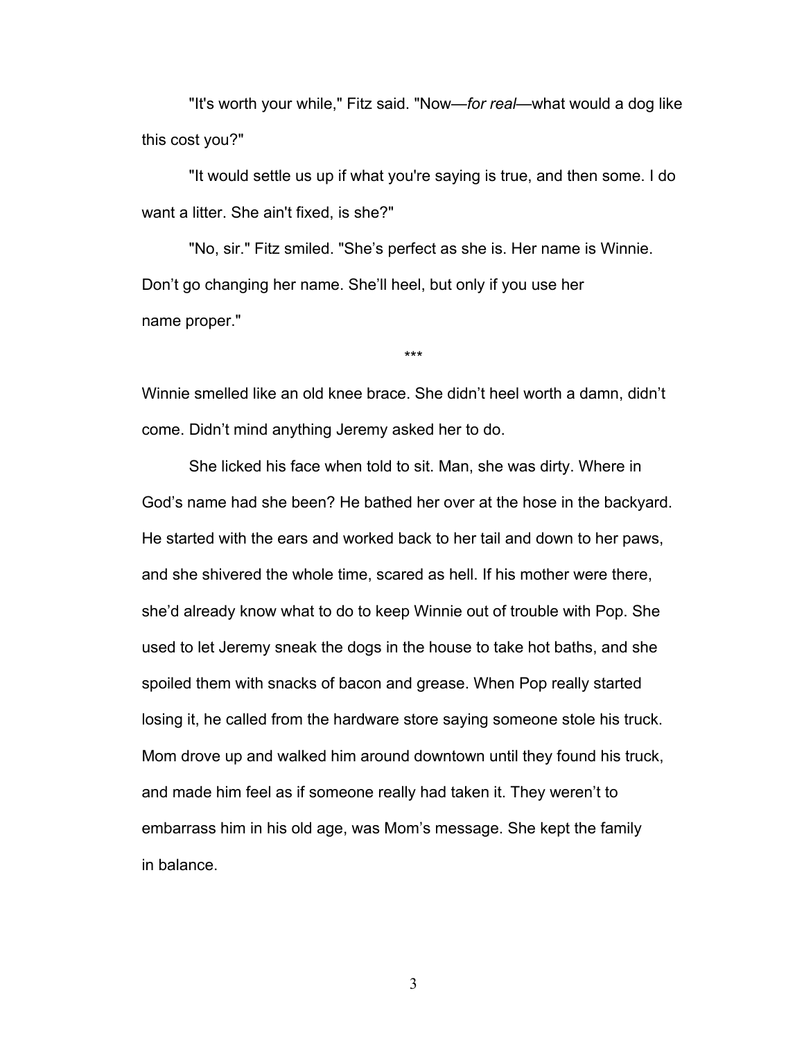"It's worth your while," Fitz said. "Now—*for real*—what would a dog like this cost you?"

"It would settle us up if what you're saying is true, and then some. I do want a litter. She ain't fixed, is she?"

"No, sir." Fitz smiled. "She's perfect as she is. Her name is Winnie. Don't go changing her name. She'll heel, but only if you use her name proper."

\*\*\*

Winnie smelled like an old knee brace. She didn't heel worth a damn, didn't come. Didn't mind anything Jeremy asked her to do.

She licked his face when told to sit. Man, she was dirty. Where in God's name had she been? He bathed her over at the hose in the backyard. He started with the ears and worked back to her tail and down to her paws, and she shivered the whole time, scared as hell. If his mother were there, she'd already know what to do to keep Winnie out of trouble with Pop. She used to let Jeremy sneak the dogs in the house to take hot baths, and she spoiled them with snacks of bacon and grease. When Pop really started losing it, he called from the hardware store saying someone stole his truck. Mom drove up and walked him around downtown until they found his truck, and made him feel as if someone really had taken it. They weren't to embarrass him in his old age, was Mom's message. She kept the family in balance.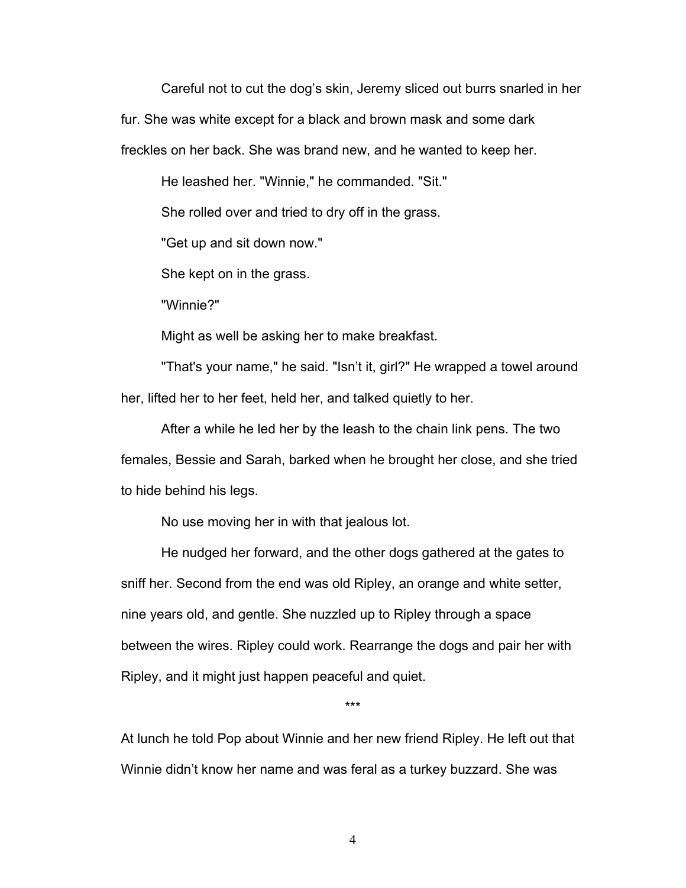Careful not to cut the dog's skin, Jeremy sliced out burrs snarled in her fur. She was white except for a black and brown mask and some dark freckles on her back. She was brand new, and he wanted to keep her.

He leashed her. "Winnie," he commanded. "Sit."

She rolled over and tried to dry off in the grass.

"Get up and sit down now."

She kept on in the grass.

"Winnie?"

Might as well be asking her to make breakfast.

"That's your name," he said. "Isn't it, girl?" He wrapped a towel around her, lifted her to her feet, held her, and talked quietly to her.

After a while he led her by the leash to the chain link pens. The two females, Bessie and Sarah, barked when he brought her close, and she tried to hide behind his legs.

No use moving her in with that jealous lot.

He nudged her forward, and the other dogs gathered at the gates to sniff her. Second from the end was old Ripley, an orange and white setter, nine years old, and gentle. She nuzzled up to Ripley through a space between the wires. Ripley could work. Rearrange the dogs and pair her with Ripley, and it might just happen peaceful and quiet.

***

At lunch he told Pop about Winnie and her new friend Ripley. He left out that Winnie didn't know her name and was feral as a turkey buzzard. She was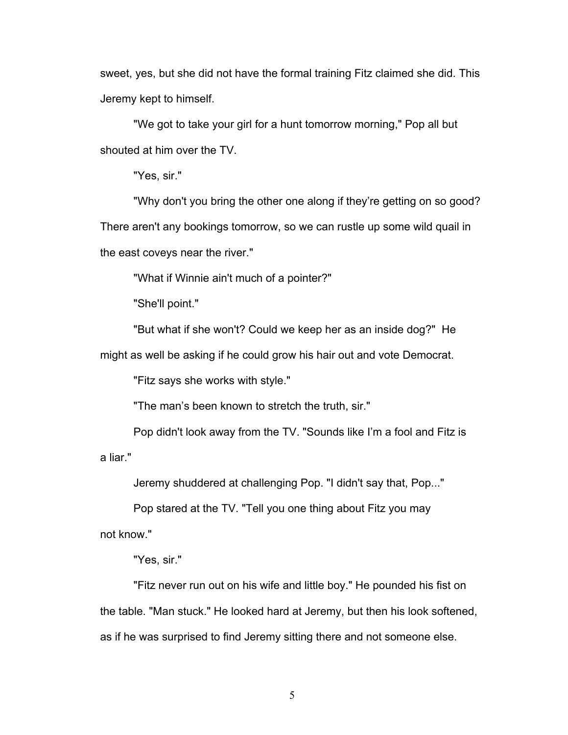sweet, yes, but she did not have the formal training Fitz claimed she did. This Jeremy kept to himself.

"We got to take your girl for a hunt tomorrow morning," Pop all but shouted at him over the TV.

"Yes, sir."

"Why don't you bring the other one along if they're getting on so good? There aren't any bookings tomorrow, so we can rustle up some wild quail in the east coveys near the river."

"What if Winnie ain't much of a pointer?"

"She'll point."

"But what if she won't? Could we keep her as an inside dog?" He might as well be asking if he could grow his hair out and vote Democrat.

"Fitz says she works with style."

"The man's been known to stretch the truth, sir."

Pop didn't look away from the TV. "Sounds like I'm a fool and Fitz is a liar."

Jeremy shuddered at challenging Pop. "I didn't say that, Pop..."

Pop stared at the TV. "Tell you one thing about Fitz you may not know."

"Yes, sir."

"Fitz never run out on his wife and little boy." He pounded his fist on the table. "Man stuck." He looked hard at Jeremy, but then his look softened, as if he was surprised to find Jeremy sitting there and not someone else.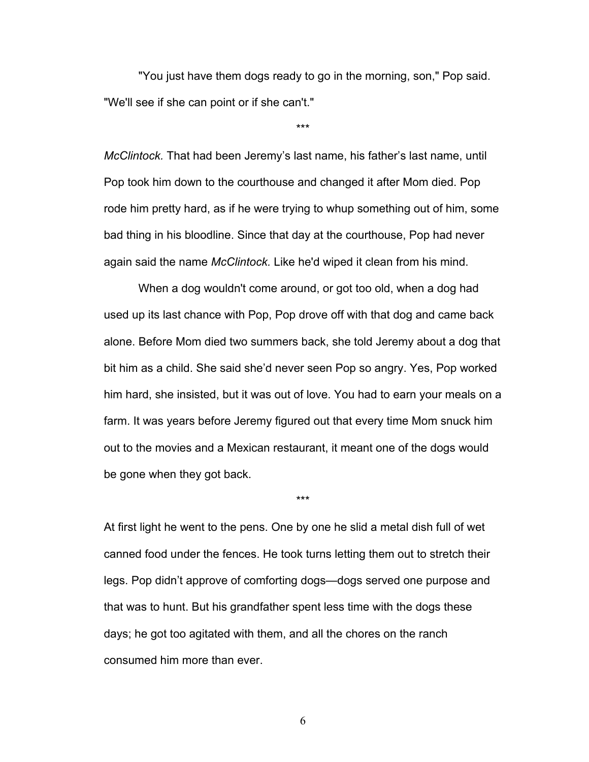"You just have them dogs ready to go in the morning, son," Pop said. "We'll see if she can point or if she can't."

***

*McClintock.* That had been Jeremy's last name, his father's last name, until Pop took him down to the courthouse and changed it after Mom died. Pop rode him pretty hard, as if he were trying to whup something out of him, some bad thing in his bloodline. Since that day at the courthouse, Pop had never again said the name *McClintock.* Like he'd wiped it clean from his mind.

When a dog wouldn't come around, or got too old, when a dog had used up its last chance with Pop, Pop drove off with that dog and came back alone. Before Mom died two summers back, she told Jeremy about a dog that bit him as a child. She said she'd never seen Pop so angry. Yes, Pop worked him hard, she insisted, but it was out of love. You had to earn your meals on a farm. It was years before Jeremy figured out that every time Mom snuck him out to the movies and a Mexican restaurant, it meant one of the dogs would be gone when they got back.

***

At first light he went to the pens. One by one he slid a metal dish full of wet canned food under the fences. He took turns letting them out to stretch their legs. Pop didn't approve of comforting dogs—dogs served one purpose and that was to hunt. But his grandfather spent less time with the dogs these days; he got too agitated with them, and all the chores on the ranch consumed him more than ever.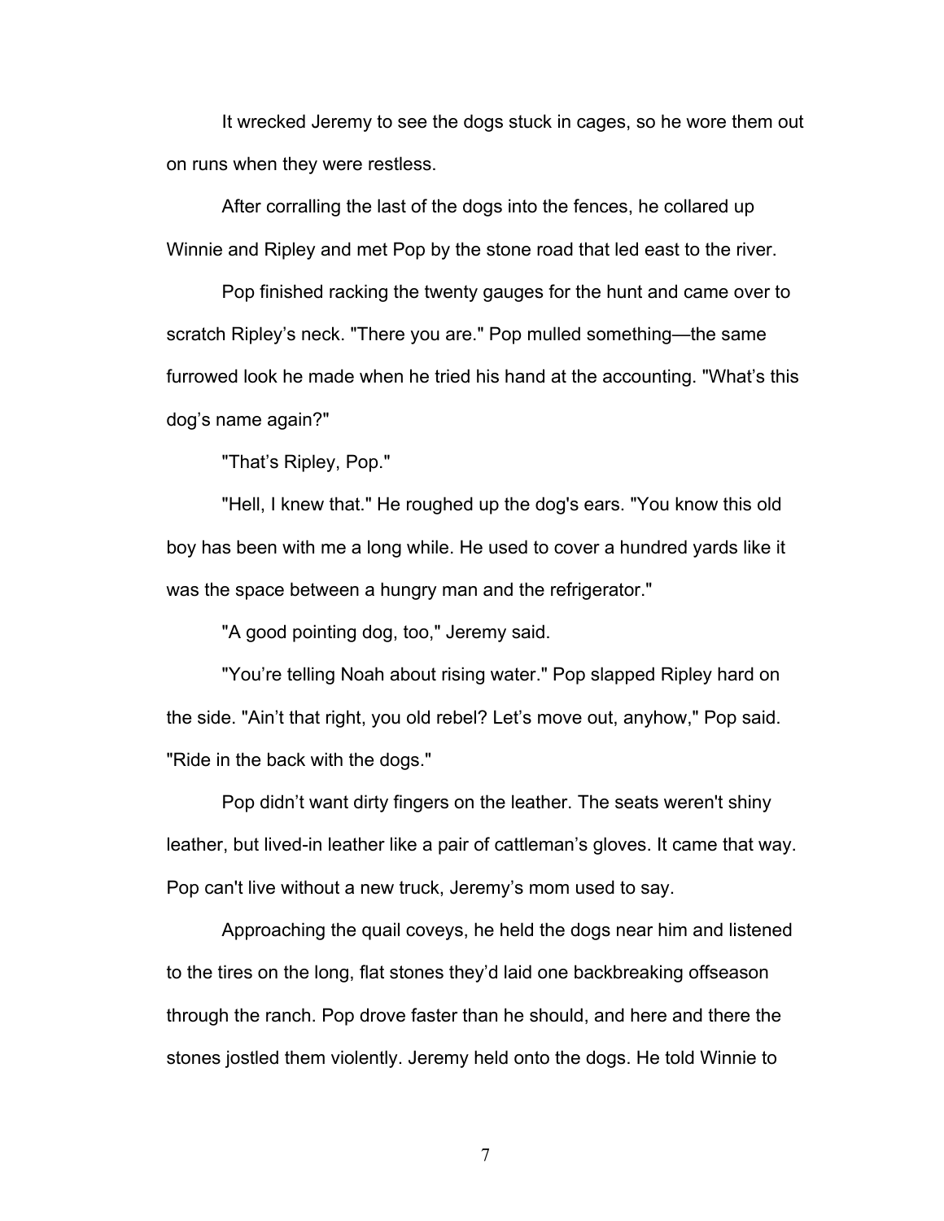It wrecked Jeremy to see the dogs stuck in cages, so he wore them out on runs when they were restless.

After corralling the last of the dogs into the fences, he collared up Winnie and Ripley and met Pop by the stone road that led east to the river.

Pop finished racking the twenty gauges for the hunt and came over to scratch Ripley's neck. "There you are." Pop mulled something—the same furrowed look he made when he tried his hand at the accounting. "What's this dog's name again?"

"That's Ripley, Pop."

"Hell, I knew that." He roughed up the dog's ears. "You know this old boy has been with me a long while. He used to cover a hundred yards like it was the space between a hungry man and the refrigerator."

"A good pointing dog, too," Jeremy said.

"You're telling Noah about rising water." Pop slapped Ripley hard on the side. "Ain't that right, you old rebel? Let's move out, anyhow," Pop said. "Ride in the back with the dogs."

Pop didn't want dirty fingers on the leather. The seats weren't shiny leather, but lived-in leather like a pair of cattleman's gloves. It came that way. Pop can't live without a new truck, Jeremy's mom used to say.

Approaching the quail coveys, he held the dogs near him and listened to the tires on the long, flat stones they'd laid one backbreaking offseason through the ranch. Pop drove faster than he should, and here and there the stones jostled them violently. Jeremy held onto the dogs. He told Winnie to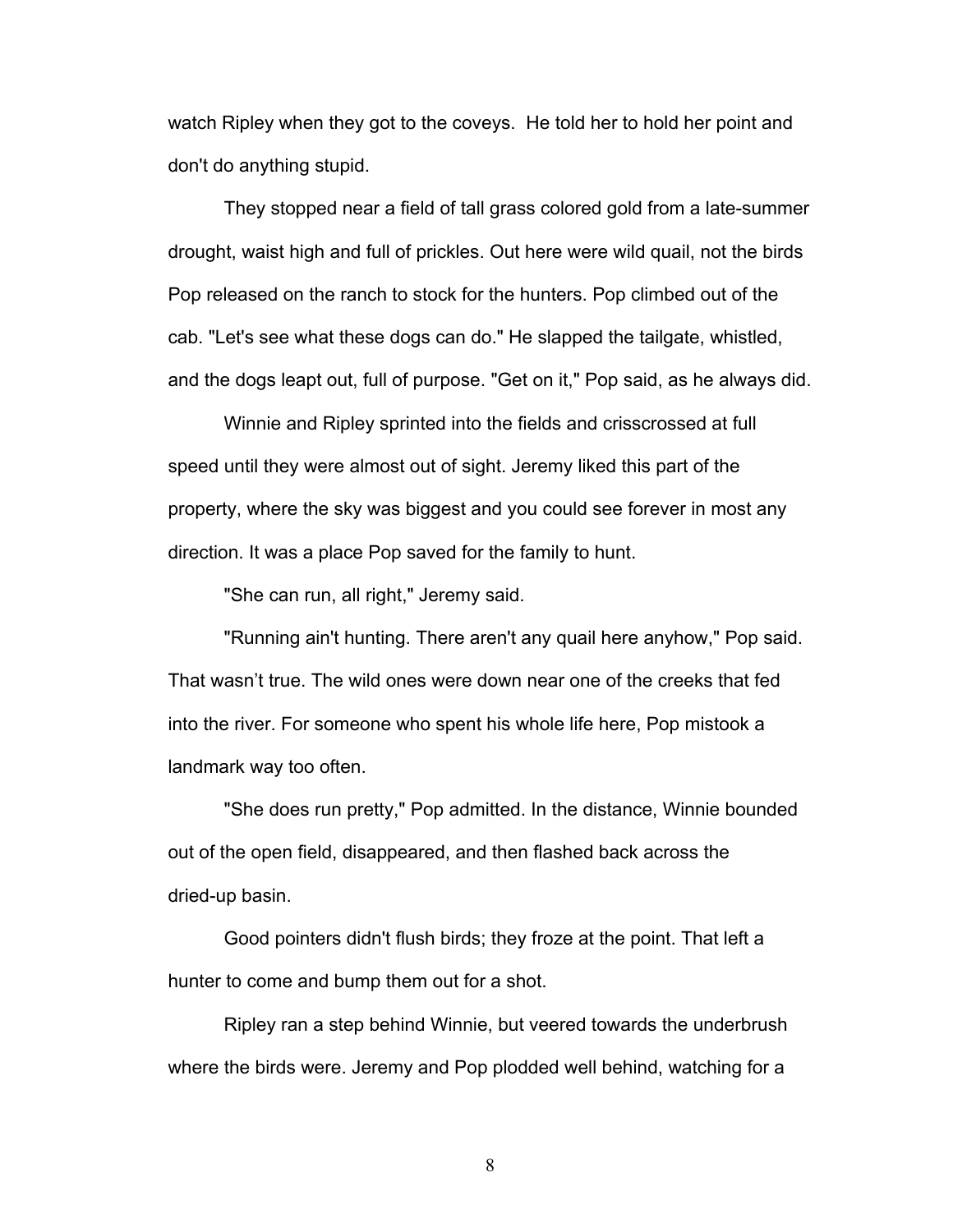watch Ripley when they got to the coveys. He told her to hold her point and don't do anything stupid.

They stopped near a field of tall grass colored gold from a late-summer drought, waist high and full of prickles. Out here were wild quail, not the birds Pop released on the ranch to stock for the hunters. Pop climbed out of the cab. "Let's see what these dogs can do." He slapped the tailgate, whistled, and the dogs leapt out, full of purpose. "Get on it," Pop said, as he always did.

Winnie and Ripley sprinted into the fields and crisscrossed at full speed until they were almost out of sight. Jeremy liked this part of the property, where the sky was biggest and you could see forever in most any direction. It was a place Pop saved for the family to hunt.

"She can run, all right," Jeremy said.

"Running ain't hunting. There aren't any quail here anyhow," Pop said. That wasn't true. The wild ones were down near one of the creeks that fed into the river. For someone who spent his whole life here, Pop mistook a landmark way too often.

"She does run pretty," Pop admitted. In the distance, Winnie bounded out of the open field, disappeared, and then flashed back across the dried-up basin.

Good pointers didn't flush birds; they froze at the point. That left a hunter to come and bump them out for a shot.

Ripley ran a step behind Winnie, but veered towards the underbrush where the birds were. Jeremy and Pop plodded well behind, watching for a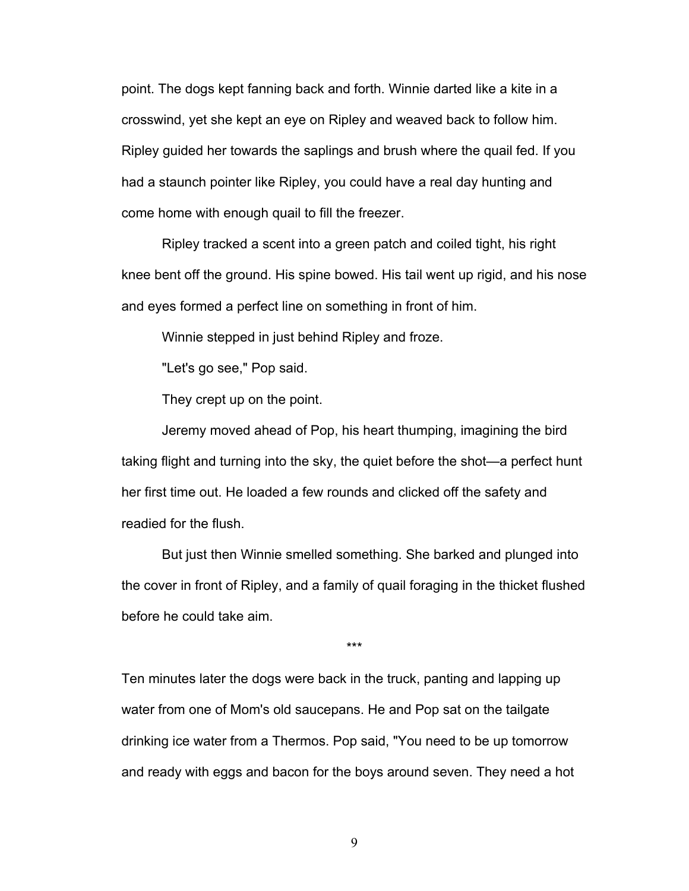point. The dogs kept fanning back and forth. Winnie darted like a kite in a crosswind, yet she kept an eye on Ripley and weaved back to follow him. Ripley guided her towards the saplings and brush where the quail fed. If you had a staunch pointer like Ripley, you could have a real day hunting and come home with enough quail to fill the freezer.

Ripley tracked a scent into a green patch and coiled tight, his right knee bent off the ground. His spine bowed. His tail went up rigid, and his nose and eyes formed a perfect line on something in front of him.

Winnie stepped in just behind Ripley and froze.

"Let's go see," Pop said.

They crept up on the point.

Jeremy moved ahead of Pop, his heart thumping, imagining the bird taking flight and turning into the sky, the quiet before the shot—a perfect hunt her first time out. He loaded a few rounds and clicked off the safety and readied for the flush.

But just then Winnie smelled something. She barked and plunged into the cover in front of Ripley, and a family of quail foraging in the thicket flushed before he could take aim.

***

Ten minutes later the dogs were back in the truck, panting and lapping up water from one of Mom's old saucepans. He and Pop sat on the tailgate drinking ice water from a Thermos. Pop said, "You need to be up tomorrow and ready with eggs and bacon for the boys around seven. They need a hot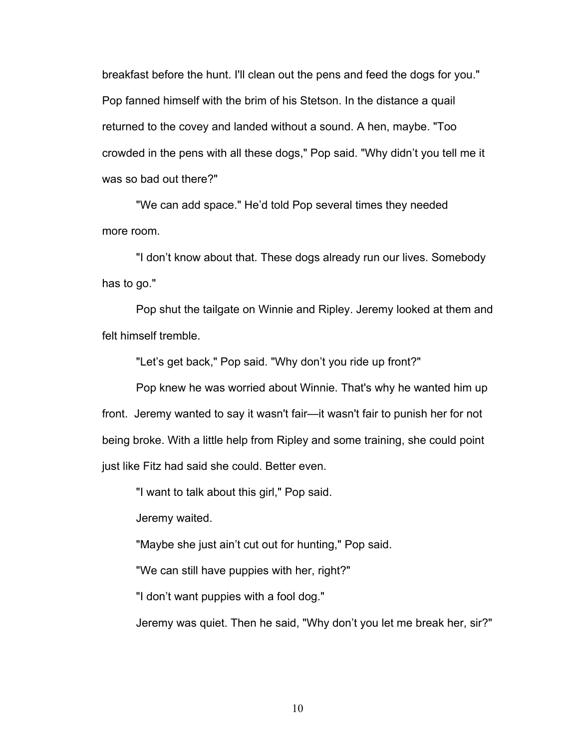breakfast before the hunt. I'll clean out the pens and feed the dogs for you." Pop fanned himself with the brim of his Stetson. In the distance a quail returned to the covey and landed without a sound. A hen, maybe. "Too crowded in the pens with all these dogs," Pop said. "Why didn't you tell me it was so bad out there?"

"We can add space." He'd told Pop several times they needed more room.

"I don't know about that. These dogs already run our lives. Somebody has to go."

Pop shut the tailgate on Winnie and Ripley. Jeremy looked at them and felt himself tremble.

"Let's get back," Pop said. "Why don't you ride up front?"

Pop knew he was worried about Winnie. That's why he wanted him up front. Jeremy wanted to say it wasn't fair—it wasn't fair to punish her for not being broke. With a little help from Ripley and some training, she could point just like Fitz had said she could. Better even.

"I want to talk about this girl," Pop said.

Jeremy waited.

"Maybe she just ain't cut out for hunting," Pop said.

"We can still have puppies with her, right?"

"I don't want puppies with a fool dog."

Jeremy was quiet. Then he said, "Why don't you let me break her, sir?"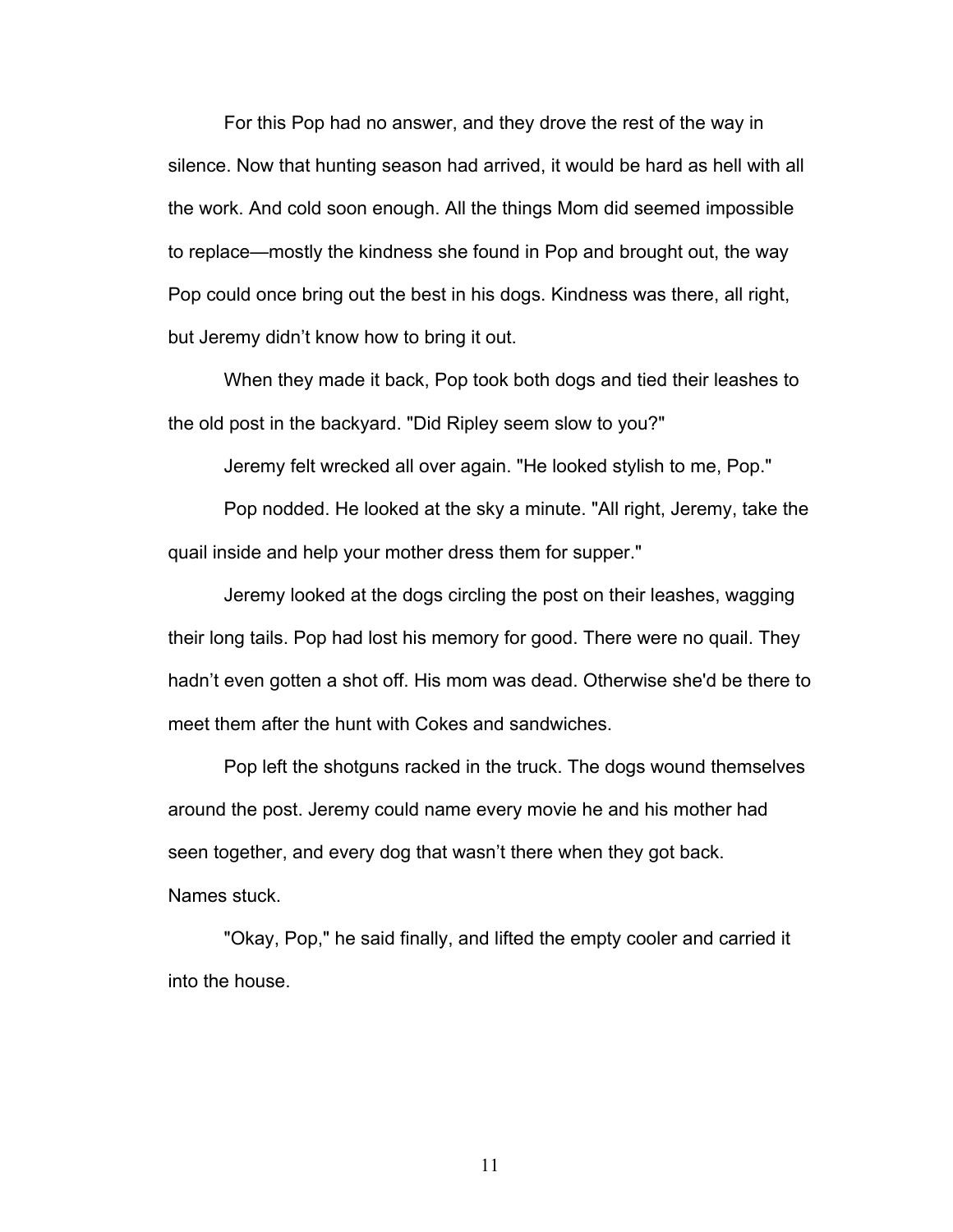For this Pop had no answer, and they drove the rest of the way in silence. Now that hunting season had arrived, it would be hard as hell with all the work. And cold soon enough. All the things Mom did seemed impossible to replace—mostly the kindness she found in Pop and brought out, the way Pop could once bring out the best in his dogs. Kindness was there, all right, but Jeremy didn't know how to bring it out.

When they made it back, Pop took both dogs and tied their leashes to the old post in the backyard. "Did Ripley seem slow to you?"

Jeremy felt wrecked all over again. "He looked stylish to me, Pop."

Pop nodded. He looked at the sky a minute. "All right, Jeremy, take the quail inside and help your mother dress them for supper."

Jeremy looked at the dogs circling the post on their leashes, wagging their long tails. Pop had lost his memory for good. There were no quail. They hadn't even gotten a shot off. His mom was dead. Otherwise she'd be there to meet them after the hunt with Cokes and sandwiches.

Pop left the shotguns racked in the truck. The dogs wound themselves around the post. Jeremy could name every movie he and his mother had seen together, and every dog that wasn't there when they got back. Names stuck.

"Okay, Pop," he said finally, and lifted the empty cooler and carried it into the house.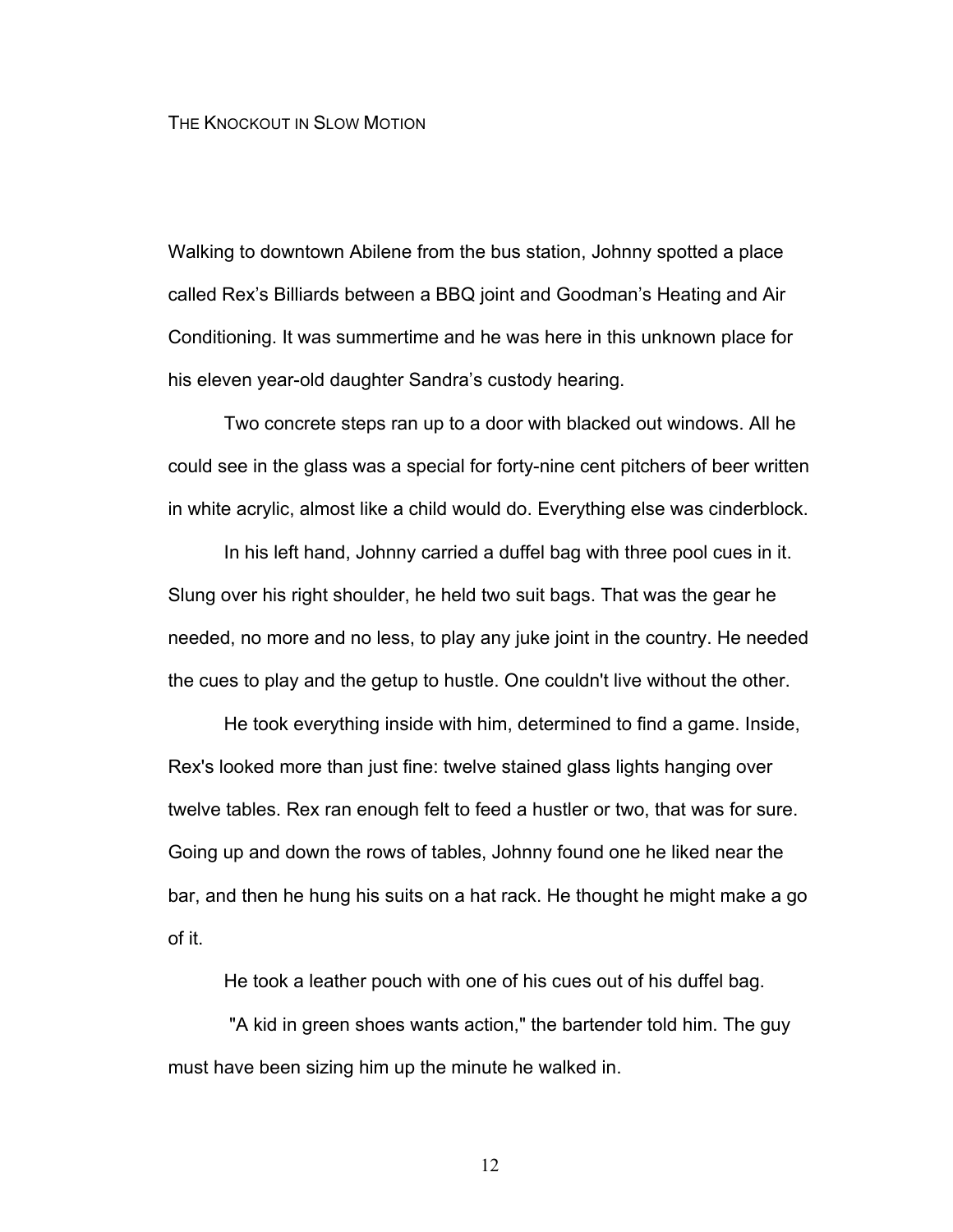# The Knockout in Slow Motion

Walking to downtown Abilene from the bus station, Johnny spotted a place called Rex's Billiards between a BBQ joint and Goodman's Heating and Air Conditioning. It was summertime and he was here in this unknown place for his eleven year-old daughter Sandra's custody hearing.

Two concrete steps ran up to a door with blacked out windows. All he could see in the glass was a special for forty-nine cent pitchers of beer written in white acrylic, almost like a child would do. Everything else was cinderblock.

In his left hand, Johnny carried a duffel bag with three pool cues in it. Slung over his right shoulder, he held two suit bags. That was the gear he needed, no more and no less, to play any juke joint in the country. He needed the cues to play and the getup to hustle. One couldn't live without the other.

He took everything inside with him, determined to find a game. Inside, Rex's looked more than just fine: twelve stained glass lights hanging over twelve tables. Rex ran enough felt to feed a hustler or two, that was for sure. Going up and down the rows of tables, Johnny found one he liked near the bar, and then he hung his suits on a hat rack. He thought he might make a go of it.

He took a leather pouch with one of his cues out of his duffel bag.

"A kid in green shoes wants action," the bartender told him. The guy must have been sizing him up the minute he walked in.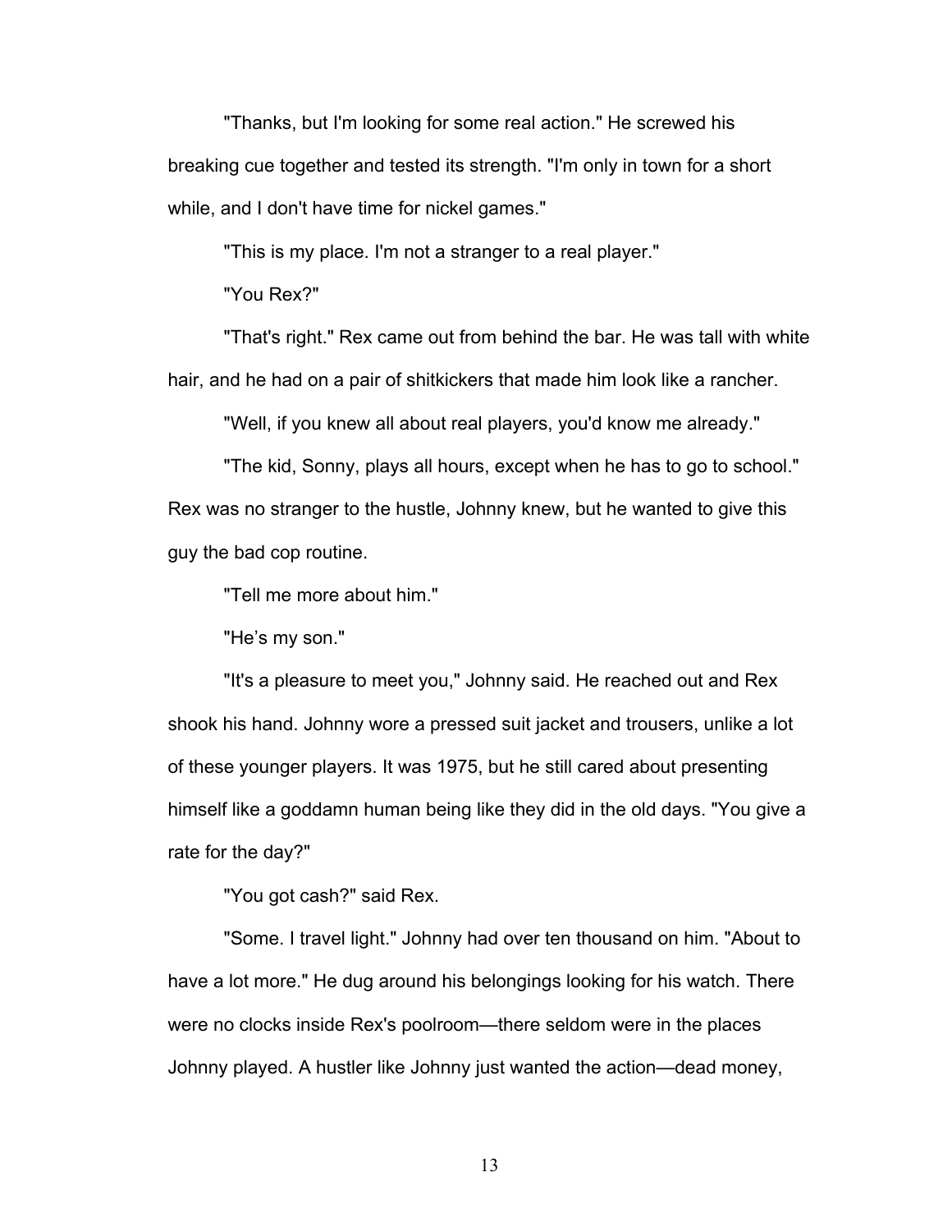"Thanks, but I'm looking for some real action." He screwed his breaking cue together and tested its strength. "I'm only in town for a short while, and I don't have time for nickel games."

"This is my place. I'm not a stranger to a real player."

"You Rex?"

"That's right." Rex came out from behind the bar. He was tall with white hair, and he had on a pair of shitkickers that made him look like a rancher.

"Well, if you knew all about real players, you'd know me already."

"The kid, Sonny, plays all hours, except when he has to go to school." Rex was no stranger to the hustle, Johnny knew, but he wanted to give this guy the bad cop routine.

"Tell me more about him."

"He's my son."

"It's a pleasure to meet you," Johnny said. He reached out and Rex shook his hand. Johnny wore a pressed suit jacket and trousers, unlike a lot of these younger players. It was 1975, but he still cared about presenting himself like a goddamn human being like they did in the old days. "You give a rate for the day?"

"You got cash?" said Rex.

"Some. I travel light." Johnny had over ten thousand on him. "About to have a lot more." He dug around his belongings looking for his watch. There were no clocks inside Rex's poolroom—there seldom were in the places Johnny played. A hustler like Johnny just wanted the action—dead money,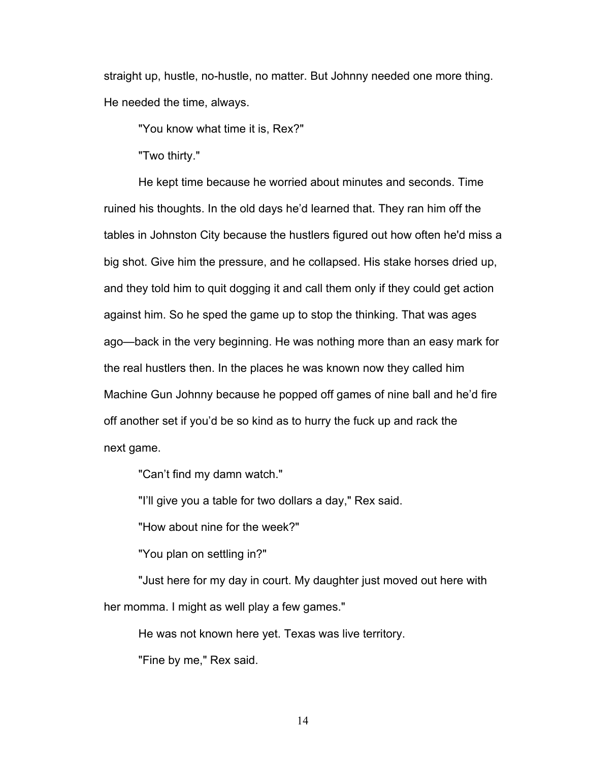straight up, hustle, no-hustle, no matter. But Johnny needed one more thing. He needed the time, always.

"You know what time it is, Rex?"

"Two thirty."

He kept time because he worried about minutes and seconds. Time ruined his thoughts. In the old days he'd learned that. They ran him off the tables in Johnston City because the hustlers figured out how often he'd miss a big shot. Give him the pressure, and he collapsed. His stake horses dried up, and they told him to quit dogging it and call them only if they could get action against him. So he sped the game up to stop the thinking. That was ages ago—back in the very beginning. He was nothing more than an easy mark for the real hustlers then. In the places he was known now they called him Machine Gun Johnny because he popped off games of nine ball and he'd fire off another set if you'd be so kind as to hurry the fuck up and rack the next game.

"Can't find my damn watch."

"I'll give you a table for two dollars a day," Rex said.

"How about nine for the week?"

"You plan on settling in?"

"Just here for my day in court. My daughter just moved out here with her momma. I might as well play a few games."

He was not known here yet. Texas was live territory.

"Fine by me," Rex said.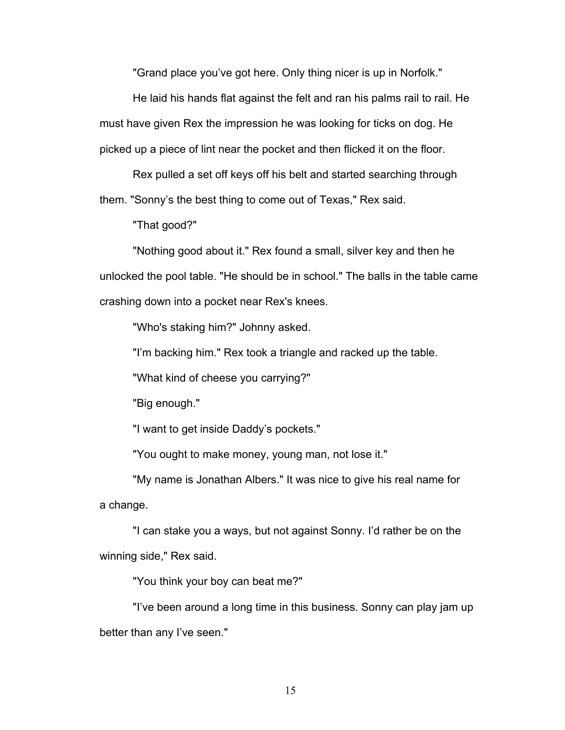"Grand place you've got here. Only thing nicer is up in Norfolk."

He laid his hands flat against the felt and ran his palms rail to rail. He must have given Rex the impression he was looking for ticks on dog. He picked up a piece of lint near the pocket and then flicked it on the floor.

Rex pulled a set off keys off his belt and started searching through them. "Sonny's the best thing to come out of Texas," Rex said.

"That good?"

"Nothing good about it." Rex found a small, silver key and then he unlocked the pool table. "He should be in school." The balls in the table came crashing down into a pocket near Rex's knees.

"Who's staking him?" Johnny asked.

"I'm backing him." Rex took a triangle and racked up the table.

"What kind of cheese you carrying?"

"Big enough."

"I want to get inside Daddy's pockets."

"You ought to make money, young man, not lose it."

"My name is Jonathan Albers." It was nice to give his real name for a change.

"I can stake you a ways, but not against Sonny. I'd rather be on the winning side," Rex said.

"You think your boy can beat me?"

"I've been around a long time in this business. Sonny can play jam up better than any I've seen."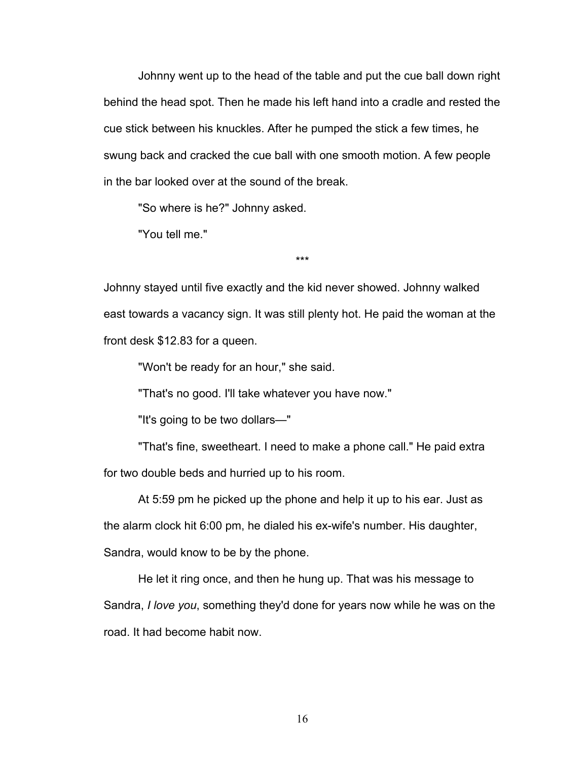Johnny went up to the head of the table and put the cue ball down right behind the head spot. Then he made his left hand into a cradle and rested the cue stick between his knuckles. After he pumped the stick a few times, he swung back and cracked the cue ball with one smooth motion. A few people in the bar looked over at the sound of the break.

"So where is he?" Johnny asked.

"You tell me."

\*\*\*

Johnny stayed until five exactly and the kid never showed. Johnny walked east towards a vacancy sign. It was still plenty hot. He paid the woman at the front desk $12.83 for a queen.

"Won't be ready for an hour," she said.

"That's no good. I'll take whatever you have now."

"It's going to be two dollars—"

"That's fine, sweetheart. I need to make a phone call." He paid extra for two double beds and hurried up to his room.

At 5:59 pm he picked up the phone and help it up to his ear. Just as the alarm clock hit 6:00 pm, he dialed his ex-wife's number. His daughter, Sandra, would know to be by the phone.

He let it ring once, and then he hung up. That was his message to Sandra, *I love you*, something they'd done for years now while he was on the road. It had become habit now.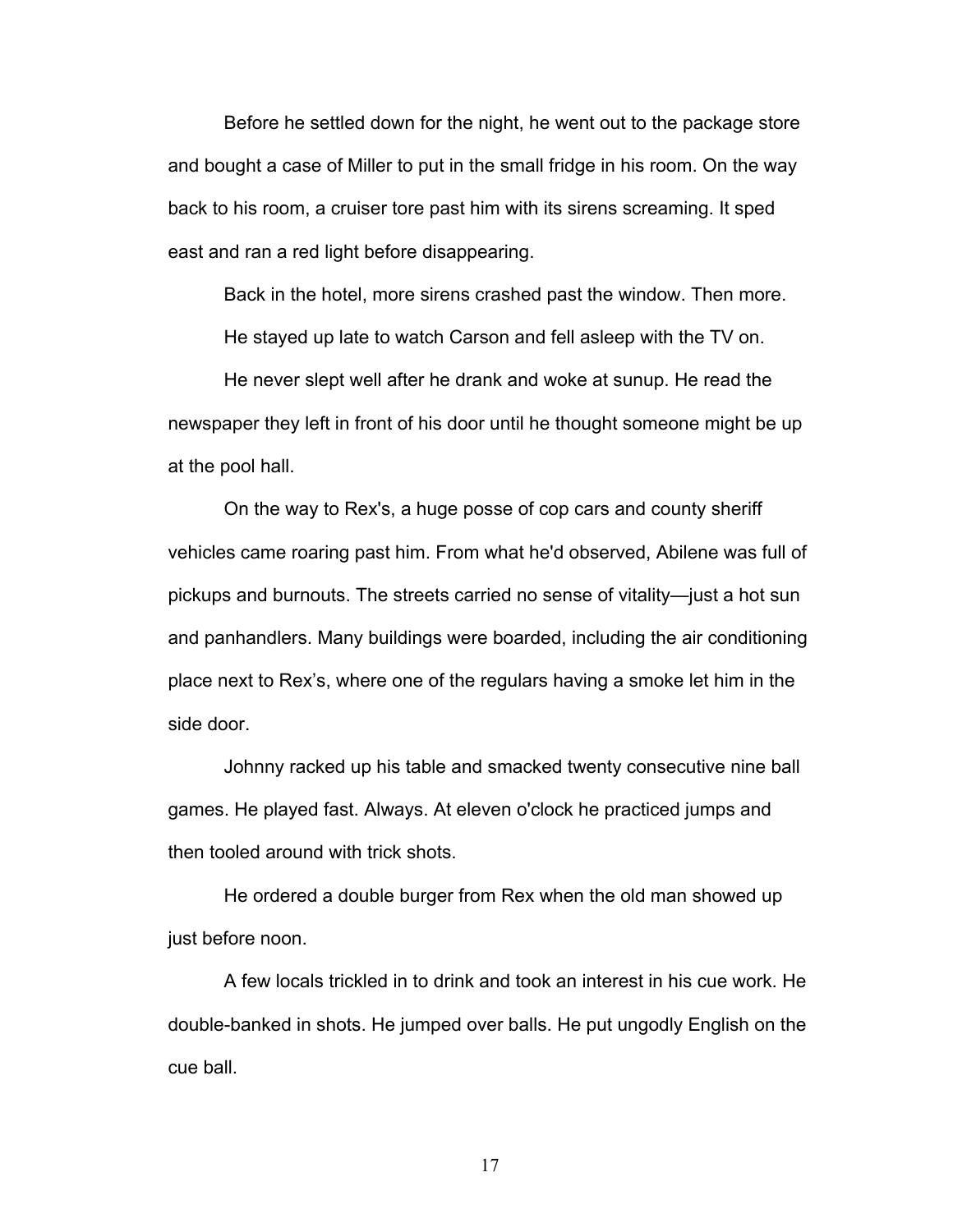Before he settled down for the night, he went out to the package store and bought a case of Miller to put in the small fridge in his room. On the way back to his room, a cruiser tore past him with its sirens screaming. It sped east and ran a red light before disappearing.

Back in the hotel, more sirens crashed past the window. Then more.

He stayed up late to watch Carson and fell asleep with the TV on.

He never slept well after he drank and woke at sunup. He read the newspaper they left in front of his door until he thought someone might be up at the pool hall.

On the way to Rex's, a huge posse of cop cars and county sheriff vehicles came roaring past him. From what he'd observed, Abilene was full of pickups and burnouts. The streets carried no sense of vitality—just a hot sun and panhandlers. Many buildings were boarded, including the air conditioning place next to Rex's, where one of the regulars having a smoke let him in the side door.

Johnny racked up his table and smacked twenty consecutive nine ball games. He played fast. Always. At eleven o'clock he practiced jumps and then tooled around with trick shots.

He ordered a double burger from Rex when the old man showed up just before noon.

A few locals trickled in to drink and took an interest in his cue work. He double-banked in shots. He jumped over balls. He put ungodly English on the cue ball.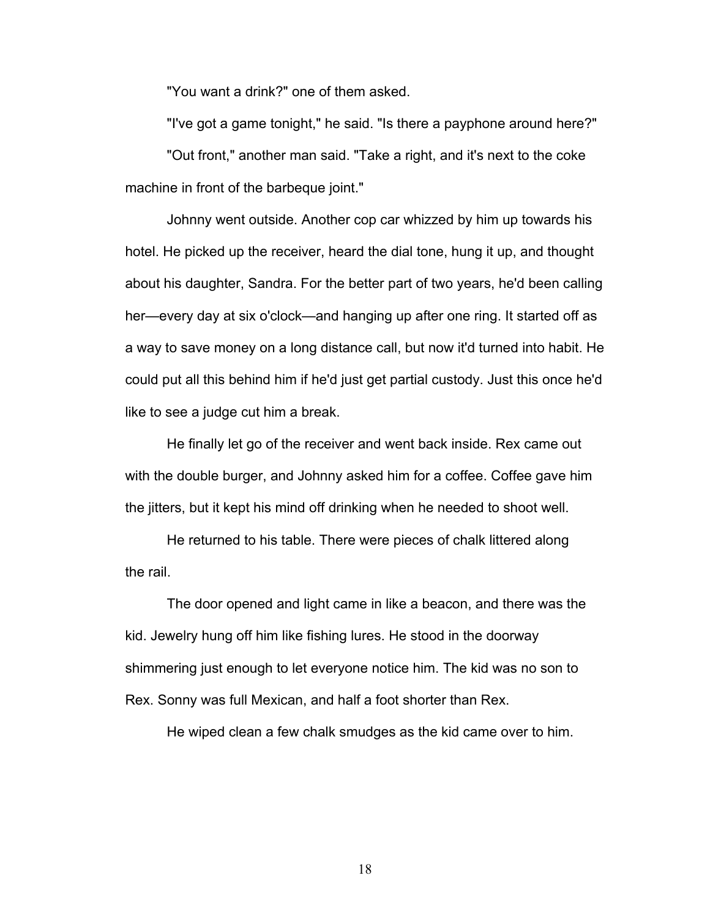"You want a drink?" one of them asked.

"I've got a game tonight," he said. "Is there a payphone around here?"

"Out front," another man said. "Take a right, and it's next to the coke machine in front of the barbeque joint."

Johnny went outside. Another cop car whizzed by him up towards his hotel. He picked up the receiver, heard the dial tone, hung it up, and thought about his daughter, Sandra. For the better part of two years, he'd been calling her—every day at six o'clock—and hanging up after one ring. It started off as a way to save money on a long distance call, but now it'd turned into habit. He could put all this behind him if he'd just get partial custody. Just this once he'd like to see a judge cut him a break.

He finally let go of the receiver and went back inside. Rex came out with the double burger, and Johnny asked him for a coffee. Coffee gave him the jitters, but it kept his mind off drinking when he needed to shoot well.

He returned to his table. There were pieces of chalk littered along the rail.

The door opened and light came in like a beacon, and there was the kid. Jewelry hung off him like fishing lures. He stood in the doorway shimmering just enough to let everyone notice him. The kid was no son to Rex. Sonny was full Mexican, and half a foot shorter than Rex.

He wiped clean a few chalk smudges as the kid came over to him.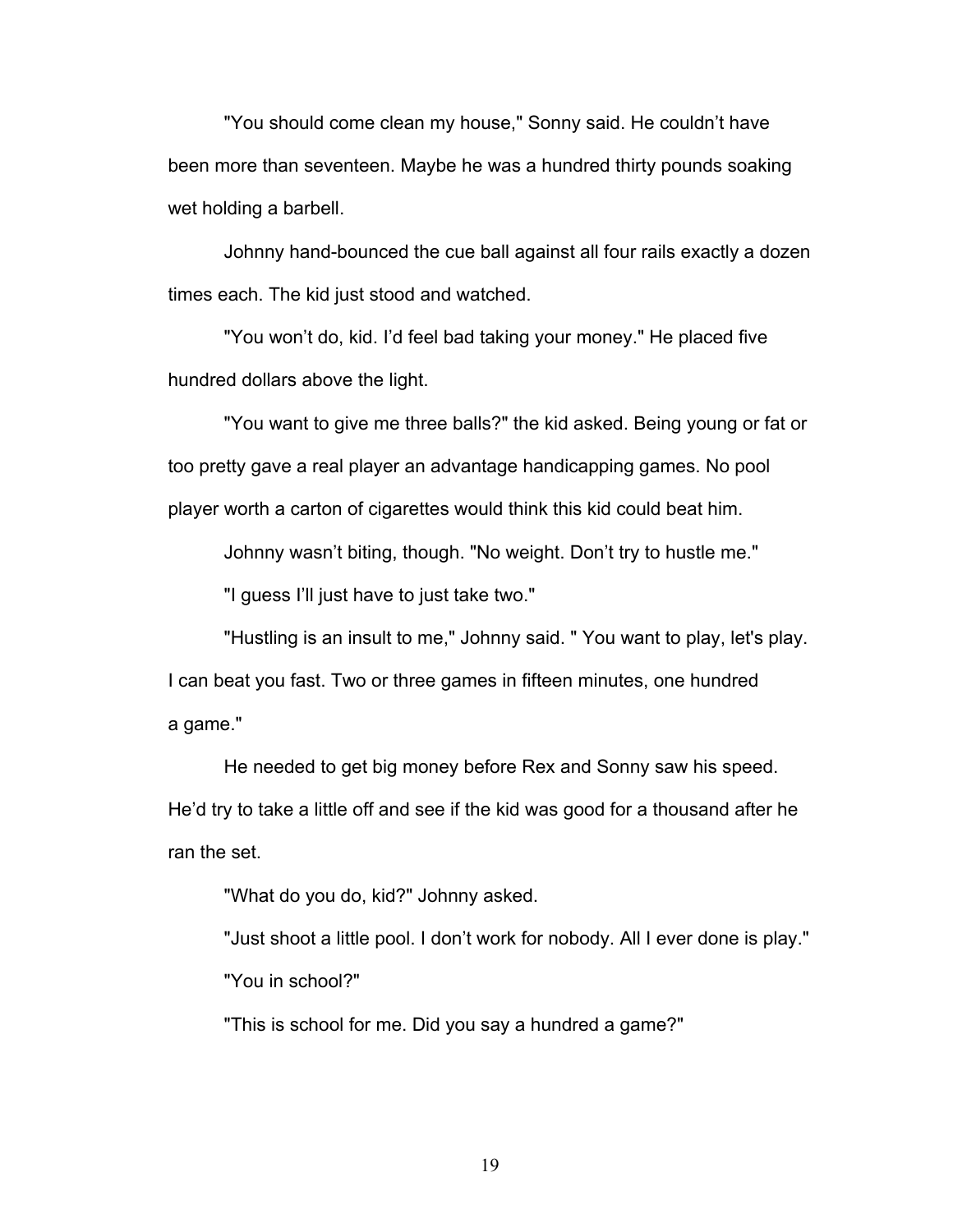"You should come clean my house," Sonny said. He couldn't have been more than seventeen. Maybe he was a hundred thirty pounds soaking wet holding a barbell.

Johnny hand-bounced the cue ball against all four rails exactly a dozen times each. The kid just stood and watched.

"You won't do, kid. I'd feel bad taking your money." He placed five hundred dollars above the light.

"You want to give me three balls?" the kid asked. Being young or fat or too pretty gave a real player an advantage handicapping games. No pool player worth a carton of cigarettes would think this kid could beat him.

Johnny wasn't biting, though. "No weight. Don't try to hustle me."

"I guess I'll just have to just take two."

"Hustling is an insult to me," Johnny said. " You want to play, let's play. I can beat you fast. Two or three games in fifteen minutes, one hundred a game."

He needed to get big money before Rex and Sonny saw his speed. He'd try to take a little off and see if the kid was good for a thousand after he ran the set.

"What do you do, kid?" Johnny asked.

"Just shoot a little pool. I don't work for nobody. All I ever done is play."

"You in school?"

"This is school for me. Did you say a hundred a game?"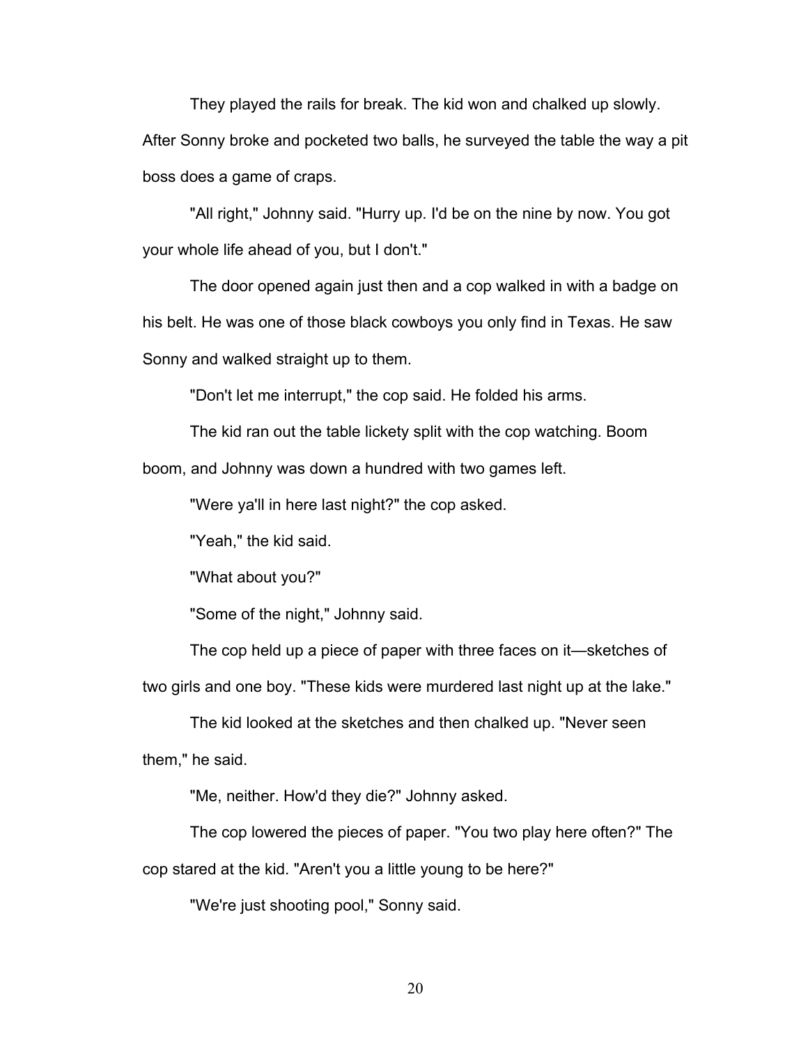They played the rails for break. The kid won and chalked up slowly. After Sonny broke and pocketed two balls, he surveyed the table the way a pit boss does a game of craps.

"All right," Johnny said. "Hurry up. I'd be on the nine by now. You got your whole life ahead of you, but I don't."

The door opened again just then and a cop walked in with a badge on his belt. He was one of those black cowboys you only find in Texas. He saw Sonny and walked straight up to them.

"Don't let me interrupt," the cop said. He folded his arms.

The kid ran out the table lickety split with the cop watching. Boom boom, and Johnny was down a hundred with two games left.

"Were ya'll in here last night?" the cop asked.

"Yeah," the kid said.

"What about you?"

"Some of the night," Johnny said.

The cop held up a piece of paper with three faces on it—sketches of two girls and one boy. "These kids were murdered last night up at the lake."

The kid looked at the sketches and then chalked up. "Never seen them," he said.

"Me, neither. How'd they die?" Johnny asked.

The cop lowered the pieces of paper. "You two play here often?" The cop stared at the kid. "Aren't you a little young to be here?"

"We're just shooting pool," Sonny said.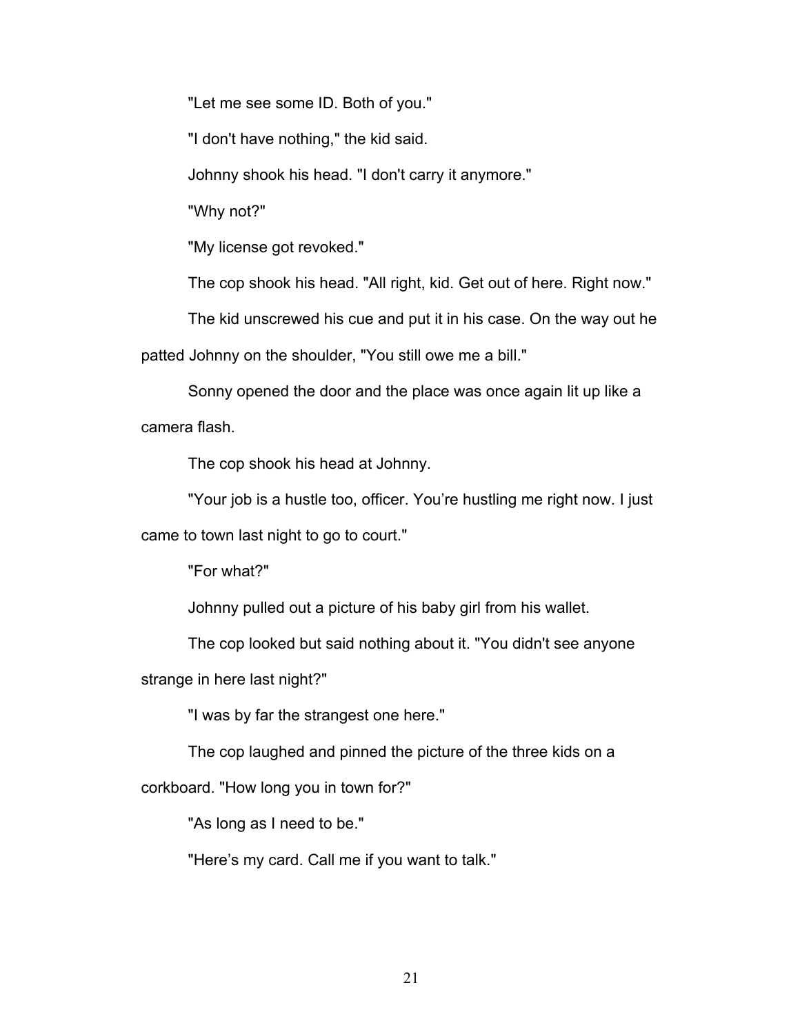"Let me see some ID. Both of you."

"I don't have nothing," the kid said.

Johnny shook his head. "I don't carry it anymore."

"Why not?"

"My license got revoked."

The cop shook his head. "All right, kid. Get out of here. Right now."

The kid unscrewed his cue and put it in his case. On the way out he patted Johnny on the shoulder, "You still owe me a bill."

Sonny opened the door and the place was once again lit up like a camera flash.

The cop shook his head at Johnny.

"Your job is a hustle too, officer. You're hustling me right now. I just came to town last night to go to court."

"For what?"

Johnny pulled out a picture of his baby girl from his wallet.

The cop looked but said nothing about it. "You didn't see anyone strange in here last night?"

"I was by far the strangest one here."

The cop laughed and pinned the picture of the three kids on a corkboard. "How long you in town for?"

"As long as I need to be."

"Here's my card. Call me if you want to talk."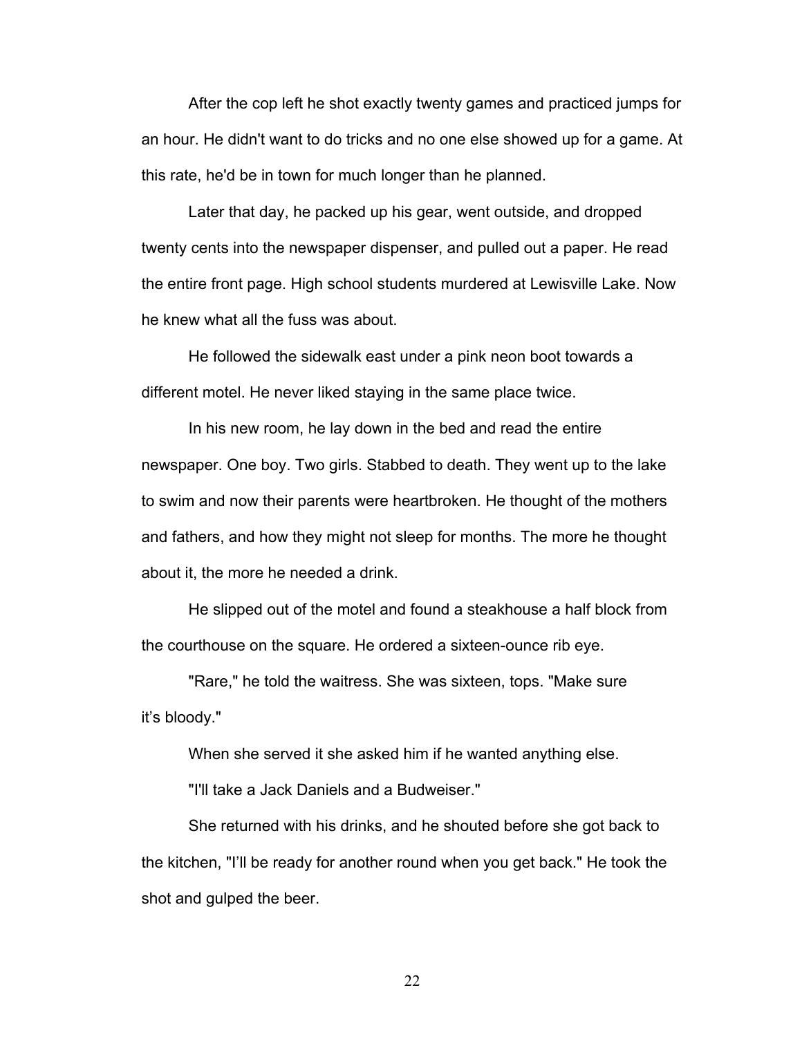After the cop left he shot exactly twenty games and practiced jumps for an hour. He didn't want to do tricks and no one else showed up for a game. At this rate, he'd be in town for much longer than he planned.

Later that day, he packed up his gear, went outside, and dropped twenty cents into the newspaper dispenser, and pulled out a paper. He read the entire front page. High school students murdered at Lewisville Lake. Now he knew what all the fuss was about.

He followed the sidewalk east under a pink neon boot towards a different motel. He never liked staying in the same place twice.

In his new room, he lay down in the bed and read the entire newspaper. One boy. Two girls. Stabbed to death. They went up to the lake to swim and now their parents were heartbroken. He thought of the mothers and fathers, and how they might not sleep for months. The more he thought about it, the more he needed a drink.

He slipped out of the motel and found a steakhouse a half block from the courthouse on the square. He ordered a sixteen-ounce rib eye.

"Rare," he told the waitress. She was sixteen, tops. "Make sure it's bloody."

When she served it she asked him if he wanted anything else.

"I'll take a Jack Daniels and a Budweiser."

She returned with his drinks, and he shouted before she got back to the kitchen, "I'll be ready for another round when you get back." He took the shot and gulped the beer.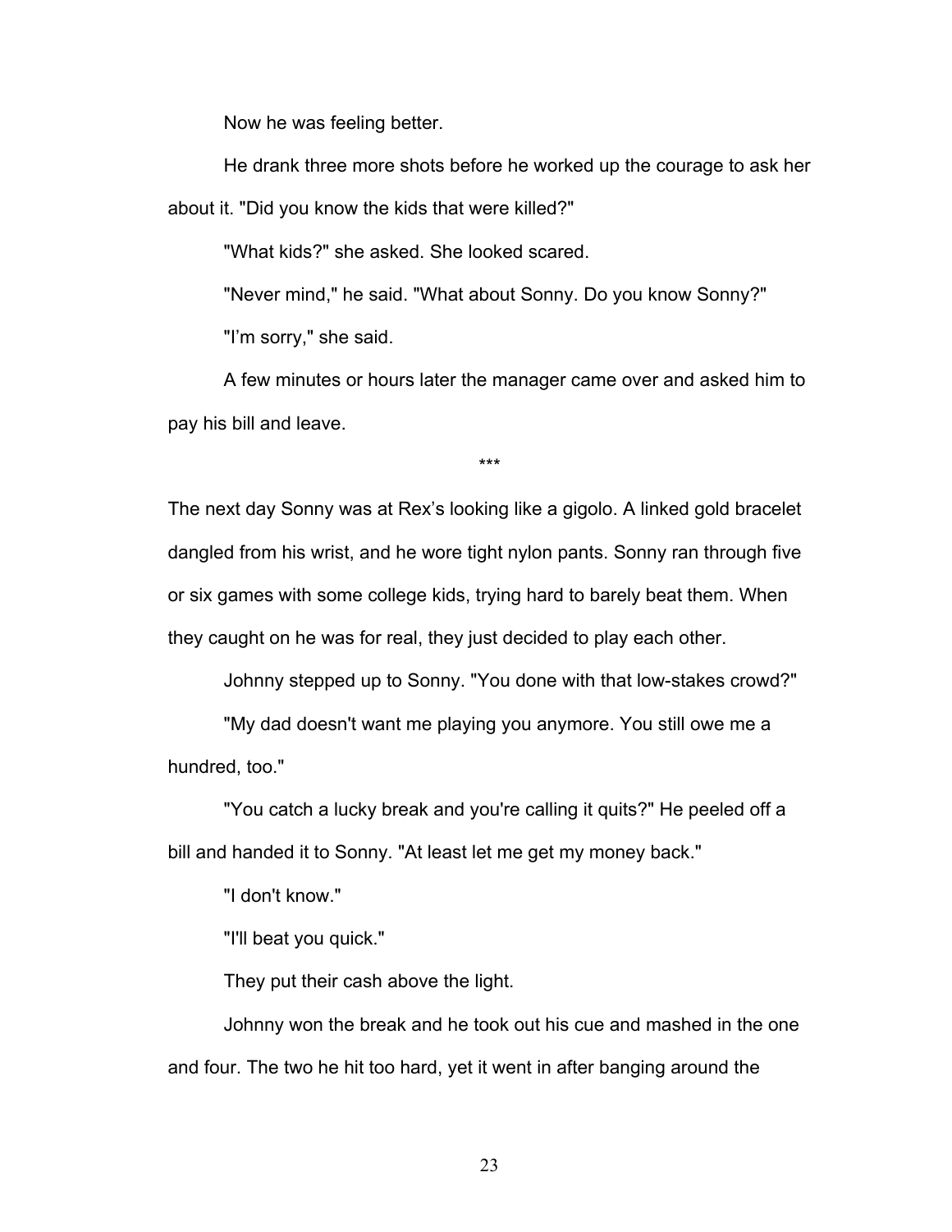Now he was feeling better.

He drank three more shots before he worked up the courage to ask her about it. "Did you know the kids that were killed?"

"What kids?" she asked. She looked scared.

"Never mind," he said. "What about Sonny. Do you know Sonny?"

"I'm sorry," she said.

A few minutes or hours later the manager came over and asked him to pay his bill and leave.

***

The next day Sonny was at Rex's looking like a gigolo. A linked gold bracelet dangled from his wrist, and he wore tight nylon pants. Sonny ran through five or six games with some college kids, trying hard to barely beat them. When they caught on he was for real, they just decided to play each other.

Johnny stepped up to Sonny. "You done with that low-stakes crowd?"

"My dad doesn't want me playing you anymore. You still owe me a hundred, too."

"You catch a lucky break and you're calling it quits?" He peeled off a bill and handed it to Sonny. "At least let me get my money back."

"I don't know."

"I'll beat you quick."

They put their cash above the light.

Johnny won the break and he took out his cue and mashed in the one and four. The two he hit too hard, yet it went in after banging around the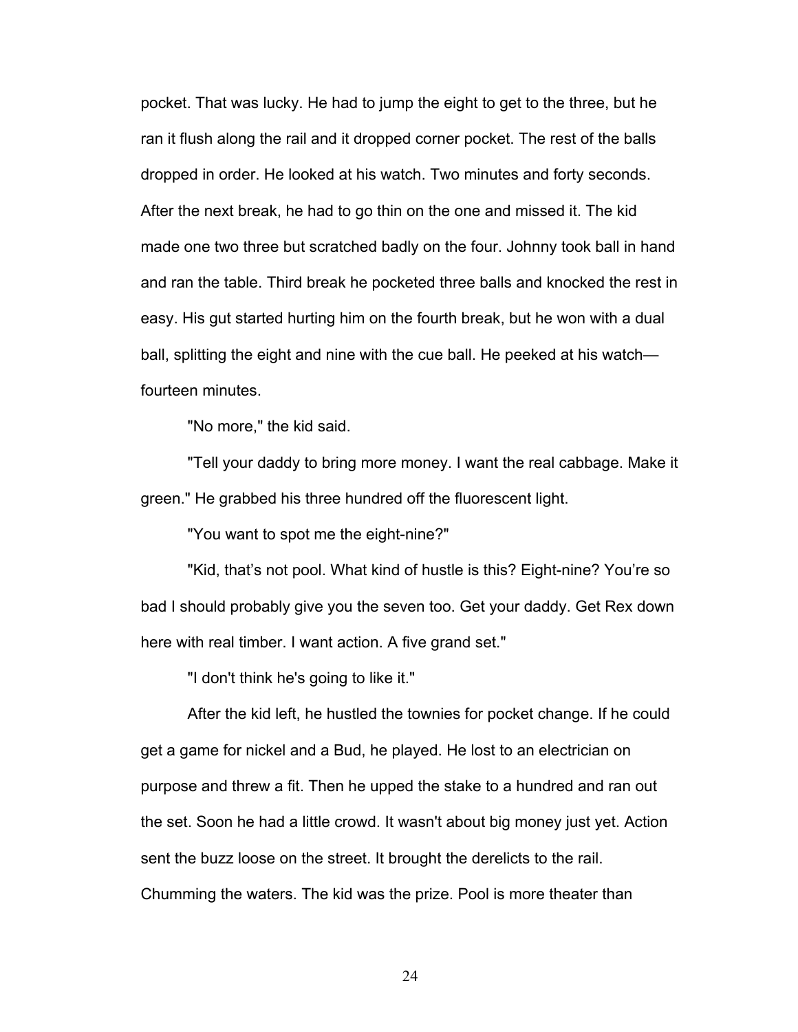pocket. That was lucky. He had to jump the eight to get to the three, but he ran it flush along the rail and it dropped corner pocket. The rest of the balls dropped in order. He looked at his watch. Two minutes and forty seconds. After the next break, he had to go thin on the one and missed it. The kid made one two three but scratched badly on the four. Johnny took ball in hand and ran the table. Third break he pocketed three balls and knocked the rest in easy. His gut started hurting him on the fourth break, but he won with a dual ball, splitting the eight and nine with the cue ball. He peeked at his watch—fourteen minutes.

"No more," the kid said.

"Tell your daddy to bring more money. I want the real cabbage. Make it green." He grabbed his three hundred off the fluorescent light.

"You want to spot me the eight-nine?"

"Kid, that's not pool. What kind of hustle is this? Eight-nine? You're so bad I should probably give you the seven too. Get your daddy. Get Rex down here with real timber. I want action. A five grand set."

"I don't think he's going to like it."

After the kid left, he hustled the townies for pocket change. If he could get a game for nickel and a Bud, he played. He lost to an electrician on purpose and threw a fit. Then he upped the stake to a hundred and ran out the set. Soon he had a little crowd. It wasn't about big money just yet. Action sent the buzz loose on the street. It brought the derelicts to the rail. Chumming the waters. The kid was the prize. Pool is more theater than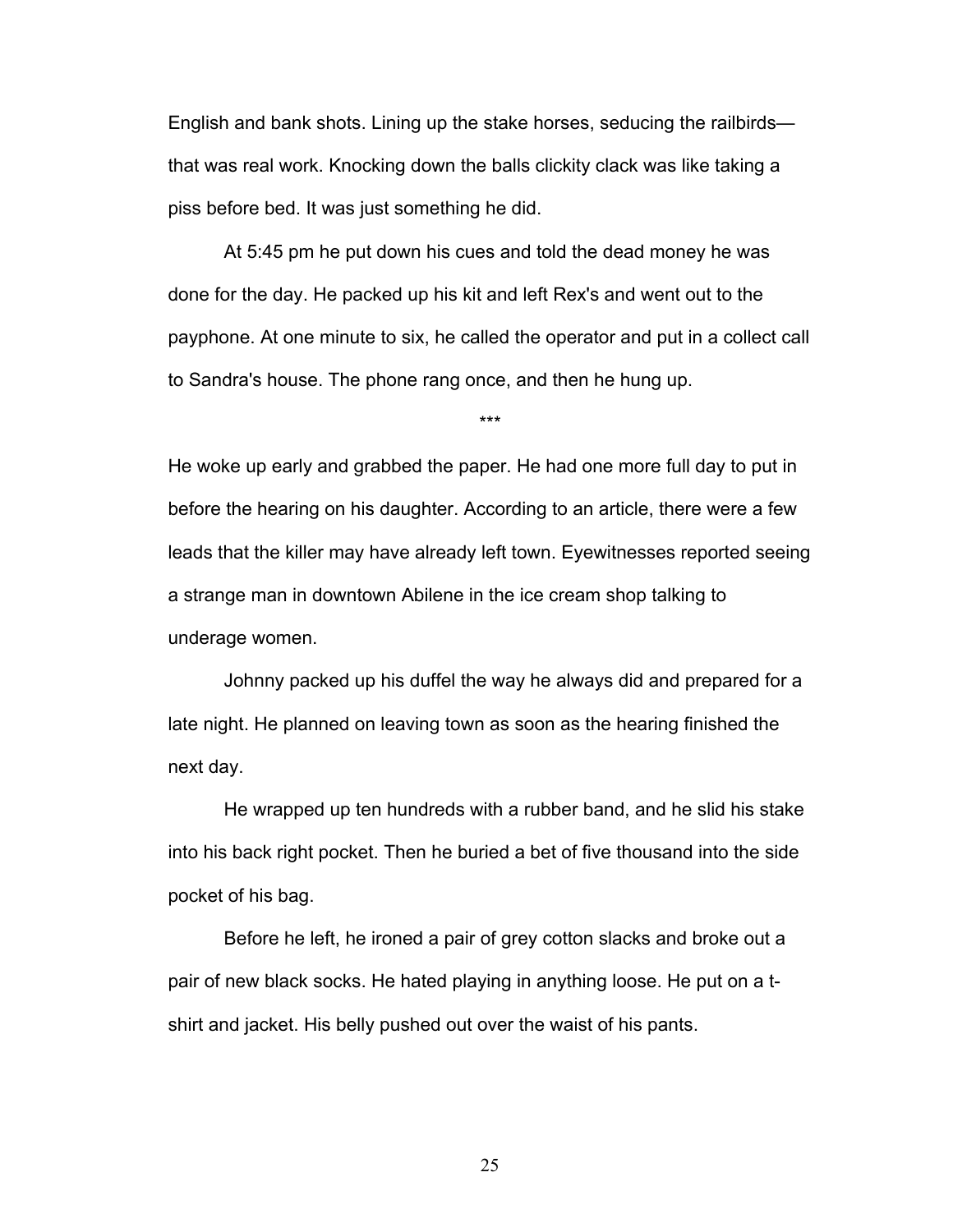English and bank shots. Lining up the stake horses, seducing the railbirds—that was real work. Knocking down the balls clickity clack was like taking a piss before bed. It was just something he did.

At 5:45 pm he put down his cues and told the dead money he was done for the day. He packed up his kit and left Rex's and went out to the payphone. At one minute to six, he called the operator and put in a collect call to Sandra's house. The phone rang once, and then he hung up.

***

He woke up early and grabbed the paper. He had one more full day to put in before the hearing on his daughter. According to an article, there were a few leads that the killer may have already left town. Eyewitnesses reported seeing a strange man in downtown Abilene in the ice cream shop talking to underage women.

Johnny packed up his duffel the way he always did and prepared for a late night. He planned on leaving town as soon as the hearing finished the next day.

He wrapped up ten hundreds with a rubber band, and he slid his stake into his back right pocket. Then he buried a bet of five thousand into the side pocket of his bag.

Before he left, he ironed a pair of grey cotton slacks and broke out a pair of new black socks. He hated playing in anything loose. He put on a t-shirt and jacket. His belly pushed out over the waist of his pants.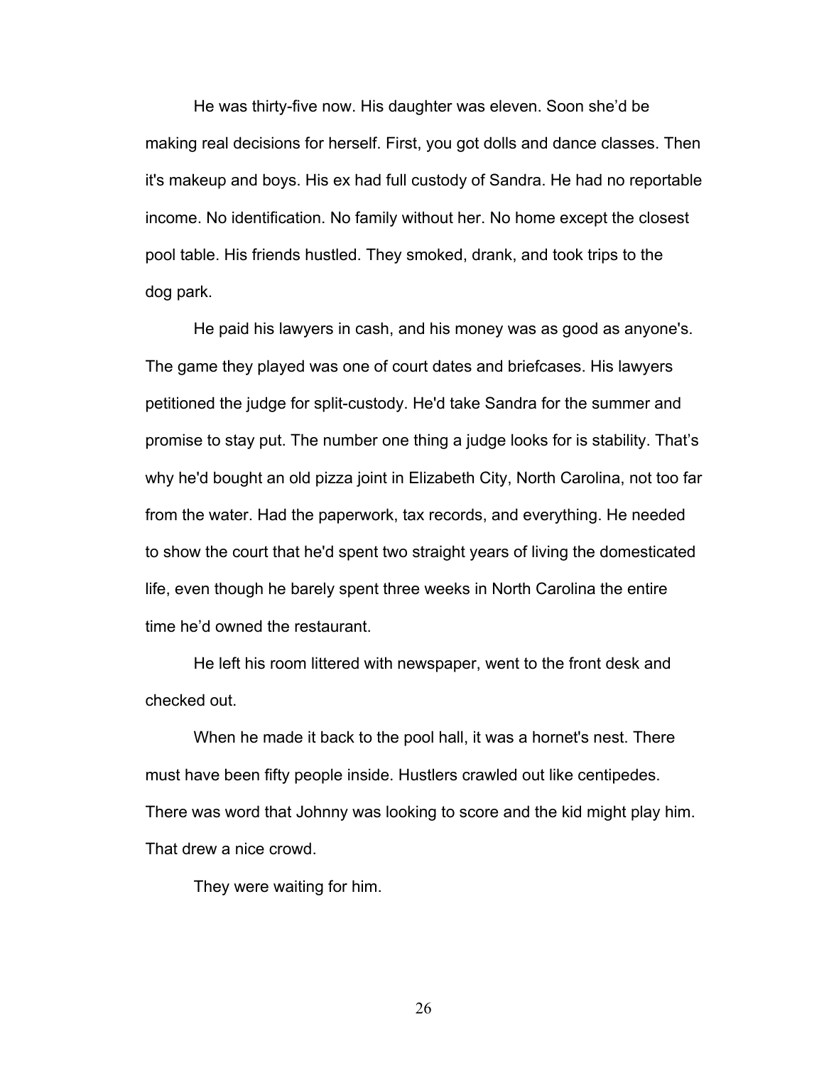He was thirty-five now. His daughter was eleven. Soon she'd be making real decisions for herself. First, you got dolls and dance classes. Then it's makeup and boys. His ex had full custody of Sandra. He had no reportable income. No identification. No family without her. No home except the closest pool table. His friends hustled. They smoked, drank, and took trips to the dog park.

He paid his lawyers in cash, and his money was as good as anyone's. The game they played was one of court dates and briefcases. His lawyers petitioned the judge for split-custody. He'd take Sandra for the summer and promise to stay put. The number one thing a judge looks for is stability. That's why he'd bought an old pizza joint in Elizabeth City, North Carolina, not too far from the water. Had the paperwork, tax records, and everything. He needed to show the court that he'd spent two straight years of living the domesticated life, even though he barely spent three weeks in North Carolina the entire time he'd owned the restaurant.

He left his room littered with newspaper, went to the front desk and checked out.

When he made it back to the pool hall, it was a hornet's nest. There must have been fifty people inside. Hustlers crawled out like centipedes. There was word that Johnny was looking to score and the kid might play him. That drew a nice crowd.

They were waiting for him.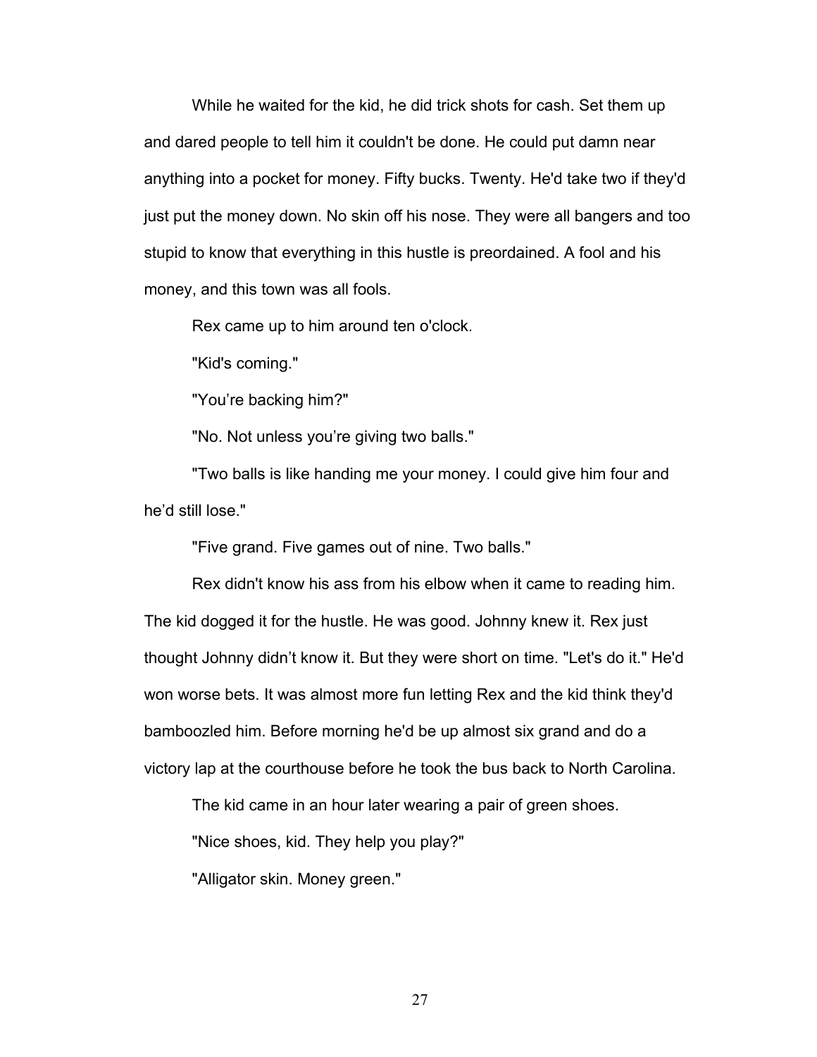While he waited for the kid, he did trick shots for cash. Set them up and dared people to tell him it couldn't be done. He could put damn near anything into a pocket for money. Fifty bucks. Twenty. He'd take two if they'd just put the money down. No skin off his nose. They were all bangers and too stupid to know that everything in this hustle is preordained. A fool and his money, and this town was all fools.

Rex came up to him around ten o'clock.

"Kid's coming."

"You're backing him?"

"No. Not unless you're giving two balls."

"Two balls is like handing me your money. I could give him four and he'd still lose."

"Five grand. Five games out of nine. Two balls."

Rex didn't know his ass from his elbow when it came to reading him. The kid dogged it for the hustle. He was good. Johnny knew it. Rex just thought Johnny didn't know it. But they were short on time. "Let's do it." He'd won worse bets. It was almost more fun letting Rex and the kid think they'd bamboozled him. Before morning he'd be up almost six grand and do a victory lap at the courthouse before he took the bus back to North Carolina.

The kid came in an hour later wearing a pair of green shoes.

"Nice shoes, kid. They help you play?"

"Alligator skin. Money green."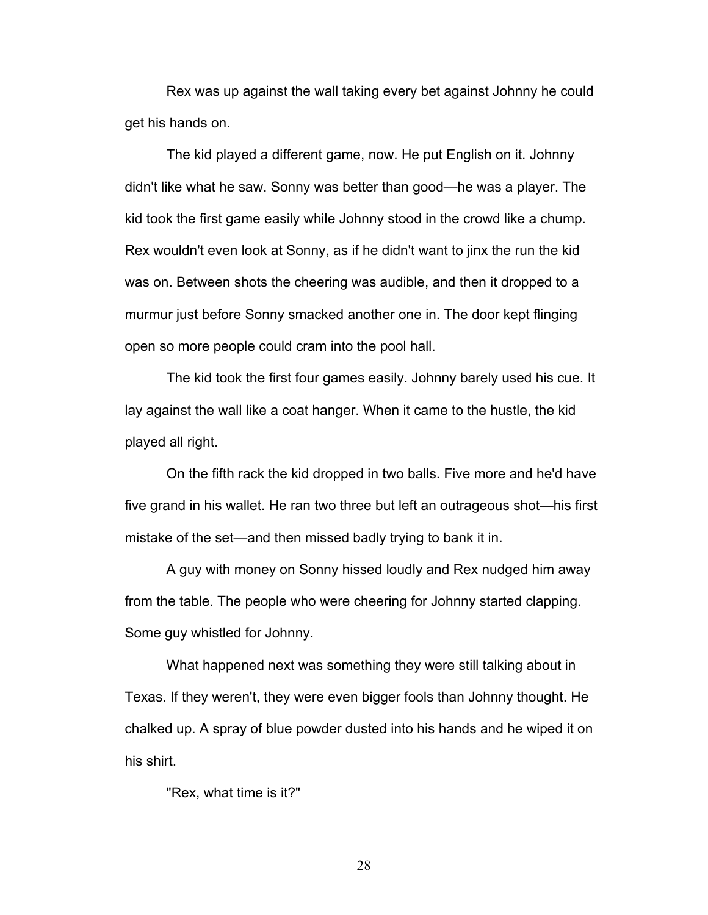Rex was up against the wall taking every bet against Johnny he could get his hands on.

The kid played a different game, now. He put English on it. Johnny didn't like what he saw. Sonny was better than good—he was a player. The kid took the first game easily while Johnny stood in the crowd like a chump. Rex wouldn't even look at Sonny, as if he didn't want to jinx the run the kid was on. Between shots the cheering was audible, and then it dropped to a murmur just before Sonny smacked another one in. The door kept flinging open so more people could cram into the pool hall.

The kid took the first four games easily. Johnny barely used his cue. It lay against the wall like a coat hanger. When it came to the hustle, the kid played all right.

On the fifth rack the kid dropped in two balls. Five more and he'd have five grand in his wallet. He ran two three but left an outrageous shot—his first mistake of the set—and then missed badly trying to bank it in.

A guy with money on Sonny hissed loudly and Rex nudged him away from the table. The people who were cheering for Johnny started clapping. Some guy whistled for Johnny.

What happened next was something they were still talking about in Texas. If they weren't, they were even bigger fools than Johnny thought. He chalked up. A spray of blue powder dusted into his hands and he wiped it on his shirt.

"Rex, what time is it?"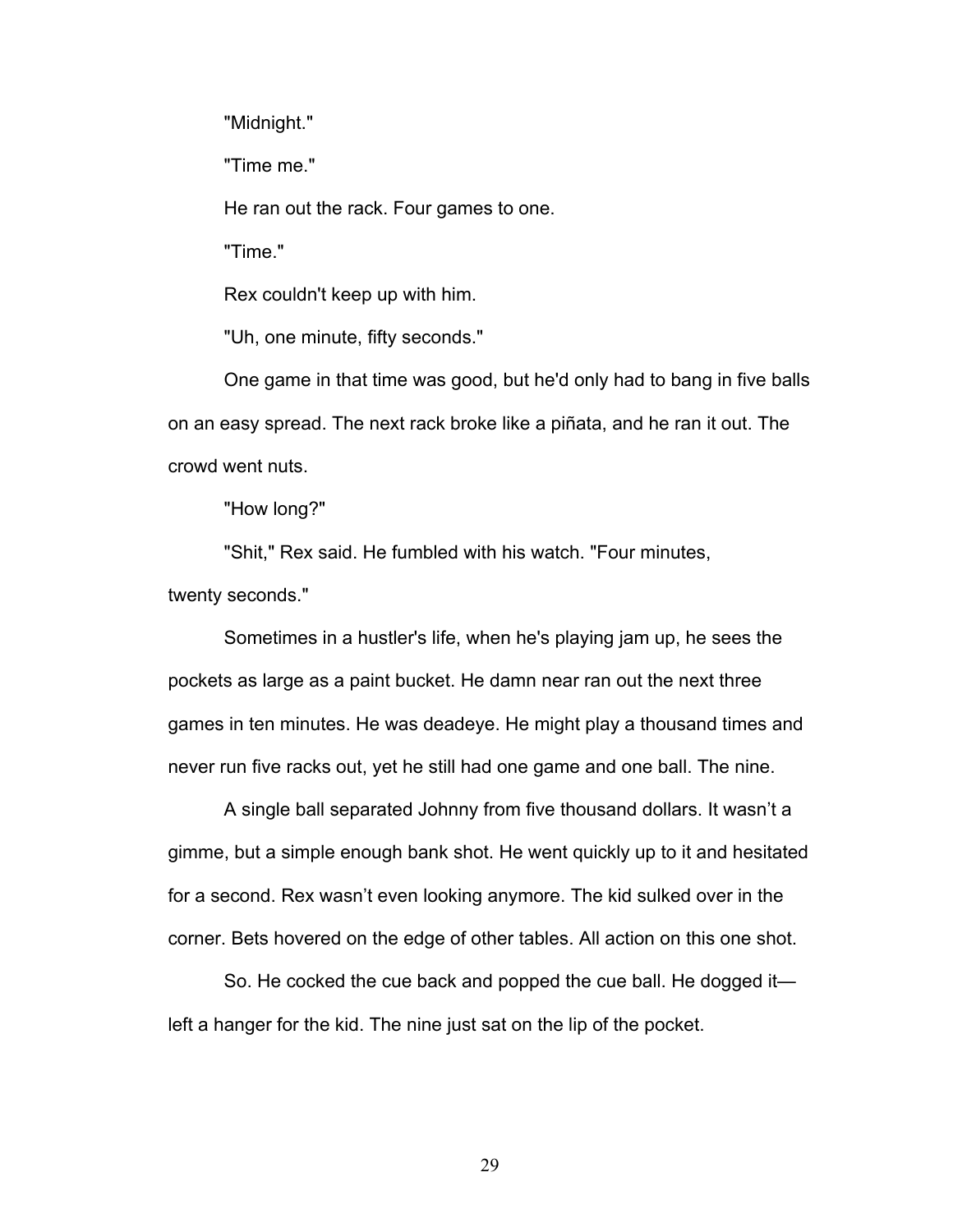"Midnight."

"Time me."

He ran out the rack. Four games to one.

"Time."

Rex couldn't keep up with him.

"Uh, one minute, fifty seconds."

One game in that time was good, but he'd only had to bang in five balls on an easy spread. The next rack broke like a piñata, and he ran it out. The crowd went nuts.

"How long?"

"Shit," Rex said. He fumbled with his watch. "Four minutes, twenty seconds."

Sometimes in a hustler's life, when he's playing jam up, he sees the pockets as large as a paint bucket. He damn near ran out the next three games in ten minutes. He was deadeye. He might play a thousand times and never run five racks out, yet he still had one game and one ball. The nine.

A single ball separated Johnny from five thousand dollars. It wasn't a gimme, but a simple enough bank shot. He went quickly up to it and hesitated for a second. Rex wasn't even looking anymore. The kid sulked over in the corner. Bets hovered on the edge of other tables. All action on this one shot.

So. He cocked the cue back and popped the cue ball. He dogged it—left a hanger for the kid. The nine just sat on the lip of the pocket.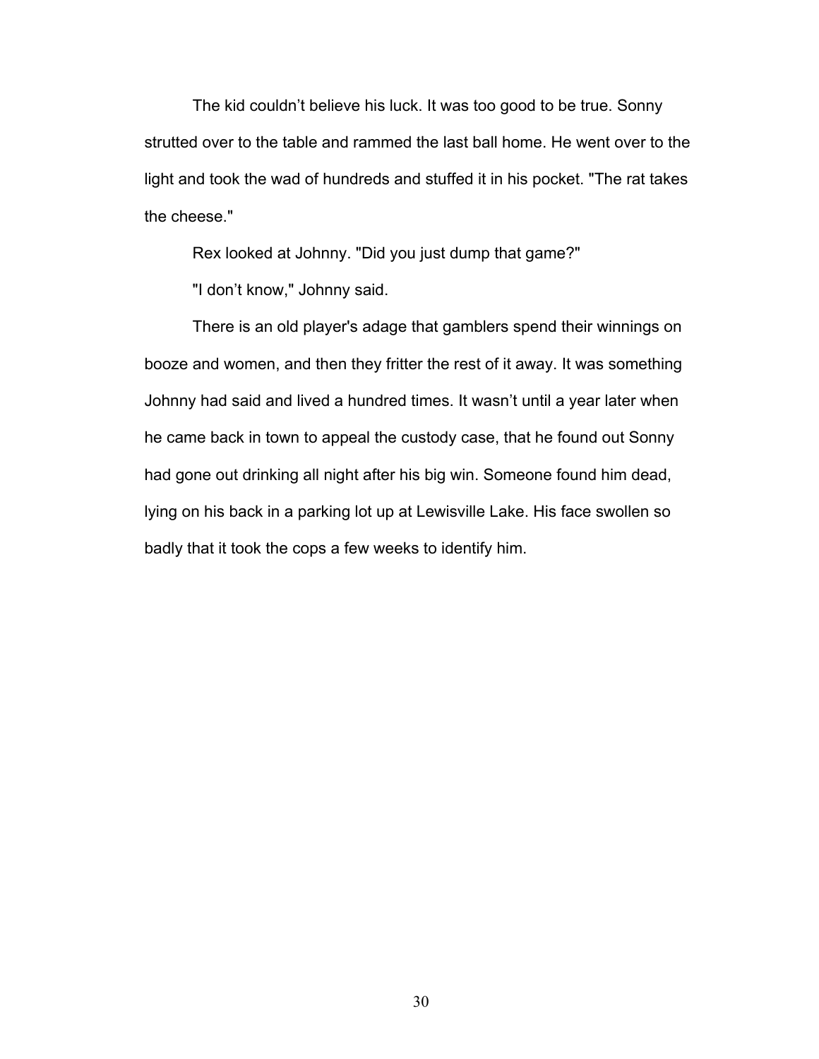The kid couldn't believe his luck. It was too good to be true. Sonny strutted over to the table and rammed the last ball home. He went over to the light and took the wad of hundreds and stuffed it in his pocket. "The rat takes the cheese."

Rex looked at Johnny. "Did you just dump that game?"

"I don't know," Johnny said.

There is an old player's adage that gamblers spend their winnings on booze and women, and then they fritter the rest of it away. It was something Johnny had said and lived a hundred times. It wasn't until a year later when he came back in town to appeal the custody case, that he found out Sonny had gone out drinking all night after his big win. Someone found him dead, lying on his back in a parking lot up at Lewisville Lake. His face swollen so badly that it took the cops a few weeks to identify him.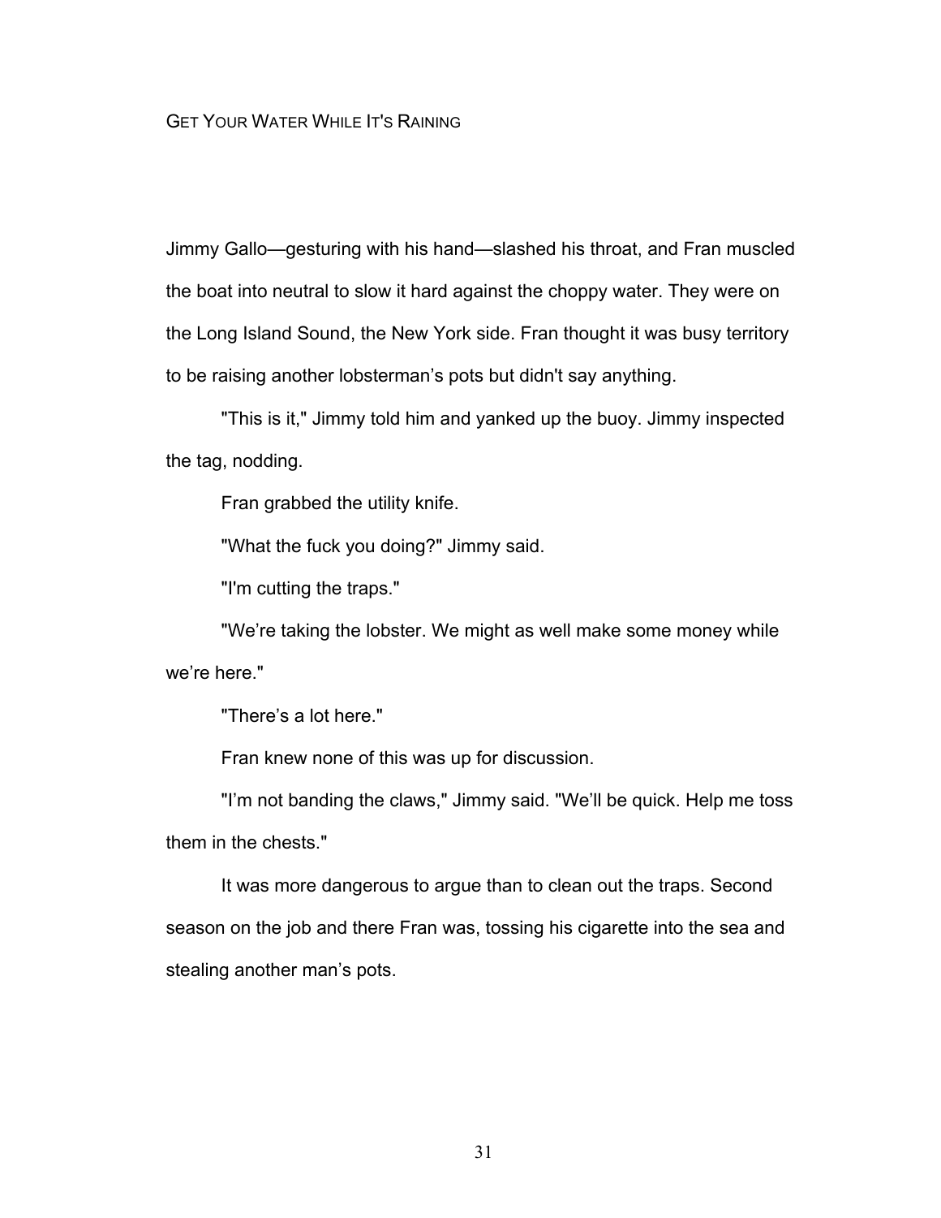# GET YOUR WATER WHILE IT'S RAINING

Jimmy Gallo—gesturing with his hand—slashed his throat, and Fran muscled the boat into neutral to slow it hard against the choppy water. They were on the Long Island Sound, the New York side. Fran thought it was busy territory to be raising another lobsterman's pots but didn't say anything.

"This is it," Jimmy told him and yanked up the buoy. Jimmy inspected the tag, nodding.

Fran grabbed the utility knife.

"What the fuck you doing?" Jimmy said.

"I'm cutting the traps."

"We're taking the lobster. We might as well make some money while we're here."

"There's a lot here."

Fran knew none of this was up for discussion.

"I'm not banding the claws," Jimmy said. "We'll be quick. Help me toss them in the chests."

It was more dangerous to argue than to clean out the traps. Second season on the job and there Fran was, tossing his cigarette into the sea and stealing another man's pots.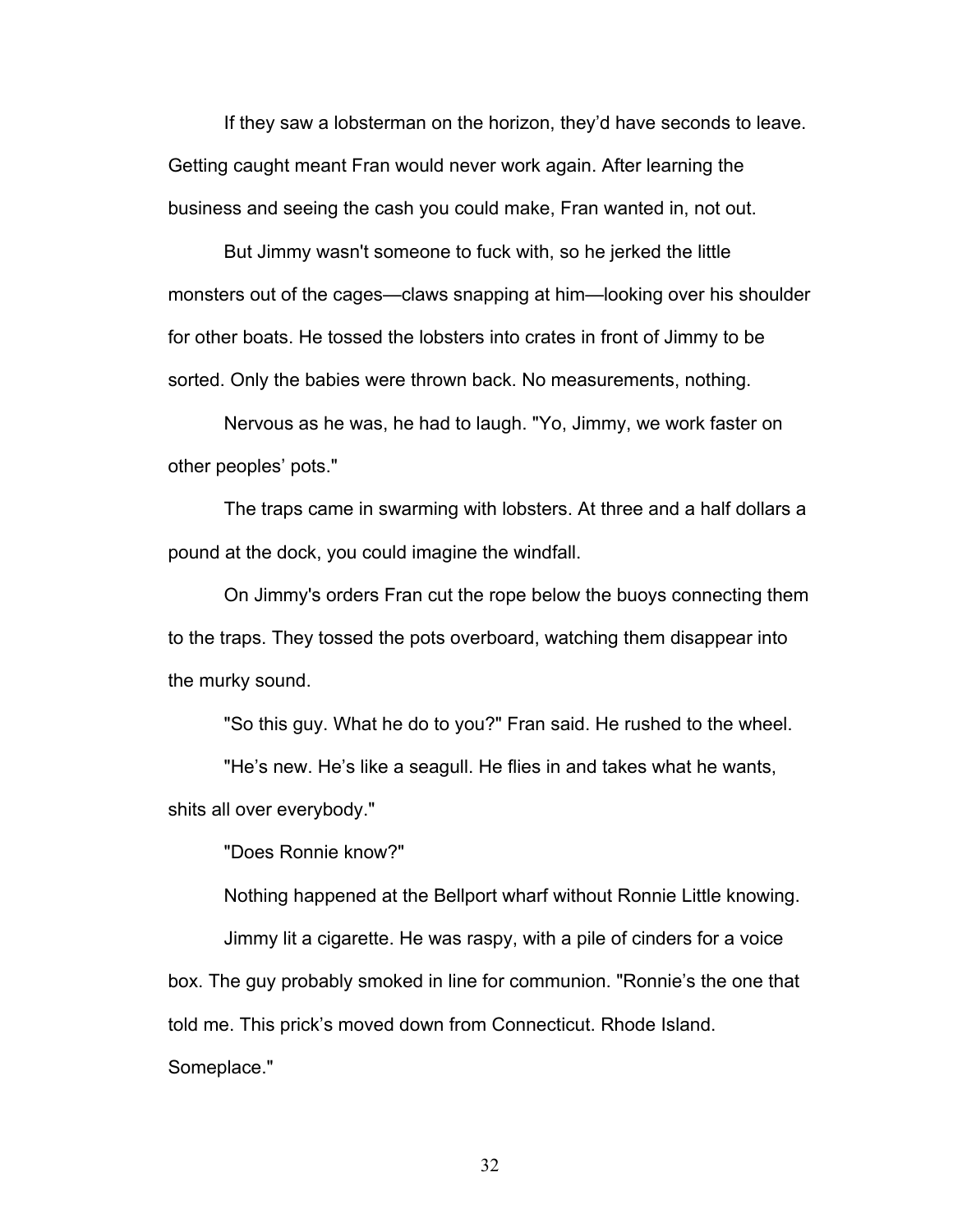If they saw a lobsterman on the horizon, they'd have seconds to leave. Getting caught meant Fran would never work again. After learning the business and seeing the cash you could make, Fran wanted in, not out.

But Jimmy wasn't someone to fuck with, so he jerked the little monsters out of the cages—claws snapping at him—looking over his shoulder for other boats. He tossed the lobsters into crates in front of Jimmy to be sorted. Only the babies were thrown back. No measurements, nothing.

Nervous as he was, he had to laugh. "Yo, Jimmy, we work faster on other peoples' pots."

The traps came in swarming with lobsters. At three and a half dollars a pound at the dock, you could imagine the windfall.

On Jimmy's orders Fran cut the rope below the buoys connecting them to the traps. They tossed the pots overboard, watching them disappear into the murky sound.

"So this guy. What he do to you?" Fran said. He rushed to the wheel.

"He's new. He's like a seagull. He flies in and takes what he wants, shits all over everybody."

"Does Ronnie know?"

Nothing happened at the Bellport wharf without Ronnie Little knowing.

Jimmy lit a cigarette. He was raspy, with a pile of cinders for a voice box. The guy probably smoked in line for communion. "Ronnie's the one that told me. This prick's moved down from Connecticut. Rhode Island. Someplace."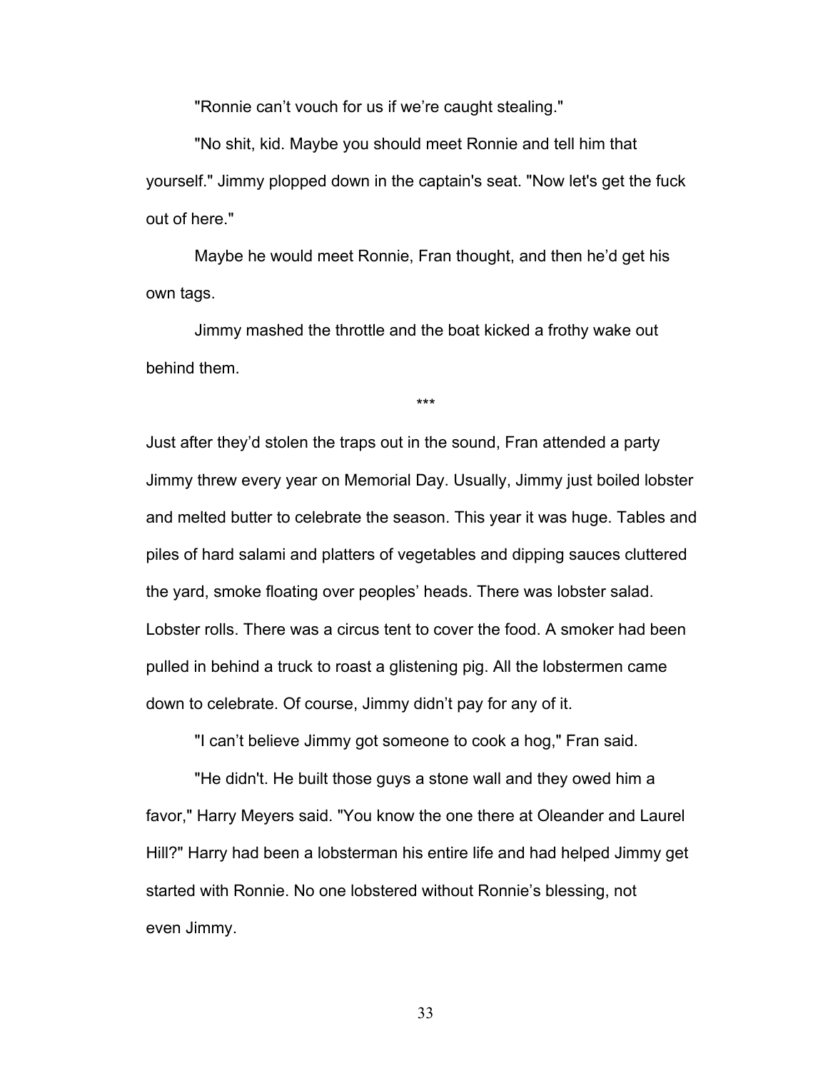"Ronnie can't vouch for us if we're caught stealing."

"No shit, kid. Maybe you should meet Ronnie and tell him that yourself." Jimmy plopped down in the captain's seat. "Now let's get the fuck out of here."

Maybe he would meet Ronnie, Fran thought, and then he'd get his own tags.

Jimmy mashed the throttle and the boat kicked a frothy wake out behind them.

***

Just after they'd stolen the traps out in the sound, Fran attended a party Jimmy threw every year on Memorial Day. Usually, Jimmy just boiled lobster and melted butter to celebrate the season. This year it was huge. Tables and piles of hard salami and platters of vegetables and dipping sauces cluttered the yard, smoke floating over peoples' heads. There was lobster salad. Lobster rolls. There was a circus tent to cover the food. A smoker had been pulled in behind a truck to roast a glistening pig. All the lobstermen came down to celebrate. Of course, Jimmy didn't pay for any of it.

"I can't believe Jimmy got someone to cook a hog," Fran said.

"He didn't. He built those guys a stone wall and they owed him a favor," Harry Meyers said. "You know the one there at Oleander and Laurel Hill?" Harry had been a lobsterman his entire life and had helped Jimmy get started with Ronnie. No one lobstered without Ronnie's blessing, not even Jimmy.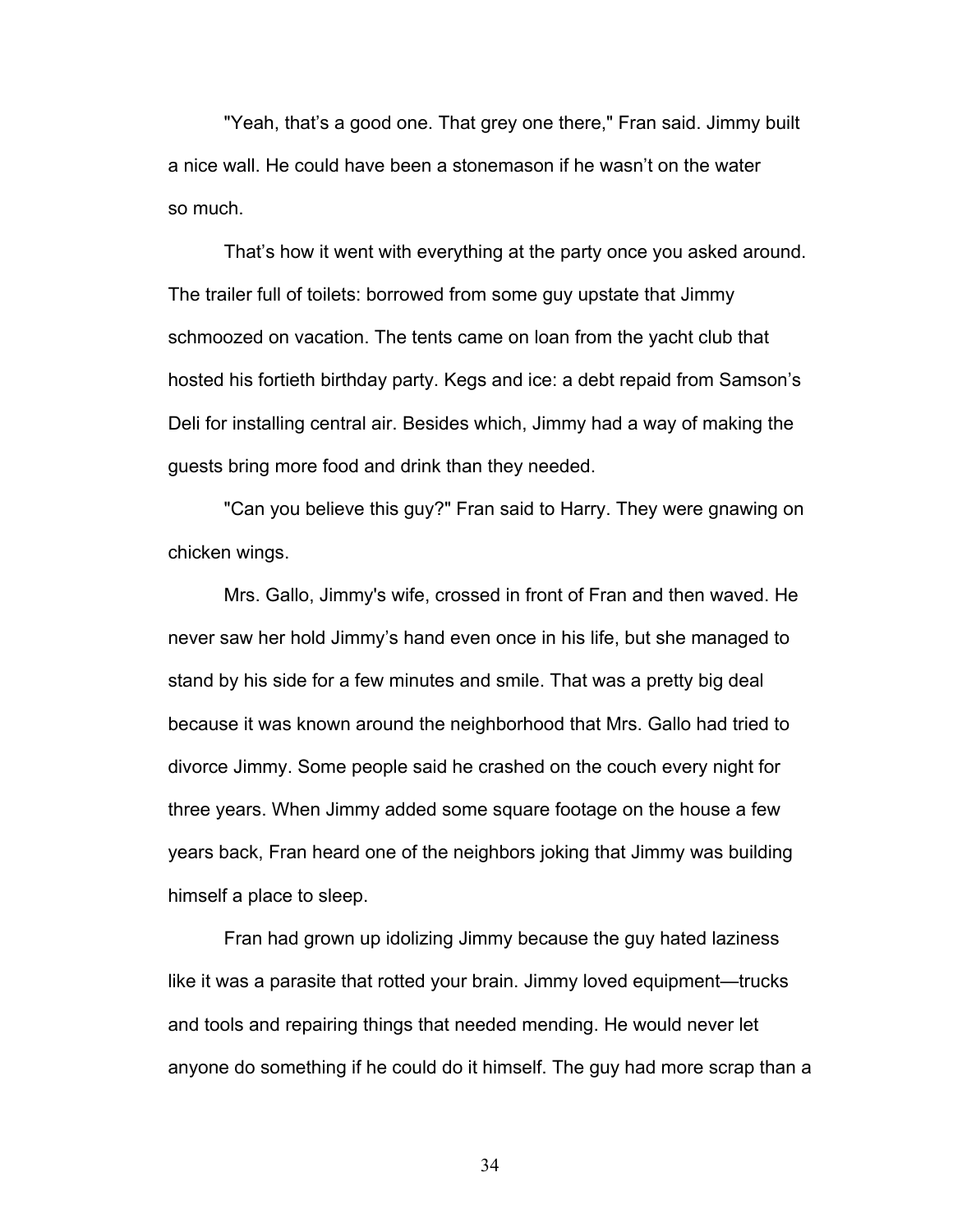"Yeah, that's a good one. That grey one there," Fran said. Jimmy built a nice wall. He could have been a stonemason if he wasn't on the water so much.

That's how it went with everything at the party once you asked around. The trailer full of toilets: borrowed from some guy upstate that Jimmy schmoozed on vacation. The tents came on loan from the yacht club that hosted his fortieth birthday party. Kegs and ice: a debt repaid from Samson's Deli for installing central air. Besides which, Jimmy had a way of making the guests bring more food and drink than they needed.

"Can you believe this guy?" Fran said to Harry. They were gnawing on chicken wings.

Mrs. Gallo, Jimmy's wife, crossed in front of Fran and then waved. He never saw her hold Jimmy's hand even once in his life, but she managed to stand by his side for a few minutes and smile. That was a pretty big deal because it was known around the neighborhood that Mrs. Gallo had tried to divorce Jimmy. Some people said he crashed on the couch every night for three years. When Jimmy added some square footage on the house a few years back, Fran heard one of the neighbors joking that Jimmy was building himself a place to sleep.

Fran had grown up idolizing Jimmy because the guy hated laziness like it was a parasite that rotted your brain. Jimmy loved equipment—trucks and tools and repairing things that needed mending. He would never let anyone do something if he could do it himself. The guy had more scrap than a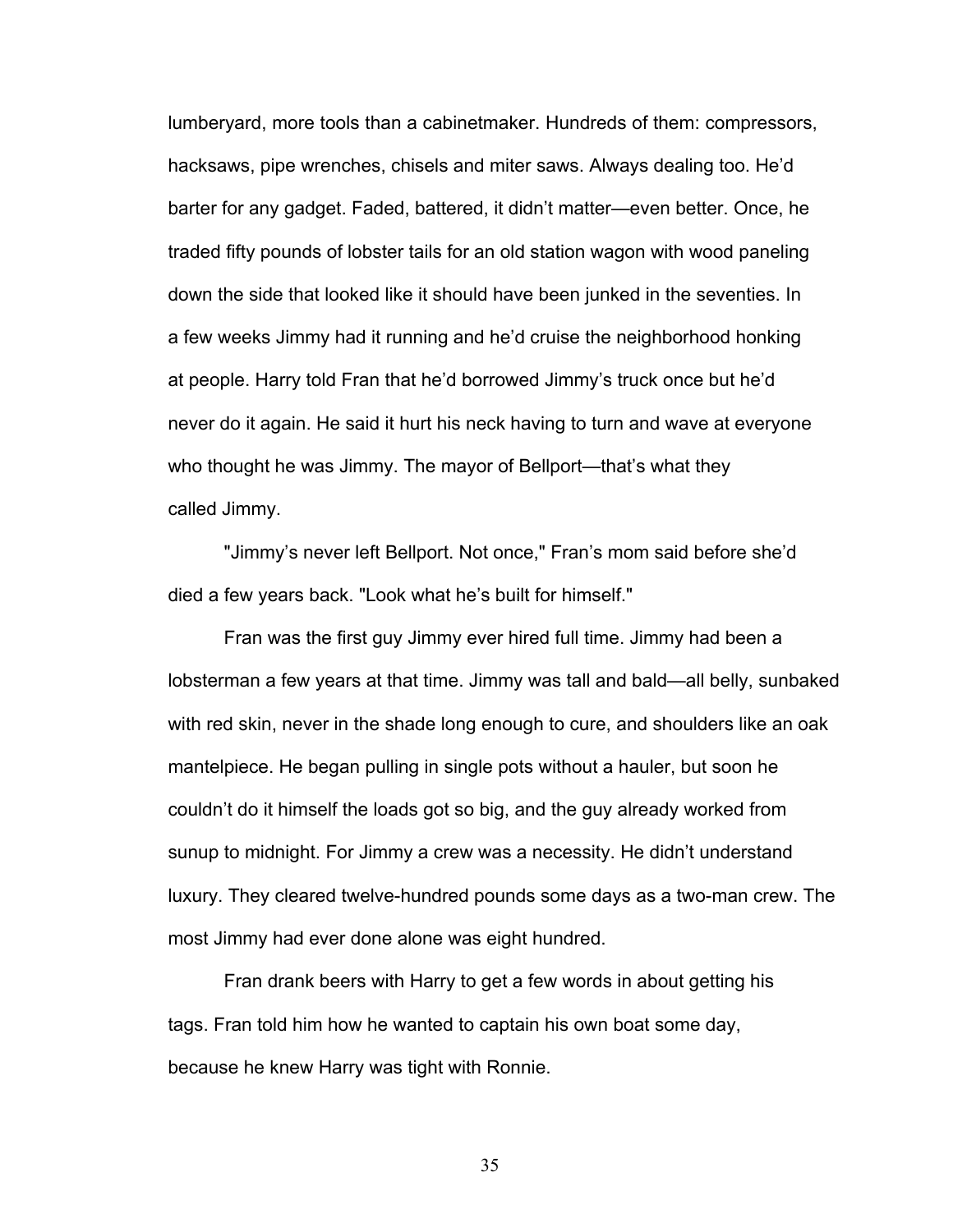lumberyard, more tools than a cabinetmaker. Hundreds of them: compressors, hacksaws, pipe wrenches, chisels and miter saws. Always dealing too. He'd barter for any gadget. Faded, battered, it didn't matter—even better. Once, he traded fifty pounds of lobster tails for an old station wagon with wood paneling down the side that looked like it should have been junked in the seventies. In a few weeks Jimmy had it running and he'd cruise the neighborhood honking at people. Harry told Fran that he'd borrowed Jimmy's truck once but he'd never do it again. He said it hurt his neck having to turn and wave at everyone who thought he was Jimmy. The mayor of Bellport—that's what they called Jimmy.

"Jimmy's never left Bellport. Not once," Fran's mom said before she'd died a few years back. "Look what he's built for himself."

Fran was the first guy Jimmy ever hired full time. Jimmy had been a lobsterman a few years at that time. Jimmy was tall and bald—all belly, sunbaked with red skin, never in the shade long enough to cure, and shoulders like an oak mantelpiece. He began pulling in single pots without a hauler, but soon he couldn't do it himself the loads got so big, and the guy already worked from sunup to midnight. For Jimmy a crew was a necessity. He didn't understand luxury. They cleared twelve-hundred pounds some days as a two-man crew. The most Jimmy had ever done alone was eight hundred.

Fran drank beers with Harry to get a few words in about getting his tags. Fran told him how he wanted to captain his own boat some day, because he knew Harry was tight with Ronnie.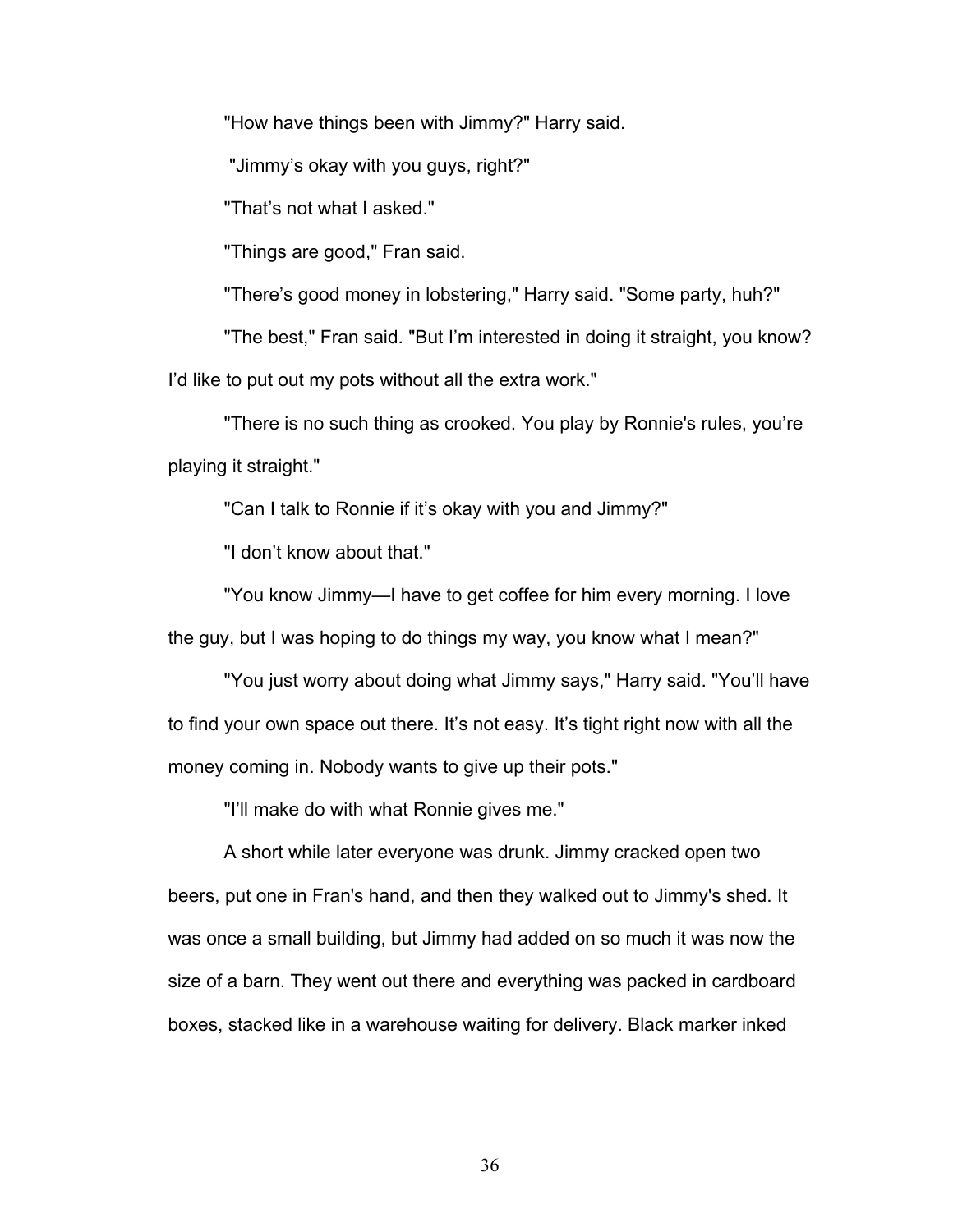"How have things been with Jimmy?" Harry said.

"Jimmy's okay with you guys, right?"

"That's not what I asked."

"Things are good," Fran said.

"There's good money in lobstering," Harry said. "Some party, huh?"

"The best," Fran said. "But I'm interested in doing it straight, you know? I'd like to put out my pots without all the extra work."

"There is no such thing as crooked. You play by Ronnie's rules, you're playing it straight."

"Can I talk to Ronnie if it's okay with you and Jimmy?"

"I don't know about that."

"You know Jimmy—I have to get coffee for him every morning. I love the guy, but I was hoping to do things my way, you know what I mean?"

"You just worry about doing what Jimmy says," Harry said. "You'll have to find your own space out there. It's not easy. It's tight right now with all the money coming in. Nobody wants to give up their pots."

"I'll make do with what Ronnie gives me."

A short while later everyone was drunk. Jimmy cracked open two beers, put one in Fran's hand, and then they walked out to Jimmy's shed. It was once a small building, but Jimmy had added on so much it was now the size of a barn. They went out there and everything was packed in cardboard boxes, stacked like in a warehouse waiting for delivery. Black marker inked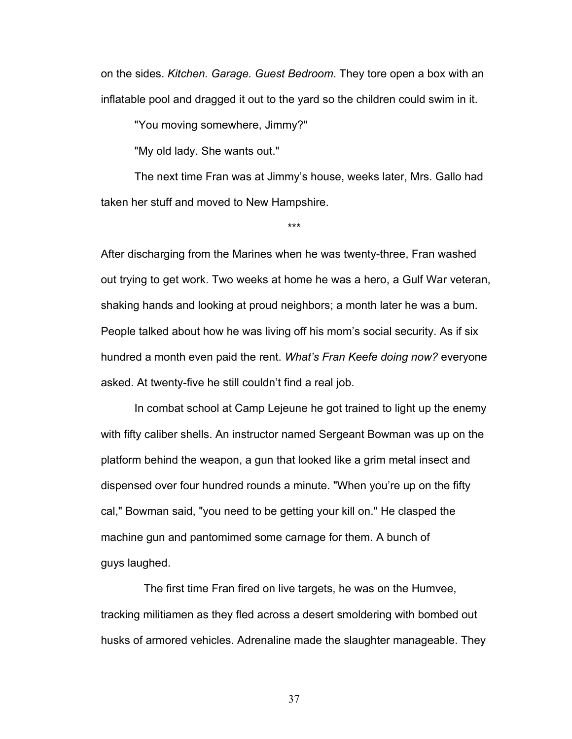on the sides. *Kitchen. Garage. Guest Bedroom*. They tore open a box with an inflatable pool and dragged it out to the yard so the children could swim in it.

"You moving somewhere, Jimmy?"

"My old lady. She wants out."

The next time Fran was at Jimmy's house, weeks later, Mrs. Gallo had taken her stuff and moved to New Hampshire.

***

After discharging from the Marines when he was twenty-three, Fran washed out trying to get work. Two weeks at home he was a hero, a Gulf War veteran, shaking hands and looking at proud neighbors; a month later he was a bum. People talked about how he was living off his mom's social security. As if six hundred a month even paid the rent. *What's Fran Keefe doing now?* everyone asked. At twenty-five he still couldn't find a real job.

In combat school at Camp Lejeune he got trained to light up the enemy with fifty caliber shells. An instructor named Sergeant Bowman was up on the platform behind the weapon, a gun that looked like a grim metal insect and dispensed over four hundred rounds a minute. "When you're up on the fifty cal," Bowman said, "you need to be getting your kill on." He clasped the machine gun and pantomimed some carnage for them. A bunch of guys laughed.

The first time Fran fired on live targets, he was on the Humvee, tracking militiamen as they fled across a desert smoldering with bombed out husks of armored vehicles. Adrenaline made the slaughter manageable. They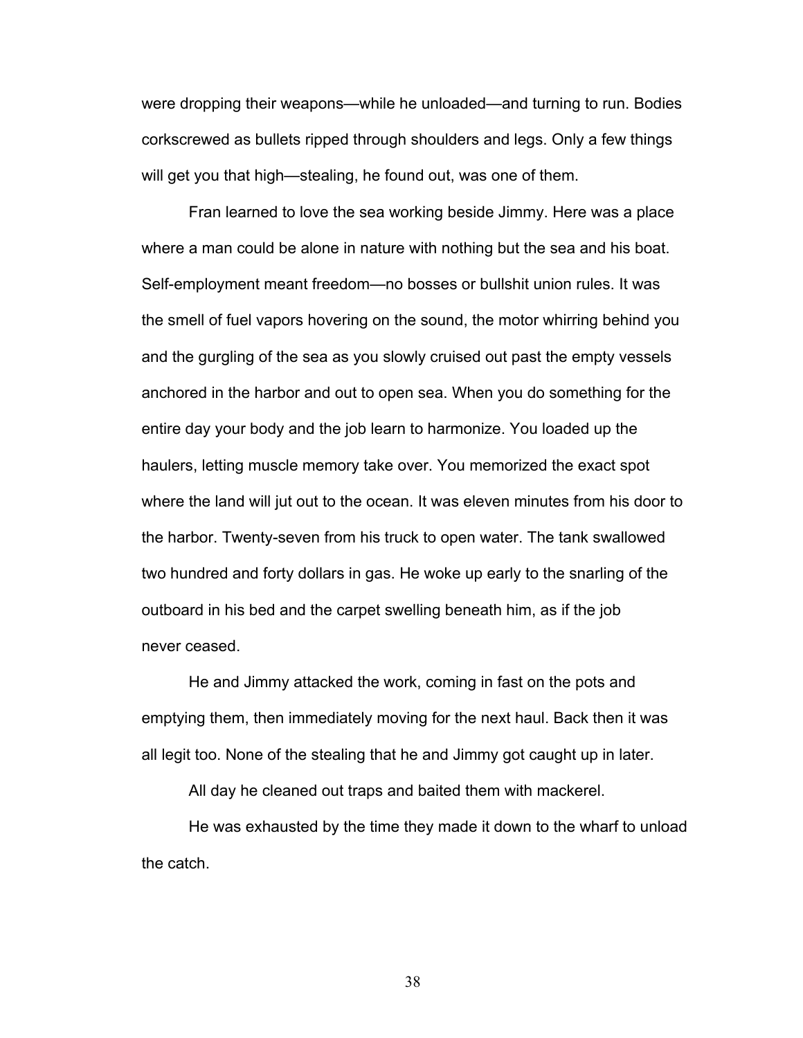were dropping their weapons—while he unloaded—and turning to run. Bodies corkscrewed as bullets ripped through shoulders and legs. Only a few things will get you that high—stealing, he found out, was one of them.

Fran learned to love the sea working beside Jimmy. Here was a place where a man could be alone in nature with nothing but the sea and his boat. Self-employment meant freedom—no bosses or bullshit union rules. It was the smell of fuel vapors hovering on the sound, the motor whirring behind you and the gurgling of the sea as you slowly cruised out past the empty vessels anchored in the harbor and out to open sea. When you do something for the entire day your body and the job learn to harmonize. You loaded up the haulers, letting muscle memory take over. You memorized the exact spot where the land will jut out to the ocean. It was eleven minutes from his door to the harbor. Twenty-seven from his truck to open water. The tank swallowed two hundred and forty dollars in gas. He woke up early to the snarling of the outboard in his bed and the carpet swelling beneath him, as if the job never ceased.

He and Jimmy attacked the work, coming in fast on the pots and emptying them, then immediately moving for the next haul. Back then it was all legit too. None of the stealing that he and Jimmy got caught up in later.

All day he cleaned out traps and baited them with mackerel.

He was exhausted by the time they made it down to the wharf to unload the catch.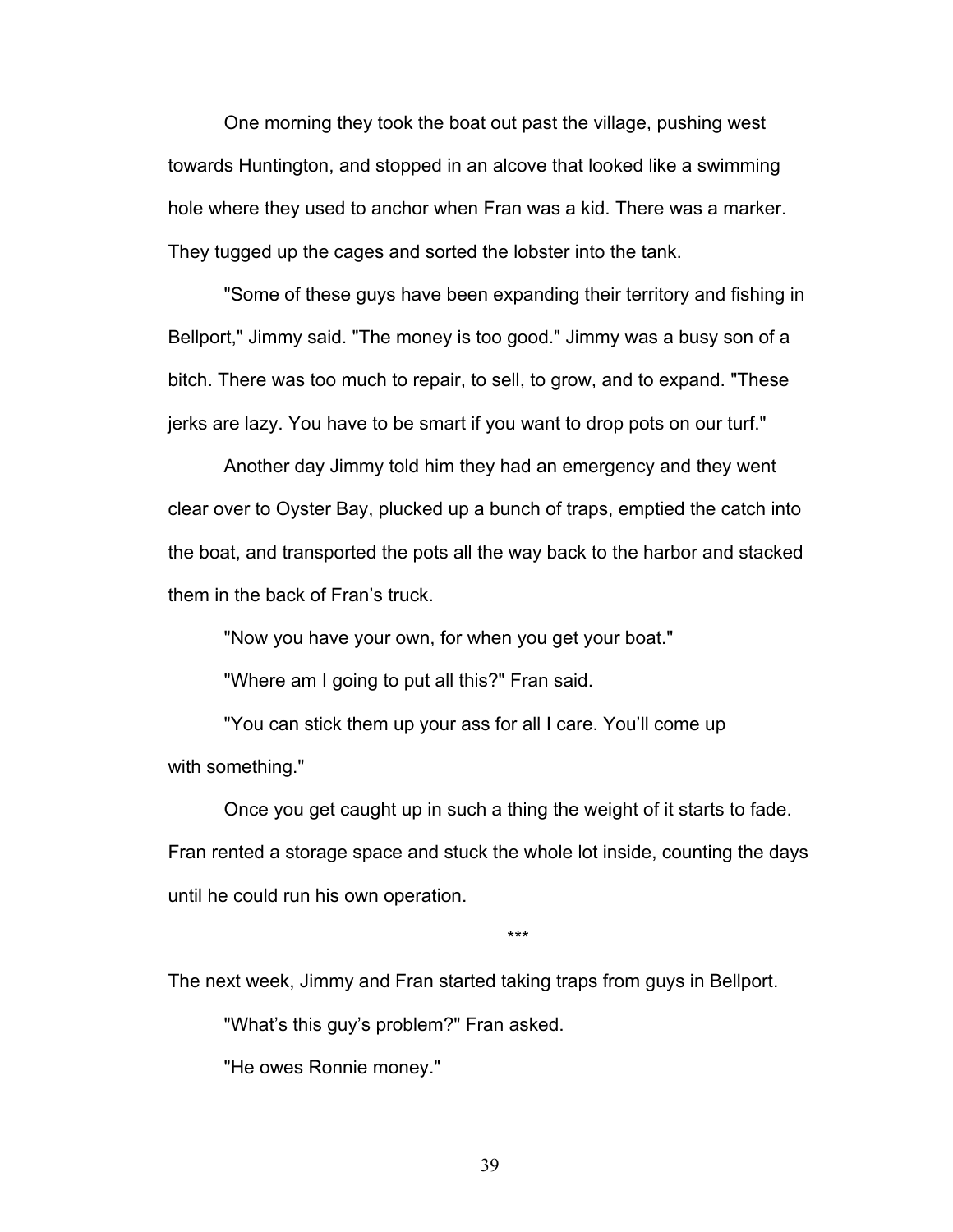One morning they took the boat out past the village, pushing west towards Huntington, and stopped in an alcove that looked like a swimming hole where they used to anchor when Fran was a kid. There was a marker. They tugged up the cages and sorted the lobster into the tank.

"Some of these guys have been expanding their territory and fishing in Bellport," Jimmy said. "The money is too good." Jimmy was a busy son of a bitch. There was too much to repair, to sell, to grow, and to expand. "These jerks are lazy. You have to be smart if you want to drop pots on our turf."

Another day Jimmy told him they had an emergency and they went clear over to Oyster Bay, plucked up a bunch of traps, emptied the catch into the boat, and transported the pots all the way back to the harbor and stacked them in the back of Fran's truck.

"Now you have your own, for when you get your boat."

"Where am I going to put all this?" Fran said.

"You can stick them up your ass for all I care. You'll come up with something."

Once you get caught up in such a thing the weight of it starts to fade. Fran rented a storage space and stuck the whole lot inside, counting the days until he could run his own operation.

\*\*\*

The next week, Jimmy and Fran started taking traps from guys in Bellport.

"What's this guy's problem?" Fran asked.

"He owes Ronnie money."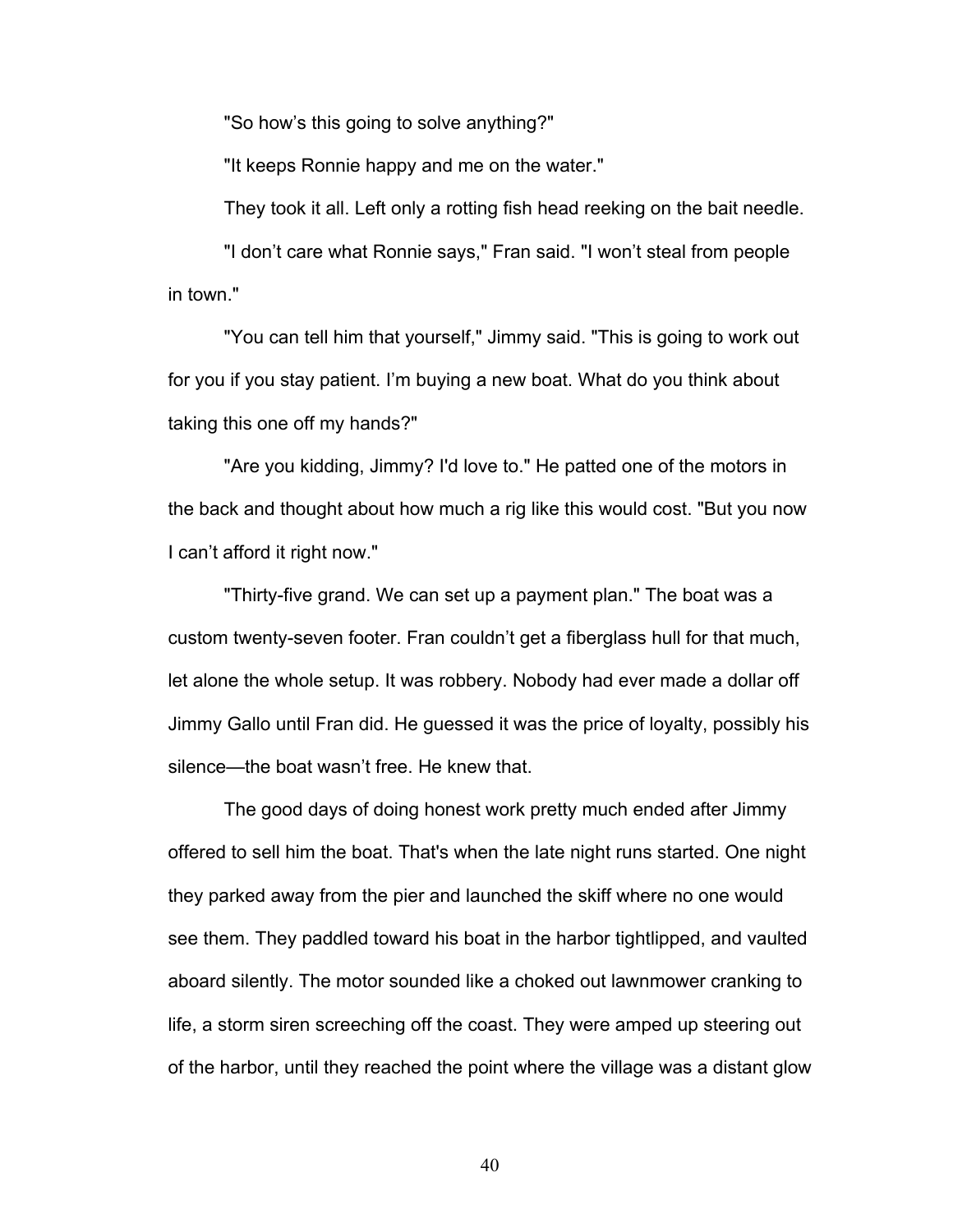"So how's this going to solve anything?"

"It keeps Ronnie happy and me on the water."

They took it all. Left only a rotting fish head reeking on the bait needle.

"I don't care what Ronnie says," Fran said. "I won't steal from people in town."

"You can tell him that yourself," Jimmy said. "This is going to work out for you if you stay patient. I'm buying a new boat. What do you think about taking this one off my hands?"

"Are you kidding, Jimmy? I'd love to." He patted one of the motors in the back and thought about how much a rig like this would cost. "But you now I can't afford it right now."

"Thirty-five grand. We can set up a payment plan." The boat was a custom twenty-seven footer. Fran couldn't get a fiberglass hull for that much, let alone the whole setup. It was robbery. Nobody had ever made a dollar off Jimmy Gallo until Fran did. He guessed it was the price of loyalty, possibly his silence—the boat wasn't free. He knew that.

The good days of doing honest work pretty much ended after Jimmy offered to sell him the boat. That's when the late night runs started. One night they parked away from the pier and launched the skiff where no one would see them. They paddled toward his boat in the harbor tightlipped, and vaulted aboard silently. The motor sounded like a choked out lawnmower cranking to life, a storm siren screeching off the coast. They were amped up steering out of the harbor, until they reached the point where the village was a distant glow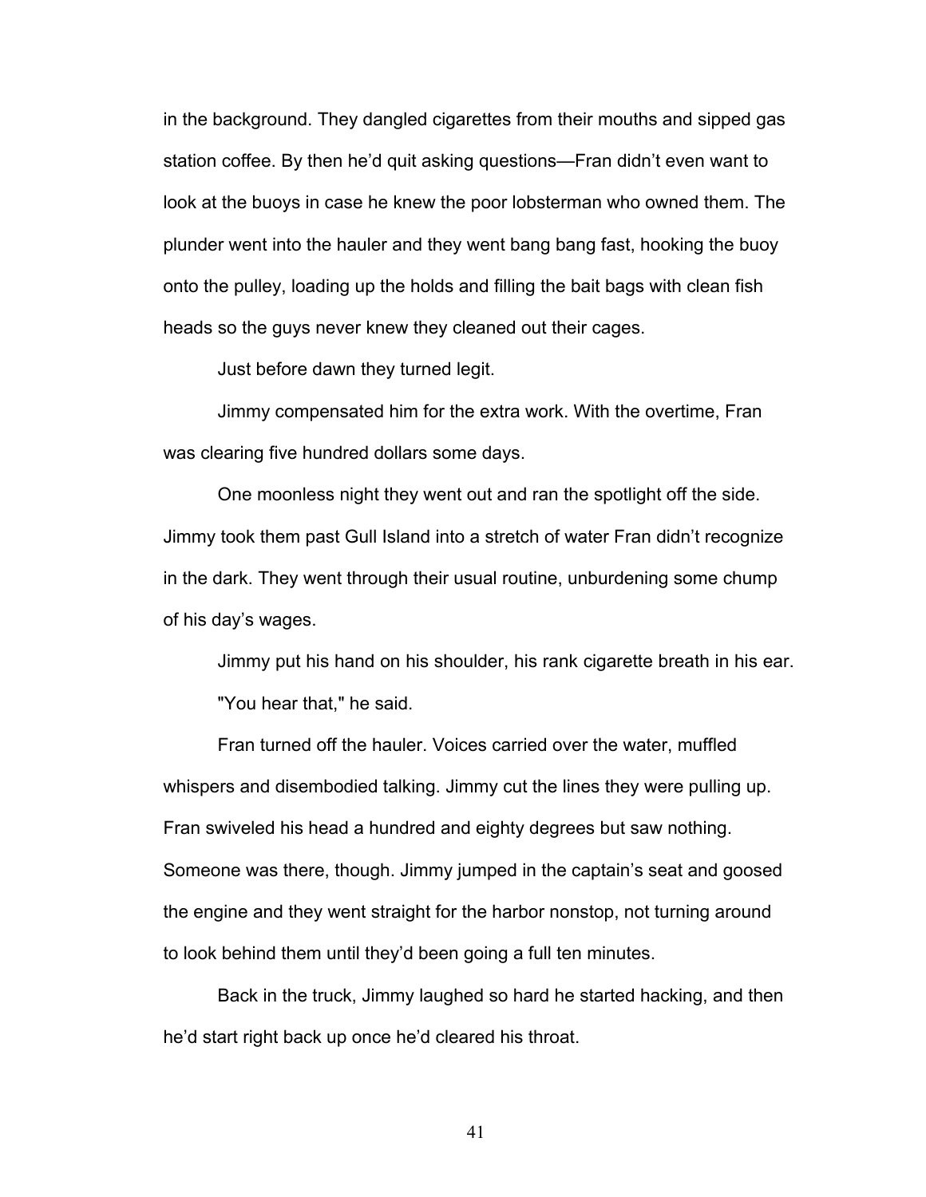in the background. They dangled cigarettes from their mouths and sipped gas station coffee. By then he'd quit asking questions—Fran didn't even want to look at the buoys in case he knew the poor lobsterman who owned them. The plunder went into the hauler and they went bang bang fast, hooking the buoy onto the pulley, loading up the holds and filling the bait bags with clean fish heads so the guys never knew they cleaned out their cages.

Just before dawn they turned legit.

Jimmy compensated him for the extra work. With the overtime, Fran was clearing five hundred dollars some days.

One moonless night they went out and ran the spotlight off the side. Jimmy took them past Gull Island into a stretch of water Fran didn't recognize in the dark. They went through their usual routine, unburdening some chump of his day's wages.

Jimmy put his hand on his shoulder, his rank cigarette breath in his ear.

"You hear that," he said.

Fran turned off the hauler. Voices carried over the water, muffled whispers and disembodied talking. Jimmy cut the lines they were pulling up. Fran swiveled his head a hundred and eighty degrees but saw nothing. Someone was there, though. Jimmy jumped in the captain's seat and goosed the engine and they went straight for the harbor nonstop, not turning around to look behind them until they'd been going a full ten minutes.

Back in the truck, Jimmy laughed so hard he started hacking, and then he'd start right back up once he'd cleared his throat.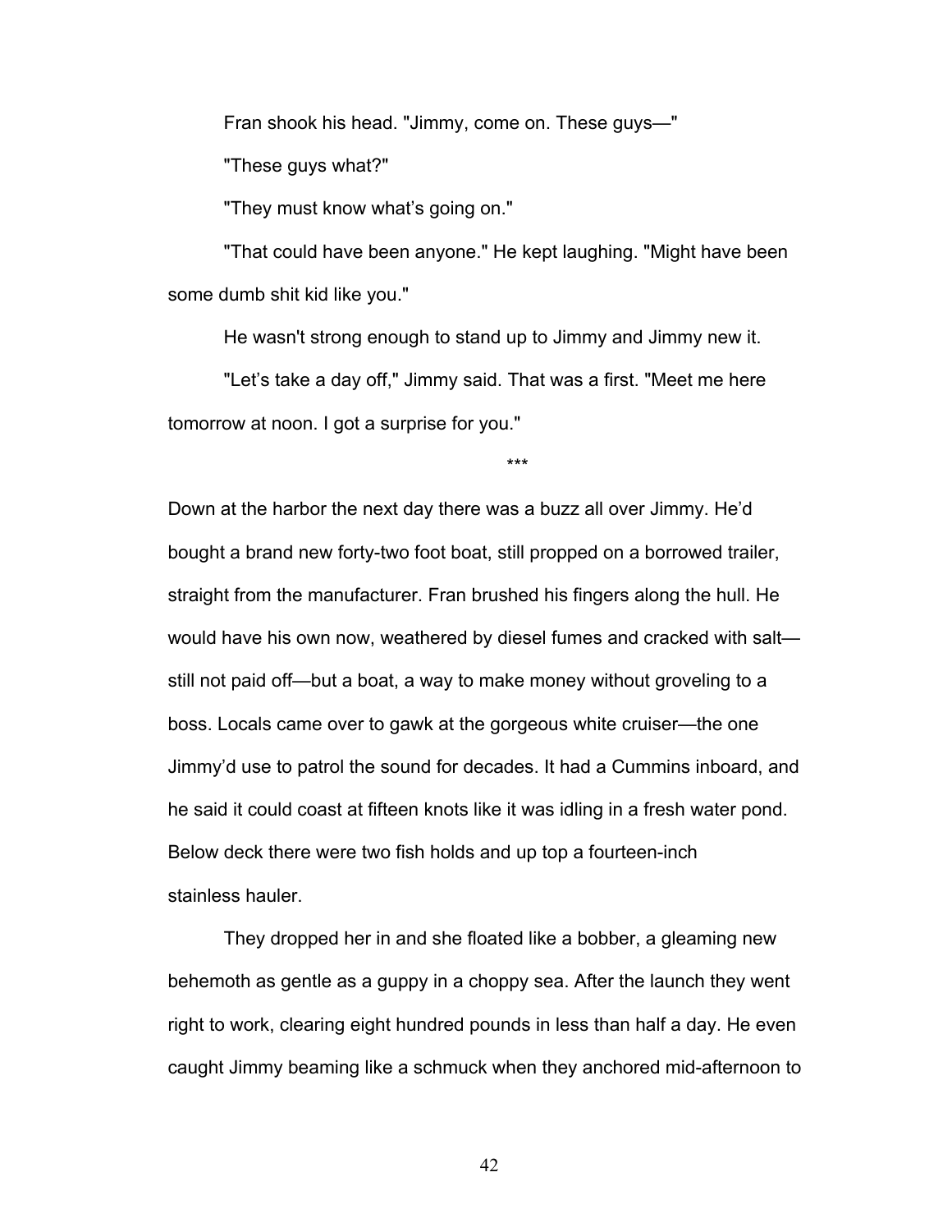Fran shook his head. "Jimmy, come on. These guys—"

"These guys what?"

"They must know what's going on."

"That could have been anyone." He kept laughing. "Might have been some dumb shit kid like you."

He wasn't strong enough to stand up to Jimmy and Jimmy new it.

"Let's take a day off," Jimmy said. That was a first. "Meet me here tomorrow at noon. I got a surprise for you."

***

Down at the harbor the next day there was a buzz all over Jimmy. He'd bought a brand new forty-two foot boat, still propped on a borrowed trailer, straight from the manufacturer. Fran brushed his fingers along the hull. He would have his own now, weathered by diesel fumes and cracked with salt—still not paid off—but a boat, a way to make money without groveling to a boss. Locals came over to gawk at the gorgeous white cruiser—the one Jimmy'd use to patrol the sound for decades. It had a Cummins inboard, and he said it could coast at fifteen knots like it was idling in a fresh water pond. Below deck there were two fish holds and up top a fourteen-inch stainless hauler.

They dropped her in and she floated like a bobber, a gleaming new behemoth as gentle as a guppy in a choppy sea. After the launch they went right to work, clearing eight hundred pounds in less than half a day. He even caught Jimmy beaming like a schmuck when they anchored mid-afternoon to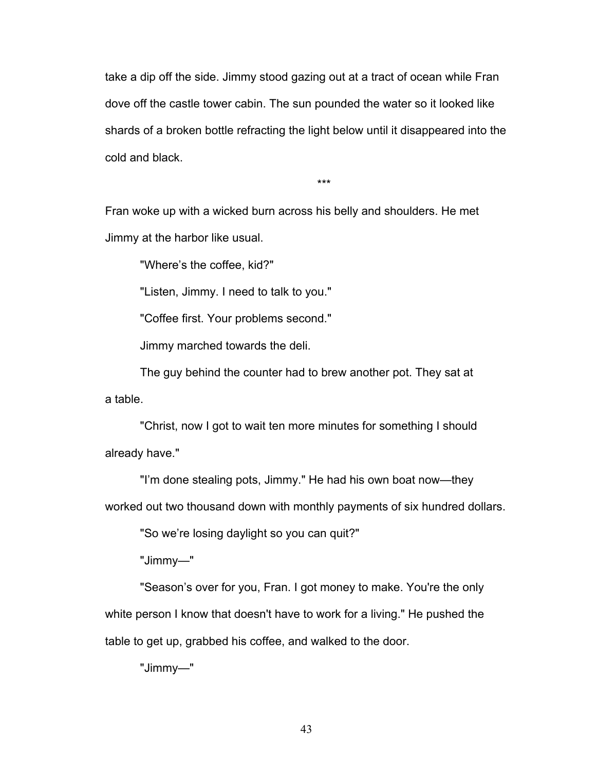take a dip off the side. Jimmy stood gazing out at a tract of ocean while Fran dove off the castle tower cabin. The sun pounded the water so it looked like shards of a broken bottle refracting the light below until it disappeared into the cold and black.

***

Fran woke up with a wicked burn across his belly and shoulders. He met Jimmy at the harbor like usual.

"Where's the coffee, kid?"

"Listen, Jimmy. I need to talk to you."

"Coffee first. Your problems second."

Jimmy marched towards the deli.

The guy behind the counter had to brew another pot. They sat at a table.

"Christ, now I got to wait ten more minutes for something I should already have."

"I'm done stealing pots, Jimmy." He had his own boat now—they worked out two thousand down with monthly payments of six hundred dollars.

"So we're losing daylight so you can quit?"

"Jimmy—"

"Season's over for you, Fran. I got money to make. You're the only white person I know that doesn't have to work for a living." He pushed the table to get up, grabbed his coffee, and walked to the door.

"Jimmy—"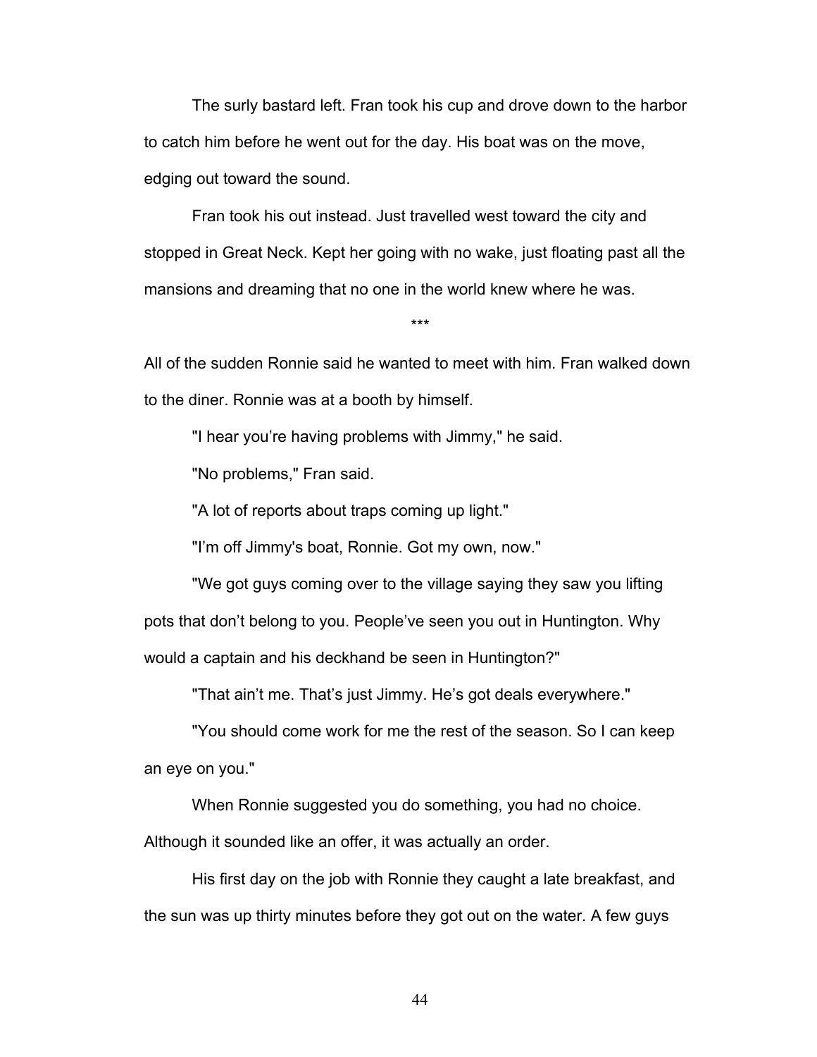The surly bastard left. Fran took his cup and drove down to the harbor to catch him before he went out for the day. His boat was on the move, edging out toward the sound.

Fran took his out instead. Just travelled west toward the city and stopped in Great Neck. Kept her going with no wake, just floating past all the mansions and dreaming that no one in the world knew where he was.

***

All of the sudden Ronnie said he wanted to meet with him. Fran walked down to the diner. Ronnie was at a booth by himself.

"I hear you're having problems with Jimmy," he said.

"No problems," Fran said.

"A lot of reports about traps coming up light."

"I'm off Jimmy's boat, Ronnie. Got my own, now."

"We got guys coming over to the village saying they saw you lifting pots that don't belong to you. People've seen you out in Huntington. Why would a captain and his deckhand be seen in Huntington?"

"That ain't me. That's just Jimmy. He's got deals everywhere."

"You should come work for me the rest of the season. So I can keep an eye on you."

When Ronnie suggested you do something, you had no choice. Although it sounded like an offer, it was actually an order.

His first day on the job with Ronnie they caught a late breakfast, and the sun was up thirty minutes before they got out on the water. A few guys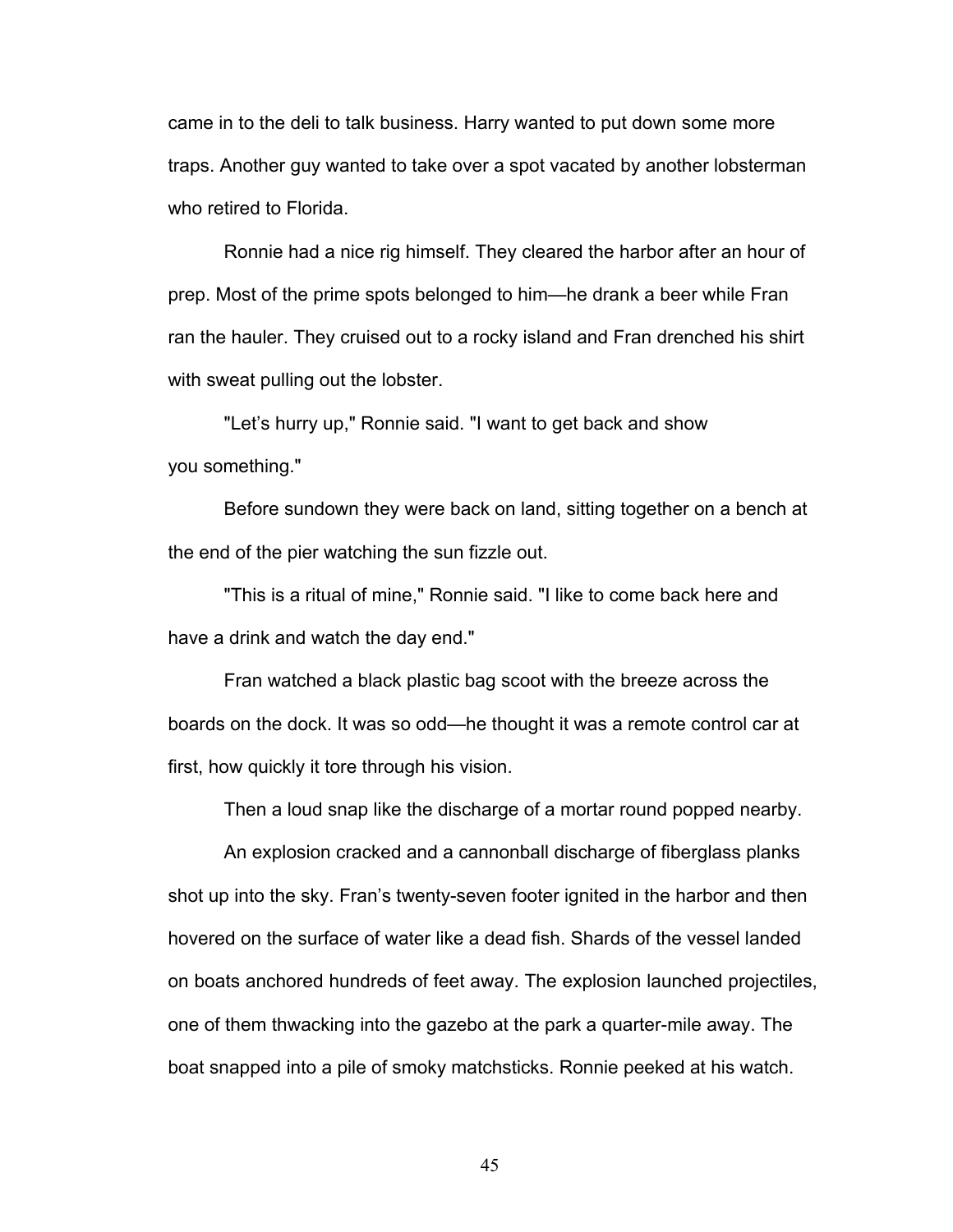came in to the deli to talk business. Harry wanted to put down some more traps. Another guy wanted to take over a spot vacated by another lobsterman who retired to Florida.

Ronnie had a nice rig himself. They cleared the harbor after an hour of prep. Most of the prime spots belonged to him—he drank a beer while Fran ran the hauler. They cruised out to a rocky island and Fran drenched his shirt with sweat pulling out the lobster.

"Let's hurry up," Ronnie said. "I want to get back and show you something."

Before sundown they were back on land, sitting together on a bench at the end of the pier watching the sun fizzle out.

"This is a ritual of mine," Ronnie said. "I like to come back here and have a drink and watch the day end."

Fran watched a black plastic bag scoot with the breeze across the boards on the dock. It was so odd—he thought it was a remote control car at first, how quickly it tore through his vision.

Then a loud snap like the discharge of a mortar round popped nearby.

An explosion cracked and a cannonball discharge of fiberglass planks shot up into the sky. Fran's twenty-seven footer ignited in the harbor and then hovered on the surface of water like a dead fish. Shards of the vessel landed on boats anchored hundreds of feet away. The explosion launched projectiles, one of them thwacking into the gazebo at the park a quarter-mile away. The boat snapped into a pile of smoky matchsticks. Ronnie peeked at his watch.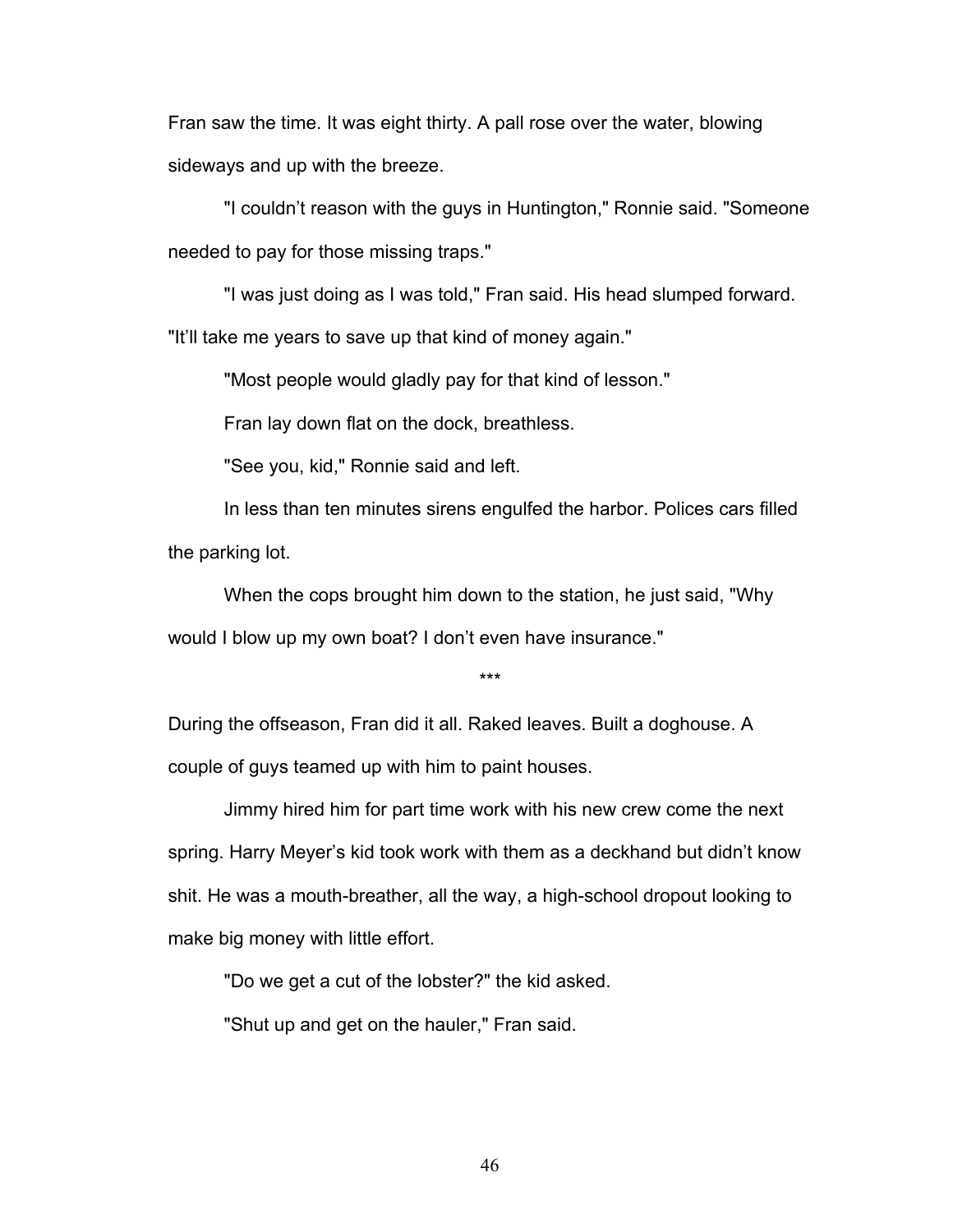Fran saw the time. It was eight thirty. A pall rose over the water, blowing sideways and up with the breeze.

"I couldn't reason with the guys in Huntington," Ronnie said. "Someone needed to pay for those missing traps."

"I was just doing as I was told," Fran said. His head slumped forward. "It'll take me years to save up that kind of money again."

"Most people would gladly pay for that kind of lesson."

Fran lay down flat on the dock, breathless.

"See you, kid," Ronnie said and left.

In less than ten minutes sirens engulfed the harbor. Polices cars filled the parking lot.

When the cops brought him down to the station, he just said, "Why would I blow up my own boat? I don't even have insurance."

\*\*\*

During the offseason, Fran did it all. Raked leaves. Built a doghouse. A couple of guys teamed up with him to paint houses.

Jimmy hired him for part time work with his new crew come the next spring. Harry Meyer's kid took work with them as a deckhand but didn't know shit. He was a mouth-breather, all the way, a high-school dropout looking to make big money with little effort.

"Do we get a cut of the lobster?" the kid asked.

"Shut up and get on the hauler," Fran said.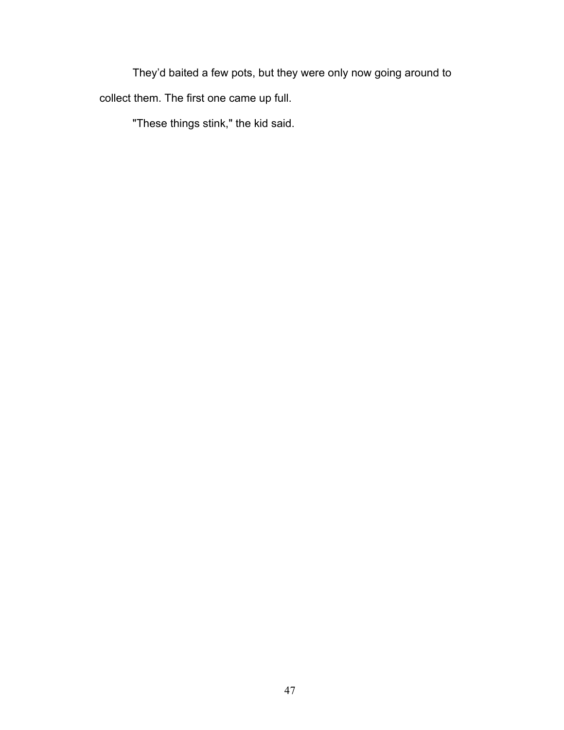They’d baited a few pots, but they were only now going around to collect them. The first one came up full.

"These things stink," the kid said.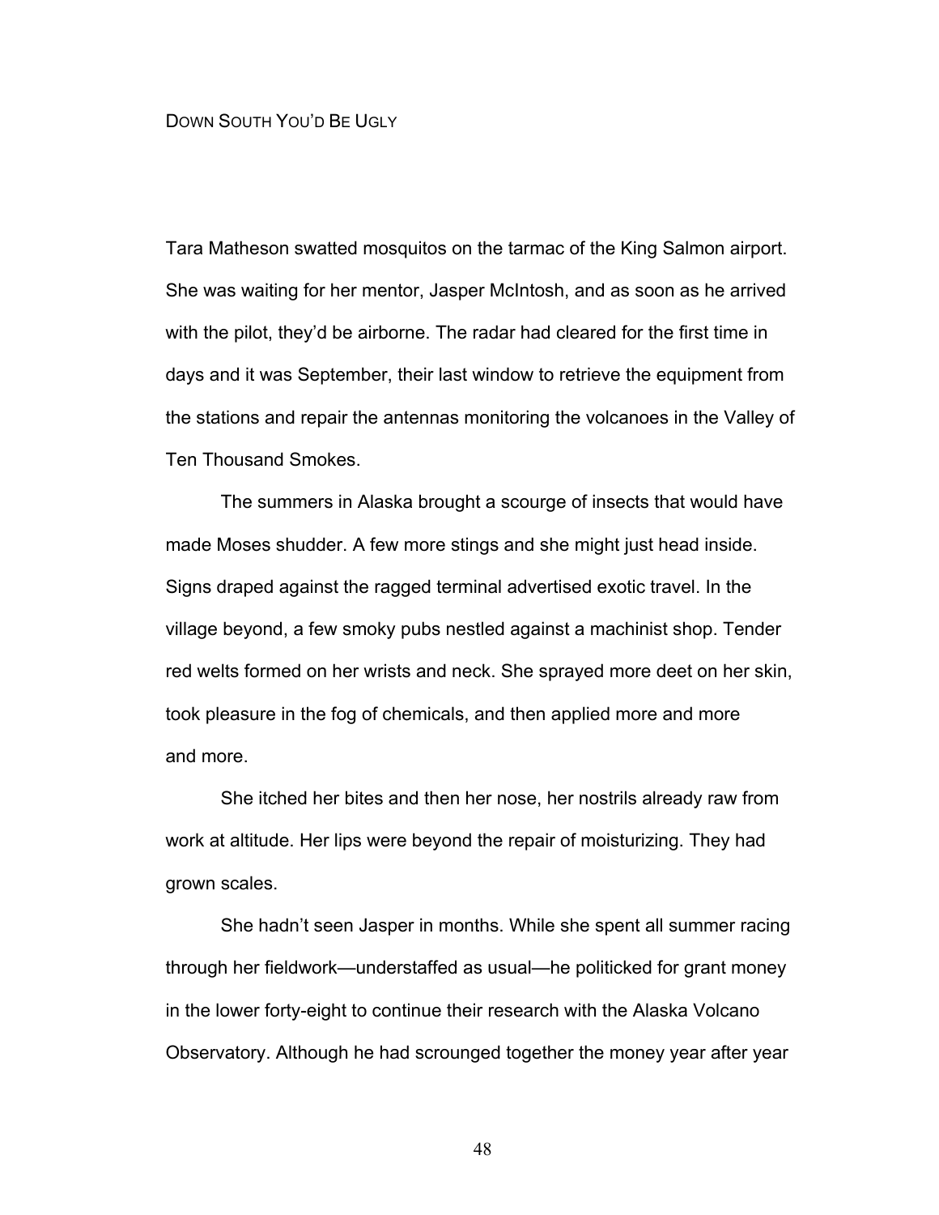# Down South You'd Be Ugly

Tara Matheson swatted mosquitos on the tarmac of the King Salmon airport. She was waiting for her mentor, Jasper McIntosh, and as soon as he arrived with the pilot, they'd be airborne. The radar had cleared for the first time in days and it was September, their last window to retrieve the equipment from the stations and repair the antennas monitoring the volcanoes in the Valley of Ten Thousand Smokes.

The summers in Alaska brought a scourge of insects that would have made Moses shudder. A few more stings and she might just head inside. Signs draped against the ragged terminal advertised exotic travel. In the village beyond, a few smoky pubs nestled against a machinist shop. Tender red welts formed on her wrists and neck. She sprayed more deet on her skin, took pleasure in the fog of chemicals, and then applied more and more and more.

She itched her bites and then her nose, her nostrils already raw from work at altitude. Her lips were beyond the repair of moisturizing. They had grown scales.

She hadn't seen Jasper in months. While she spent all summer racing through her fieldwork—understaffed as usual—he politicked for grant money in the lower forty-eight to continue their research with the Alaska Volcano Observatory. Although he had scrounged together the money year after year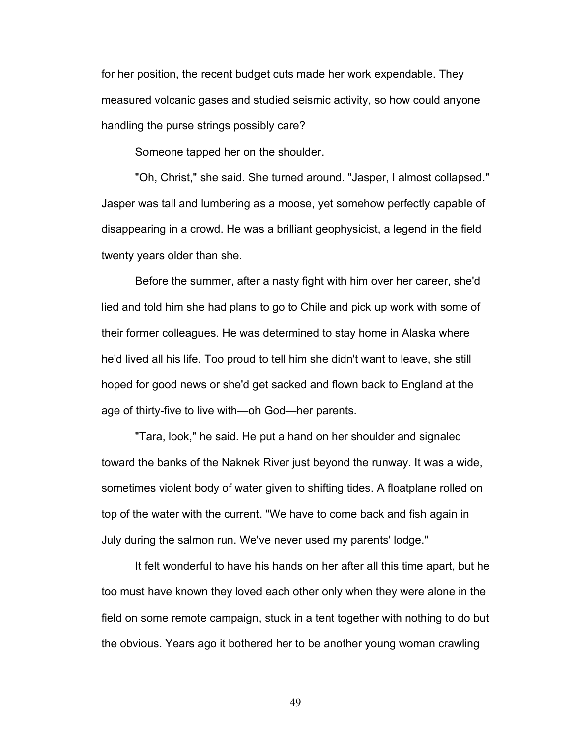for her position, the recent budget cuts made her work expendable. They measured volcanic gases and studied seismic activity, so how could anyone handling the purse strings possibly care?

Someone tapped her on the shoulder.

"Oh, Christ," she said. She turned around. "Jasper, I almost collapsed." Jasper was tall and lumbering as a moose, yet somehow perfectly capable of disappearing in a crowd. He was a brilliant geophysicist, a legend in the field twenty years older than she.

Before the summer, after a nasty fight with him over her career, she'd lied and told him she had plans to go to Chile and pick up work with some of their former colleagues. He was determined to stay home in Alaska where he'd lived all his life. Too proud to tell him she didn't want to leave, she still hoped for good news or she'd get sacked and flown back to England at the age of thirty-five to live with—oh God—her parents.

"Tara, look," he said. He put a hand on her shoulder and signaled toward the banks of the Naknek River just beyond the runway. It was a wide, sometimes violent body of water given to shifting tides. A floatplane rolled on top of the water with the current. "We have to come back and fish again in July during the salmon run. We've never used my parents' lodge."

It felt wonderful to have his hands on her after all this time apart, but he too must have known they loved each other only when they were alone in the field on some remote campaign, stuck in a tent together with nothing to do but the obvious. Years ago it bothered her to be another young woman crawling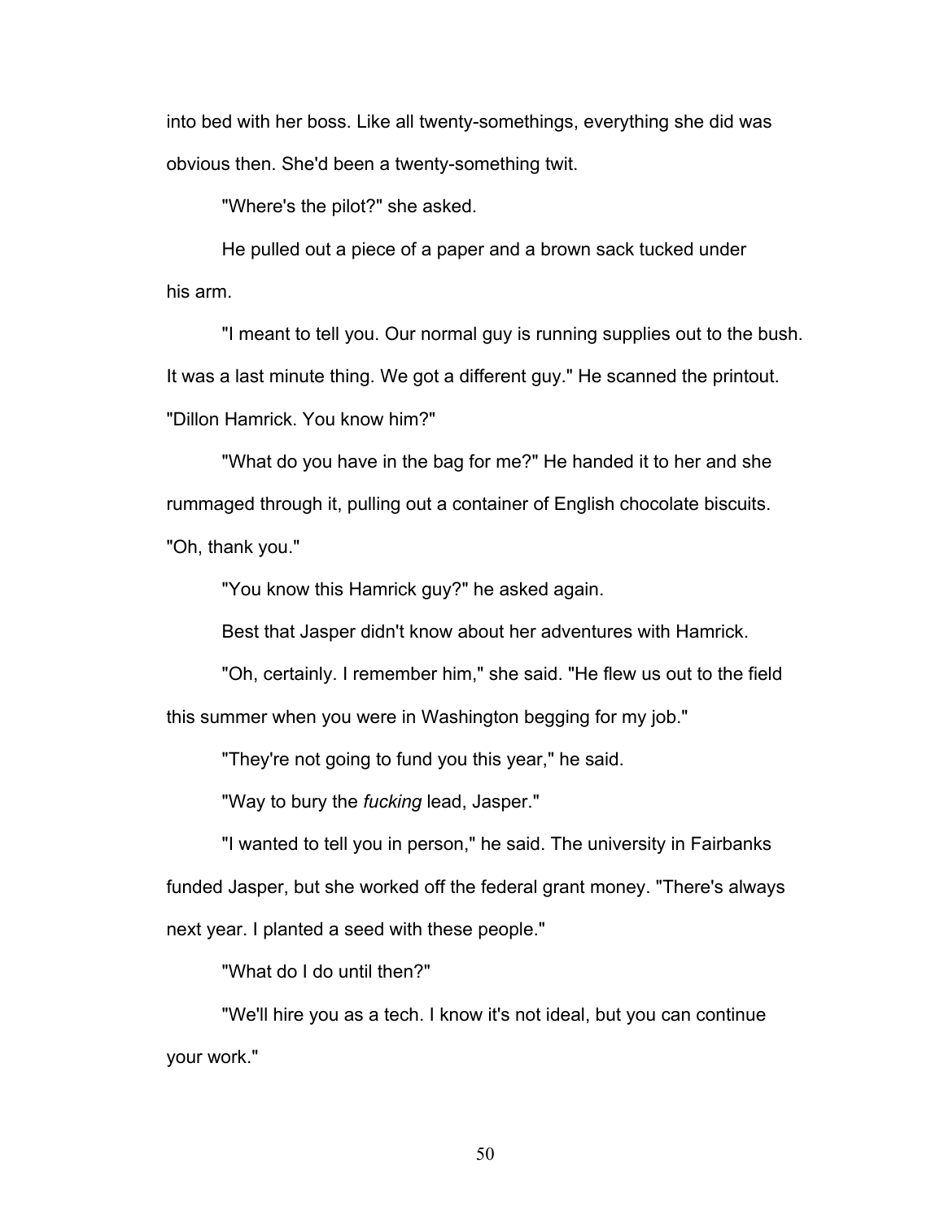into bed with her boss. Like all twenty-somethings, everything she did was obvious then. She'd been a twenty-something twit.

"Where's the pilot?" she asked.

He pulled out a piece of a paper and a brown sack tucked under his arm.

"I meant to tell you. Our normal guy is running supplies out to the bush. It was a last minute thing. We got a different guy." He scanned the printout. "Dillon Hamrick. You know him?"

"What do you have in the bag for me?" He handed it to her and she rummaged through it, pulling out a container of English chocolate biscuits. "Oh, thank you."

"You know this Hamrick guy?" he asked again.

Best that Jasper didn't know about her adventures with Hamrick.

"Oh, certainly. I remember him," she said. "He flew us out to the field this summer when you were in Washington begging for my job."

"They're not going to fund you this year," he said.

"Way to bury the *fucking* lead, Jasper."

"I wanted to tell you in person," he said. The university in Fairbanks funded Jasper, but she worked off the federal grant money. "There's always next year. I planted a seed with these people."

"What do I do until then?"

"We'll hire you as a tech. I know it's not ideal, but you can continue your work."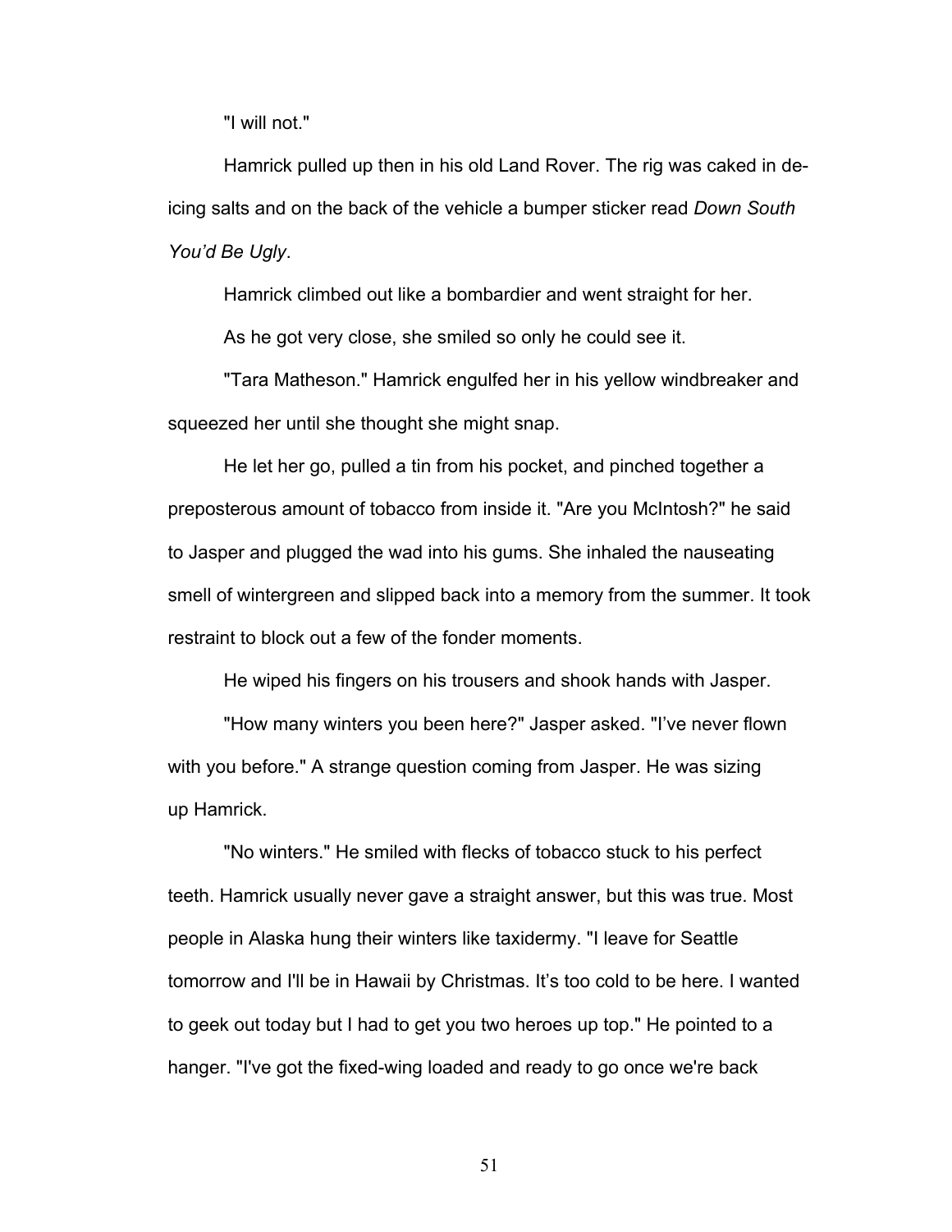"I will not."

Hamrick pulled up then in his old Land Rover. The rig was caked in de-icing salts and on the back of the vehicle a bumper sticker read *Down South You'd Be Ugly*.

Hamrick climbed out like a bombardier and went straight for her.

As he got very close, she smiled so only he could see it.

"Tara Matheson." Hamrick engulfed her in his yellow windbreaker and squeezed her until she thought she might snap.

He let her go, pulled a tin from his pocket, and pinched together a preposterous amount of tobacco from inside it. "Are you McIntosh?" he said to Jasper and plugged the wad into his gums. She inhaled the nauseating smell of wintergreen and slipped back into a memory from the summer. It took restraint to block out a few of the fonder moments.

He wiped his fingers on his trousers and shook hands with Jasper.

"How many winters you been here?" Jasper asked. "I've never flown with you before." A strange question coming from Jasper. He was sizing up Hamrick.

"No winters." He smiled with flecks of tobacco stuck to his perfect teeth. Hamrick usually never gave a straight answer, but this was true. Most people in Alaska hung their winters like taxidermy. "I leave for Seattle tomorrow and I'll be in Hawaii by Christmas. It's too cold to be here. I wanted to geek out today but I had to get you two heroes up top." He pointed to a hanger. "I've got the fixed-wing loaded and ready to go once we're back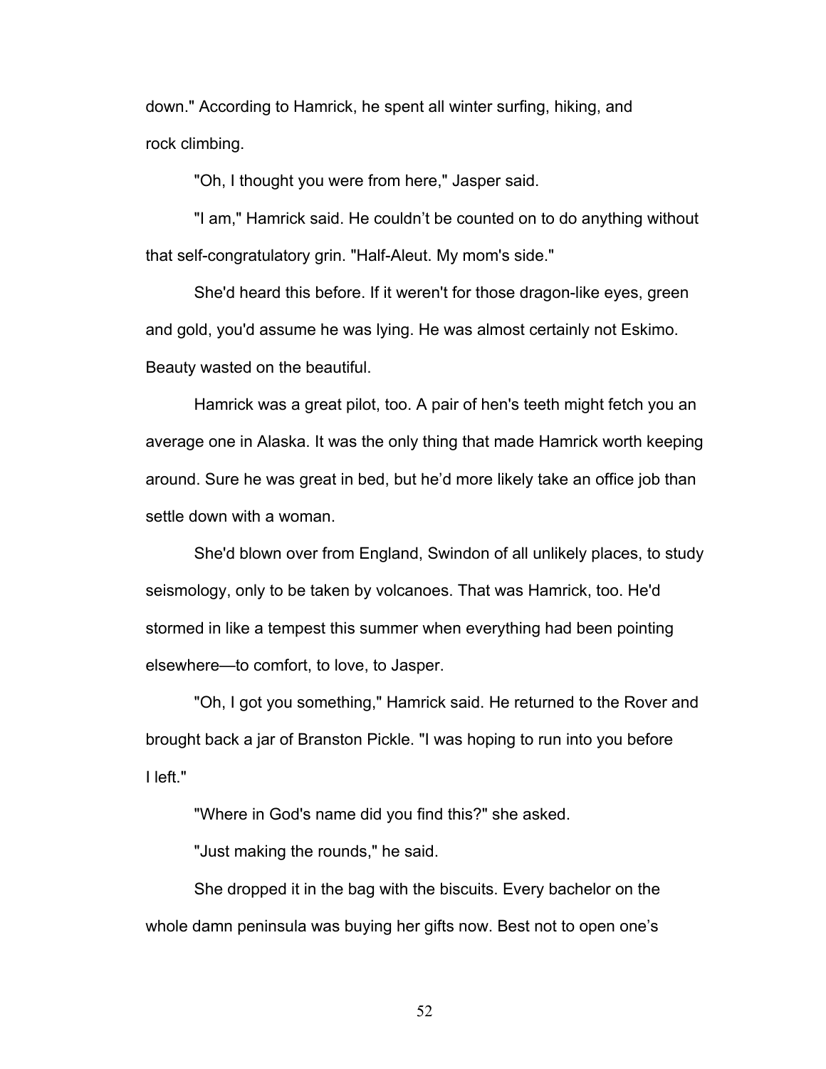down." According to Hamrick, he spent all winter surfing, hiking, and rock climbing.

"Oh, I thought you were from here," Jasper said.

"I am," Hamrick said. He couldn't be counted on to do anything without that self-congratulatory grin. "Half-Aleut. My mom's side."

She'd heard this before. If it weren't for those dragon-like eyes, green and gold, you'd assume he was lying. He was almost certainly not Eskimo. Beauty wasted on the beautiful.

Hamrick was a great pilot, too. A pair of hen's teeth might fetch you an average one in Alaska. It was the only thing that made Hamrick worth keeping around. Sure he was great in bed, but he'd more likely take an office job than settle down with a woman.

She'd blown over from England, Swindon of all unlikely places, to study seismology, only to be taken by volcanoes. That was Hamrick, too. He'd stormed in like a tempest this summer when everything had been pointing elsewhere—to comfort, to love, to Jasper.

"Oh, I got you something," Hamrick said. He returned to the Rover and brought back a jar of Branston Pickle. "I was hoping to run into you before I left."

"Where in God's name did you find this?" she asked.

"Just making the rounds," he said.

She dropped it in the bag with the biscuits. Every bachelor on the whole damn peninsula was buying her gifts now. Best not to open one's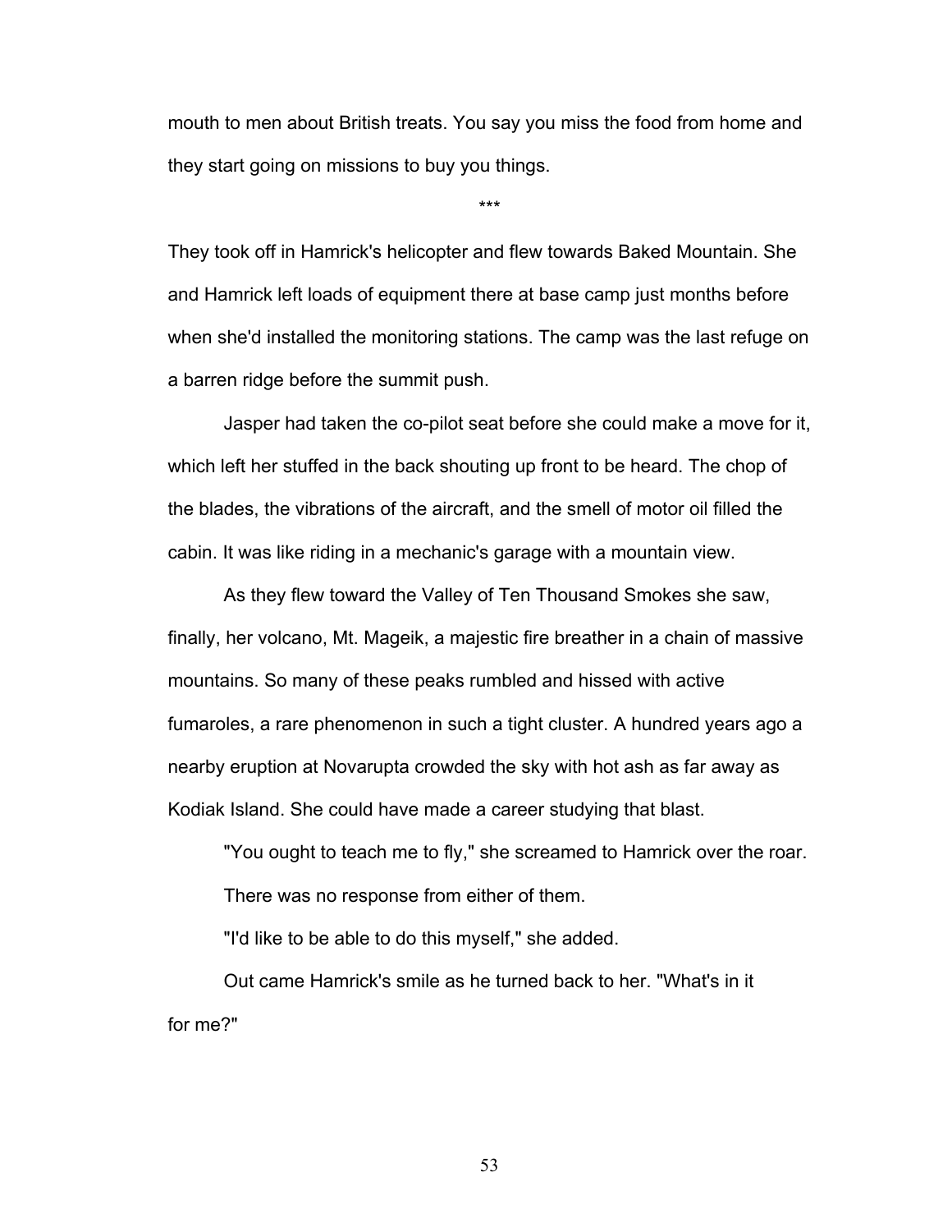mouth to men about British treats. You say you miss the food from home and they start going on missions to buy you things.

\*\*\*

They took off in Hamrick's helicopter and flew towards Baked Mountain. She and Hamrick left loads of equipment there at base camp just months before when she'd installed the monitoring stations. The camp was the last refuge on a barren ridge before the summit push.

Jasper had taken the co-pilot seat before she could make a move for it, which left her stuffed in the back shouting up front to be heard. The chop of the blades, the vibrations of the aircraft, and the smell of motor oil filled the cabin. It was like riding in a mechanic's garage with a mountain view.

As they flew toward the Valley of Ten Thousand Smokes she saw, finally, her volcano, Mt. Mageik, a majestic fire breather in a chain of massive mountains. So many of these peaks rumbled and hissed with active fumaroles, a rare phenomenon in such a tight cluster. A hundred years ago a nearby eruption at Novarupta crowded the sky with hot ash as far away as Kodiak Island. She could have made a career studying that blast.

"You ought to teach me to fly," she screamed to Hamrick over the roar.

There was no response from either of them.

"I'd like to be able to do this myself," she added.

Out came Hamrick's smile as he turned back to her. "What's in it for me?"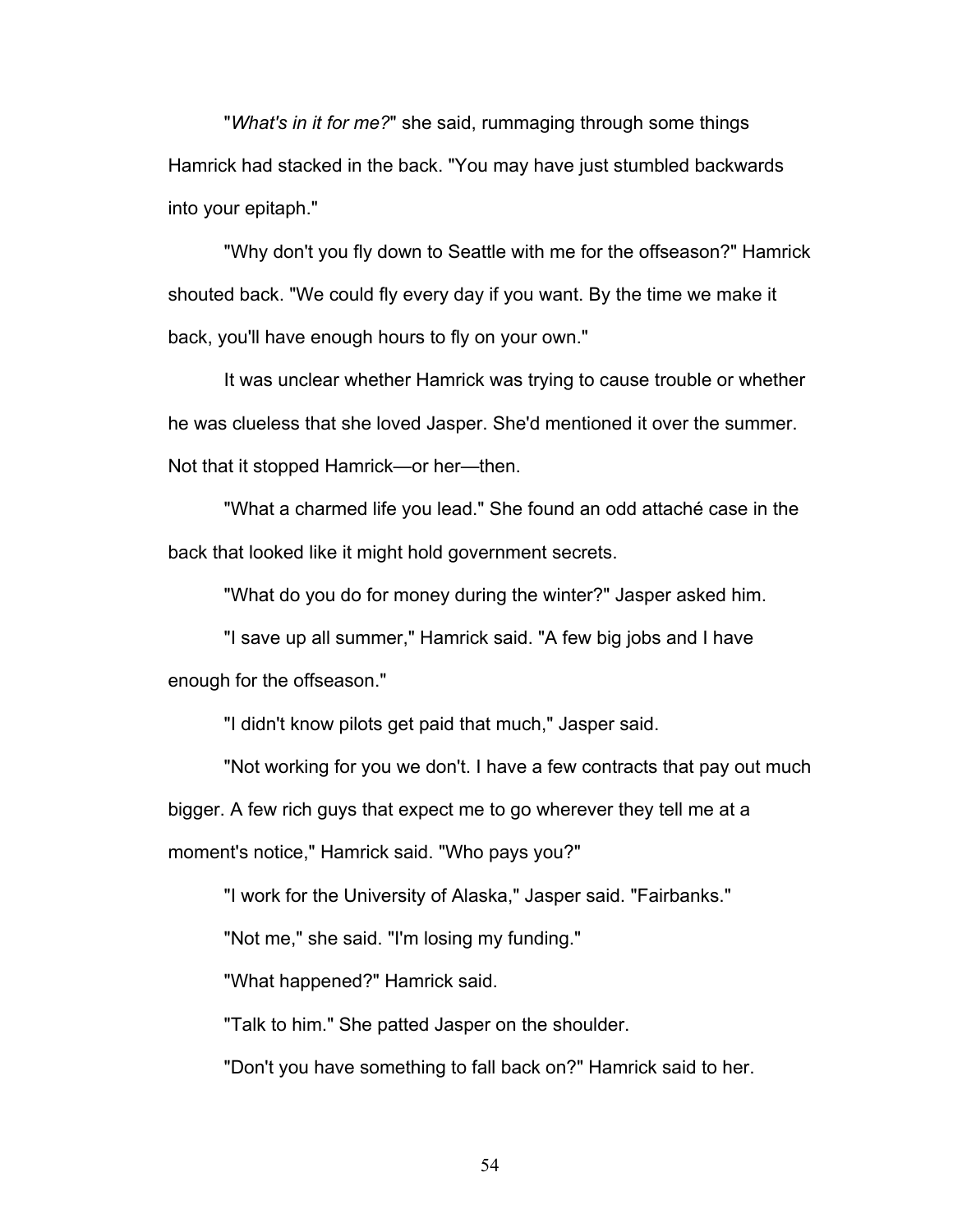"*What's in it for me?*" she said, rummaging through some things Hamrick had stacked in the back. "You may have just stumbled backwards into your epitaph."

"Why don't you fly down to Seattle with me for the offseason?" Hamrick shouted back. "We could fly every day if you want. By the time we make it back, you'll have enough hours to fly on your own."

It was unclear whether Hamrick was trying to cause trouble or whether he was clueless that she loved Jasper. She'd mentioned it over the summer. Not that it stopped Hamrick—or her—then.

"What a charmed life you lead." She found an odd attaché case in the back that looked like it might hold government secrets.

"What do you do for money during the winter?" Jasper asked him.

"I save up all summer," Hamrick said. "A few big jobs and I have enough for the offseason."

"I didn't know pilots get paid that much," Jasper said.

"Not working for you we don't. I have a few contracts that pay out much bigger. A few rich guys that expect me to go wherever they tell me at a moment's notice," Hamrick said. "Who pays you?"

"I work for the University of Alaska," Jasper said. "Fairbanks."

"Not me," she said. "I'm losing my funding."

"What happened?" Hamrick said.

"Talk to him." She patted Jasper on the shoulder.

"Don't you have something to fall back on?" Hamrick said to her.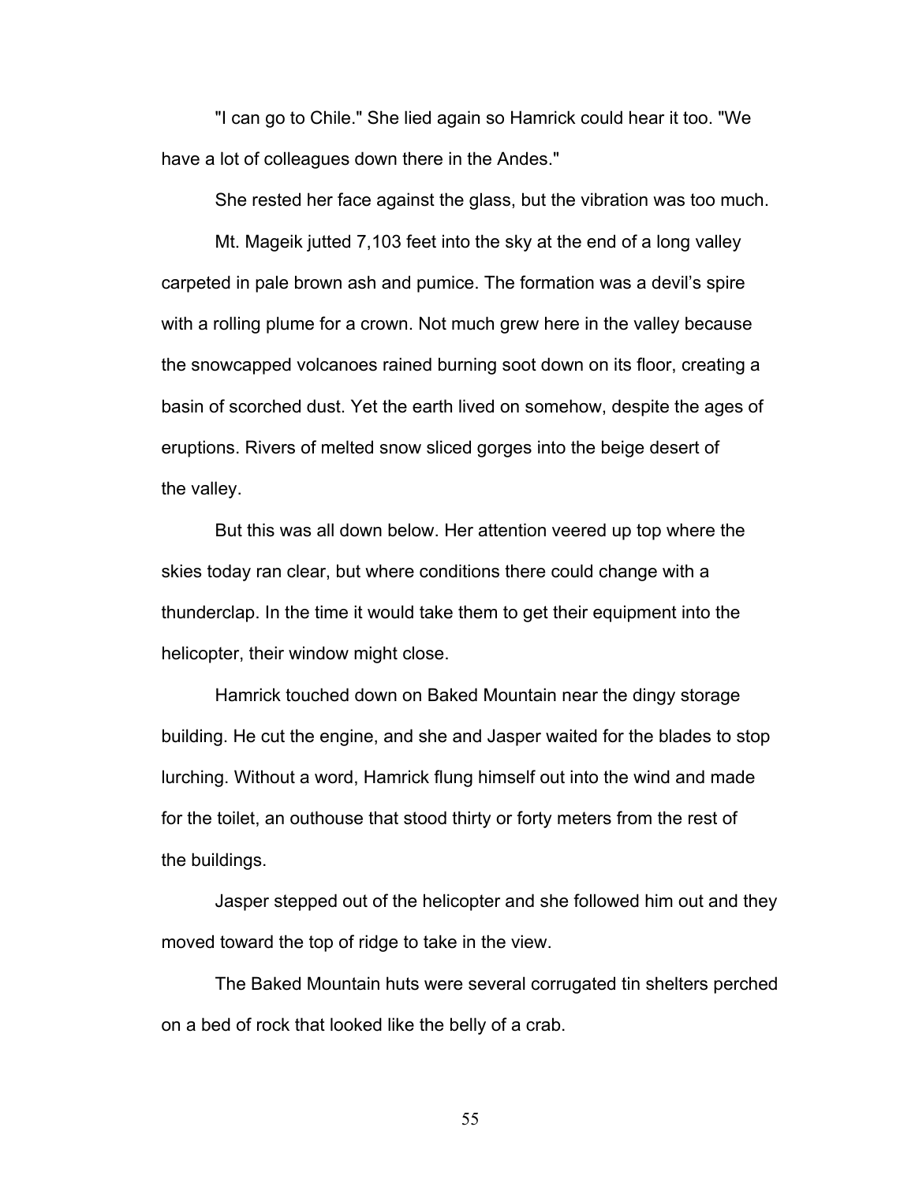"I can go to Chile." She lied again so Hamrick could hear it too. "We have a lot of colleagues down there in the Andes."

She rested her face against the glass, but the vibration was too much.

Mt. Mageik jutted 7,103 feet into the sky at the end of a long valley carpeted in pale brown ash and pumice. The formation was a devil's spire with a rolling plume for a crown. Not much grew here in the valley because the snowcapped volcanoes rained burning soot down on its floor, creating a basin of scorched dust. Yet the earth lived on somehow, despite the ages of eruptions. Rivers of melted snow sliced gorges into the beige desert of the valley.

But this was all down below. Her attention veered up top where the skies today ran clear, but where conditions there could change with a thunderclap. In the time it would take them to get their equipment into the helicopter, their window might close.

Hamrick touched down on Baked Mountain near the dingy storage building. He cut the engine, and she and Jasper waited for the blades to stop lurching. Without a word, Hamrick flung himself out into the wind and made for the toilet, an outhouse that stood thirty or forty meters from the rest of the buildings.

Jasper stepped out of the helicopter and she followed him out and they moved toward the top of ridge to take in the view.

The Baked Mountain huts were several corrugated tin shelters perched on a bed of rock that looked like the belly of a crab.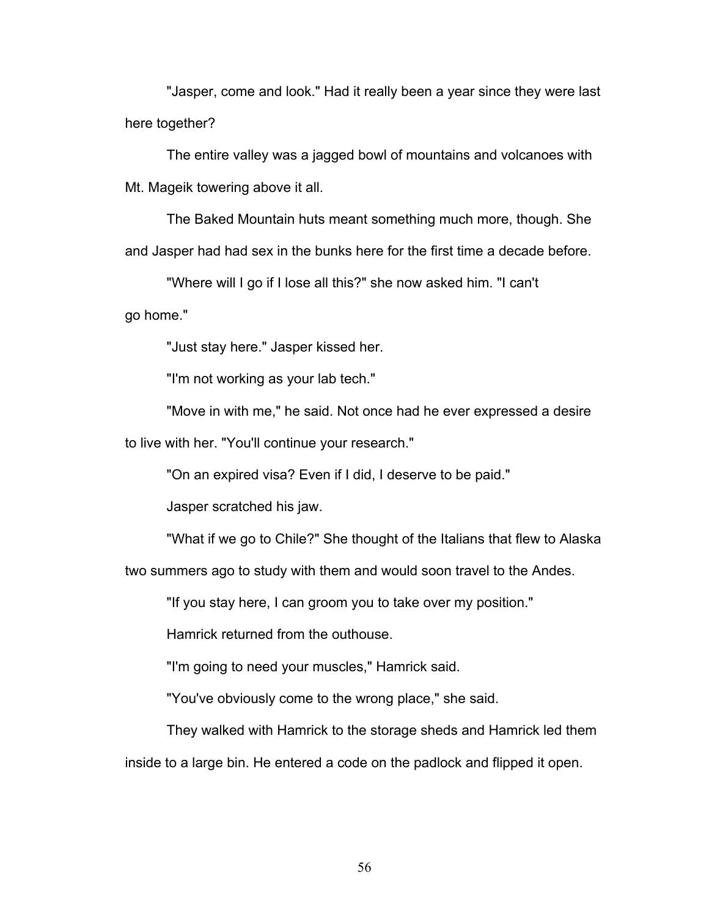"Jasper, come and look." Had it really been a year since they were last here together?

The entire valley was a jagged bowl of mountains and volcanoes with Mt. Mageik towering above it all.

The Baked Mountain huts meant something much more, though. She and Jasper had had sex in the bunks here for the first time a decade before.

"Where will I go if I lose all this?" she now asked him. "I can't go home."

"Just stay here." Jasper kissed her.

"I'm not working as your lab tech."

"Move in with me," he said. Not once had he ever expressed a desire to live with her. "You'll continue your research."

"On an expired visa? Even if I did, I deserve to be paid."

Jasper scratched his jaw.

"What if we go to Chile?" She thought of the Italians that flew to Alaska two summers ago to study with them and would soon travel to the Andes.

"If you stay here, I can groom you to take over my position."

Hamrick returned from the outhouse.

"I'm going to need your muscles," Hamrick said.

"You've obviously come to the wrong place," she said.

They walked with Hamrick to the storage sheds and Hamrick led them inside to a large bin. He entered a code on the padlock and flipped it open.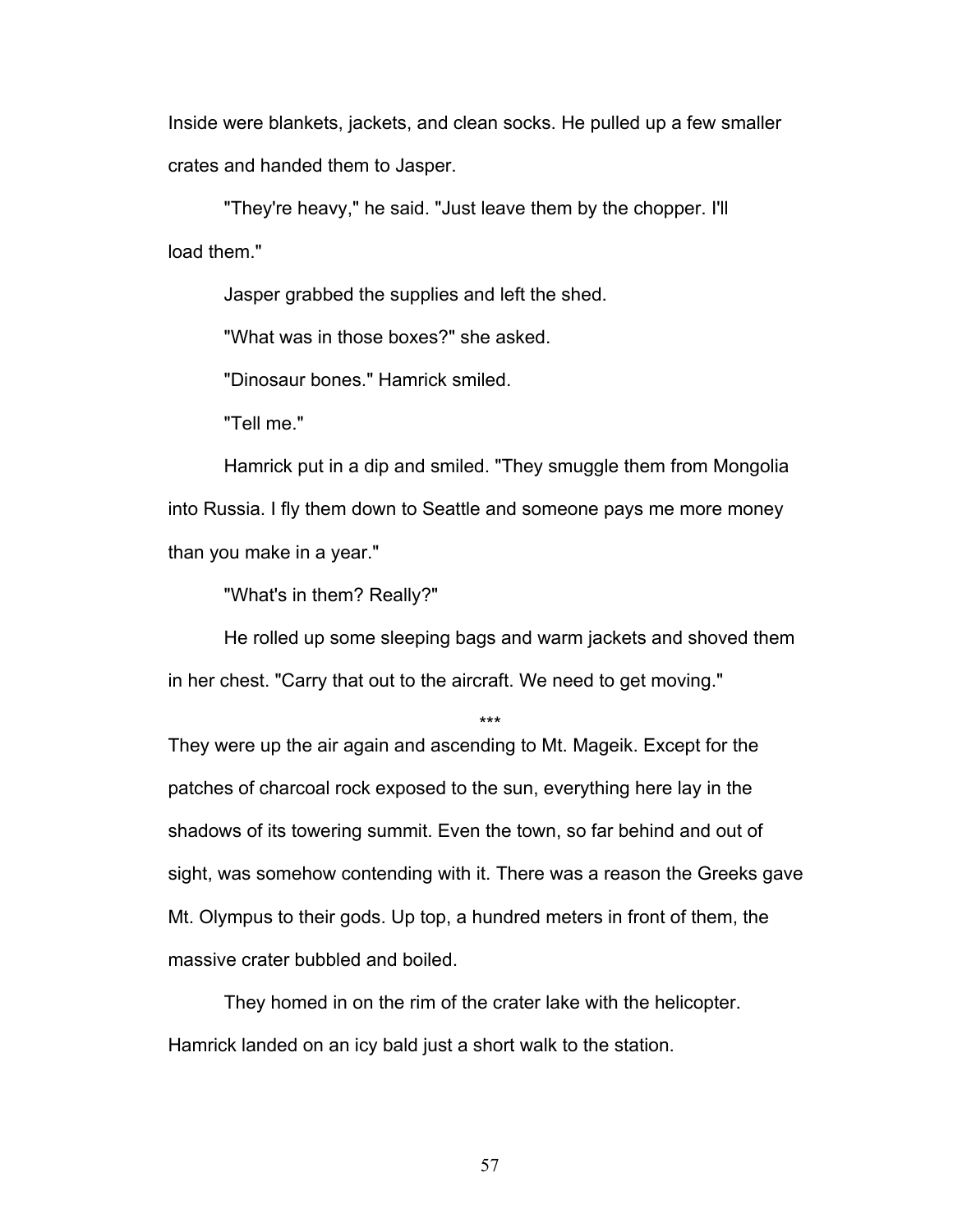Inside were blankets, jackets, and clean socks. He pulled up a few smaller crates and handed them to Jasper.

"They're heavy," he said. "Just leave them by the chopper. I'll load them."

Jasper grabbed the supplies and left the shed.

"What was in those boxes?" she asked.

"Dinosaur bones." Hamrick smiled.

"Tell me."

Hamrick put in a dip and smiled. "They smuggle them from Mongolia into Russia. I fly them down to Seattle and someone pays me more money than you make in a year."

"What's in them? Really?"

He rolled up some sleeping bags and warm jackets and shoved them in her chest. "Carry that out to the aircraft. We need to get moving."

***

They were up the air again and ascending to Mt. Mageik. Except for the patches of charcoal rock exposed to the sun, everything here lay in the shadows of its towering summit. Even the town, so far behind and out of sight, was somehow contending with it. There was a reason the Greeks gave Mt. Olympus to their gods. Up top, a hundred meters in front of them, the massive crater bubbled and boiled.

They homed in on the rim of the crater lake with the helicopter. Hamrick landed on an icy bald just a short walk to the station.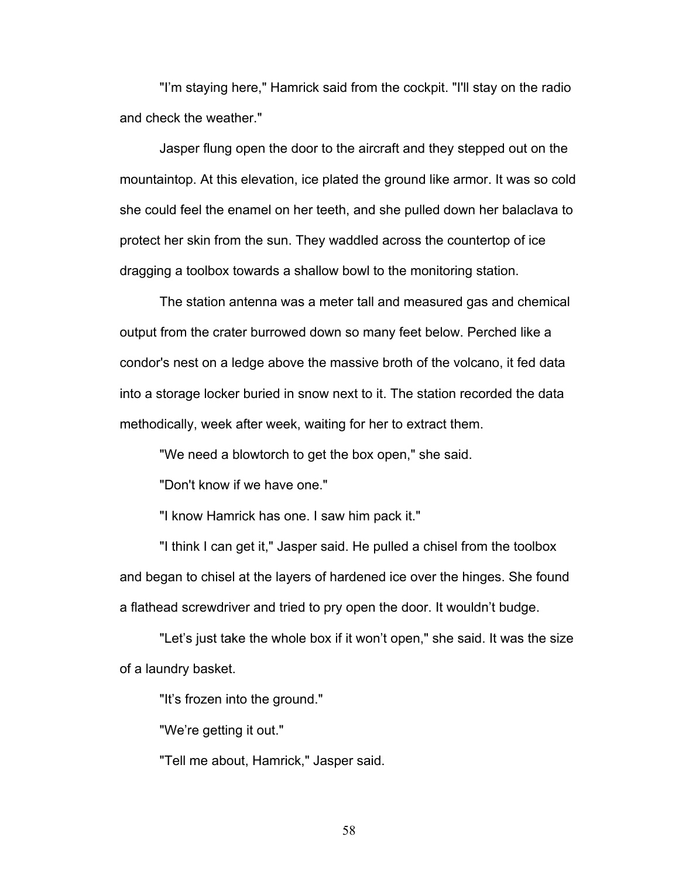"I'm staying here," Hamrick said from the cockpit. "I'll stay on the radio and check the weather."

Jasper flung open the door to the aircraft and they stepped out on the mountaintop. At this elevation, ice plated the ground like armor. It was so cold she could feel the enamel on her teeth, and she pulled down her balaclava to protect her skin from the sun. They waddled across the countertop of ice dragging a toolbox towards a shallow bowl to the monitoring station.

The station antenna was a meter tall and measured gas and chemical output from the crater burrowed down so many feet below. Perched like a condor's nest on a ledge above the massive broth of the volcano, it fed data into a storage locker buried in snow next to it. The station recorded the data methodically, week after week, waiting for her to extract them.

"We need a blowtorch to get the box open," she said.

"Don't know if we have one."

"I know Hamrick has one. I saw him pack it."

"I think I can get it," Jasper said. He pulled a chisel from the toolbox and began to chisel at the layers of hardened ice over the hinges. She found a flathead screwdriver and tried to pry open the door. It wouldn't budge.

"Let's just take the whole box if it won't open," she said. It was the size of a laundry basket.

"It's frozen into the ground."

"We're getting it out."

"Tell me about, Hamrick," Jasper said.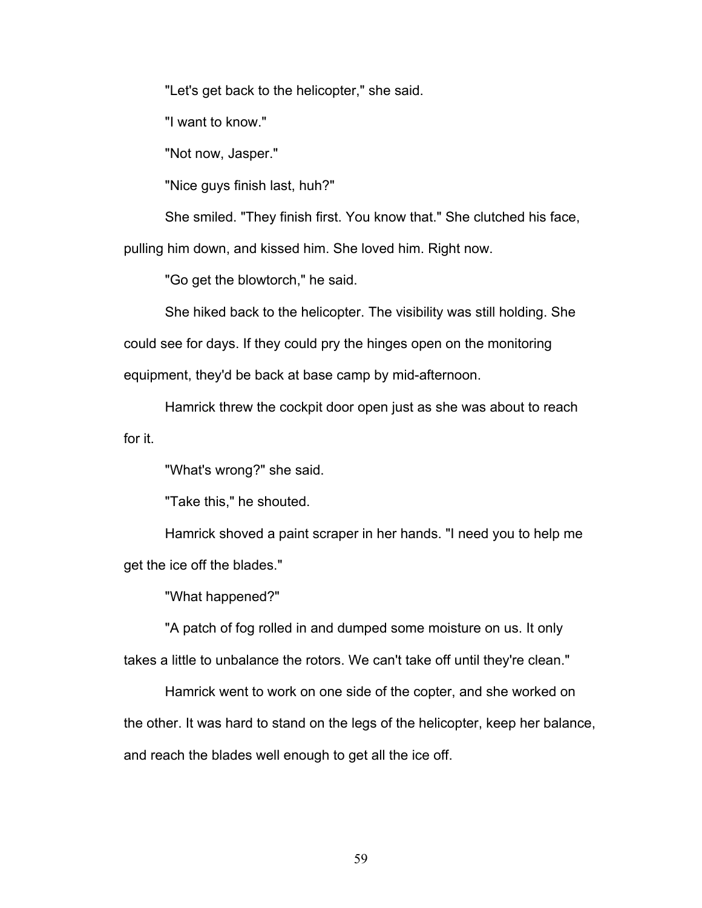"Let's get back to the helicopter," she said.

"I want to know."

"Not now, Jasper."

"Nice guys finish last, huh?"

She smiled. "They finish first. You know that." She clutched his face, pulling him down, and kissed him. She loved him. Right now.

"Go get the blowtorch," he said.

She hiked back to the helicopter. The visibility was still holding. She could see for days. If they could pry the hinges open on the monitoring equipment, they'd be back at base camp by mid-afternoon.

Hamrick threw the cockpit door open just as she was about to reach for it.

"What's wrong?" she said.

"Take this," he shouted.

Hamrick shoved a paint scraper in her hands. "I need you to help me get the ice off the blades."

"What happened?"

"A patch of fog rolled in and dumped some moisture on us. It only takes a little to unbalance the rotors. We can't take off until they're clean."

Hamrick went to work on one side of the copter, and she worked on the other. It was hard to stand on the legs of the helicopter, keep her balance, and reach the blades well enough to get all the ice off.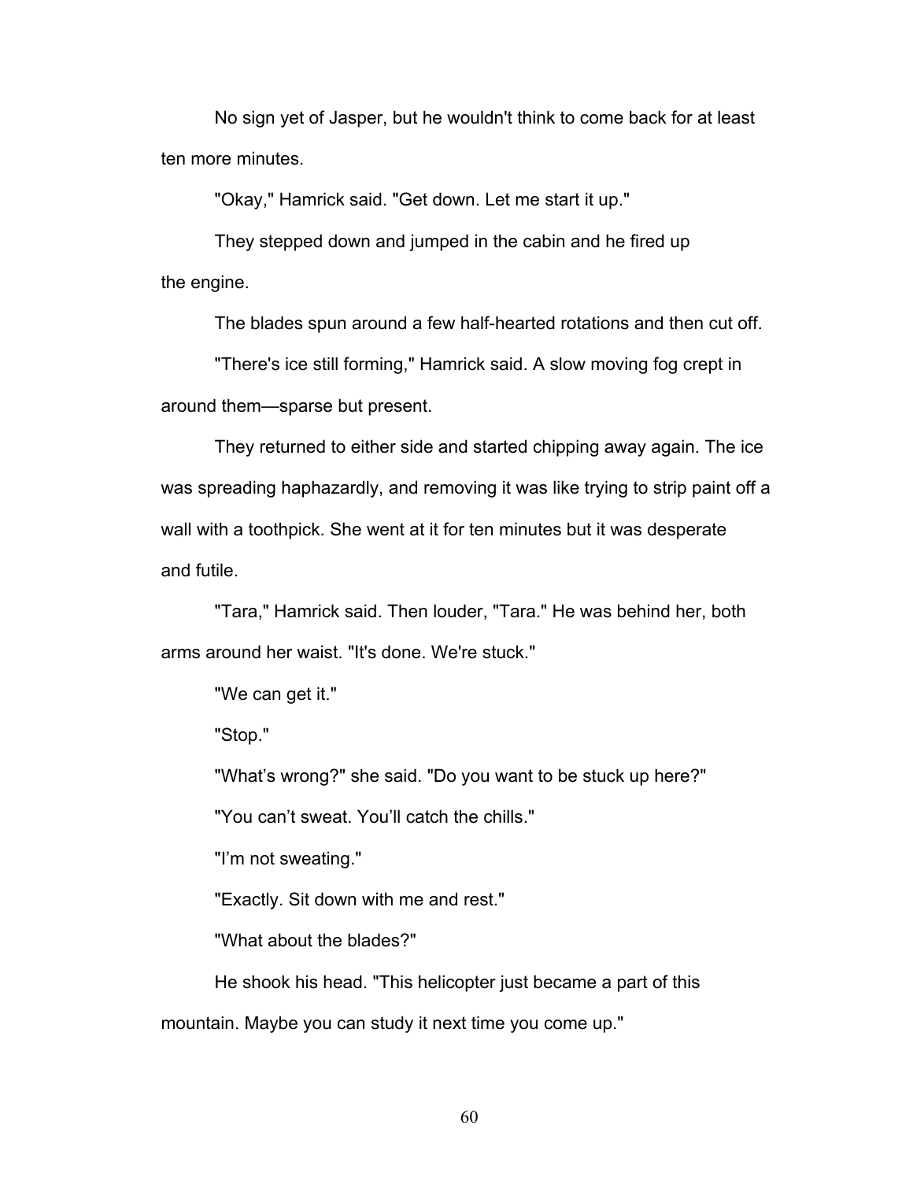No sign yet of Jasper, but he wouldn't think to come back for at least ten more minutes.

"Okay," Hamrick said. "Get down. Let me start it up."

They stepped down and jumped in the cabin and he fired up the engine.

The blades spun around a few half-hearted rotations and then cut off.

"There's ice still forming," Hamrick said. A slow moving fog crept in around them—sparse but present.

They returned to either side and started chipping away again. The ice was spreading haphazardly, and removing it was like trying to strip paint off a wall with a toothpick. She went at it for ten minutes but it was desperate and futile.

"Tara," Hamrick said. Then louder, "Tara." He was behind her, both arms around her waist. "It's done. We're stuck."

"We can get it."

"Stop."

"What's wrong?" she said. "Do you want to be stuck up here?"

"You can't sweat. You'll catch the chills."

"I'm not sweating."

"Exactly. Sit down with me and rest."

"What about the blades?"

He shook his head. "This helicopter just became a part of this mountain. Maybe you can study it next time you come up."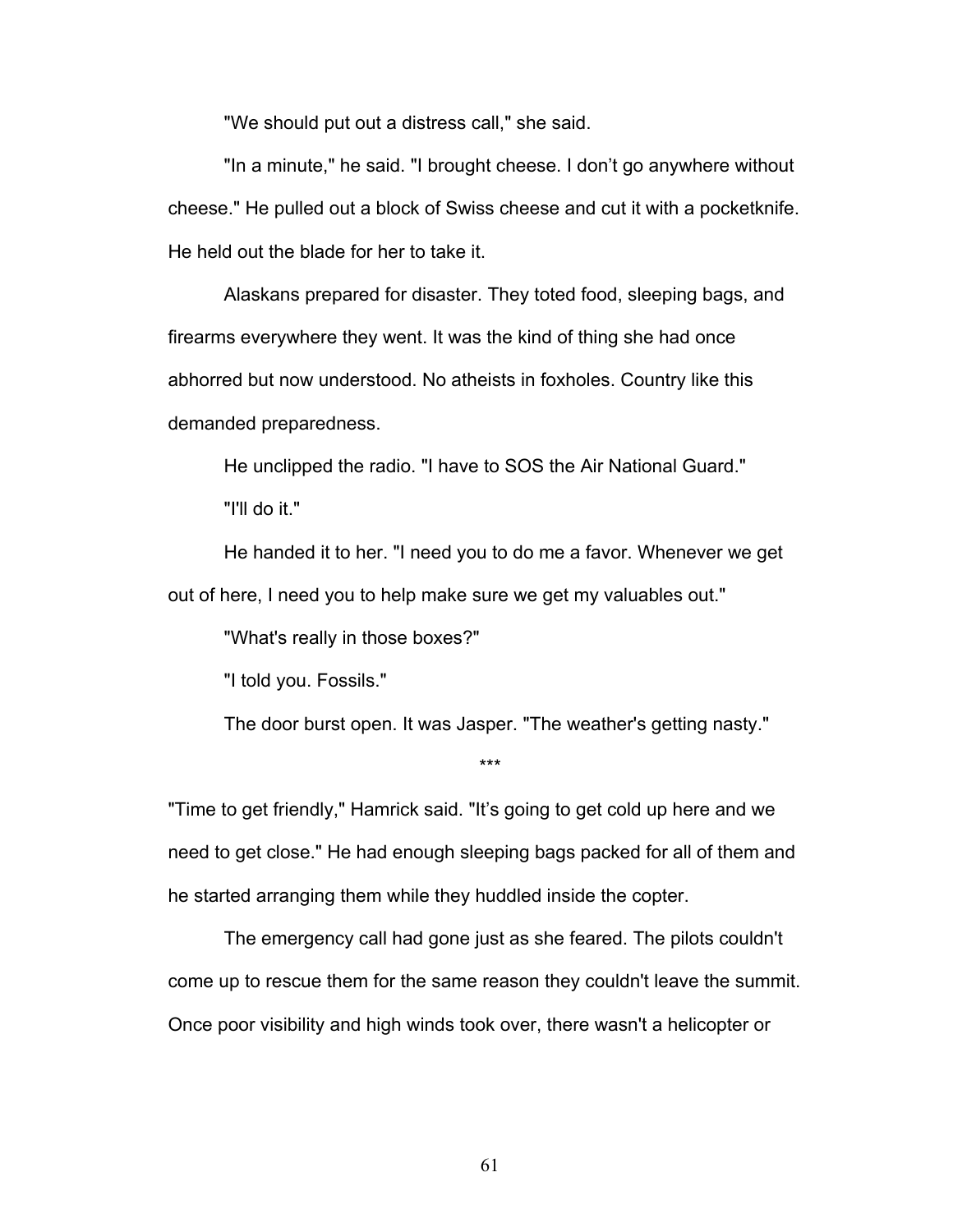"We should put out a distress call," she said.

"In a minute," he said. "I brought cheese. I don't go anywhere without cheese." He pulled out a block of Swiss cheese and cut it with a pocketknife. He held out the blade for her to take it.

Alaskans prepared for disaster. They toted food, sleeping bags, and firearms everywhere they went. It was the kind of thing she had once abhorred but now understood. No atheists in foxholes. Country like this demanded preparedness.

He unclipped the radio. "I have to SOS the Air National Guard."

"I'll do it."

He handed it to her. "I need you to do me a favor. Whenever we get out of here, I need you to help make sure we get my valuables out."

"What's really in those boxes?"

"I told you. Fossils."

The door burst open. It was Jasper. "The weather's getting nasty."

***

"Time to get friendly," Hamrick said. "It's going to get cold up here and we need to get close." He had enough sleeping bags packed for all of them and he started arranging them while they huddled inside the copter.

The emergency call had gone just as she feared. The pilots couldn't come up to rescue them for the same reason they couldn't leave the summit. Once poor visibility and high winds took over, there wasn't a helicopter or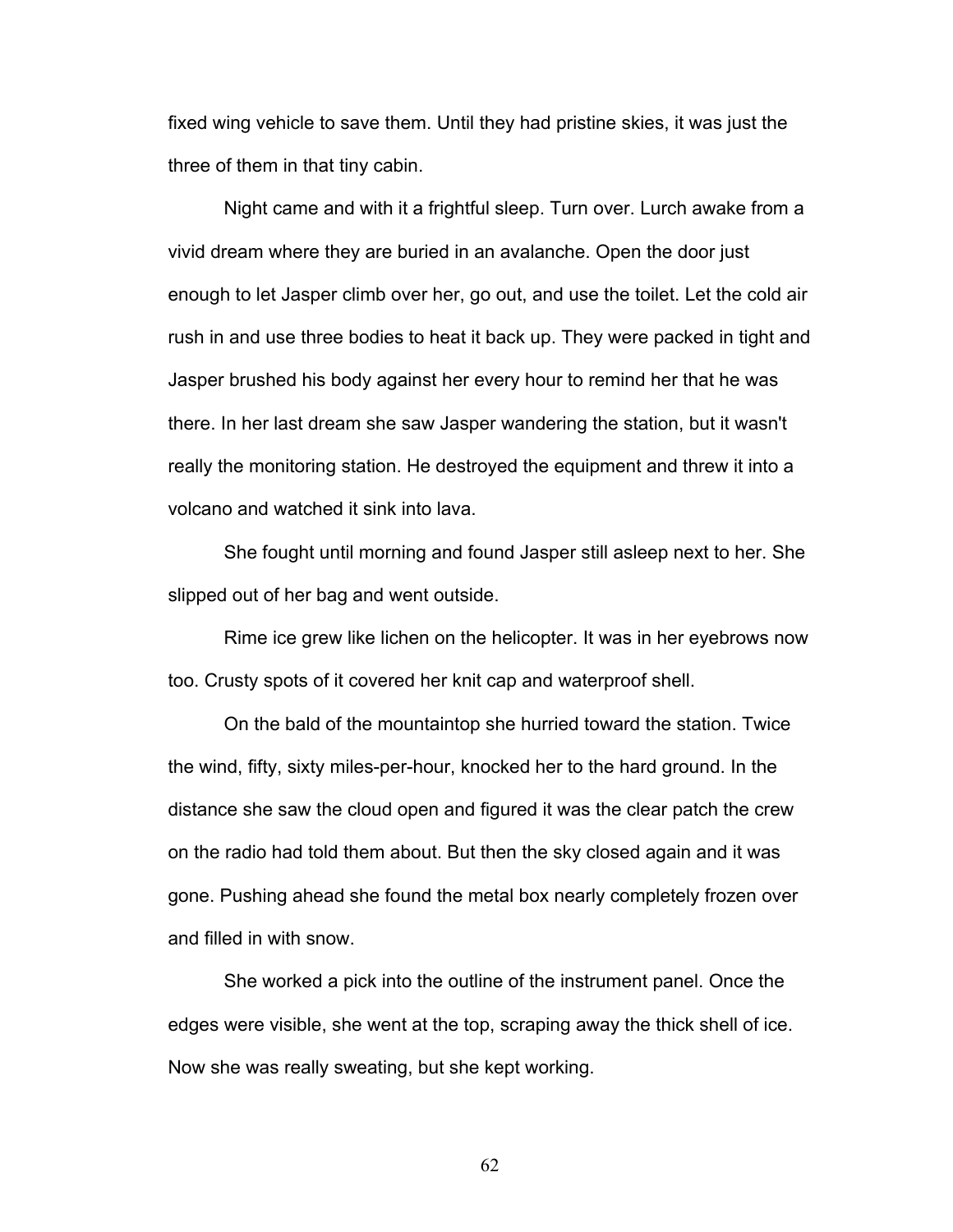fixed wing vehicle to save them. Until they had pristine skies, it was just the three of them in that tiny cabin.

Night came and with it a frightful sleep. Turn over. Lurch awake from a vivid dream where they are buried in an avalanche. Open the door just enough to let Jasper climb over her, go out, and use the toilet. Let the cold air rush in and use three bodies to heat it back up. They were packed in tight and Jasper brushed his body against her every hour to remind her that he was there. In her last dream she saw Jasper wandering the station, but it wasn't really the monitoring station. He destroyed the equipment and threw it into a volcano and watched it sink into lava.

She fought until morning and found Jasper still asleep next to her. She slipped out of her bag and went outside.

Rime ice grew like lichen on the helicopter. It was in her eyebrows now too. Crusty spots of it covered her knit cap and waterproof shell.

On the bald of the mountaintop she hurried toward the station. Twice the wind, fifty, sixty miles-per-hour, knocked her to the hard ground. In the distance she saw the cloud open and figured it was the clear patch the crew on the radio had told them about. But then the sky closed again and it was gone. Pushing ahead she found the metal box nearly completely frozen over and filled in with snow.

She worked a pick into the outline of the instrument panel. Once the edges were visible, she went at the top, scraping away the thick shell of ice. Now she was really sweating, but she kept working.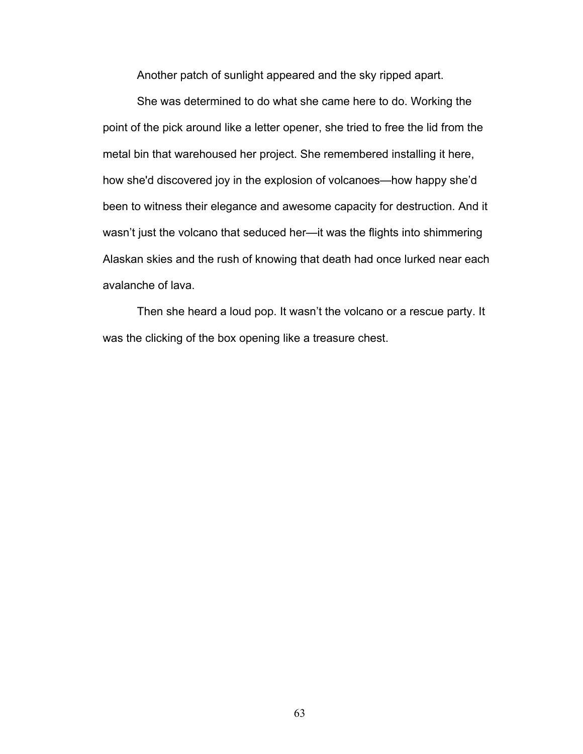Another patch of sunlight appeared and the sky ripped apart.

She was determined to do what she came here to do. Working the point of the pick around like a letter opener, she tried to free the lid from the metal bin that warehoused her project. She remembered installing it here, how she'd discovered joy in the explosion of volcanoes—how happy she'd been to witness their elegance and awesome capacity for destruction. And it wasn't just the volcano that seduced her—it was the flights into shimmering Alaskan skies and the rush of knowing that death had once lurked near each avalanche of lava.

Then she heard a loud pop. It wasn't the volcano or a rescue party. It was the clicking of the box opening like a treasure chest.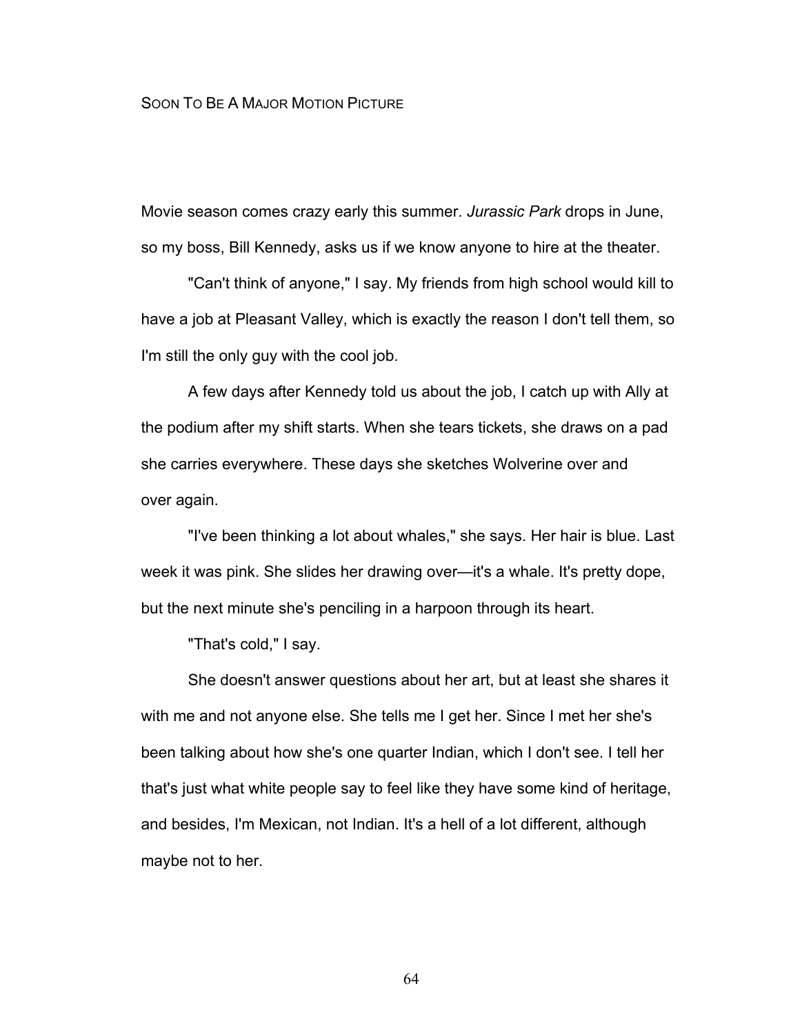# Soon To Be A Major Motion Picture

Movie season comes crazy early this summer. *Jurassic Park* drops in June, so my boss, Bill Kennedy, asks us if we know anyone to hire at the theater.

"Can't think of anyone," I say. My friends from high school would kill to have a job at Pleasant Valley, which is exactly the reason I don't tell them, so I'm still the only guy with the cool job.

A few days after Kennedy told us about the job, I catch up with Ally at the podium after my shift starts. When she tears tickets, she draws on a pad she carries everywhere. These days she sketches Wolverine over and over again.

"I've been thinking a lot about whales," she says. Her hair is blue. Last week it was pink. She slides her drawing over—it's a whale. It's pretty dope, but the next minute she's penciling in a harpoon through its heart.

"That's cold," I say.

She doesn't answer questions about her art, but at least she shares it with me and not anyone else. She tells me I get her. Since I met her she's been talking about how she's one quarter Indian, which I don't see. I tell her that's just what white people say to feel like they have some kind of heritage, and besides, I'm Mexican, not Indian. It's a hell of a lot different, although maybe not to her.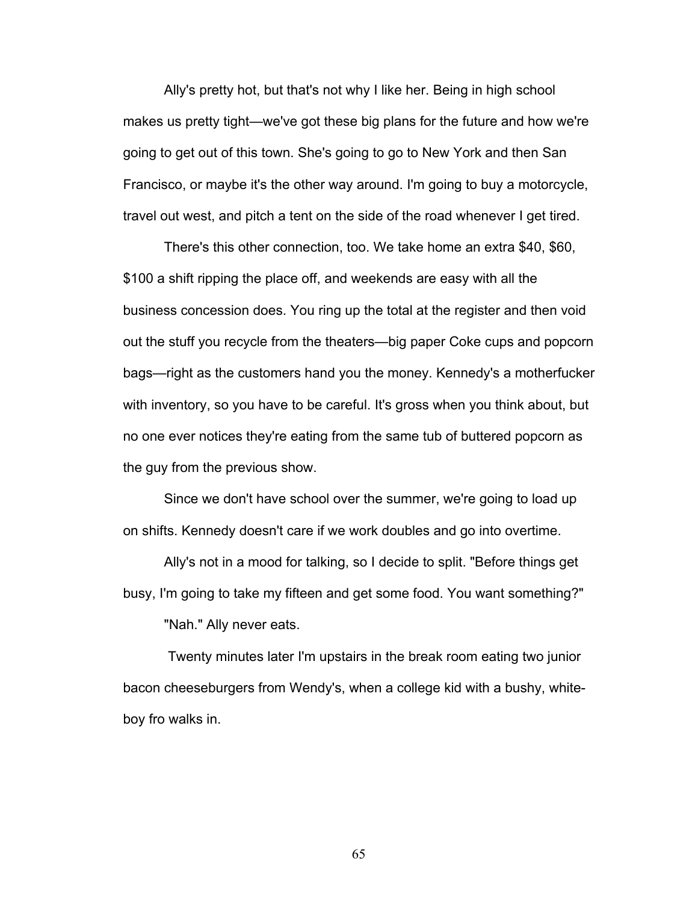Ally's pretty hot, but that's not why I like her. Being in high school makes us pretty tight—we've got these big plans for the future and how we're going to get out of this town. She's going to go to New York and then San Francisco, or maybe it's the other way around. I'm going to buy a motorcycle, travel out west, and pitch a tent on the side of the road whenever I get tired.

There's this other connection, too. We take home an extra $40, $60, $100 a shift ripping the place off, and weekends are easy with all the business concession does. You ring up the total at the register and then void out the stuff you recycle from the theaters—big paper Coke cups and popcorn bags—right as the customers hand you the money. Kennedy's a motherfucker with inventory, so you have to be careful. It's gross when you think about, but no one ever notices they're eating from the same tub of buttered popcorn as the guy from the previous show.

Since we don't have school over the summer, we're going to load up on shifts. Kennedy doesn't care if we work doubles and go into overtime.

Ally's not in a mood for talking, so I decide to split. "Before things get busy, I'm going to take my fifteen and get some food. You want something?"

"Nah." Ally never eats.

Twenty minutes later I'm upstairs in the break room eating two junior bacon cheeseburgers from Wendy's, when a college kid with a bushy, white-boy fro walks in.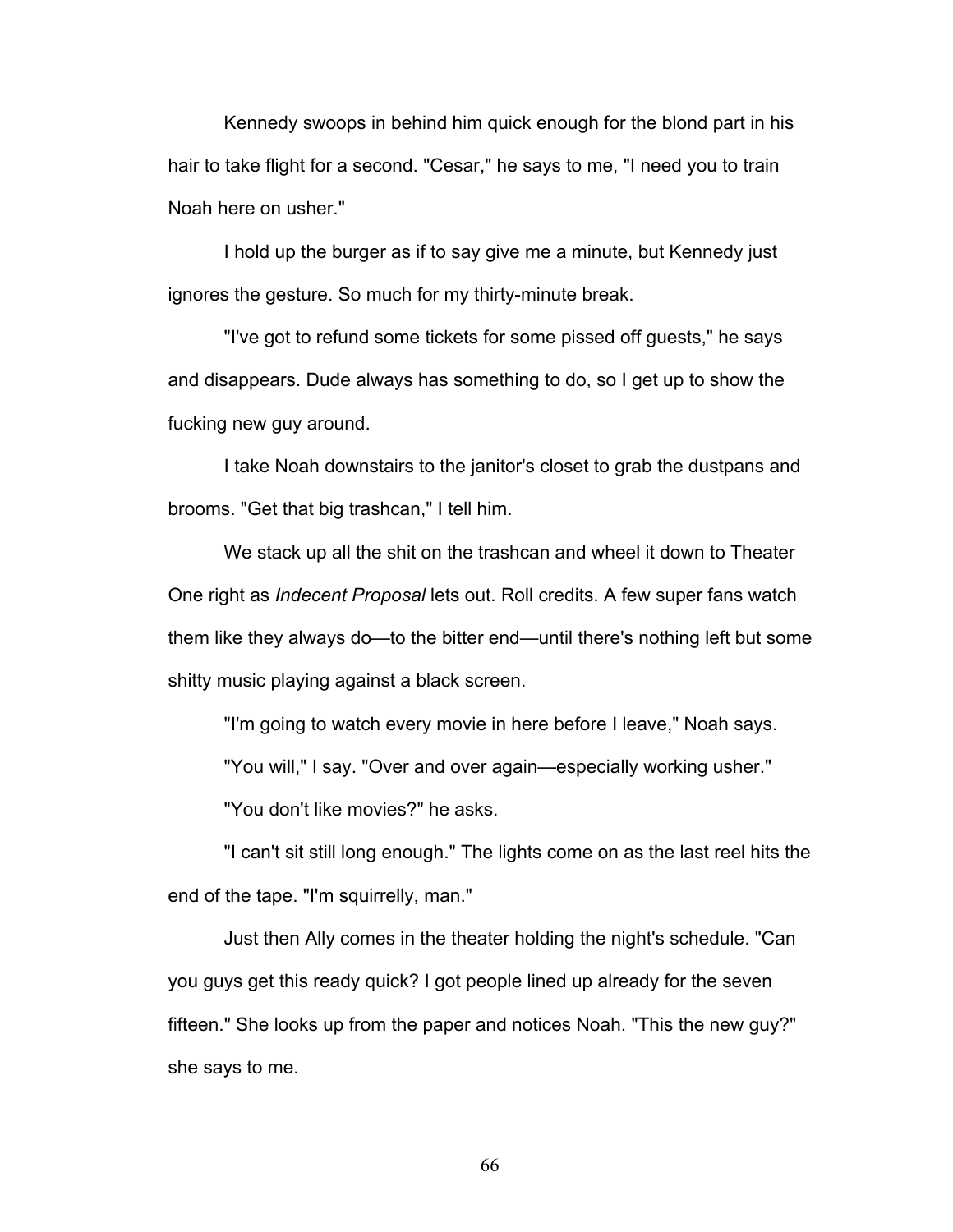Kennedy swoops in behind him quick enough for the blond part in his hair to take flight for a second. "Cesar," he says to me, "I need you to train Noah here on usher."

I hold up the burger as if to say give me a minute, but Kennedy just ignores the gesture. So much for my thirty-minute break.

"I've got to refund some tickets for some pissed off guests," he says and disappears. Dude always has something to do, so I get up to show the fucking new guy around.

I take Noah downstairs to the janitor's closet to grab the dustpans and brooms. "Get that big trashcan," I tell him.

We stack up all the shit on the trashcan and wheel it down to Theater One right as *Indecent Proposal* lets out. Roll credits. A few super fans watch them like they always do—to the bitter end—until there's nothing left but some shitty music playing against a black screen.

"I'm going to watch every movie in here before I leave," Noah says.

"You will," I say. "Over and over again—especially working usher."

"You don't like movies?" he asks.

"I can't sit still long enough." The lights come on as the last reel hits the end of the tape. "I'm squirrelly, man."

Just then Ally comes in the theater holding the night's schedule. "Can you guys get this ready quick? I got people lined up already for the seven fifteen." She looks up from the paper and notices Noah. "This the new guy?" she says to me.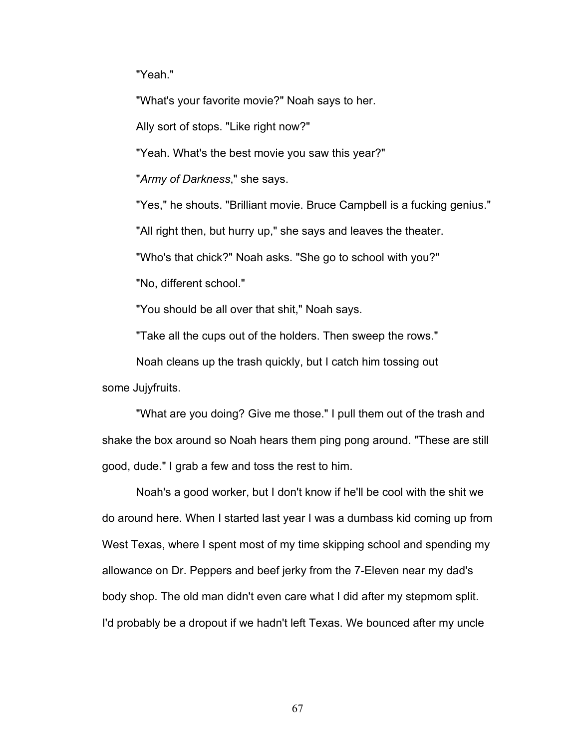"Yeah."

"What's your favorite movie?" Noah says to her.

Ally sort of stops. "Like right now?"

"Yeah. What's the best movie you saw this year?"

"*Army of Darkness*," she says.

"Yes," he shouts. "Brilliant movie. Bruce Campbell is a fucking genius."

"All right then, but hurry up," she says and leaves the theater.

"Who's that chick?" Noah asks. "She go to school with you?"

"No, different school."

"You should be all over that shit," Noah says.

"Take all the cups out of the holders. Then sweep the rows."

Noah cleans up the trash quickly, but I catch him tossing out some Jujyfruits.

"What are you doing? Give me those." I pull them out of the trash and shake the box around so Noah hears them ping pong around. "These are still good, dude." I grab a few and toss the rest to him.

Noah's a good worker, but I don't know if he'll be cool with the shit we do around here. When I started last year I was a dumbass kid coming up from West Texas, where I spent most of my time skipping school and spending my allowance on Dr. Peppers and beef jerky from the 7-Eleven near my dad's body shop. The old man didn't even care what I did after my stepmom split. I'd probably be a dropout if we hadn't left Texas. We bounced after my uncle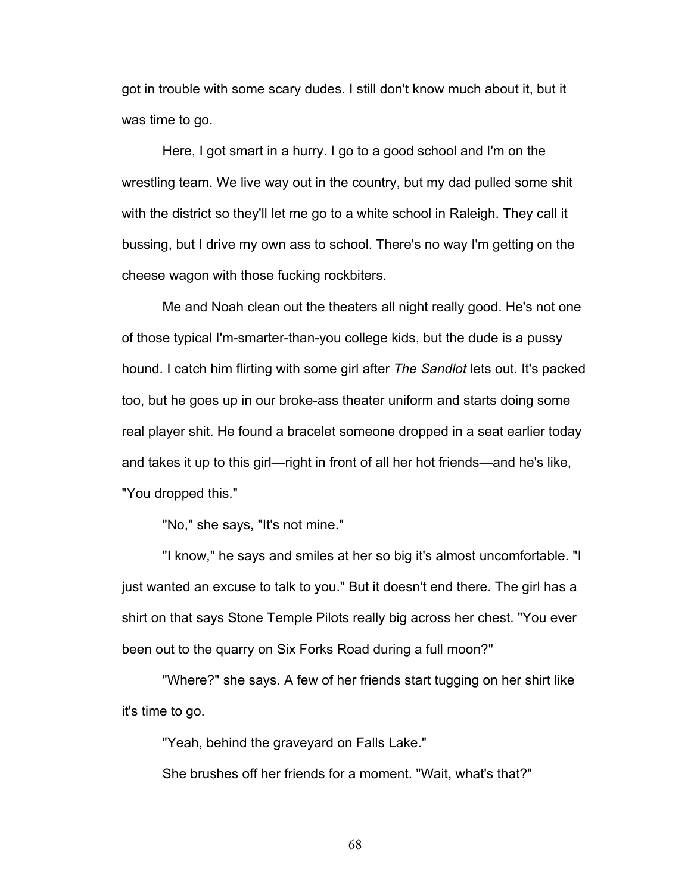got in trouble with some scary dudes. I still don't know much about it, but it was time to go.

Here, I got smart in a hurry. I go to a good school and I'm on the wrestling team. We live way out in the country, but my dad pulled some shit with the district so they'll let me go to a white school in Raleigh. They call it bussing, but I drive my own ass to school. There's no way I'm getting on the cheese wagon with those fucking rockbiters.

Me and Noah clean out the theaters all night really good. He's not one of those typical I'm-smarter-than-you college kids, but the dude is a pussy hound. I catch him flirting with some girl after *The Sandlot* lets out. It's packed too, but he goes up in our broke-ass theater uniform and starts doing some real player shit. He found a bracelet someone dropped in a seat earlier today and takes it up to this girl—right in front of all her hot friends—and he's like, "You dropped this."

"No," she says, "It's not mine."

"I know," he says and smiles at her so big it's almost uncomfortable. "I just wanted an excuse to talk to you." But it doesn't end there. The girl has a shirt on that says Stone Temple Pilots really big across her chest. "You ever been out to the quarry on Six Forks Road during a full moon?"

"Where?" she says. A few of her friends start tugging on her shirt like it's time to go.

"Yeah, behind the graveyard on Falls Lake."

She brushes off her friends for a moment. "Wait, what's that?"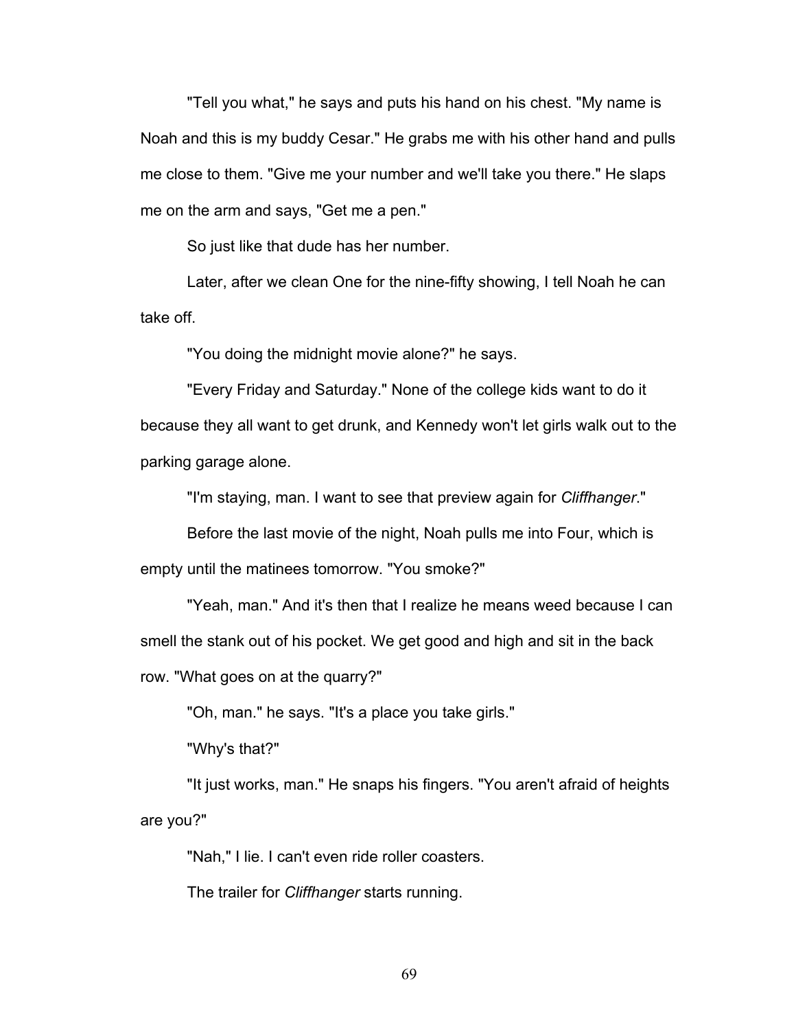"Tell you what," he says and puts his hand on his chest. "My name is Noah and this is my buddy Cesar." He grabs me with his other hand and pulls me close to them. "Give me your number and we'll take you there." He slaps me on the arm and says, "Get me a pen."

So just like that dude has her number.

Later, after we clean One for the nine-fifty showing, I tell Noah he can take off.

"You doing the midnight movie alone?" he says.

"Every Friday and Saturday." None of the college kids want to do it because they all want to get drunk, and Kennedy won't let girls walk out to the parking garage alone.

"I'm staying, man. I want to see that preview again for *Cliffhanger*."

Before the last movie of the night, Noah pulls me into Four, which is empty until the matinees tomorrow. "You smoke?"

"Yeah, man." And it's then that I realize he means weed because I can smell the stank out of his pocket. We get good and high and sit in the back row. "What goes on at the quarry?"

"Oh, man." he says. "It's a place you take girls."

"Why's that?"

"It just works, man." He snaps his fingers. "You aren't afraid of heights are you?"

"Nah," I lie. I can't even ride roller coasters.

The trailer for *Cliffhanger* starts running.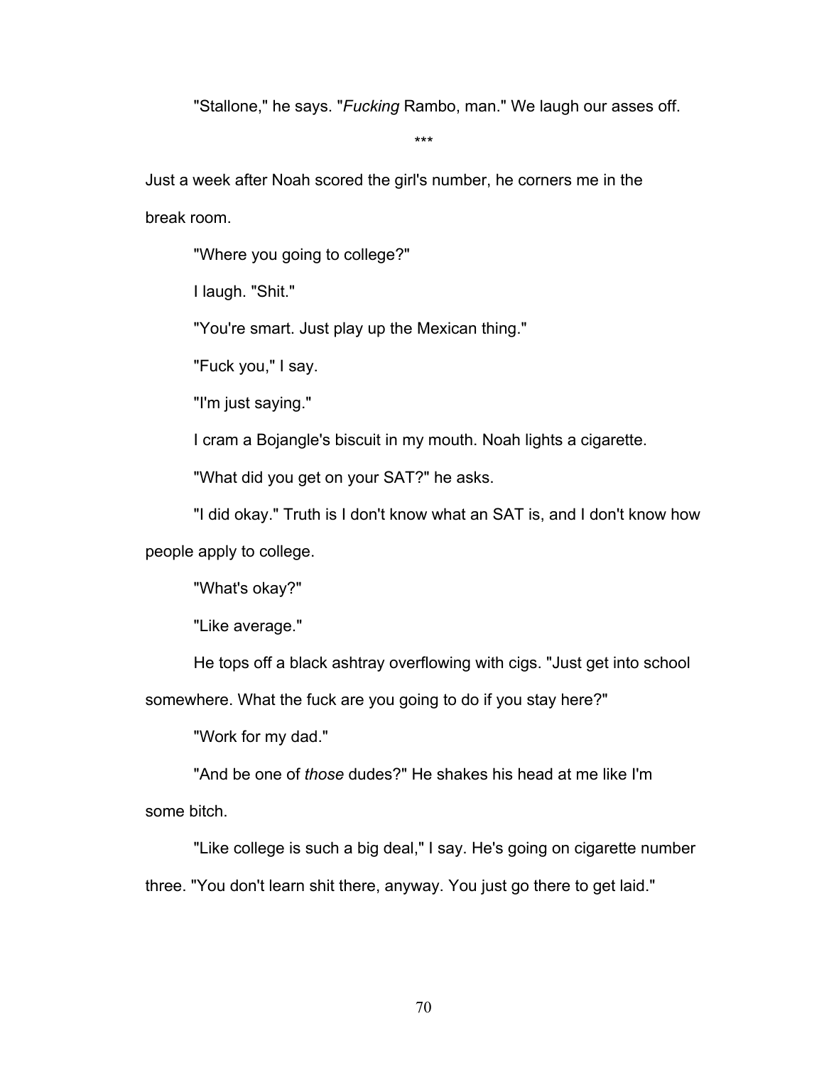"Stallone," he says. "*Fucking* Rambo, man." We laugh our asses off.

\*\*\*

Just a week after Noah scored the girl's number, he corners me in the break room.

"Where you going to college?"

I laugh. "Shit."

"You're smart. Just play up the Mexican thing."

"Fuck you," I say.

"I'm just saying."

I cram a Bojangle's biscuit in my mouth. Noah lights a cigarette.

"What did you get on your SAT?" he asks.

"I did okay." Truth is I don't know what an SAT is, and I don't know how people apply to college.

"What's okay?"

"Like average."

He tops off a black ashtray overflowing with cigs. "Just get into school somewhere. What the fuck are you going to do if you stay here?"

"Work for my dad."

"And be one of *those* dudes?" He shakes his head at me like I'm some bitch.

"Like college is such a big deal," I say. He's going on cigarette number three. "You don't learn shit there, anyway. You just go there to get laid."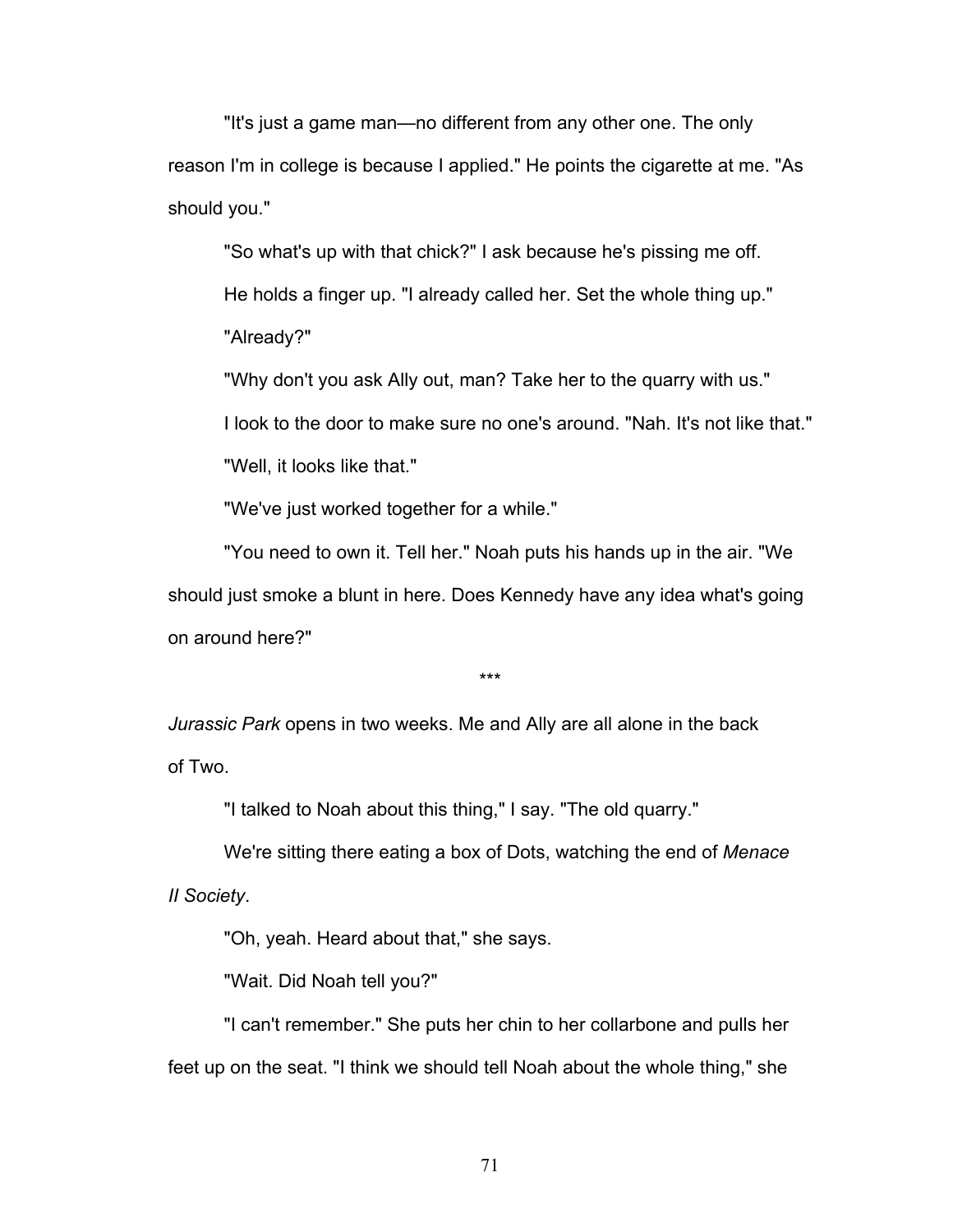"It's just a game man—no different from any other one. The only reason I'm in college is because I applied." He points the cigarette at me. "As should you."

"So what's up with that chick?" I ask because he's pissing me off.

He holds a finger up. "I already called her. Set the whole thing up."

"Already?"

"Why don't you ask Ally out, man? Take her to the quarry with us."

I look to the door to make sure no one's around. "Nah. It's not like that."

"Well, it looks like that."

"We've just worked together for a while."

"You need to own it. Tell her." Noah puts his hands up in the air. "We should just smoke a blunt in here. Does Kennedy have any idea what's going on around here?"

***

*Jurassic Park* opens in two weeks. Me and Ally are all alone in the back of Two.

"I talked to Noah about this thing," I say. "The old quarry."

We're sitting there eating a box of Dots, watching the end of *Menace II Society*.

"Oh, yeah. Heard about that," she says.

"Wait. Did Noah tell you?"

"I can't remember." She puts her chin to her collarbone and pulls her feet up on the seat. "I think we should tell Noah about the whole thing," she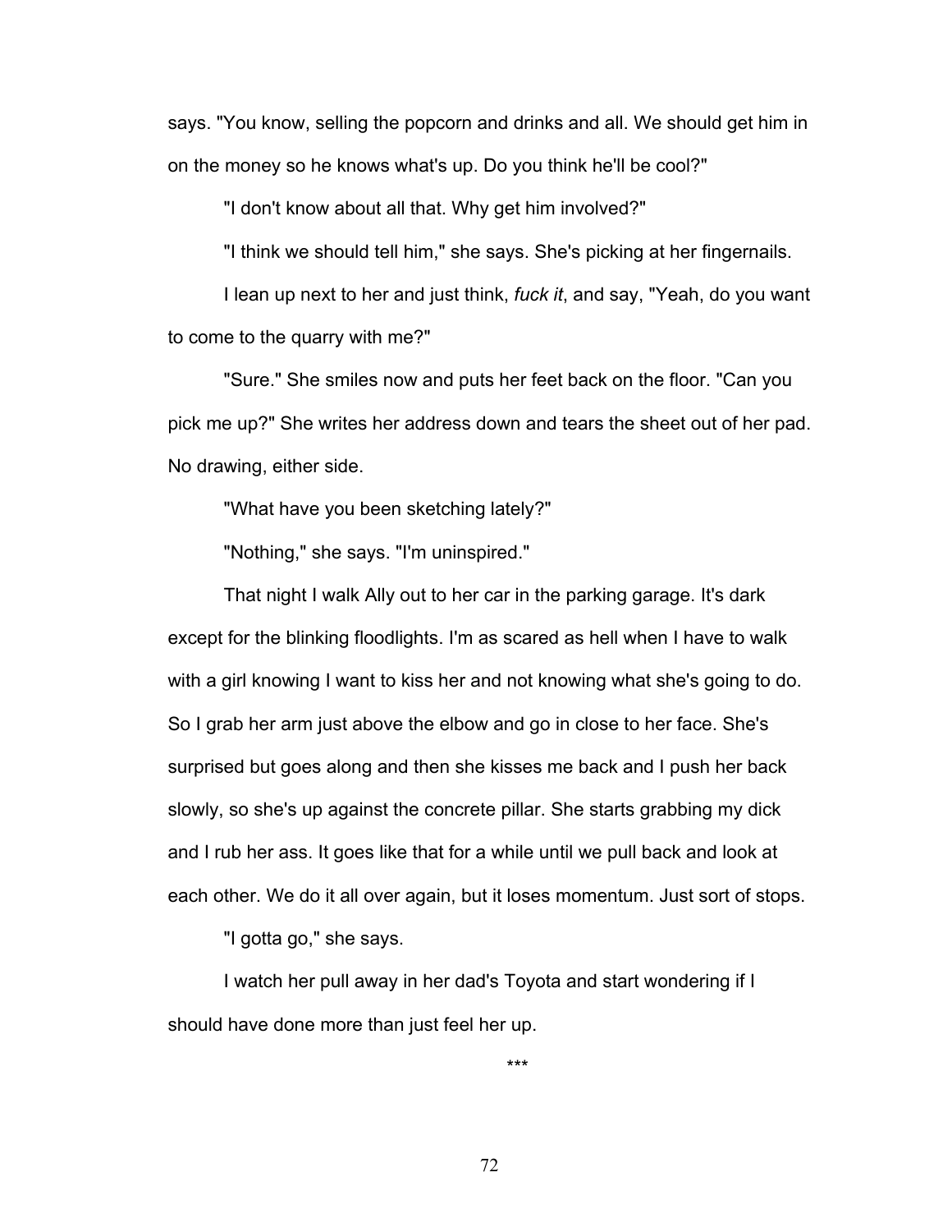says. "You know, selling the popcorn and drinks and all. We should get him in on the money so he knows what's up. Do you think he'll be cool?"

"I don't know about all that. Why get him involved?"

"I think we should tell him," she says. She's picking at her fingernails.

I lean up next to her and just think, *fuck it*, and say, "Yeah, do you want to come to the quarry with me?"

"Sure." She smiles now and puts her feet back on the floor. "Can you pick me up?" She writes her address down and tears the sheet out of her pad. No drawing, either side.

"What have you been sketching lately?"

"Nothing," she says. "I'm uninspired."

That night I walk Ally out to her car in the parking garage. It's dark except for the blinking floodlights. I'm as scared as hell when I have to walk with a girl knowing I want to kiss her and not knowing what she's going to do. So I grab her arm just above the elbow and go in close to her face. She's surprised but goes along and then she kisses me back and I push her back slowly, so she's up against the concrete pillar. She starts grabbing my dick and I rub her ass. It goes like that for a while until we pull back and look at each other. We do it all over again, but it loses momentum. Just sort of stops.

"I gotta go," she says.

I watch her pull away in her dad's Toyota and start wondering if I should have done more than just feel her up.

\*\*\*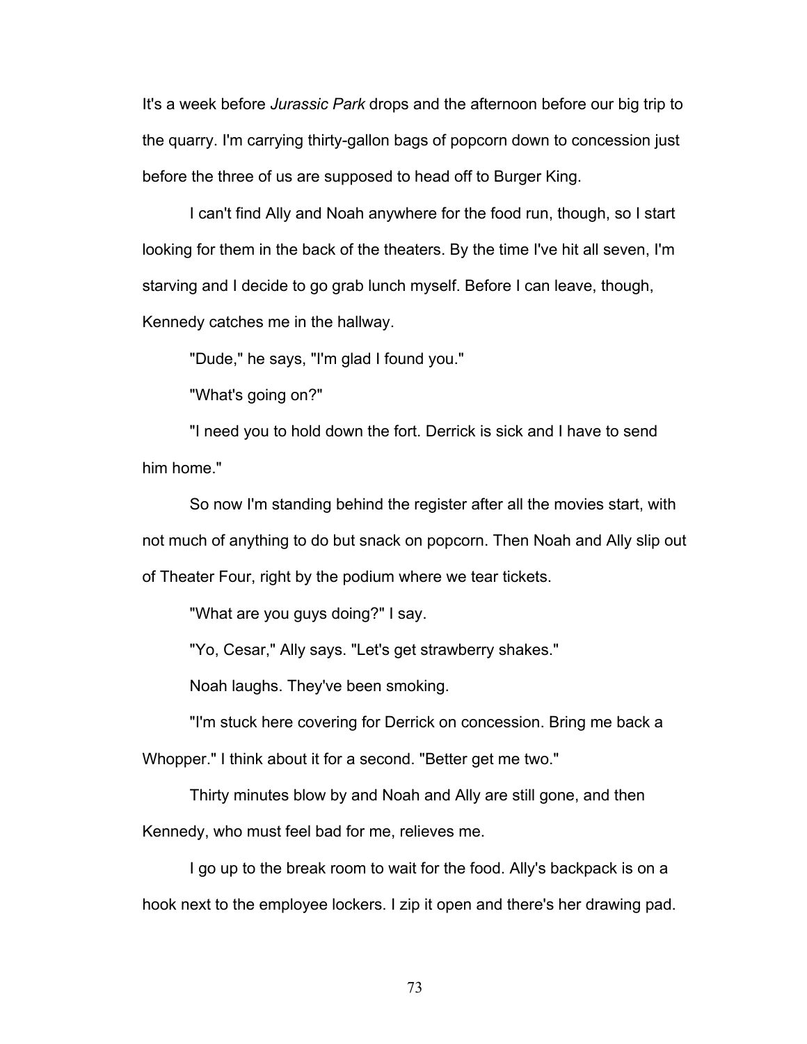It's a week before *Jurassic Park* drops and the afternoon before our big trip to the quarry. I'm carrying thirty-gallon bags of popcorn down to concession just before the three of us are supposed to head off to Burger King.

I can't find Ally and Noah anywhere for the food run, though, so I start looking for them in the back of the theaters. By the time I've hit all seven, I'm starving and I decide to go grab lunch myself. Before I can leave, though, Kennedy catches me in the hallway.

"Dude," he says, "I'm glad I found you."

"What's going on?"

"I need you to hold down the fort. Derrick is sick and I have to send him home."

So now I'm standing behind the register after all the movies start, with not much of anything to do but snack on popcorn. Then Noah and Ally slip out of Theater Four, right by the podium where we tear tickets.

"What are you guys doing?" I say.

"Yo, Cesar," Ally says. "Let's get strawberry shakes."

Noah laughs. They've been smoking.

"I'm stuck here covering for Derrick on concession. Bring me back a Whopper." I think about it for a second. "Better get me two."

Thirty minutes blow by and Noah and Ally are still gone, and then Kennedy, who must feel bad for me, relieves me.

I go up to the break room to wait for the food. Ally's backpack is on a hook next to the employee lockers. I zip it open and there's her drawing pad.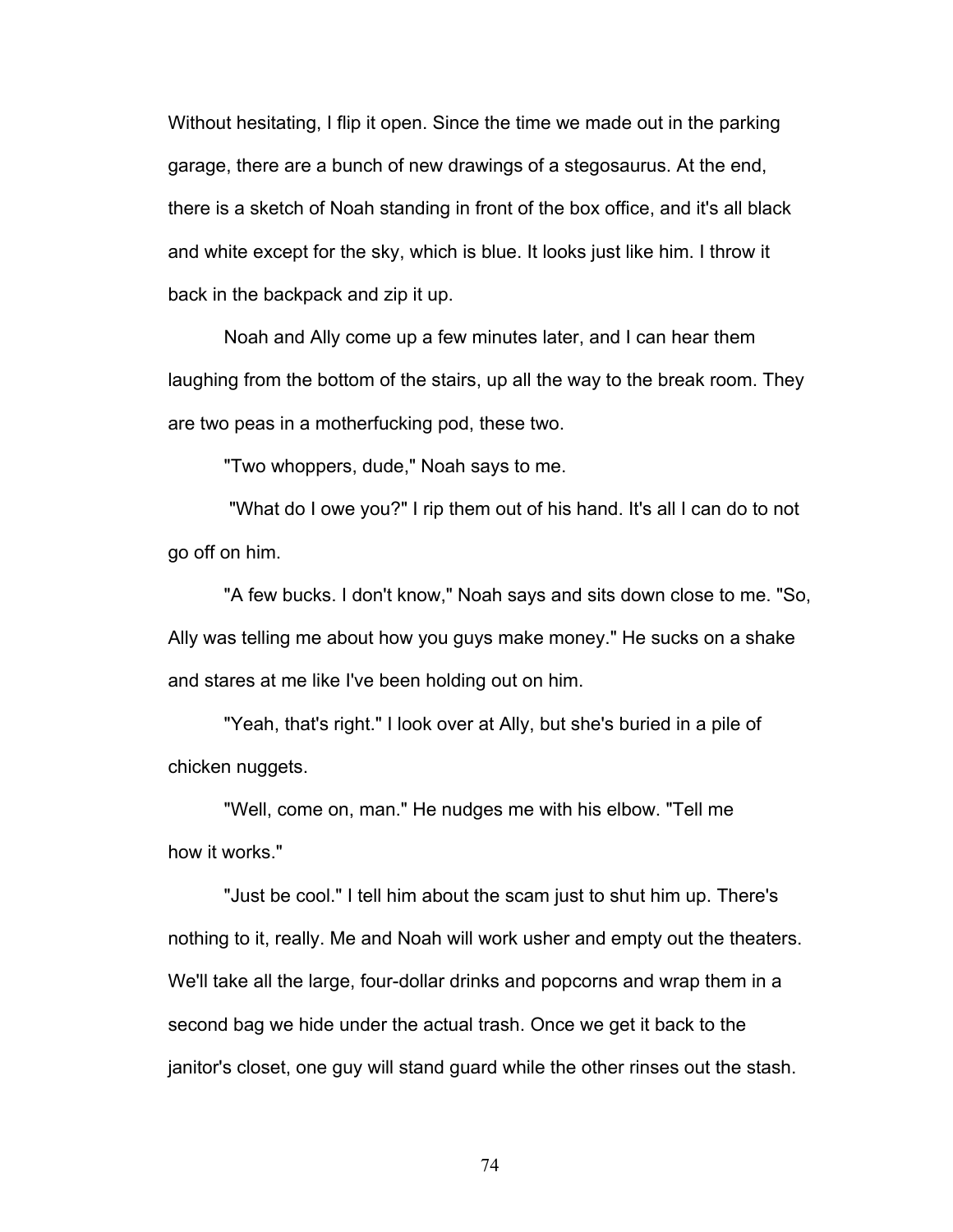Without hesitating, I flip it open. Since the time we made out in the parking garage, there are a bunch of new drawings of a stegosaurus. At the end, there is a sketch of Noah standing in front of the box office, and it's all black and white except for the sky, which is blue. It looks just like him. I throw it back in the backpack and zip it up.

Noah and Ally come up a few minutes later, and I can hear them laughing from the bottom of the stairs, up all the way to the break room. They are two peas in a motherfucking pod, these two.

"Two whoppers, dude," Noah says to me.

"What do I owe you?" I rip them out of his hand. It's all I can do to not go off on him.

"A few bucks. I don't know," Noah says and sits down close to me. "So, Ally was telling me about how you guys make money." He sucks on a shake and stares at me like I've been holding out on him.

"Yeah, that's right." I look over at Ally, but she's buried in a pile of chicken nuggets.

"Well, come on, man." He nudges me with his elbow. "Tell me how it works."

"Just be cool." I tell him about the scam just to shut him up. There's nothing to it, really. Me and Noah will work usher and empty out the theaters. We'll take all the large, four-dollar drinks and popcorns and wrap them in a second bag we hide under the actual trash. Once we get it back to the janitor's closet, one guy will stand guard while the other rinses out the stash.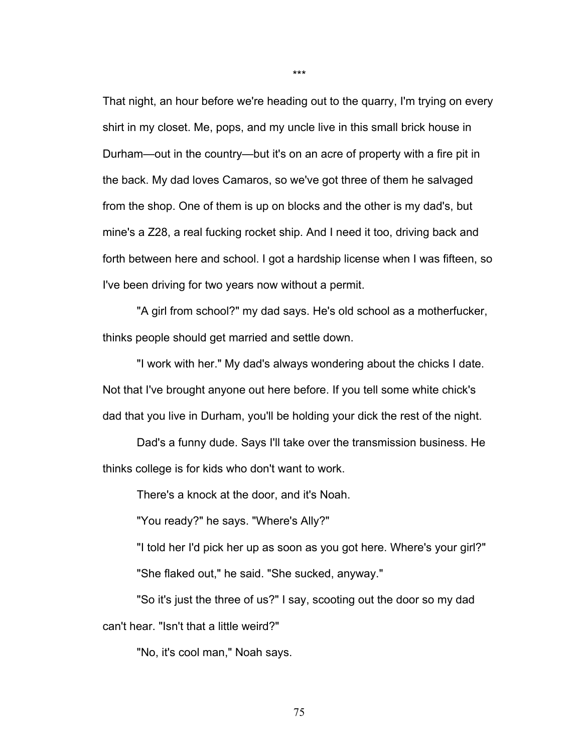\*\*\*

That night, an hour before we're heading out to the quarry, I'm trying on every shirt in my closet. Me, pops, and my uncle live in this small brick house in Durham—out in the country—but it's on an acre of property with a fire pit in the back. My dad loves Camaros, so we've got three of them he salvaged from the shop. One of them is up on blocks and the other is my dad's, but mine's a Z28, a real fucking rocket ship. And I need it too, driving back and forth between here and school. I got a hardship license when I was fifteen, so I've been driving for two years now without a permit.

"A girl from school?" my dad says. He's old school as a motherfucker, thinks people should get married and settle down.

"I work with her." My dad's always wondering about the chicks I date. Not that I've brought anyone out here before. If you tell some white chick's dad that you live in Durham, you'll be holding your dick the rest of the night.

Dad's a funny dude. Says I'll take over the transmission business. He thinks college is for kids who don't want to work.

There's a knock at the door, and it's Noah.

"You ready?" he says. "Where's Ally?"

"I told her I'd pick her up as soon as you got here. Where's your girl?"

"She flaked out," he said. "She sucked, anyway."

"So it's just the three of us?" I say, scooting out the door so my dad can't hear. "Isn't that a little weird?"

"No, it's cool man," Noah says.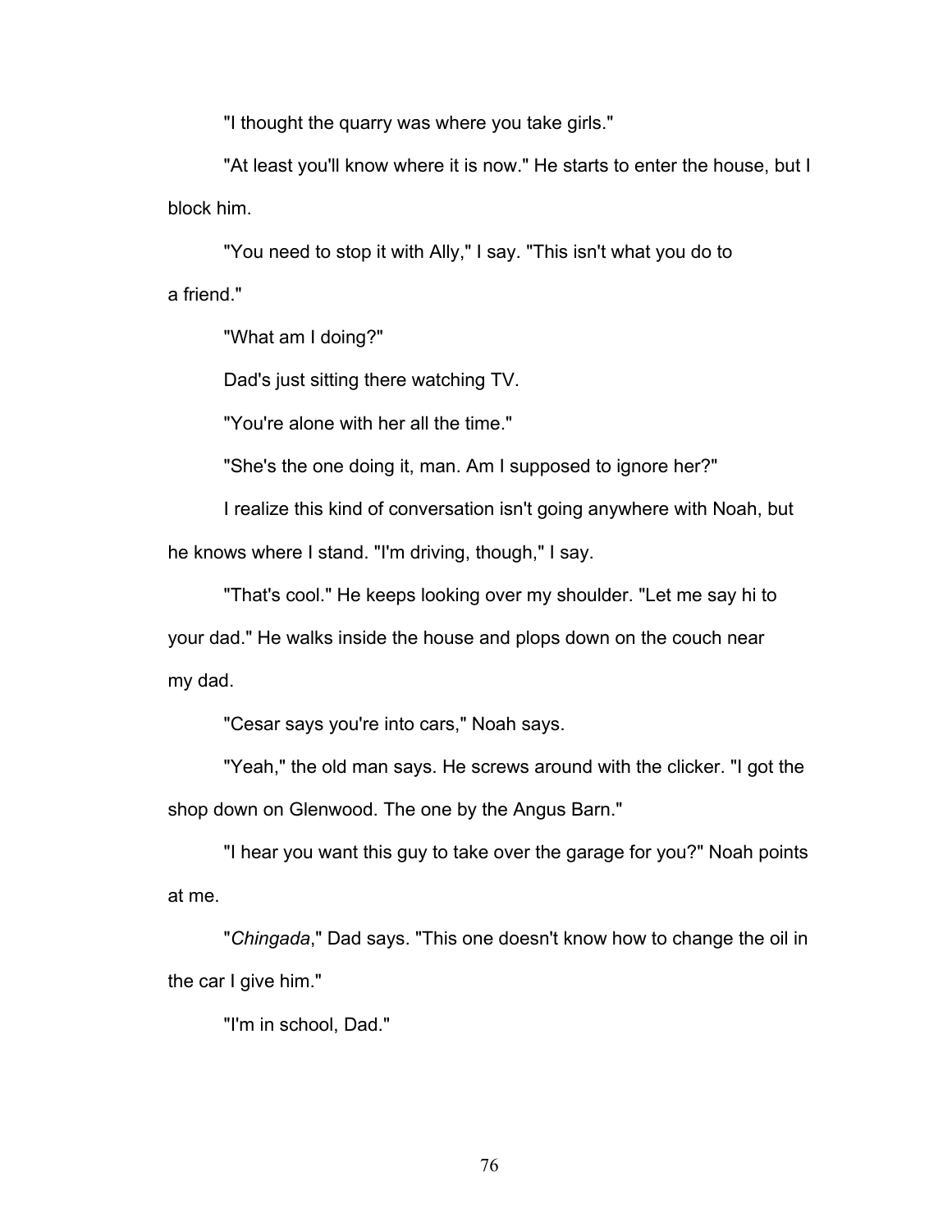"I thought the quarry was where you take girls."

"At least you'll know where it is now." He starts to enter the house, but I block him.

"You need to stop it with Ally," I say. "This isn't what you do to a friend."

"What am I doing?"

Dad's just sitting there watching TV.

"You're alone with her all the time."

"She's the one doing it, man. Am I supposed to ignore her?"

I realize this kind of conversation isn't going anywhere with Noah, but he knows where I stand. "I'm driving, though," I say.

"That's cool." He keeps looking over my shoulder. "Let me say hi to your dad." He walks inside the house and plops down on the couch near my dad.

"Cesar says you're into cars," Noah says.

"Yeah," the old man says. He screws around with the clicker. "I got the shop down on Glenwood. The one by the Angus Barn."

"I hear you want this guy to take over the garage for you?" Noah points at me.

"*Chingada*," Dad says. "This one doesn't know how to change the oil in the car I give him."

"I'm in school, Dad."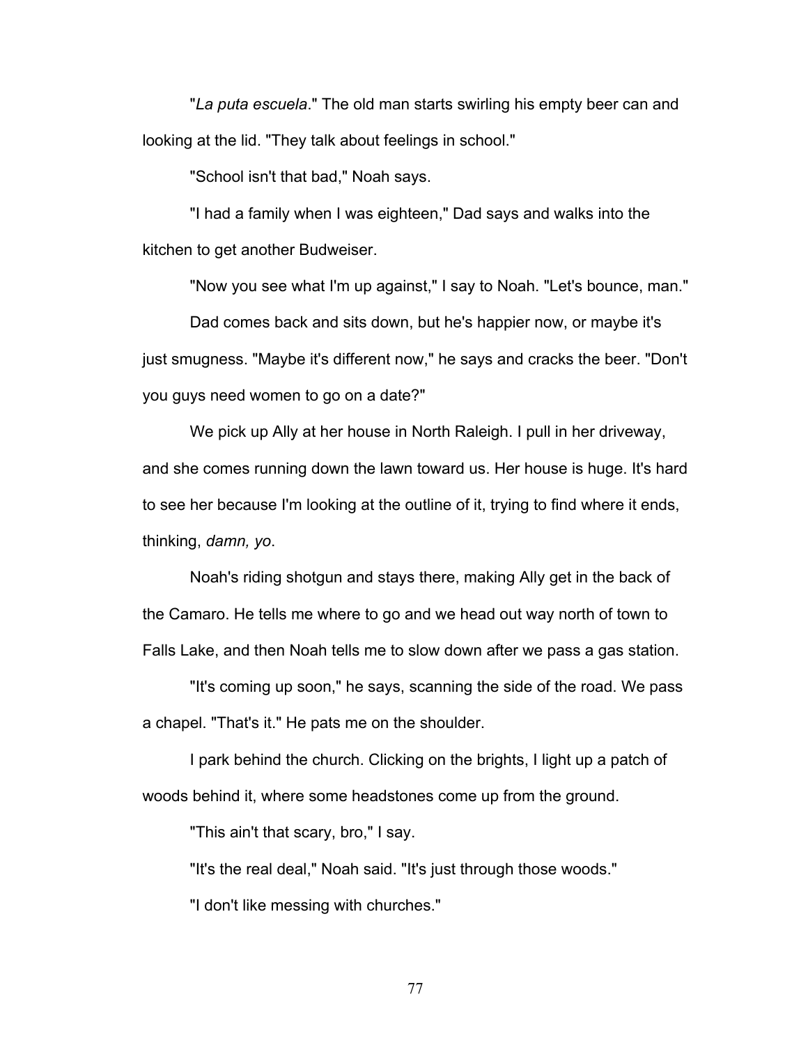"*La puta escuela*." The old man starts swirling his empty beer can and looking at the lid. "They talk about feelings in school."

"School isn't that bad," Noah says.

"I had a family when I was eighteen," Dad says and walks into the kitchen to get another Budweiser.

"Now you see what I'm up against," I say to Noah. "Let's bounce, man."

Dad comes back and sits down, but he's happier now, or maybe it's just smugness. "Maybe it's different now," he says and cracks the beer. "Don't you guys need women to go on a date?"

We pick up Ally at her house in North Raleigh. I pull in her driveway, and she comes running down the lawn toward us. Her house is huge. It's hard to see her because I'm looking at the outline of it, trying to find where it ends, thinking, *damn, yo*.

Noah's riding shotgun and stays there, making Ally get in the back of the Camaro. He tells me where to go and we head out way north of town to Falls Lake, and then Noah tells me to slow down after we pass a gas station.

"It's coming up soon," he says, scanning the side of the road. We pass a chapel. "That's it." He pats me on the shoulder.

I park behind the church. Clicking on the brights, I light up a patch of woods behind it, where some headstones come up from the ground.

"This ain't that scary, bro," I say.

"It's the real deal," Noah said. "It's just through those woods."

"I don't like messing with churches."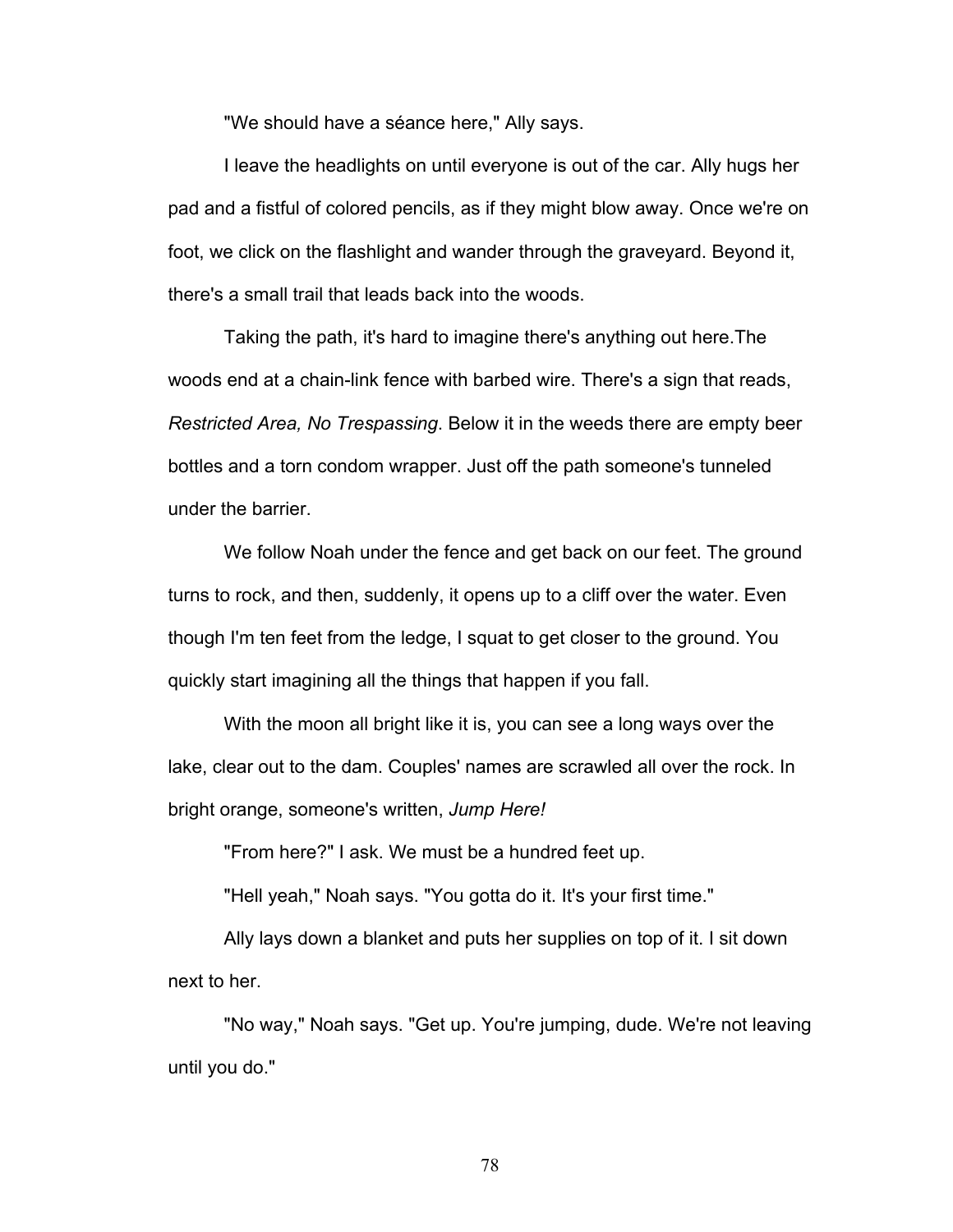"We should have a séance here," Ally says.

I leave the headlights on until everyone is out of the car. Ally hugs her pad and a fistful of colored pencils, as if they might blow away. Once we're on foot, we click on the flashlight and wander through the graveyard. Beyond it, there's a small trail that leads back into the woods.

Taking the path, it's hard to imagine there's anything out here.The woods end at a chain-link fence with barbed wire. There's a sign that reads, *Restricted Area, No Trespassing*. Below it in the weeds there are empty beer bottles and a torn condom wrapper. Just off the path someone's tunneled under the barrier.

We follow Noah under the fence and get back on our feet. The ground turns to rock, and then, suddenly, it opens up to a cliff over the water. Even though I'm ten feet from the ledge, I squat to get closer to the ground. You quickly start imagining all the things that happen if you fall.

With the moon all bright like it is, you can see a long ways over the lake, clear out to the dam. Couples' names are scrawled all over the rock. In bright orange, someone's written, *Jump Here!*

"From here?" I ask. We must be a hundred feet up.

"Hell yeah," Noah says. "You gotta do it. It's your first time."

Ally lays down a blanket and puts her supplies on top of it. I sit down next to her.

"No way," Noah says. "Get up. You're jumping, dude. We're not leaving until you do."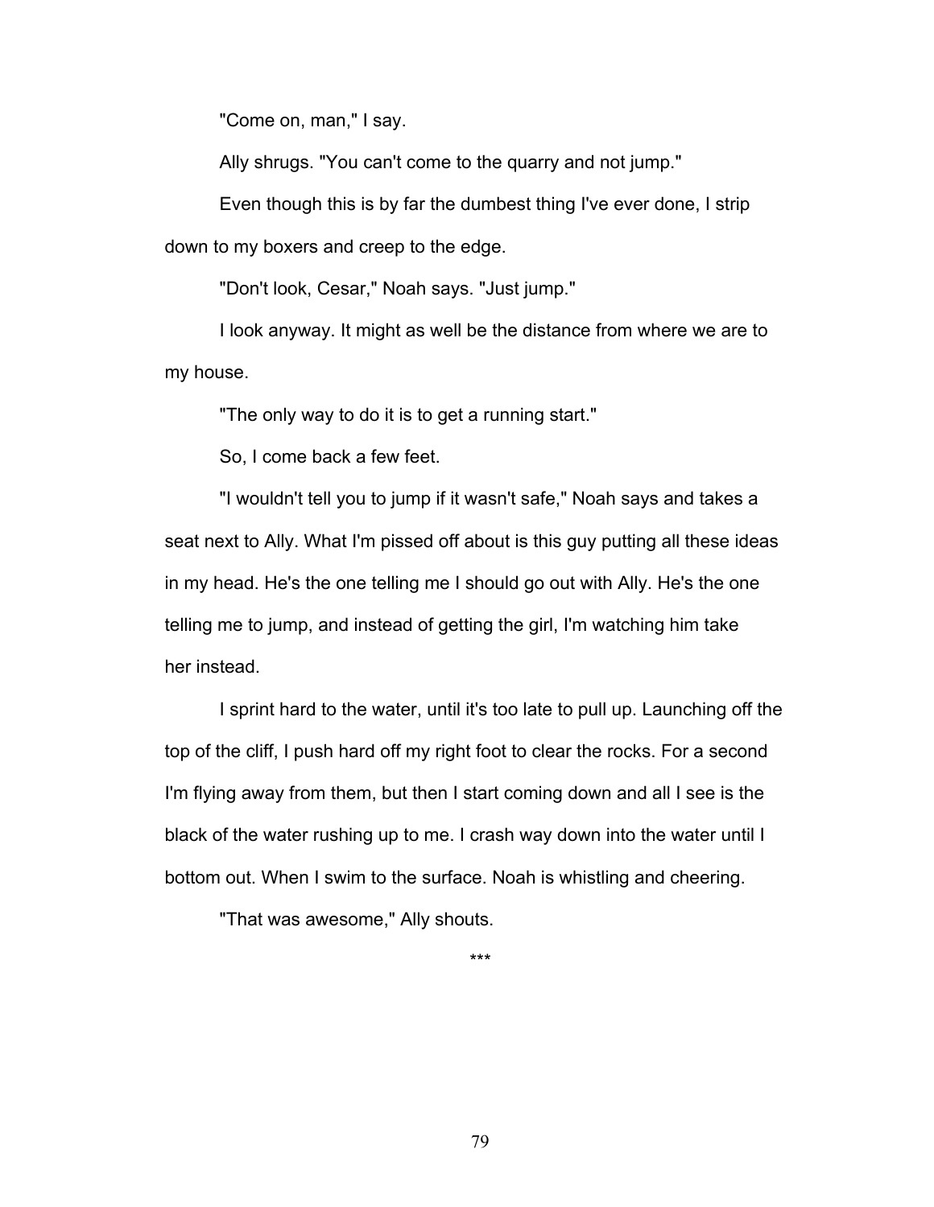"Come on, man," I say.

Ally shrugs. "You can't come to the quarry and not jump."

Even though this is by far the dumbest thing I've ever done, I strip down to my boxers and creep to the edge.

"Don't look, Cesar," Noah says. "Just jump."

I look anyway. It might as well be the distance from where we are to my house.

"The only way to do it is to get a running start."

So, I come back a few feet.

"I wouldn't tell you to jump if it wasn't safe," Noah says and takes a seat next to Ally. What I'm pissed off about is this guy putting all these ideas in my head. He's the one telling me I should go out with Ally. He's the one telling me to jump, and instead of getting the girl, I'm watching him take her instead.

I sprint hard to the water, until it's too late to pull up. Launching off the top of the cliff, I push hard off my right foot to clear the rocks. For a second I'm flying away from them, but then I start coming down and all I see is the black of the water rushing up to me. I crash way down into the water until I bottom out. When I swim to the surface. Noah is whistling and cheering.

"That was awesome," Ally shouts.

***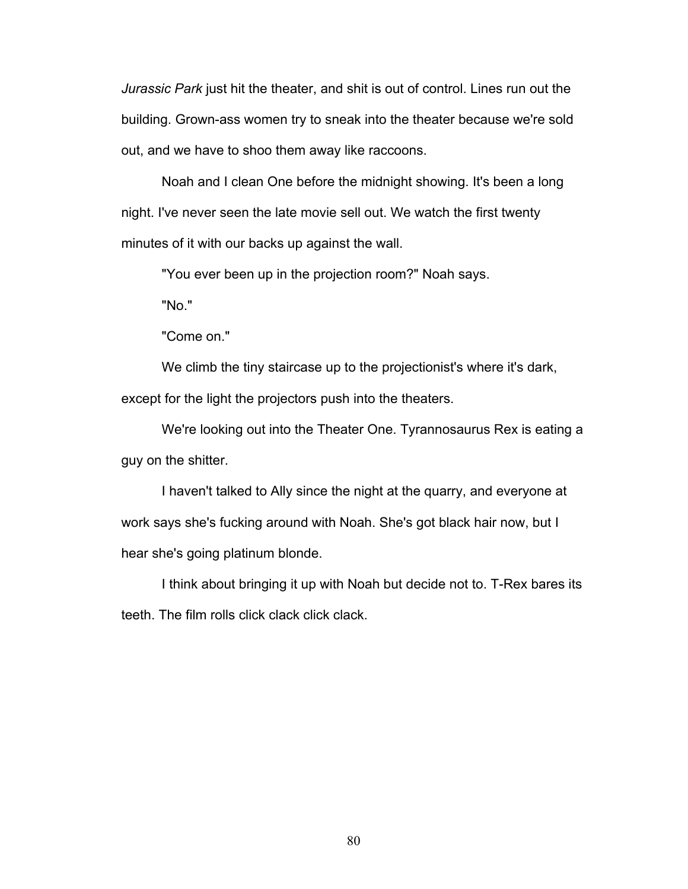*Jurassic Park* just hit the theater, and shit is out of control. Lines run out the building. Grown-ass women try to sneak into the theater because we're sold out, and we have to shoo them away like raccoons.

Noah and I clean One before the midnight showing. It's been a long night. I've never seen the late movie sell out. We watch the first twenty minutes of it with our backs up against the wall.

"You ever been up in the projection room?" Noah says.

"No."

"Come on."

We climb the tiny staircase up to the projectionist's where it's dark, except for the light the projectors push into the theaters.

We're looking out into the Theater One. Tyrannosaurus Rex is eating a guy on the shitter.

I haven't talked to Ally since the night at the quarry, and everyone at work says she's fucking around with Noah. She's got black hair now, but I hear she's going platinum blonde.

I think about bringing it up with Noah but decide not to. T-Rex bares its teeth. The film rolls click clack click clack.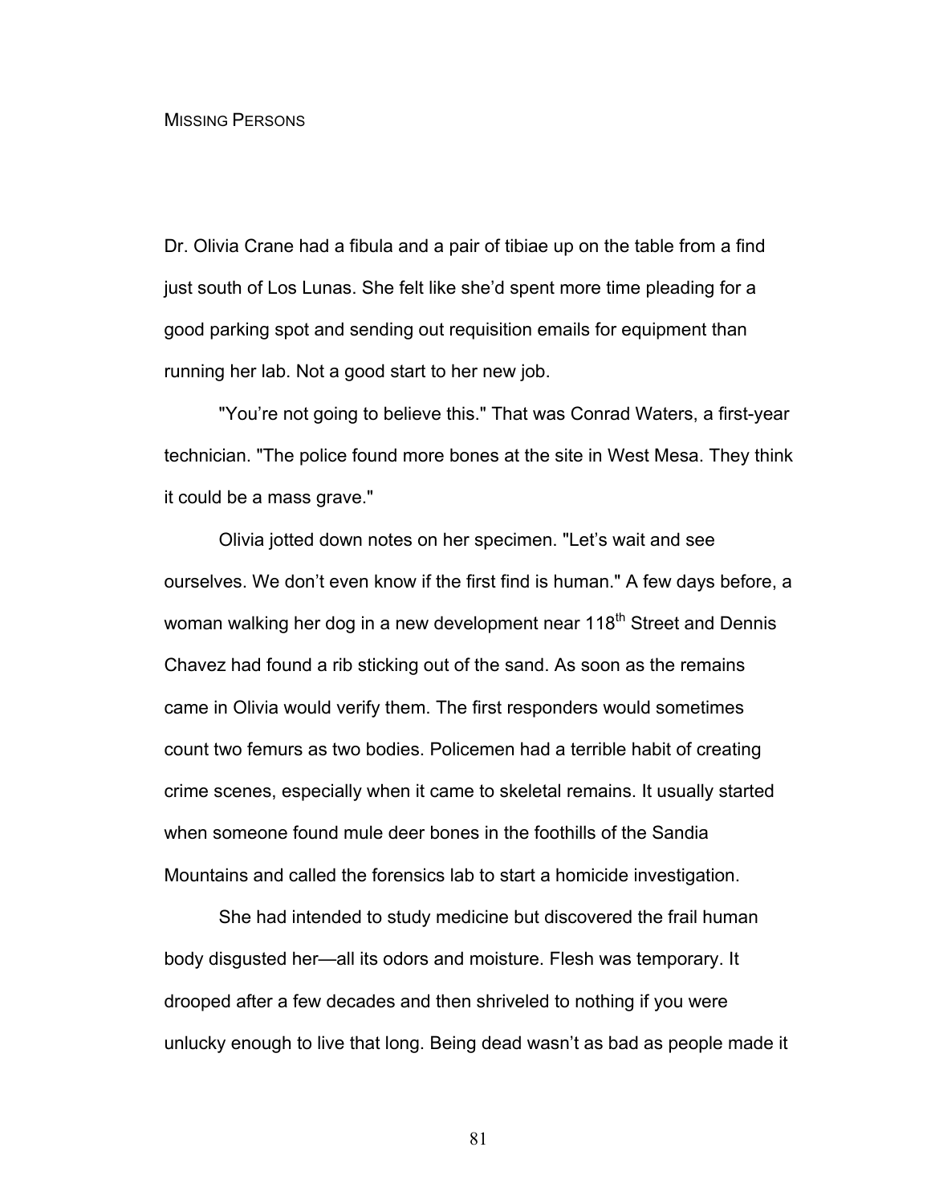# Missing Persons

Dr. Olivia Crane had a fibula and a pair of tibiae up on the table from a find just south of Los Lunas. She felt like she'd spent more time pleading for a good parking spot and sending out requisition emails for equipment than running her lab. Not a good start to her new job.

"You're not going to believe this." That was Conrad Waters, a first-year technician. "The police found more bones at the site in West Mesa. They think it could be a mass grave."

Olivia jotted down notes on her specimen. "Let's wait and see ourselves. We don't even know if the first find is human." A few days before, a woman walking her dog in a new development near 118th Street and Dennis Chavez had found a rib sticking out of the sand. As soon as the remains came in Olivia would verify them. The first responders would sometimes count two femurs as two bodies. Policemen had a terrible habit of creating crime scenes, especially when it came to skeletal remains. It usually started when someone found mule deer bones in the foothills of the Sandia Mountains and called the forensics lab to start a homicide investigation.

She had intended to study medicine but discovered the frail human body disgusted her—all its odors and moisture. Flesh was temporary. It drooped after a few decades and then shriveled to nothing if you were unlucky enough to live that long. Being dead wasn't as bad as people made it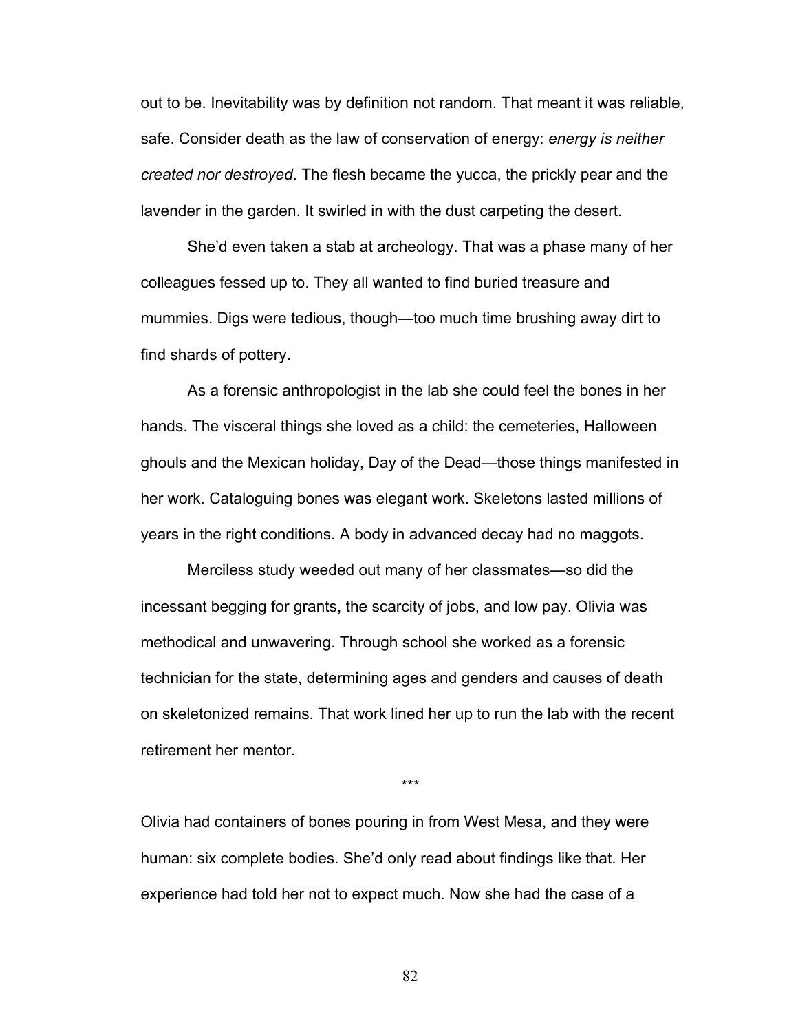out to be. Inevitability was by definition not random. That meant it was reliable, safe. Consider death as the law of conservation of energy: *energy is neither created nor destroyed*. The flesh became the yucca, the prickly pear and the lavender in the garden. It swirled in with the dust carpeting the desert.

She'd even taken a stab at archeology. That was a phase many of her colleagues fessed up to. They all wanted to find buried treasure and mummies. Digs were tedious, though—too much time brushing away dirt to find shards of pottery.

As a forensic anthropologist in the lab she could feel the bones in her hands. The visceral things she loved as a child: the cemeteries, Halloween ghouls and the Mexican holiday, Day of the Dead—those things manifested in her work. Cataloguing bones was elegant work. Skeletons lasted millions of years in the right conditions. A body in advanced decay had no maggots.

Merciless study weeded out many of her classmates—so did the incessant begging for grants, the scarcity of jobs, and low pay. Olivia was methodical and unwavering. Through school she worked as a forensic technician for the state, determining ages and genders and causes of death on skeletonized remains. That work lined her up to run the lab with the recent retirement her mentor.

\*\*\*

Olivia had containers of bones pouring in from West Mesa, and they were human: six complete bodies. She'd only read about findings like that. Her experience had told her not to expect much. Now she had the case of a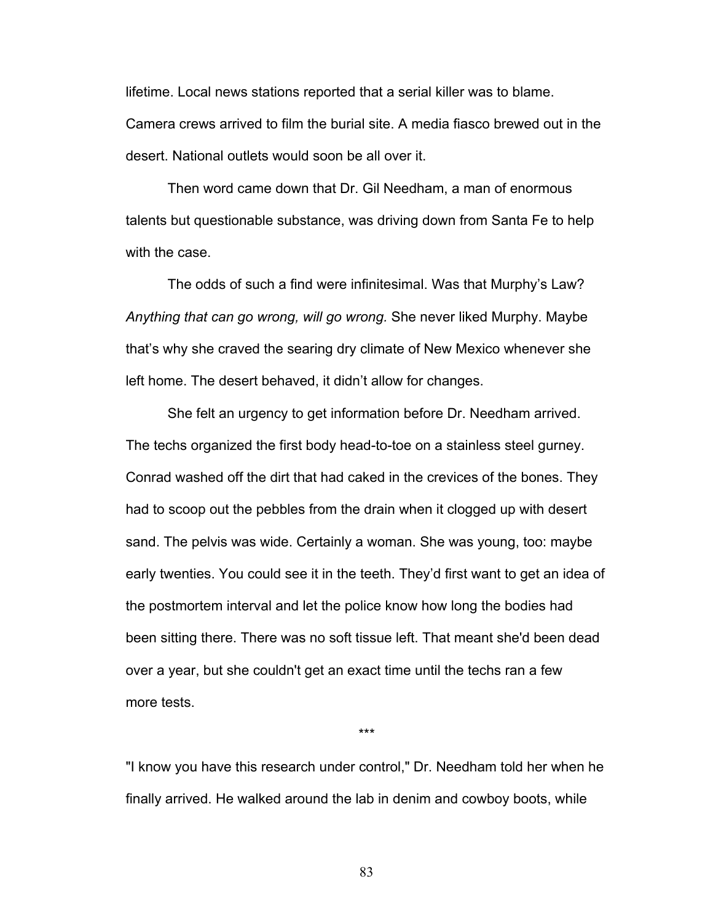lifetime. Local news stations reported that a serial killer was to blame. Camera crews arrived to film the burial site. A media fiasco brewed out in the desert. National outlets would soon be all over it.

Then word came down that Dr. Gil Needham, a man of enormous talents but questionable substance, was driving down from Santa Fe to help with the case.

The odds of such a find were infinitesimal. Was that Murphy's Law? *Anything that can go wrong, will go wrong.* She never liked Murphy. Maybe that's why she craved the searing dry climate of New Mexico whenever she left home. The desert behaved, it didn't allow for changes.

She felt an urgency to get information before Dr. Needham arrived. The techs organized the first body head-to-toe on a stainless steel gurney. Conrad washed off the dirt that had caked in the crevices of the bones. They had to scoop out the pebbles from the drain when it clogged up with desert sand. The pelvis was wide. Certainly a woman. She was young, too: maybe early twenties. You could see it in the teeth. They'd first want to get an idea of the postmortem interval and let the police know how long the bodies had been sitting there. There was no soft tissue left. That meant she'd been dead over a year, but she couldn't get an exact time until the techs ran a few more tests.

\*\*\*

"I know you have this research under control," Dr. Needham told her when he finally arrived. He walked around the lab in denim and cowboy boots, while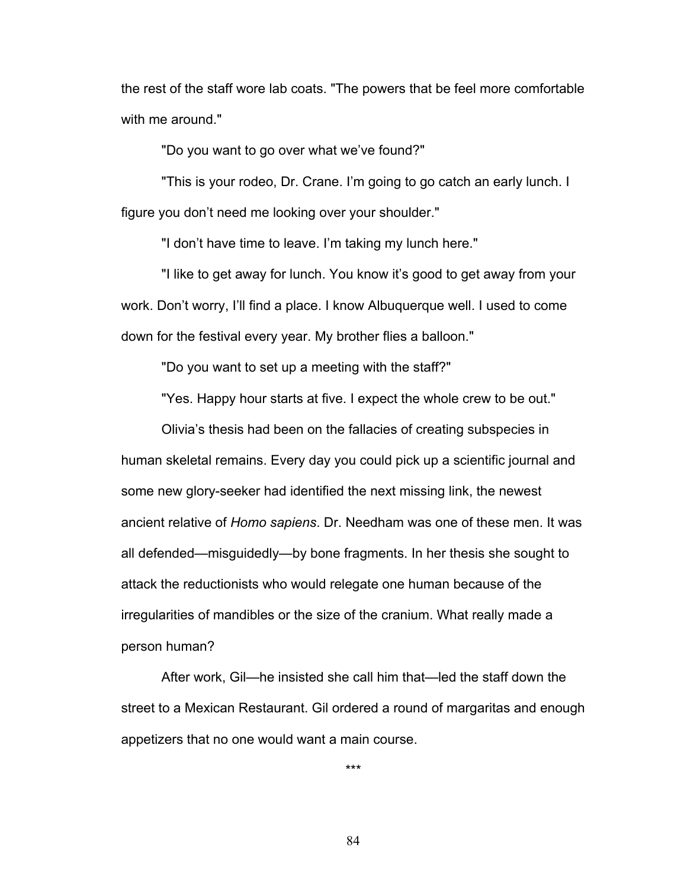the rest of the staff wore lab coats. "The powers that be feel more comfortable with me around."

"Do you want to go over what we've found?"

"This is your rodeo, Dr. Crane. I'm going to go catch an early lunch. I figure you don't need me looking over your shoulder."

"I don't have time to leave. I'm taking my lunch here."

"I like to get away for lunch. You know it's good to get away from your work. Don't worry, I'll find a place. I know Albuquerque well. I used to come down for the festival every year. My brother flies a balloon."

"Do you want to set up a meeting with the staff?"

"Yes. Happy hour starts at five. I expect the whole crew to be out."

Olivia's thesis had been on the fallacies of creating subspecies in human skeletal remains. Every day you could pick up a scientific journal and some new glory-seeker had identified the next missing link, the newest ancient relative of *Homo sapiens*. Dr. Needham was one of these men. It was all defended—misguidedly—by bone fragments. In her thesis she sought to attack the reductionists who would relegate one human because of the irregularities of mandibles or the size of the cranium. What really made a person human?

After work, Gil—he insisted she call him that—led the staff down the street to a Mexican Restaurant. Gil ordered a round of margaritas and enough appetizers that no one would want a main course.

***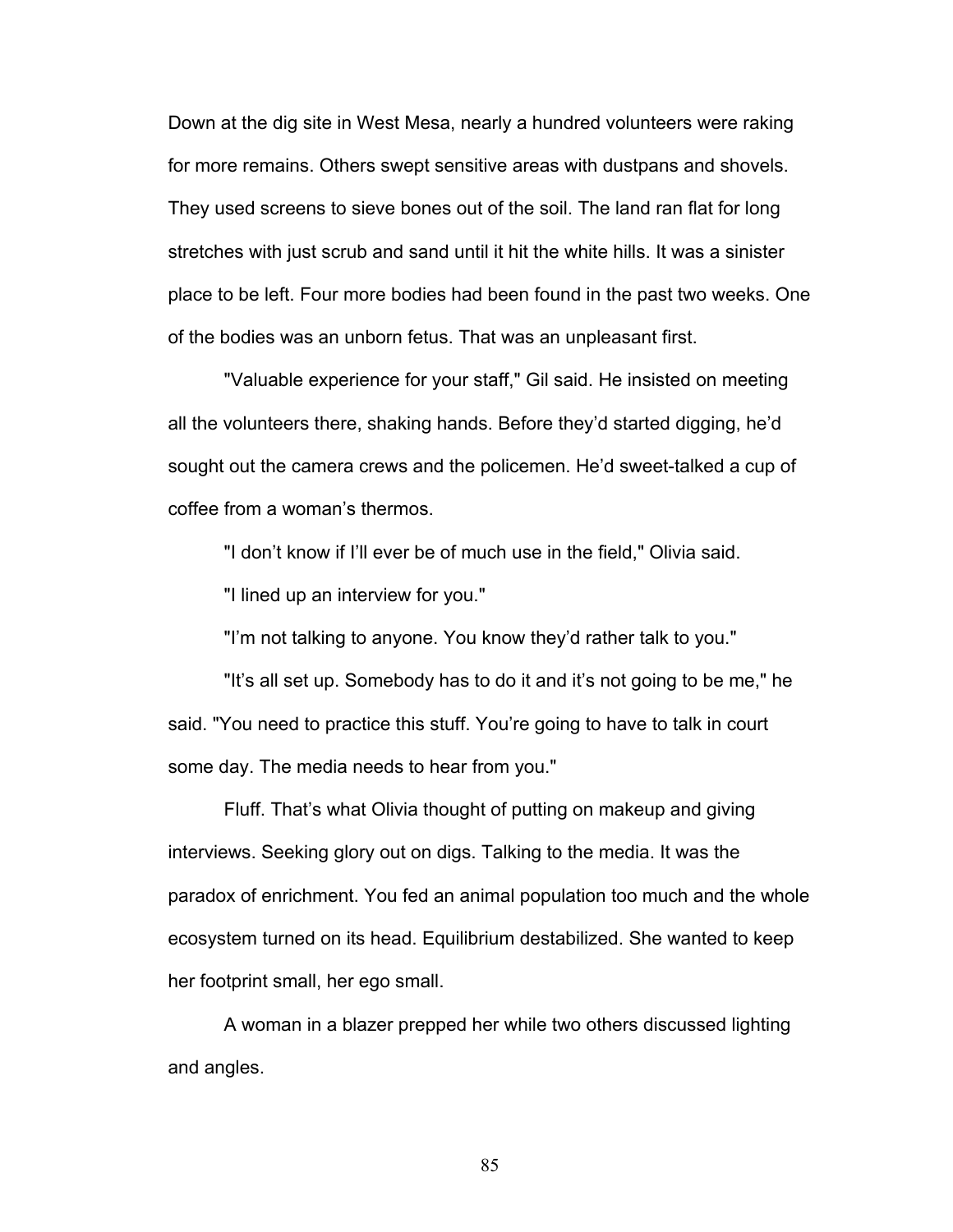Down at the dig site in West Mesa, nearly a hundred volunteers were raking for more remains. Others swept sensitive areas with dustpans and shovels. They used screens to sieve bones out of the soil. The land ran flat for long stretches with just scrub and sand until it hit the white hills. It was a sinister place to be left. Four more bodies had been found in the past two weeks. One of the bodies was an unborn fetus. That was an unpleasant first.

"Valuable experience for your staff," Gil said. He insisted on meeting all the volunteers there, shaking hands. Before they'd started digging, he'd sought out the camera crews and the policemen. He'd sweet-talked a cup of coffee from a woman's thermos.

"I don't know if I'll ever be of much use in the field," Olivia said.

"I lined up an interview for you."

"I'm not talking to anyone. You know they'd rather talk to you."

"It's all set up. Somebody has to do it and it's not going to be me," he said. "You need to practice this stuff. You're going to have to talk in court some day. The media needs to hear from you."

Fluff. That's what Olivia thought of putting on makeup and giving interviews. Seeking glory out on digs. Talking to the media. It was the paradox of enrichment. You fed an animal population too much and the whole ecosystem turned on its head. Equilibrium destabilized. She wanted to keep her footprint small, her ego small.

A woman in a blazer prepped her while two others discussed lighting and angles.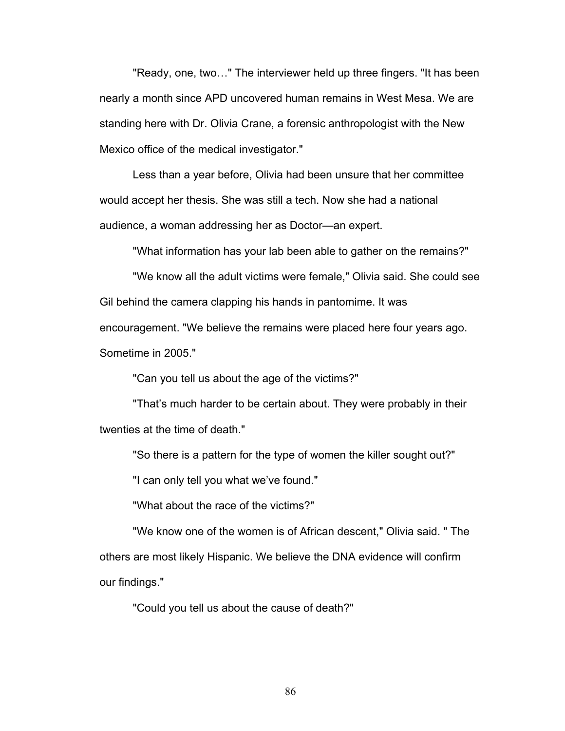"Ready, one, two…" The interviewer held up three fingers. "It has been nearly a month since APD uncovered human remains in West Mesa. We are standing here with Dr. Olivia Crane, a forensic anthropologist with the New Mexico office of the medical investigator."

Less than a year before, Olivia had been unsure that her committee would accept her thesis. She was still a tech. Now she had a national audience, a woman addressing her as Doctor—an expert.

"What information has your lab been able to gather on the remains?"

"We know all the adult victims were female," Olivia said. She could see Gil behind the camera clapping his hands in pantomime. It was encouragement. "We believe the remains were placed here four years ago. Sometime in 2005."

"Can you tell us about the age of the victims?"

"That's much harder to be certain about. They were probably in their twenties at the time of death."

"So there is a pattern for the type of women the killer sought out?"

"I can only tell you what we've found."

"What about the race of the victims?"

"We know one of the women is of African descent," Olivia said. " The others are most likely Hispanic. We believe the DNA evidence will confirm our findings."

"Could you tell us about the cause of death?"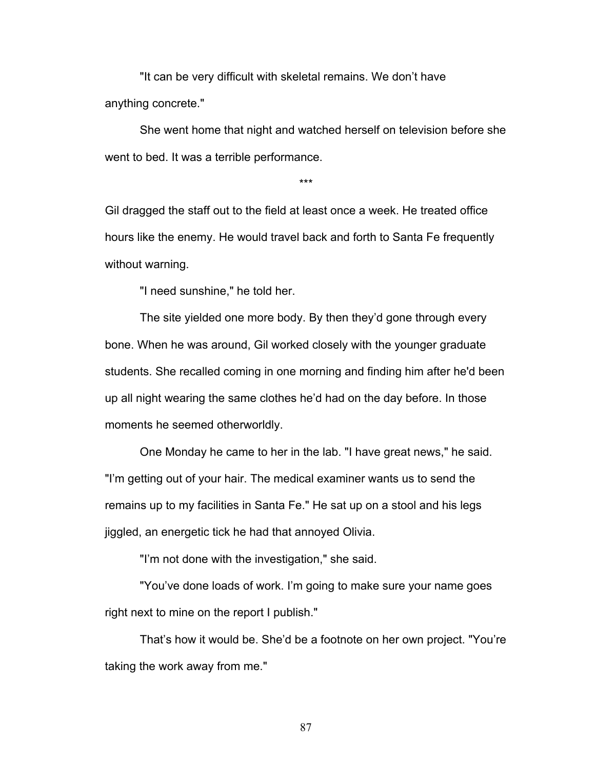"It can be very difficult with skeletal remains. We don't have anything concrete."

She went home that night and watched herself on television before she went to bed. It was a terrible performance.

***

Gil dragged the staff out to the field at least once a week. He treated office hours like the enemy. He would travel back and forth to Santa Fe frequently without warning.

"I need sunshine," he told her.

The site yielded one more body. By then they'd gone through every bone. When he was around, Gil worked closely with the younger graduate students. She recalled coming in one morning and finding him after he'd been up all night wearing the same clothes he'd had on the day before. In those moments he seemed otherworldly.

One Monday he came to her in the lab. "I have great news," he said. "I'm getting out of your hair. The medical examiner wants us to send the remains up to my facilities in Santa Fe." He sat up on a stool and his legs jiggled, an energetic tick he had that annoyed Olivia.

"I'm not done with the investigation," she said.

"You've done loads of work. I'm going to make sure your name goes right next to mine on the report I publish."

That's how it would be. She'd be a footnote on her own project. "You're taking the work away from me."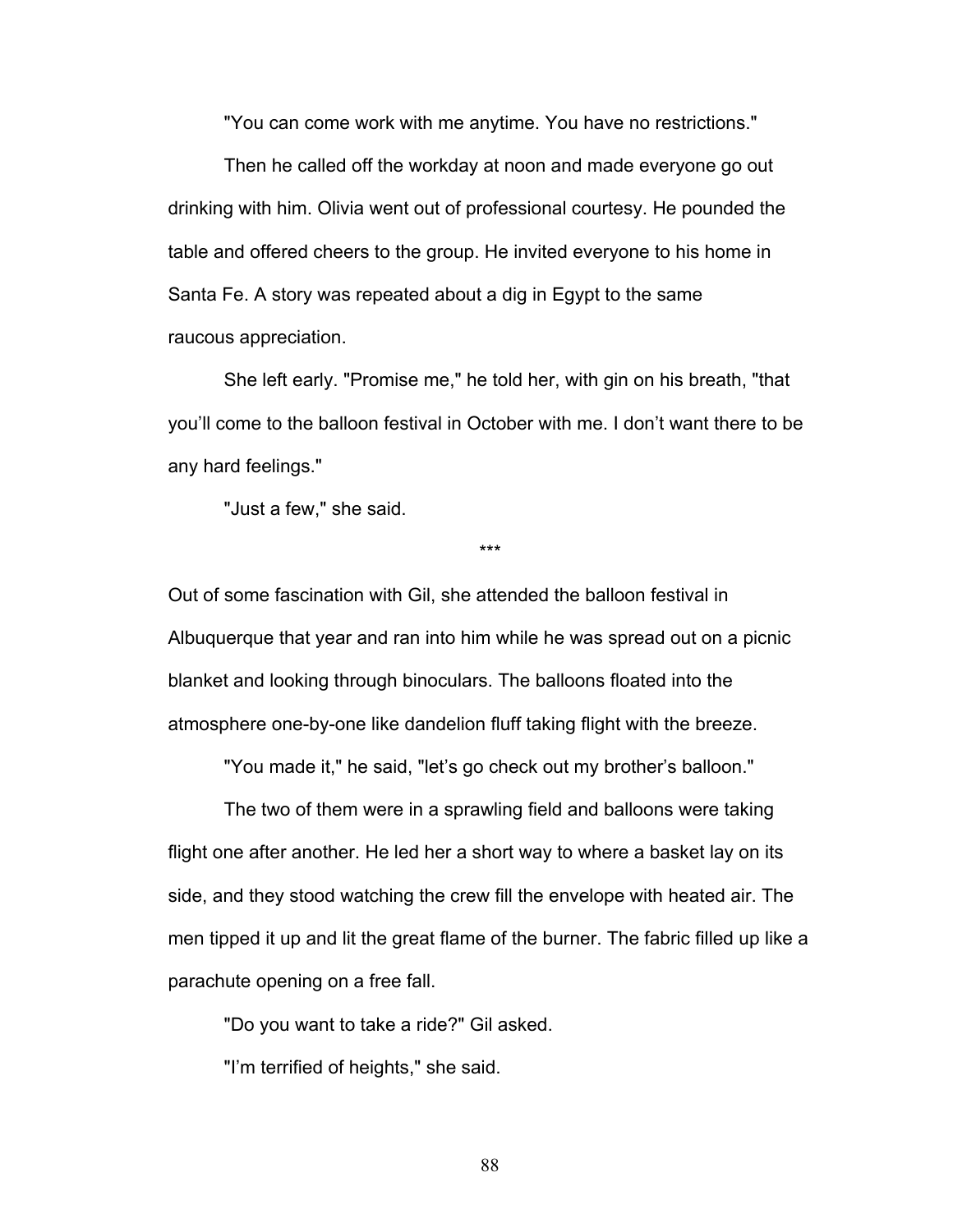"You can come work with me anytime. You have no restrictions."

Then he called off the workday at noon and made everyone go out drinking with him. Olivia went out of professional courtesy. He pounded the table and offered cheers to the group. He invited everyone to his home in Santa Fe. A story was repeated about a dig in Egypt to the same raucous appreciation.

She left early. "Promise me," he told her, with gin on his breath, "that you'll come to the balloon festival in October with me. I don't want there to be any hard feelings."

"Just a few," she said.

\*\*\*

Out of some fascination with Gil, she attended the balloon festival in Albuquerque that year and ran into him while he was spread out on a picnic blanket and looking through binoculars. The balloons floated into the atmosphere one-by-one like dandelion fluff taking flight with the breeze.

"You made it," he said, "let's go check out my brother's balloon."

The two of them were in a sprawling field and balloons were taking flight one after another. He led her a short way to where a basket lay on its side, and they stood watching the crew fill the envelope with heated air. The men tipped it up and lit the great flame of the burner. The fabric filled up like a parachute opening on a free fall.

"Do you want to take a ride?" Gil asked.

"I'm terrified of heights," she said.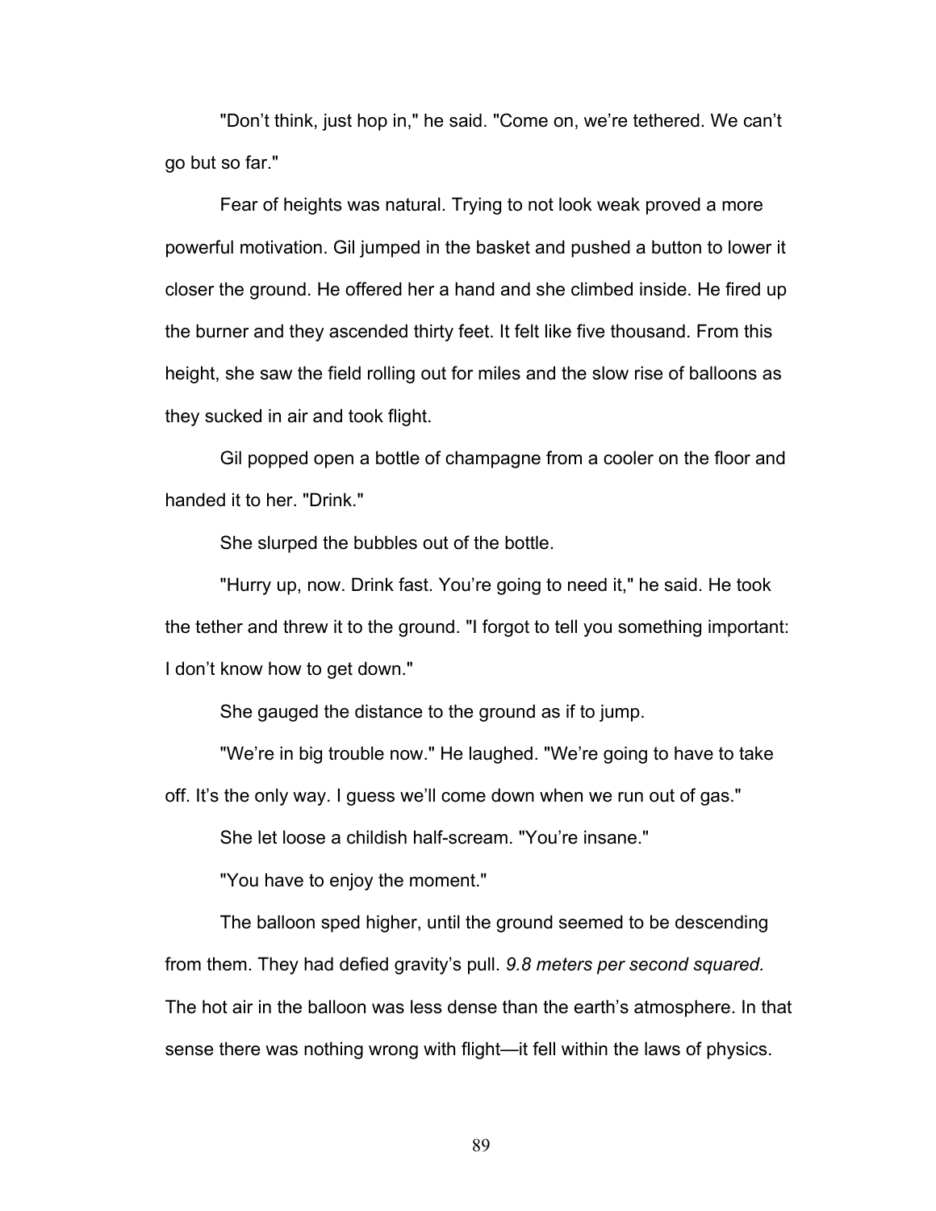"Don't think, just hop in," he said. "Come on, we're tethered. We can't go but so far."

Fear of heights was natural. Trying to not look weak proved a more powerful motivation. Gil jumped in the basket and pushed a button to lower it closer the ground. He offered her a hand and she climbed inside. He fired up the burner and they ascended thirty feet. It felt like five thousand. From this height, she saw the field rolling out for miles and the slow rise of balloons as they sucked in air and took flight.

Gil popped open a bottle of champagne from a cooler on the floor and handed it to her. "Drink."

She slurped the bubbles out of the bottle.

"Hurry up, now. Drink fast. You're going to need it," he said. He took the tether and threw it to the ground. "I forgot to tell you something important: I don't know how to get down."

She gauged the distance to the ground as if to jump.

"We're in big trouble now." He laughed. "We're going to have to take off. It's the only way. I guess we'll come down when we run out of gas."

She let loose a childish half-scream. "You're insane."

"You have to enjoy the moment."

The balloon sped higher, until the ground seemed to be descending from them. They had defied gravity's pull. *9.8 meters per second squared.* The hot air in the balloon was less dense than the earth's atmosphere. In that sense there was nothing wrong with flight—it fell within the laws of physics.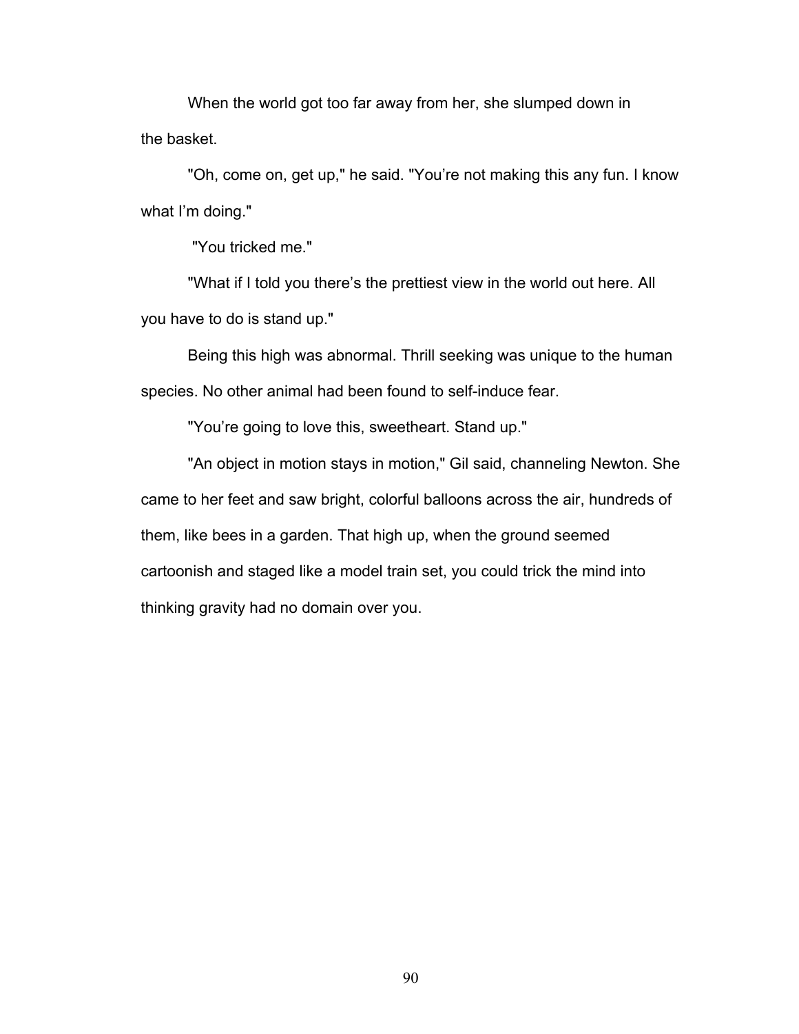When the world got too far away from her, she slumped down in the basket.

"Oh, come on, get up," he said. "You're not making this any fun. I know what I'm doing."

"You tricked me."

"What if I told you there's the prettiest view in the world out here. All you have to do is stand up."

Being this high was abnormal. Thrill seeking was unique to the human species. No other animal had been found to self-induce fear.

"You're going to love this, sweetheart. Stand up."

"An object in motion stays in motion," Gil said, channeling Newton. She came to her feet and saw bright, colorful balloons across the air, hundreds of them, like bees in a garden. That high up, when the ground seemed cartoonish and staged like a model train set, you could trick the mind into thinking gravity had no domain over you.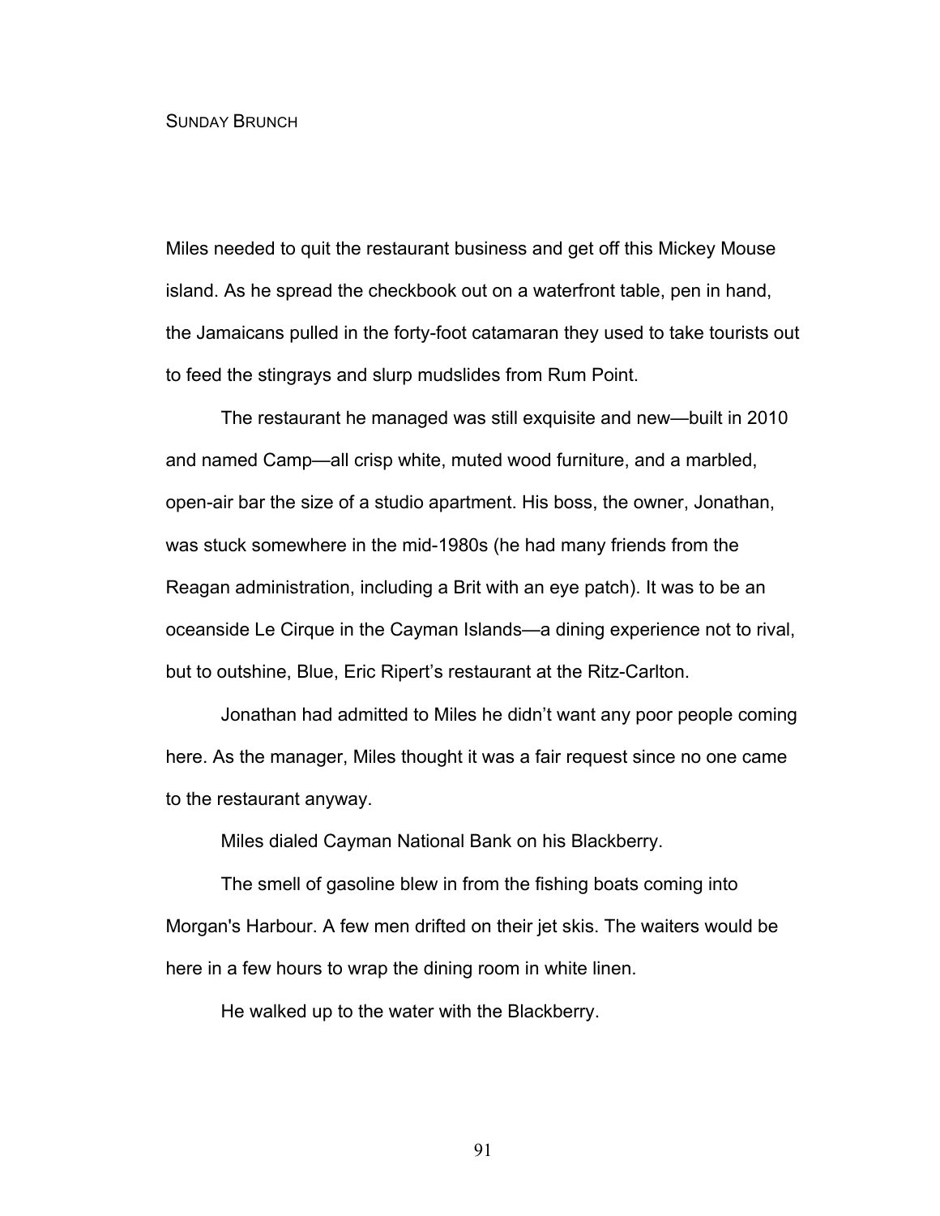# Sunday Brunch

Miles needed to quit the restaurant business and get off this Mickey Mouse island. As he spread the checkbook out on a waterfront table, pen in hand, the Jamaicans pulled in the forty-foot catamaran they used to take tourists out to feed the stingrays and slurp mudslides from Rum Point.

The restaurant he managed was still exquisite and new—built in 2010 and named Camp—all crisp white, muted wood furniture, and a marbled, open-air bar the size of a studio apartment. His boss, the owner, Jonathan, was stuck somewhere in the mid-1980s (he had many friends from the Reagan administration, including a Brit with an eye patch). It was to be an oceanside Le Cirque in the Cayman Islands—a dining experience not to rival, but to outshine, Blue, Eric Ripert's restaurant at the Ritz-Carlton.

Jonathan had admitted to Miles he didn't want any poor people coming here. As the manager, Miles thought it was a fair request since no one came to the restaurant anyway.

Miles dialed Cayman National Bank on his Blackberry.

The smell of gasoline blew in from the fishing boats coming into Morgan's Harbour. A few men drifted on their jet skis. The waiters would be here in a few hours to wrap the dining room in white linen.

He walked up to the water with the Blackberry.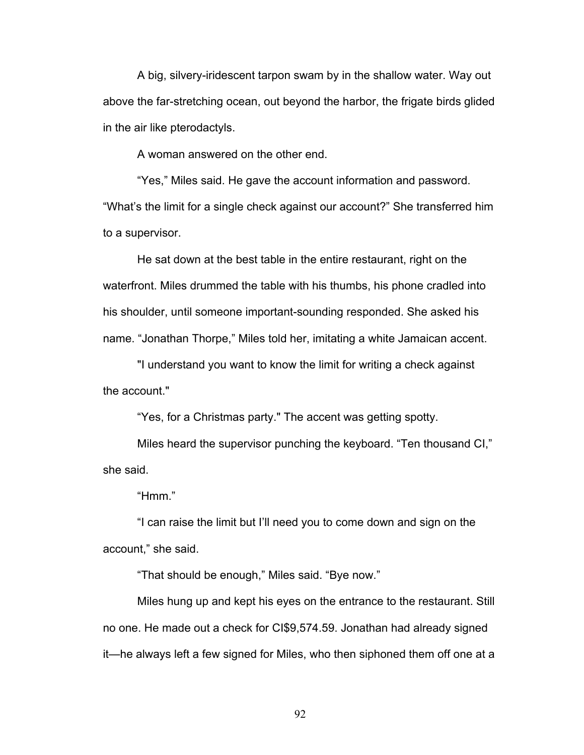A big, silvery-iridescent tarpon swam by in the shallow water. Way out above the far-stretching ocean, out beyond the harbor, the frigate birds glided in the air like pterodactyls.

A woman answered on the other end.

“Yes,” Miles said. He gave the account information and password. “What’s the limit for a single check against our account?” She transferred him to a supervisor.

He sat down at the best table in the entire restaurant, right on the waterfront. Miles drummed the table with his thumbs, his phone cradled into his shoulder, until someone important-sounding responded. She asked his name. “Jonathan Thorpe,” Miles told her, imitating a white Jamaican accent.

"I understand you want to know the limit for writing a check against the account."

“Yes, for a Christmas party." The accent was getting spotty.

Miles heard the supervisor punching the keyboard. “Ten thousand CI,” she said.

“Hmm.”

“I can raise the limit but I’ll need you to come down and sign on the account,” she said.

“That should be enough,” Miles said. “Bye now.”

Miles hung up and kept his eyes on the entrance to the restaurant. Still no one. He made out a check for CI$9,574.59. Jonathan had already signed it—he always left a few signed for Miles, who then siphoned them off one at a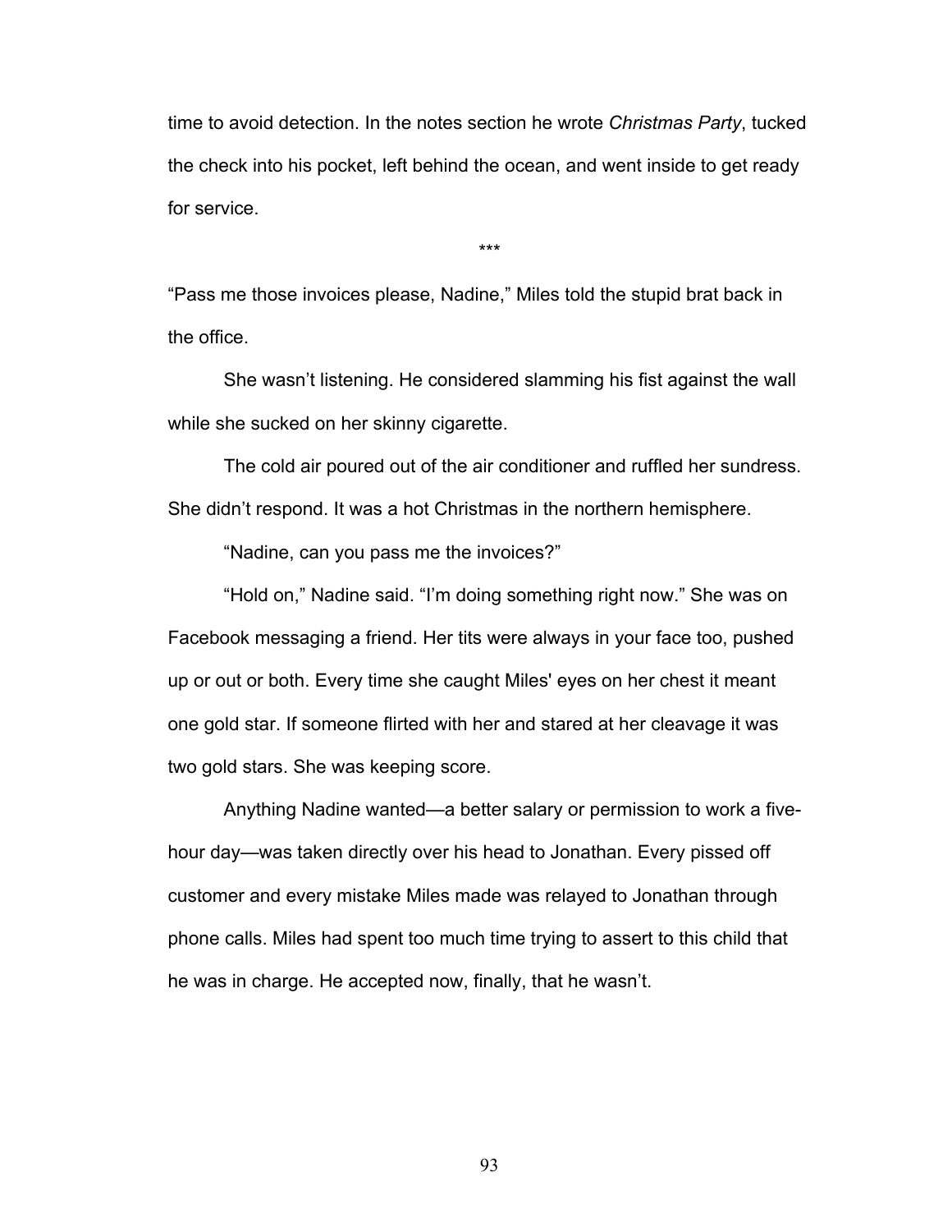time to avoid detection. In the notes section he wrote *Christmas Party*, tucked the check into his pocket, left behind the ocean, and went inside to get ready for service.

\*\*\*

"Pass me those invoices please, Nadine," Miles told the stupid brat back in the office.

She wasn't listening. He considered slamming his fist against the wall while she sucked on her skinny cigarette.

The cold air poured out of the air conditioner and ruffled her sundress. She didn't respond. It was a hot Christmas in the northern hemisphere.

"Nadine, can you pass me the invoices?"

"Hold on," Nadine said. "I'm doing something right now." She was on Facebook messaging a friend. Her tits were always in your face too, pushed up or out or both. Every time she caught Miles' eyes on her chest it meant one gold star. If someone flirted with her and stared at her cleavage it was two gold stars. She was keeping score.

Anything Nadine wanted—a better salary or permission to work a five-hour day—was taken directly over his head to Jonathan. Every pissed off customer and every mistake Miles made was relayed to Jonathan through phone calls. Miles had spent too much time trying to assert to this child that he was in charge. He accepted now, finally, that he wasn't.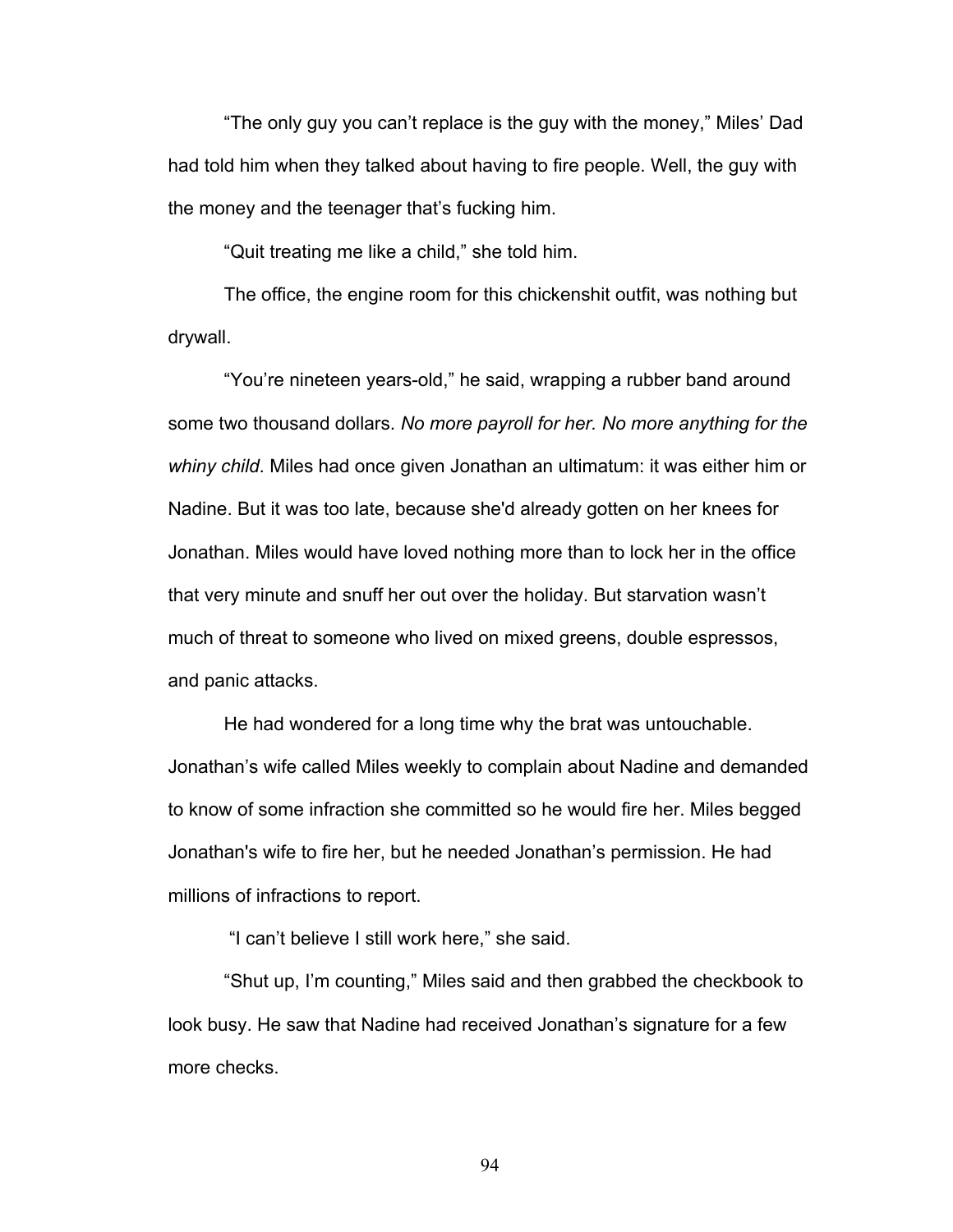"The only guy you can't replace is the guy with the money," Miles' Dad had told him when they talked about having to fire people. Well, the guy with the money and the teenager that's fucking him.

"Quit treating me like a child," she told him.

The office, the engine room for this chickenshit outfit, was nothing but drywall.

"You're nineteen years-old," he said, wrapping a rubber band around some two thousand dollars. *No more payroll for her. No more anything for the whiny child*. Miles had once given Jonathan an ultimatum: it was either him or Nadine. But it was too late, because she'd already gotten on her knees for Jonathan. Miles would have loved nothing more than to lock her in the office that very minute and snuff her out over the holiday. But starvation wasn't much of threat to someone who lived on mixed greens, double espressos, and panic attacks.

He had wondered for a long time why the brat was untouchable. Jonathan's wife called Miles weekly to complain about Nadine and demanded to know of some infraction she committed so he would fire her. Miles begged Jonathan's wife to fire her, but he needed Jonathan's permission. He had millions of infractions to report.

"I can't believe I still work here," she said.

"Shut up, I'm counting," Miles said and then grabbed the checkbook to look busy. He saw that Nadine had received Jonathan's signature for a few more checks.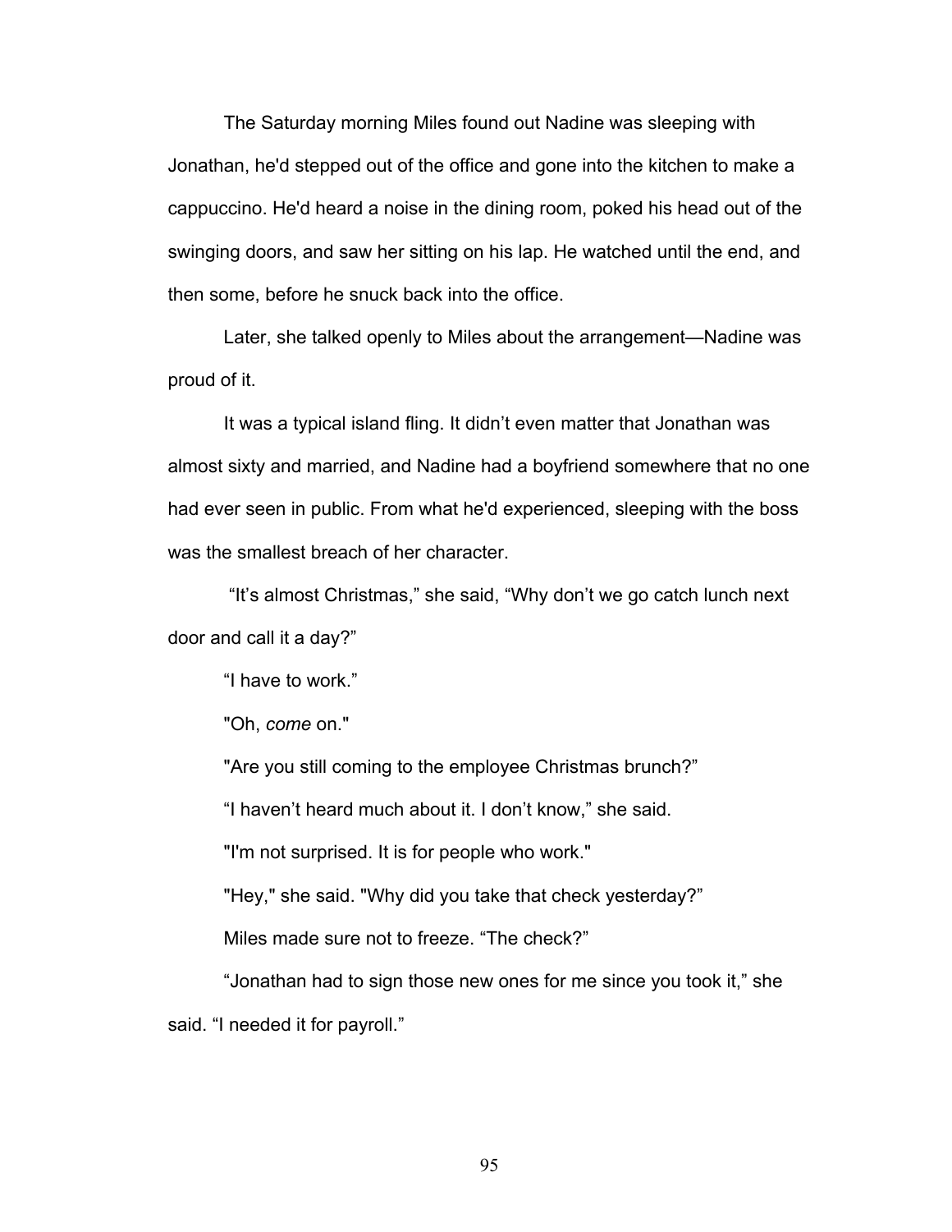The Saturday morning Miles found out Nadine was sleeping with Jonathan, he'd stepped out of the office and gone into the kitchen to make a cappuccino. He'd heard a noise in the dining room, poked his head out of the swinging doors, and saw her sitting on his lap. He watched until the end, and then some, before he snuck back into the office.

Later, she talked openly to Miles about the arrangement—Nadine was proud of it.

It was a typical island fling. It didn't even matter that Jonathan was almost sixty and married, and Nadine had a boyfriend somewhere that no one had ever seen in public. From what he'd experienced, sleeping with the boss was the smallest breach of her character.

"It's almost Christmas," she said, "Why don't we go catch lunch next door and call it a day?"

"I have to work."

"Oh, *come* on."

"Are you still coming to the employee Christmas brunch?"

"I haven't heard much about it. I don't know," she said.

"I'm not surprised. It is for people who work."

"Hey," she said. "Why did you take that check yesterday?"

Miles made sure not to freeze. "The check?"

"Jonathan had to sign those new ones for me since you took it," she said. "I needed it for payroll."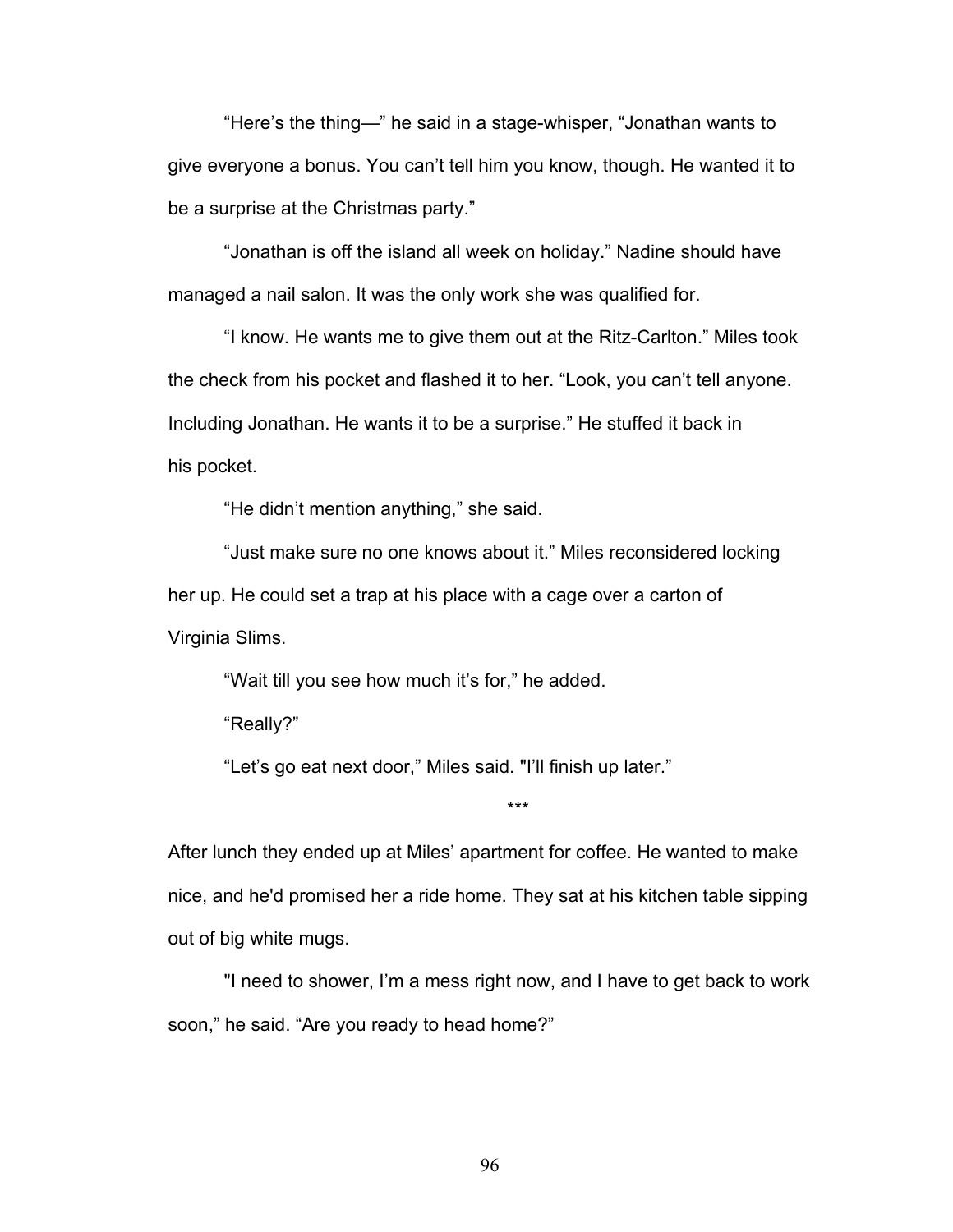"Here's the thing—" he said in a stage-whisper, "Jonathan wants to give everyone a bonus. You can't tell him you know, though. He wanted it to be a surprise at the Christmas party."

"Jonathan is off the island all week on holiday." Nadine should have managed a nail salon. It was the only work she was qualified for.

"I know. He wants me to give them out at the Ritz-Carlton." Miles took the check from his pocket and flashed it to her. "Look, you can't tell anyone. Including Jonathan. He wants it to be a surprise." He stuffed it back in his pocket.

"He didn't mention anything," she said.

"Just make sure no one knows about it." Miles reconsidered locking her up. He could set a trap at his place with a cage over a carton of Virginia Slims.

"Wait till you see how much it's for," he added.

"Really?"

"Let's go eat next door," Miles said. "I'll finish up later."

***

After lunch they ended up at Miles' apartment for coffee. He wanted to make nice, and he'd promised her a ride home. They sat at his kitchen table sipping out of big white mugs.

"I need to shower, I'm a mess right now, and I have to get back to work soon," he said. "Are you ready to head home?"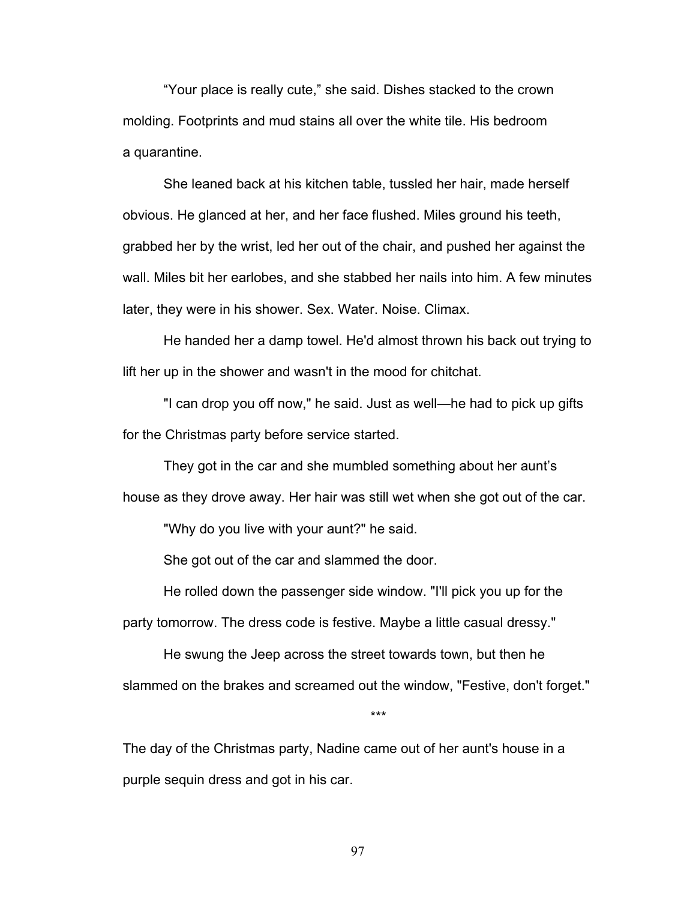“Your place is really cute,” she said. Dishes stacked to the crown molding. Footprints and mud stains all over the white tile. His bedroom a quarantine.

She leaned back at his kitchen table, tussled her hair, made herself obvious. He glanced at her, and her face flushed. Miles ground his teeth, grabbed her by the wrist, led her out of the chair, and pushed her against the wall. Miles bit her earlobes, and she stabbed her nails into him. A few minutes later, they were in his shower. Sex. Water. Noise. Climax.

He handed her a damp towel. He'd almost thrown his back out trying to lift her up in the shower and wasn't in the mood for chitchat.

"I can drop you off now," he said. Just as well—he had to pick up gifts for the Christmas party before service started.

They got in the car and she mumbled something about her aunt’s house as they drove away. Her hair was still wet when she got out of the car.

"Why do you live with your aunt?" he said.

She got out of the car and slammed the door.

He rolled down the passenger side window. "I'll pick you up for the party tomorrow. The dress code is festive. Maybe a little casual dressy."

He swung the Jeep across the street towards town, but then he slammed on the brakes and screamed out the window, "Festive, don't forget."

\*\*\*

The day of the Christmas party, Nadine came out of her aunt's house in a purple sequin dress and got in his car.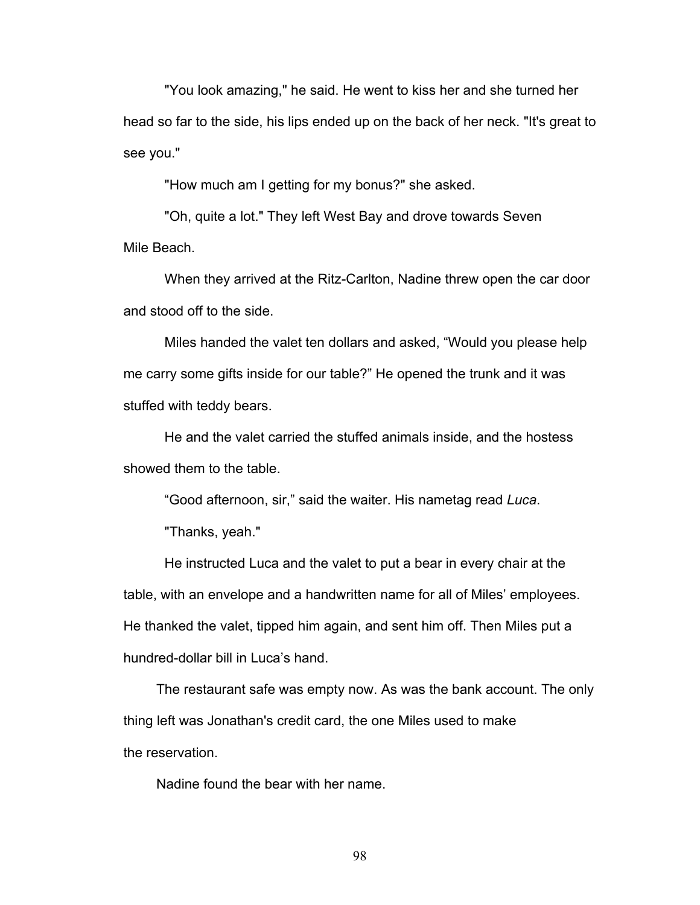"You look amazing," he said. He went to kiss her and she turned her head so far to the side, his lips ended up on the back of her neck. "It's great to see you."

"How much am I getting for my bonus?" she asked.

"Oh, quite a lot." They left West Bay and drove towards Seven Mile Beach.

When they arrived at the Ritz-Carlton, Nadine threw open the car door and stood off to the side.

Miles handed the valet ten dollars and asked, "Would you please help me carry some gifts inside for our table?" He opened the trunk and it was stuffed with teddy bears.

He and the valet carried the stuffed animals inside, and the hostess showed them to the table.

"Good afternoon, sir," said the waiter. His nametag read *Luca*.

"Thanks, yeah."

He instructed Luca and the valet to put a bear in every chair at the table, with an envelope and a handwritten name for all of Miles' employees. He thanked the valet, tipped him again, and sent him off. Then Miles put a hundred-dollar bill in Luca's hand.

The restaurant safe was empty now. As was the bank account. The only thing left was Jonathan's credit card, the one Miles used to make the reservation.

Nadine found the bear with her name.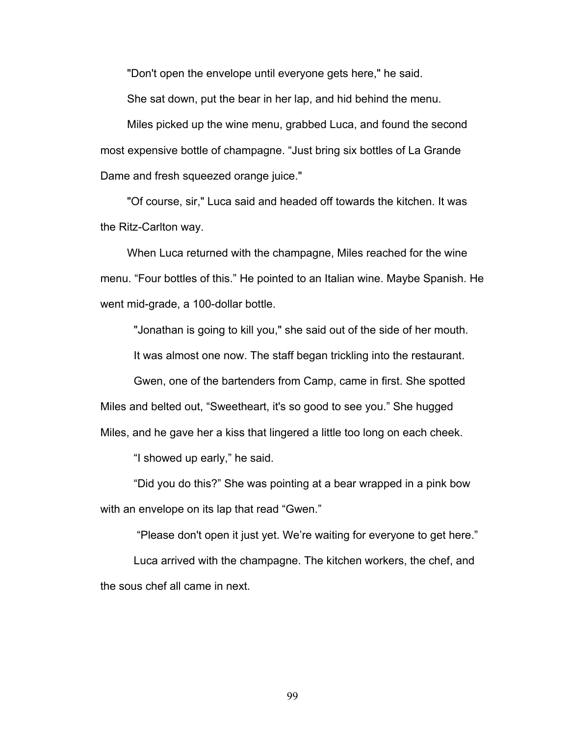"Don't open the envelope until everyone gets here," he said.

She sat down, put the bear in her lap, and hid behind the menu.

Miles picked up the wine menu, grabbed Luca, and found the second most expensive bottle of champagne. "Just bring six bottles of La Grande Dame and fresh squeezed orange juice."

"Of course, sir," Luca said and headed off towards the kitchen. It was the Ritz-Carlton way.

When Luca returned with the champagne, Miles reached for the wine menu. "Four bottles of this." He pointed to an Italian wine. Maybe Spanish. He went mid-grade, a 100-dollar bottle.

"Jonathan is going to kill you," she said out of the side of her mouth.

It was almost one now. The staff began trickling into the restaurant.

Gwen, one of the bartenders from Camp, came in first. She spotted Miles and belted out, "Sweetheart, it's so good to see you." She hugged Miles, and he gave her a kiss that lingered a little too long on each cheek.

"I showed up early," he said.

"Did you do this?" She was pointing at a bear wrapped in a pink bow with an envelope on its lap that read "Gwen."

"Please don't open it just yet. We're waiting for everyone to get here."

Luca arrived with the champagne. The kitchen workers, the chef, and the sous chef all came in next.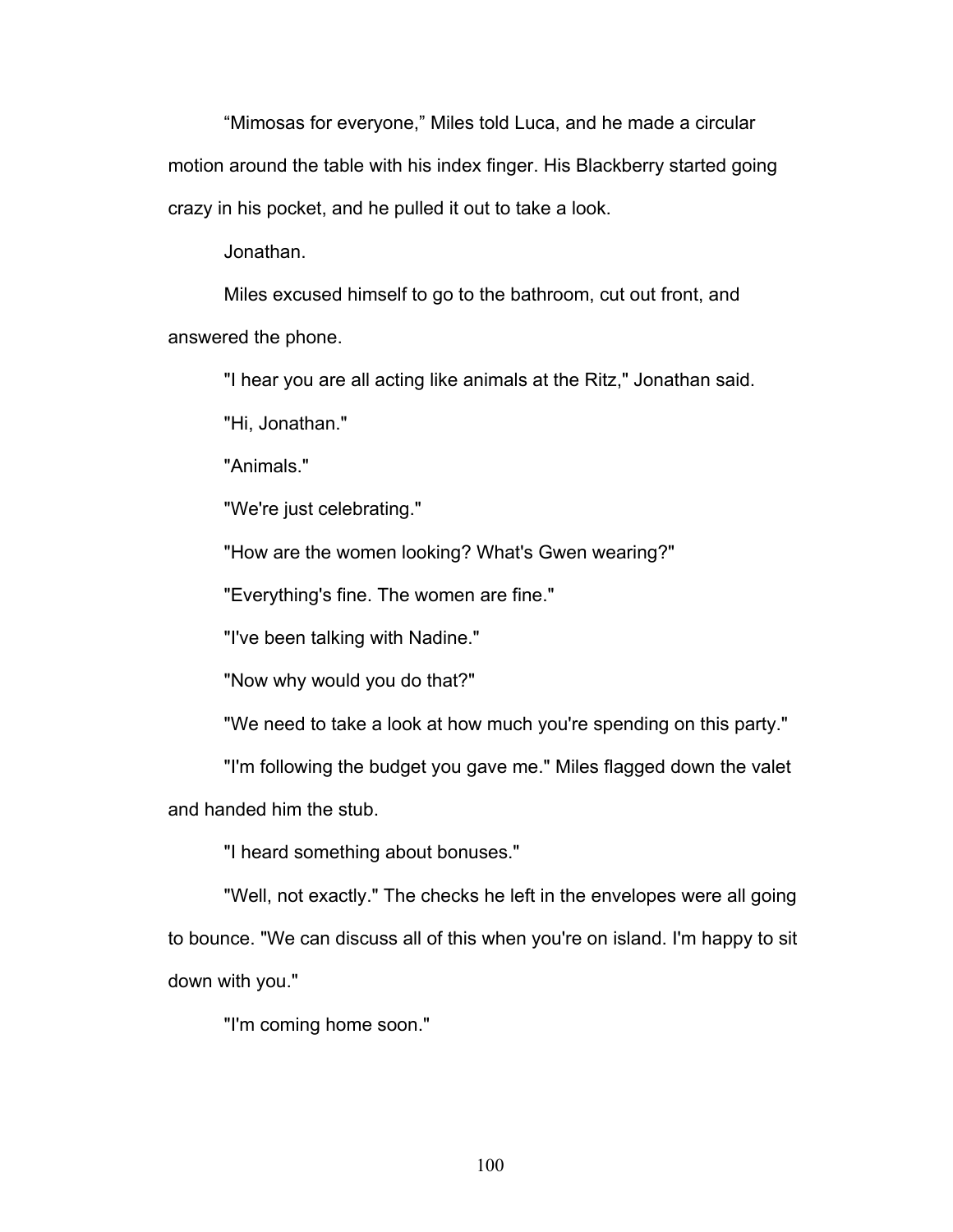"Mimosas for everyone," Miles told Luca, and he made a circular motion around the table with his index finger. His Blackberry started going crazy in his pocket, and he pulled it out to take a look.

Jonathan.

Miles excused himself to go to the bathroom, cut out front, and answered the phone.

"I hear you are all acting like animals at the Ritz," Jonathan said.

"Hi, Jonathan."

"Animals."

"We're just celebrating."

"How are the women looking? What's Gwen wearing?"

"Everything's fine. The women are fine."

"I've been talking with Nadine."

"Now why would you do that?"

"We need to take a look at how much you're spending on this party."

"I'm following the budget you gave me." Miles flagged down the valet and handed him the stub.

"I heard something about bonuses."

"Well, not exactly." The checks he left in the envelopes were all going to bounce. "We can discuss all of this when you're on island. I'm happy to sit down with you."

"I'm coming home soon."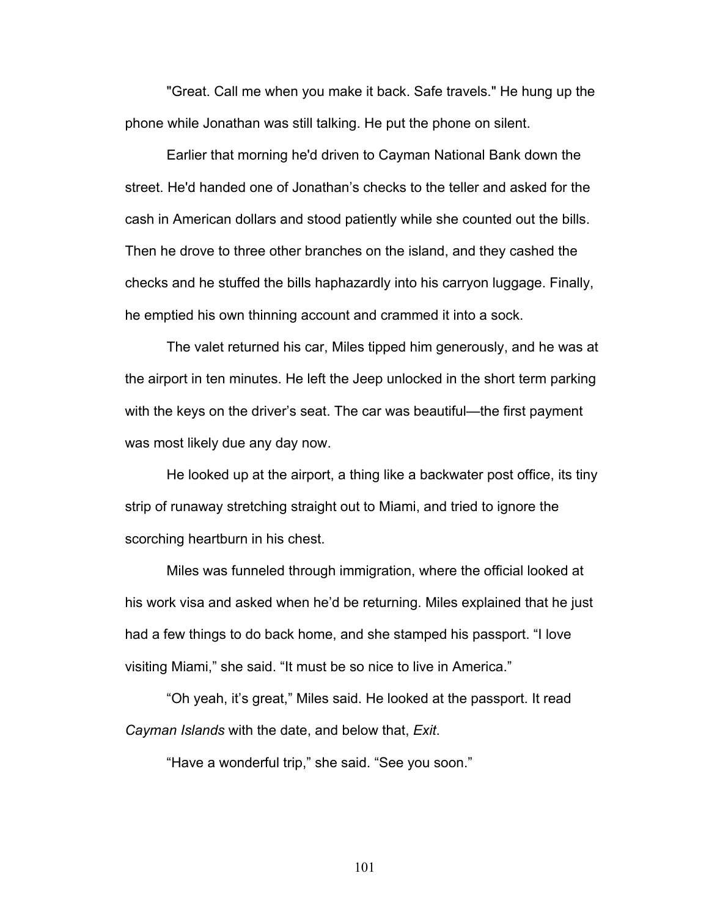"Great. Call me when you make it back. Safe travels." He hung up the phone while Jonathan was still talking. He put the phone on silent.

Earlier that morning he'd driven to Cayman National Bank down the street. He'd handed one of Jonathan's checks to the teller and asked for the cash in American dollars and stood patiently while she counted out the bills. Then he drove to three other branches on the island, and they cashed the checks and he stuffed the bills haphazardly into his carryon luggage. Finally, he emptied his own thinning account and crammed it into a sock.

The valet returned his car, Miles tipped him generously, and he was at the airport in ten minutes. He left the Jeep unlocked in the short term parking with the keys on the driver's seat. The car was beautiful—the first payment was most likely due any day now.

He looked up at the airport, a thing like a backwater post office, its tiny strip of runaway stretching straight out to Miami, and tried to ignore the scorching heartburn in his chest.

Miles was funneled through immigration, where the official looked at his work visa and asked when he'd be returning. Miles explained that he just had a few things to do back home, and she stamped his passport. "I love visiting Miami," she said. "It must be so nice to live in America."

"Oh yeah, it's great," Miles said. He looked at the passport. It read *Cayman Islands* with the date, and below that, *Exit*.

"Have a wonderful trip," she said. "See you soon."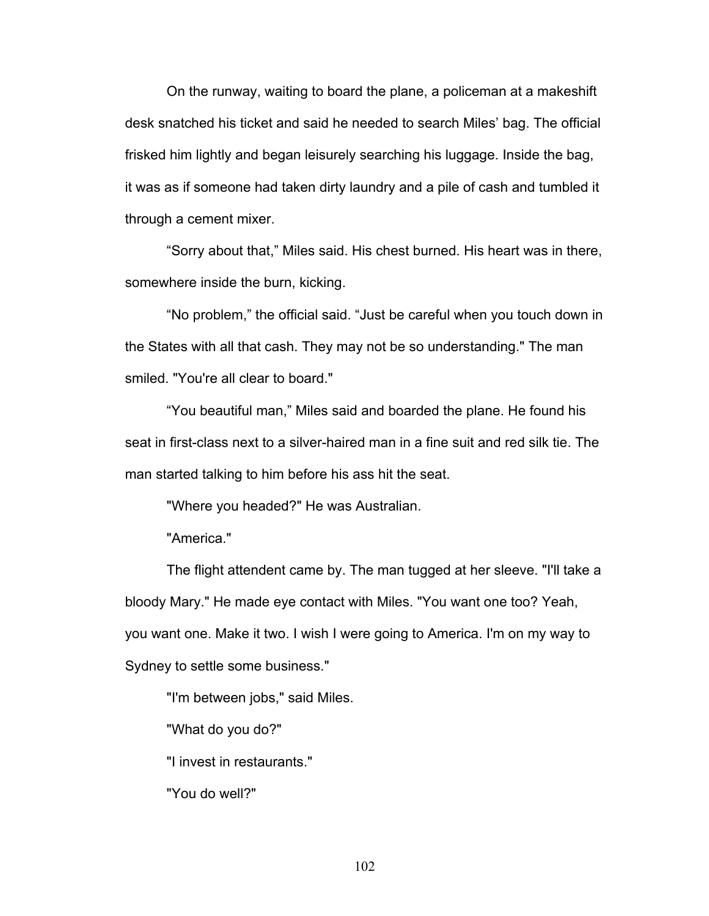On the runway, waiting to board the plane, a policeman at a makeshift desk snatched his ticket and said he needed to search Miles' bag. The official frisked him lightly and began leisurely searching his luggage. Inside the bag, it was as if someone had taken dirty laundry and a pile of cash and tumbled it through a cement mixer.

"Sorry about that," Miles said. His chest burned. His heart was in there, somewhere inside the burn, kicking.

"No problem," the official said. "Just be careful when you touch down in the States with all that cash. They may not be so understanding." The man smiled. "You're all clear to board."

"You beautiful man," Miles said and boarded the plane. He found his seat in first-class next to a silver-haired man in a fine suit and red silk tie. The man started talking to him before his ass hit the seat.

"Where you headed?" He was Australian.

"America."

The flight attendant came by. The man tugged at her sleeve. "I'll take a bloody Mary." He made eye contact with Miles. "You want one too? Yeah, you want one. Make it two. I wish I were going to America. I'm on my way to Sydney to settle some business."

"I'm between jobs," said Miles.

"What do you do?"

"I invest in restaurants."

"You do well?"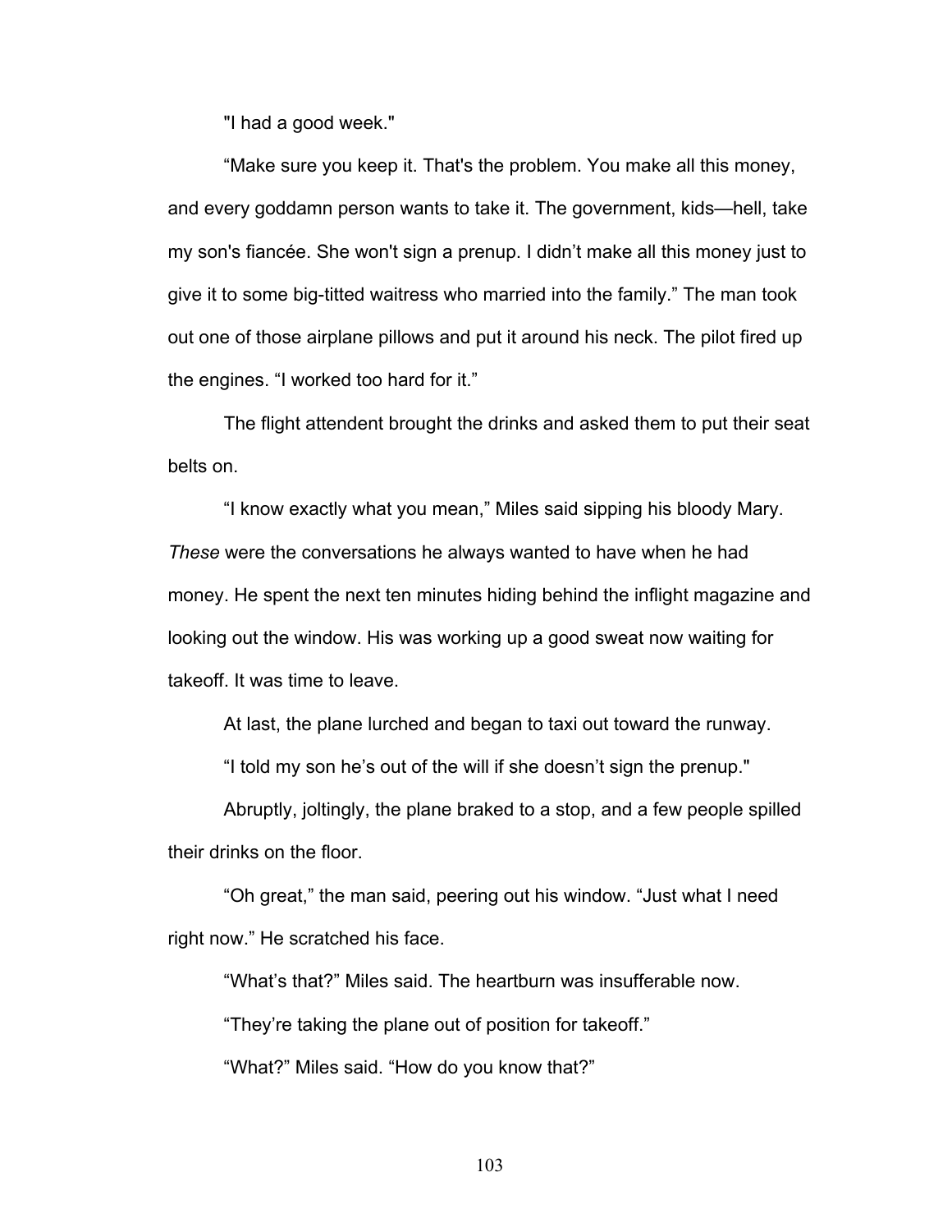"I had a good week."

"Make sure you keep it. That's the problem. You make all this money, and every goddamn person wants to take it. The government, kids—hell, take my son's fiancée. She won't sign a prenup. I didn't make all this money just to give it to some big-titted waitress who married into the family." The man took out one of those airplane pillows and put it around his neck. The pilot fired up the engines. "I worked too hard for it."

The flight attendant brought the drinks and asked them to put their seat belts on.

"I know exactly what you mean," Miles said sipping his bloody Mary. *These* were the conversations he always wanted to have when he had money. He spent the next ten minutes hiding behind the inflight magazine and looking out the window. His was working up a good sweat now waiting for takeoff. It was time to leave.

At last, the plane lurched and began to taxi out toward the runway.

"I told my son he's out of the will if she doesn't sign the prenup."

Abruptly, joltingly, the plane braked to a stop, and a few people spilled their drinks on the floor.

"Oh great," the man said, peering out his window. "Just what I need right now." He scratched his face.

"What's that?" Miles said. The heartburn was insufferable now.

"They're taking the plane out of position for takeoff."

"What?" Miles said. "How do you know that?"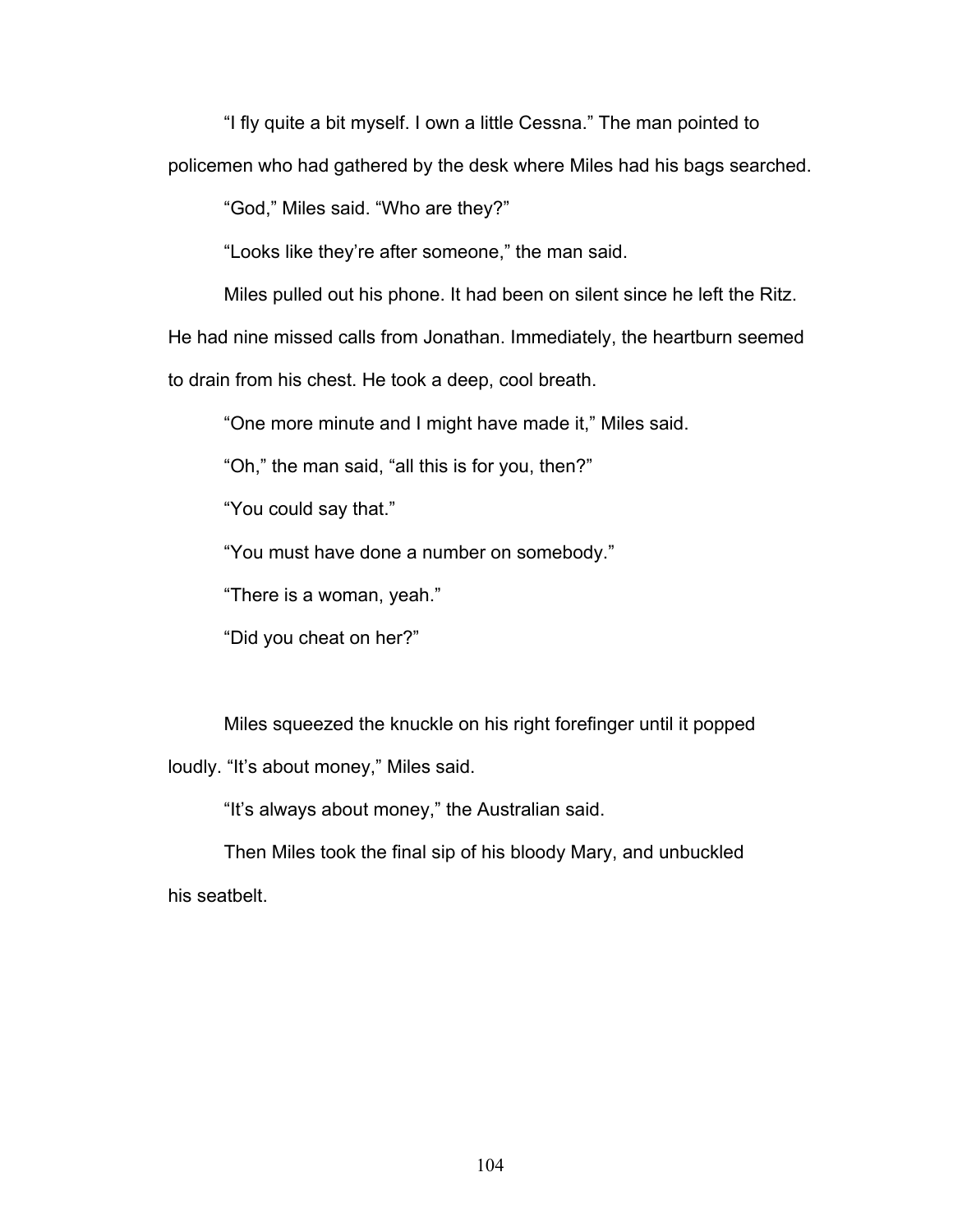"I fly quite a bit myself. I own a little Cessna." The man pointed to policemen who had gathered by the desk where Miles had his bags searched.

"God," Miles said. "Who are they?"

"Looks like they're after someone," the man said.

Miles pulled out his phone. It had been on silent since he left the Ritz. He had nine missed calls from Jonathan. Immediately, the heartburn seemed to drain from his chest. He took a deep, cool breath.

"One more minute and I might have made it," Miles said.

"Oh," the man said, "all this is for you, then?"

"You could say that."

"You must have done a number on somebody."

"There is a woman, yeah."

"Did you cheat on her?"

Miles squeezed the knuckle on his right forefinger until it popped loudly. "It's about money," Miles said.

"It's always about money," the Australian said.

Then Miles took the final sip of his bloody Mary, and unbuckled his seatbelt.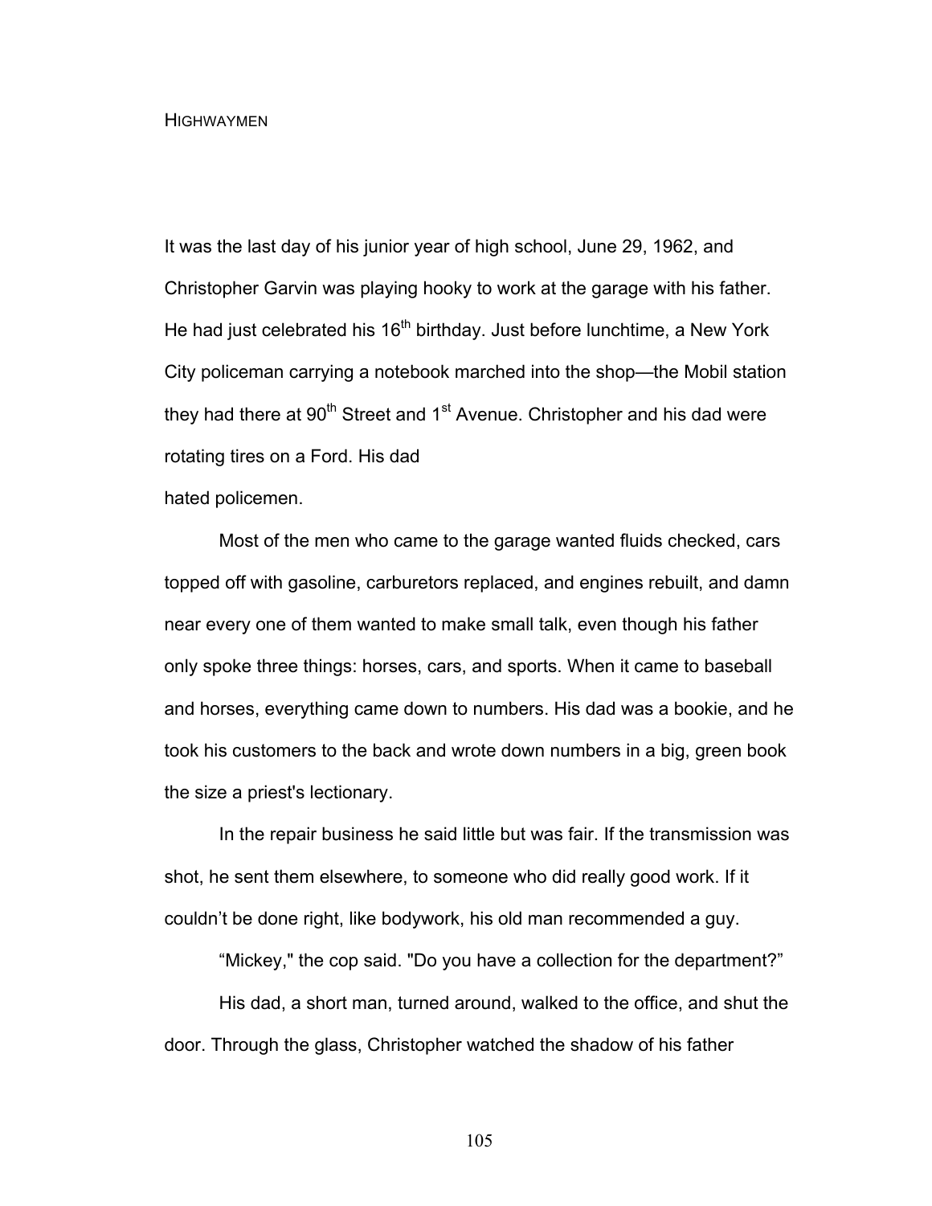# HIGHWAYMEN

It was the last day of his junior year of high school, June 29, 1962, and Christopher Garvin was playing hooky to work at the garage with his father. He had just celebrated his 16th birthday. Just before lunchtime, a New York City policeman carrying a notebook marched into the shop—the Mobil station they had there at 90th Street and 1st Avenue. Christopher and his dad were rotating tires on a Ford. His dad hated policemen.

Most of the men who came to the garage wanted fluids checked, cars topped off with gasoline, carburetors replaced, and engines rebuilt, and damn near every one of them wanted to make small talk, even though his father only spoke three things: horses, cars, and sports. When it came to baseball and horses, everything came down to numbers. His dad was a bookie, and he took his customers to the back and wrote down numbers in a big, green book the size a priest's lectionary.

In the repair business he said little but was fair. If the transmission was shot, he sent them elsewhere, to someone who did really good work. If it couldn't be done right, like bodywork, his old man recommended a guy.

"Mickey," the cop said. "Do you have a collection for the department?"

His dad, a short man, turned around, walked to the office, and shut the door. Through the glass, Christopher watched the shadow of his father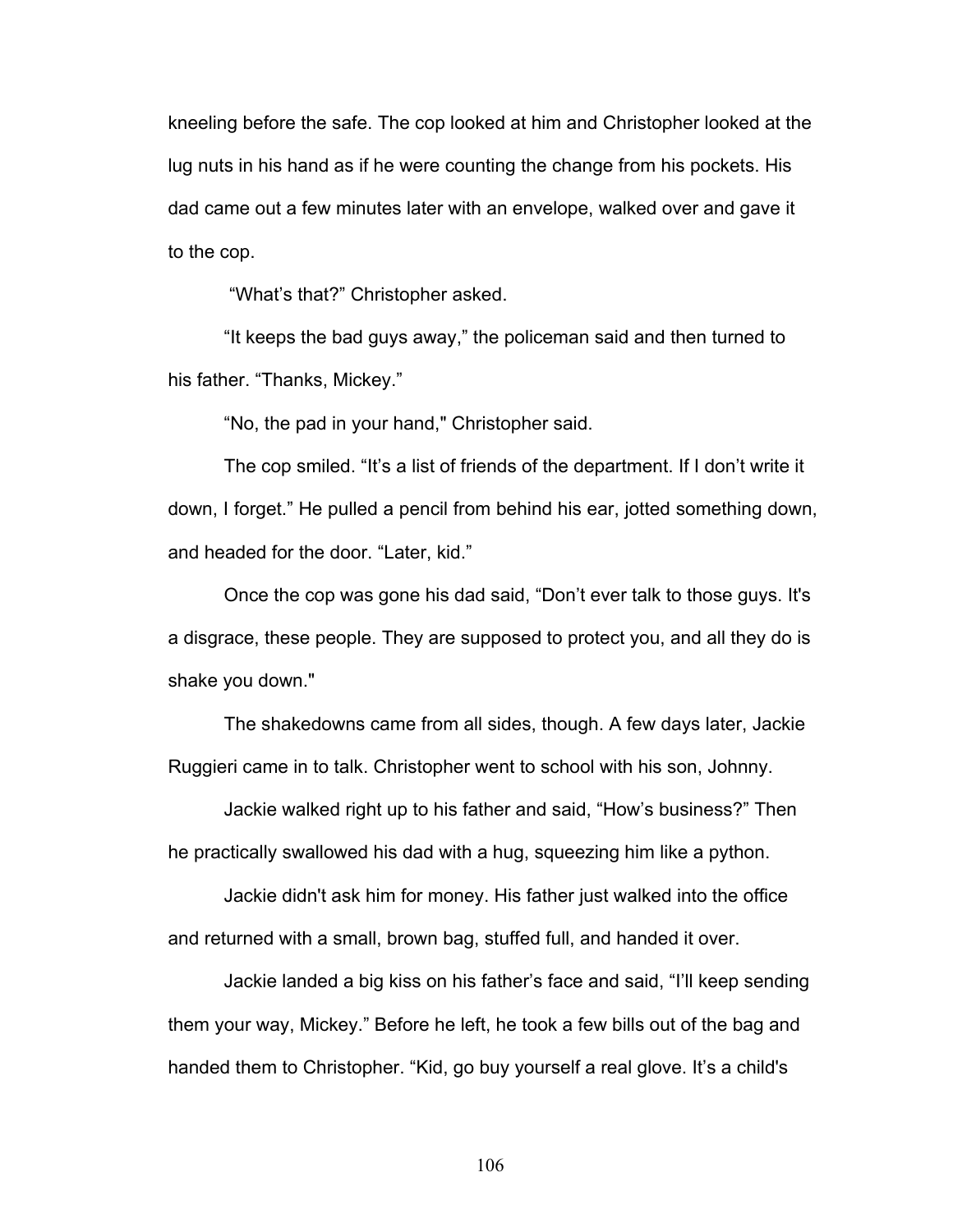kneeling before the safe. The cop looked at him and Christopher looked at the lug nuts in his hand as if he were counting the change from his pockets. His dad came out a few minutes later with an envelope, walked over and gave it to the cop.

"What's that?" Christopher asked.

"It keeps the bad guys away," the policeman said and then turned to his father. "Thanks, Mickey."

"No, the pad in your hand," Christopher said.

The cop smiled. "It's a list of friends of the department. If I don't write it down, I forget." He pulled a pencil from behind his ear, jotted something down, and headed for the door. "Later, kid."

Once the cop was gone his dad said, "Don't ever talk to those guys. It's a disgrace, these people. They are supposed to protect you, and all they do is shake you down."

The shakedowns came from all sides, though. A few days later, Jackie Ruggieri came in to talk. Christopher went to school with his son, Johnny.

Jackie walked right up to his father and said, "How's business?" Then he practically swallowed his dad with a hug, squeezing him like a python.

Jackie didn't ask him for money. His father just walked into the office and returned with a small, brown bag, stuffed full, and handed it over.

Jackie landed a big kiss on his father's face and said, "I'll keep sending them your way, Mickey." Before he left, he took a few bills out of the bag and handed them to Christopher. "Kid, go buy yourself a real glove. It's a child's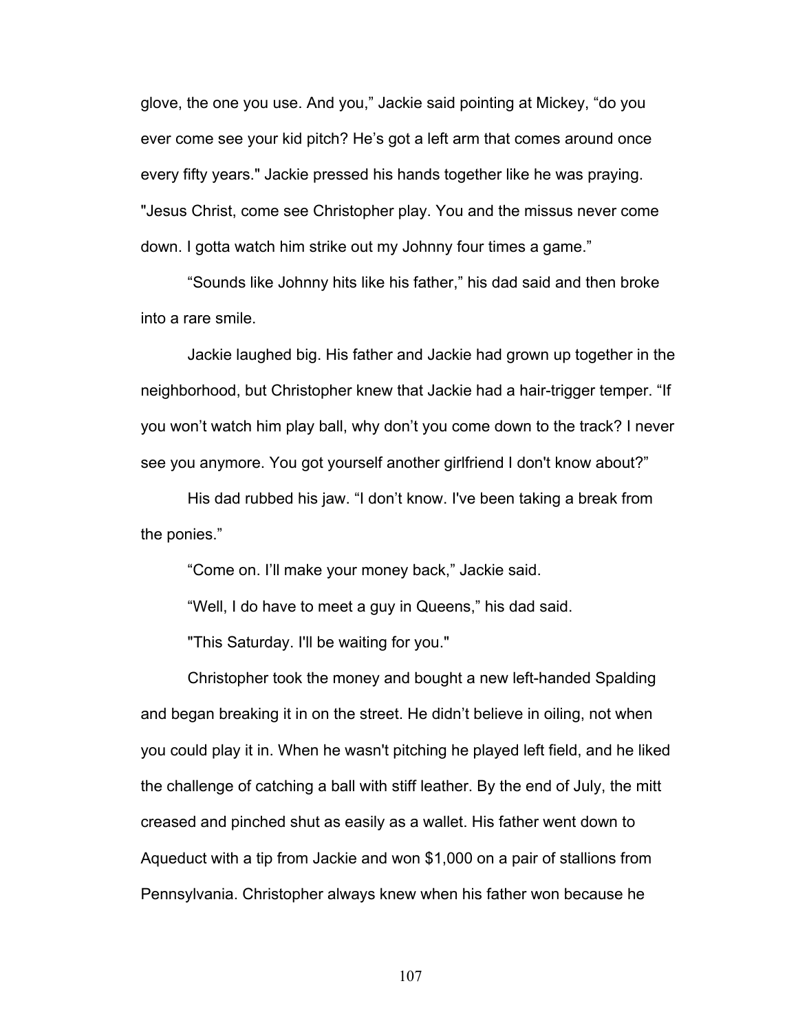glove, the one you use. And you," Jackie said pointing at Mickey, "do you ever come see your kid pitch? He's got a left arm that comes around once every fifty years." Jackie pressed his hands together like he was praying. "Jesus Christ, come see Christopher play. You and the missus never come down. I gotta watch him strike out my Johnny four times a game."

"Sounds like Johnny hits like his father," his dad said and then broke into a rare smile.

Jackie laughed big. His father and Jackie had grown up together in the neighborhood, but Christopher knew that Jackie had a hair-trigger temper. "If you won't watch him play ball, why don't you come down to the track? I never see you anymore. You got yourself another girlfriend I don't know about?"

His dad rubbed his jaw. "I don't know. I've been taking a break from the ponies."

"Come on. I'll make your money back," Jackie said.

"Well, I do have to meet a guy in Queens," his dad said.

"This Saturday. I'll be waiting for you."

Christopher took the money and bought a new left-handed Spalding and began breaking it in on the street. He didn't believe in oiling, not when you could play it in. When he wasn't pitching he played left field, and he liked the challenge of catching a ball with stiff leather. By the end of July, the mitt creased and pinched shut as easily as a wallet. His father went down to Aqueduct with a tip from Jackie and won $1,000 on a pair of stallions from Pennsylvania. Christopher always knew when his father won because he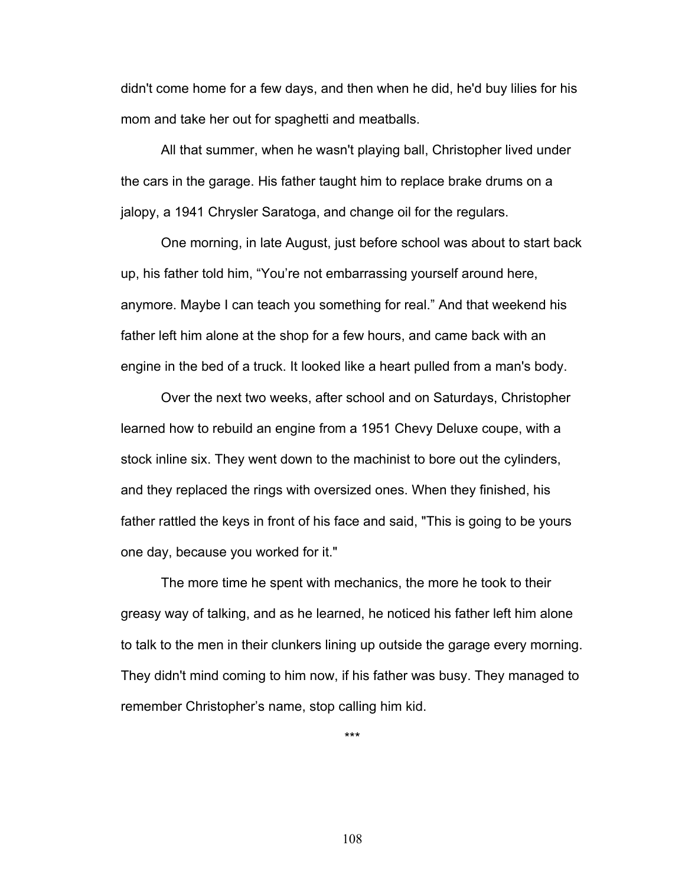didn't come home for a few days, and then when he did, he'd buy lilies for his mom and take her out for spaghetti and meatballs.

All that summer, when he wasn't playing ball, Christopher lived under the cars in the garage. His father taught him to replace brake drums on a jalopy, a 1941 Chrysler Saratoga, and change oil for the regulars.

One morning, in late August, just before school was about to start back up, his father told him, “You’re not embarrassing yourself around here, anymore. Maybe I can teach you something for real.” And that weekend his father left him alone at the shop for a few hours, and came back with an engine in the bed of a truck. It looked like a heart pulled from a man's body.

Over the next two weeks, after school and on Saturdays, Christopher learned how to rebuild an engine from a 1951 Chevy Deluxe coupe, with a stock inline six. They went down to the machinist to bore out the cylinders, and they replaced the rings with oversized ones. When they finished, his father rattled the keys in front of his face and said, "This is going to be yours one day, because you worked for it."

The more time he spent with mechanics, the more he took to their greasy way of talking, and as he learned, he noticed his father left him alone to talk to the men in their clunkers lining up outside the garage every morning. They didn't mind coming to him now, if his father was busy. They managed to remember Christopher’s name, stop calling him kid.

***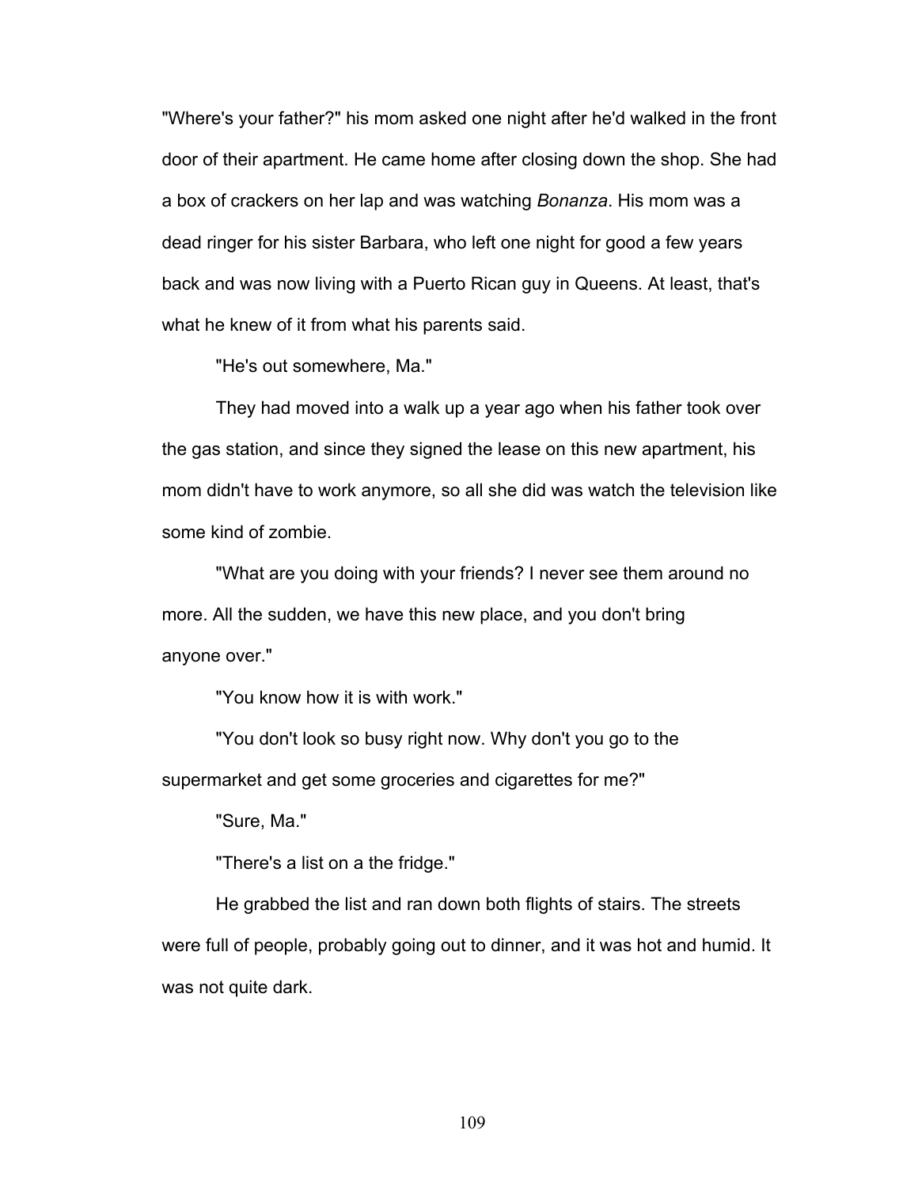"Where's your father?" his mom asked one night after he'd walked in the front door of their apartment. He came home after closing down the shop. She had a box of crackers on her lap and was watching *Bonanza*. His mom was a dead ringer for his sister Barbara, who left one night for good a few years back and was now living with a Puerto Rican guy in Queens. At least, that's what he knew of it from what his parents said.

"He's out somewhere, Ma."

They had moved into a walk up a year ago when his father took over the gas station, and since they signed the lease on this new apartment, his mom didn't have to work anymore, so all she did was watch the television like some kind of zombie.

"What are you doing with your friends? I never see them around no more. All the sudden, we have this new place, and you don't bring anyone over."

"You know how it is with work."

"You don't look so busy right now. Why don't you go to the supermarket and get some groceries and cigarettes for me?"

"Sure, Ma."

"There's a list on a the fridge."

He grabbed the list and ran down both flights of stairs. The streets were full of people, probably going out to dinner, and it was hot and humid. It was not quite dark.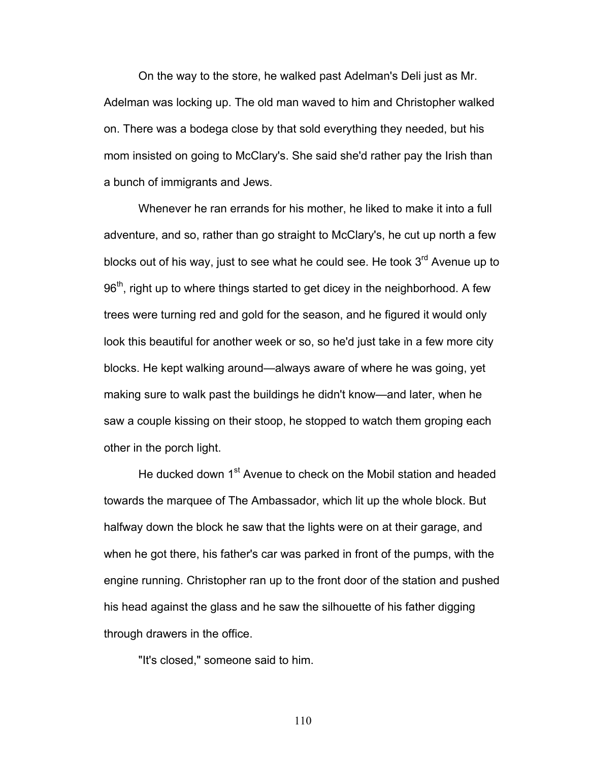On the way to the store, he walked past Adelman's Deli just as Mr. Adelman was locking up. The old man waved to him and Christopher walked on. There was a bodega close by that sold everything they needed, but his mom insisted on going to McClary's. She said she'd rather pay the Irish than a bunch of immigrants and Jews.

Whenever he ran errands for his mother, he liked to make it into a full adventure, and so, rather than go straight to McClary's, he cut up north a few blocks out of his way, just to see what he could see. He took 3rd Avenue up to 96th, right up to where things started to get dicey in the neighborhood. A few trees were turning red and gold for the season, and he figured it would only look this beautiful for another week or so, so he'd just take in a few more city blocks. He kept walking around—always aware of where he was going, yet making sure to walk past the buildings he didn't know—and later, when he saw a couple kissing on their stoop, he stopped to watch them groping each other in the porch light.

He ducked down 1st Avenue to check on the Mobil station and headed towards the marquee of The Ambassador, which lit up the whole block. But halfway down the block he saw that the lights were on at their garage, and when he got there, his father's car was parked in front of the pumps, with the engine running. Christopher ran up to the front door of the station and pushed his head against the glass and he saw the silhouette of his father digging through drawers in the office.

"It's closed," someone said to him.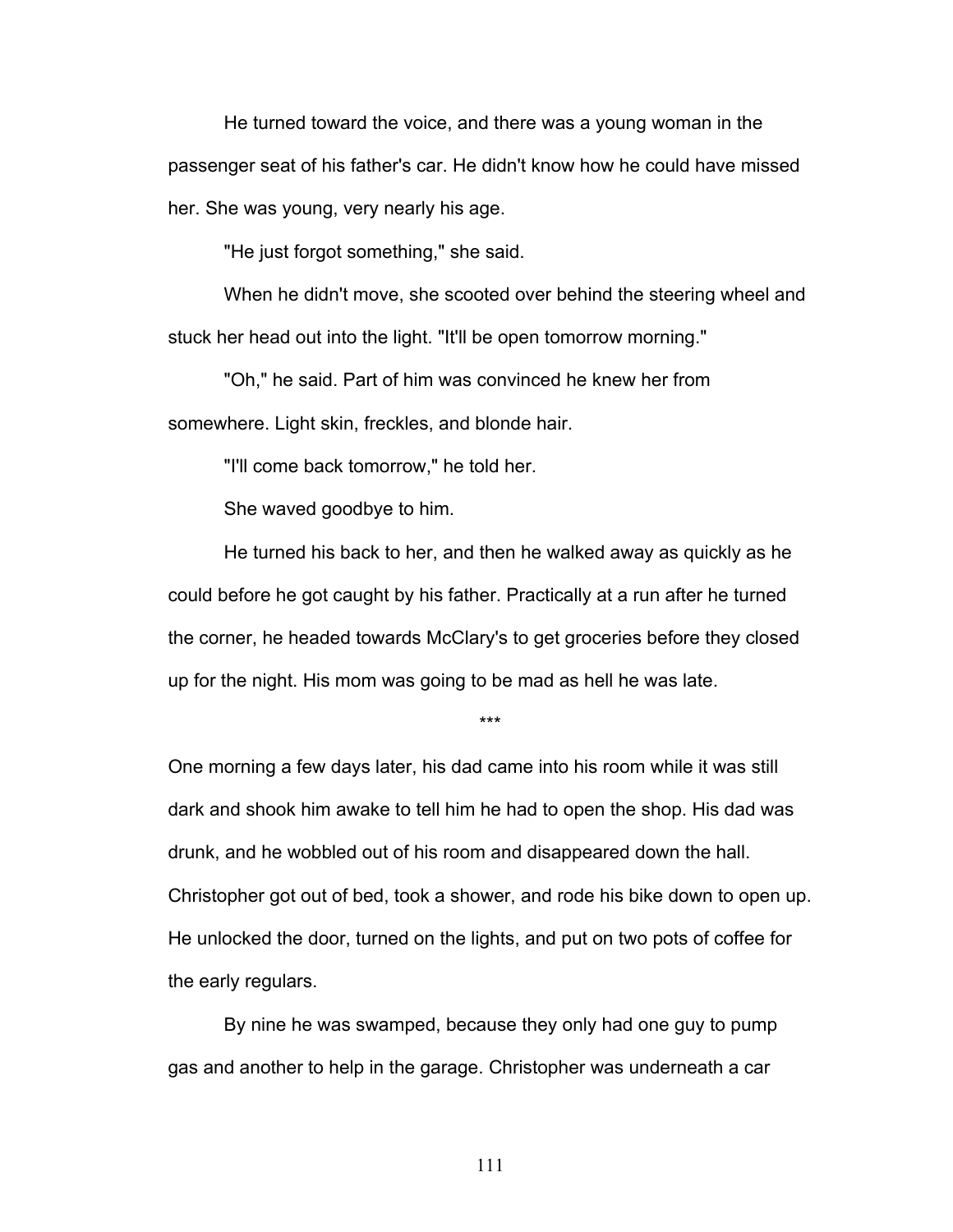He turned toward the voice, and there was a young woman in the passenger seat of his father's car. He didn't know how he could have missed her. She was young, very nearly his age.

"He just forgot something," she said.

When he didn't move, she scooted over behind the steering wheel and stuck her head out into the light. "It'll be open tomorrow morning."

"Oh," he said. Part of him was convinced he knew her from somewhere. Light skin, freckles, and blonde hair.

"I'll come back tomorrow," he told her.

She waved goodbye to him.

He turned his back to her, and then he walked away as quickly as he could before he got caught by his father. Practically at a run after he turned the corner, he headed towards McClary's to get groceries before they closed up for the night. His mom was going to be mad as hell he was late.

***

One morning a few days later, his dad came into his room while it was still dark and shook him awake to tell him he had to open the shop. His dad was drunk, and he wobbled out of his room and disappeared down the hall. Christopher got out of bed, took a shower, and rode his bike down to open up. He unlocked the door, turned on the lights, and put on two pots of coffee for the early regulars.

By nine he was swamped, because they only had one guy to pump gas and another to help in the garage. Christopher was underneath a car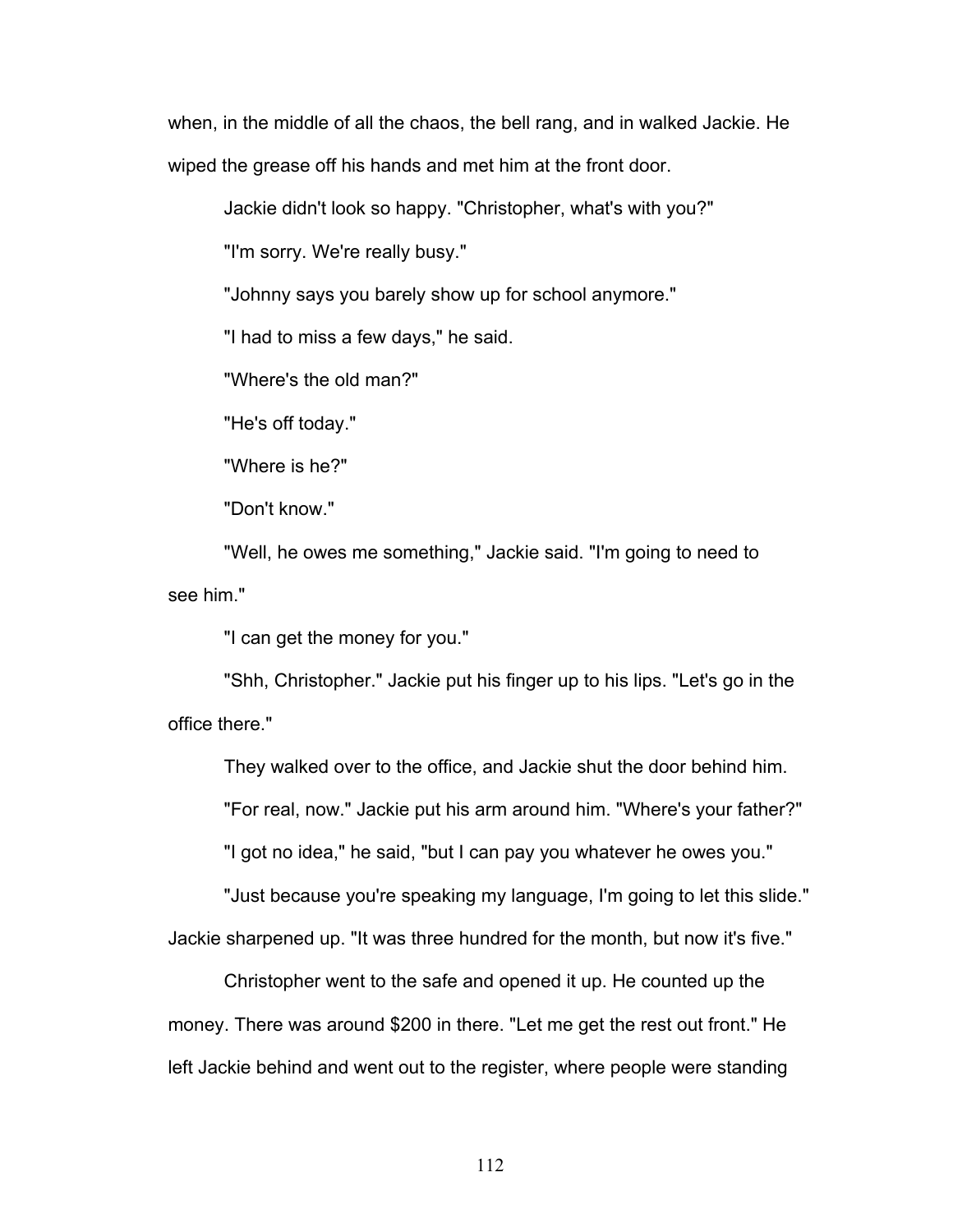when, in the middle of all the chaos, the bell rang, and in walked Jackie. He wiped the grease off his hands and met him at the front door.

Jackie didn't look so happy. "Christopher, what's with you?"

"I'm sorry. We're really busy."

"Johnny says you barely show up for school anymore."

"I had to miss a few days," he said.

"Where's the old man?"

"He's off today."

"Where is he?"

"Don't know."

"Well, he owes me something," Jackie said. "I'm going to need to see him."

"I can get the money for you."

"Shh, Christopher." Jackie put his finger up to his lips. "Let's go in the office there."

They walked over to the office, and Jackie shut the door behind him.

"For real, now." Jackie put his arm around him. "Where's your father?"

"I got no idea," he said, "but I can pay you whatever he owes you."

"Just because you're speaking my language, I'm going to let this slide." Jackie sharpened up. "It was three hundred for the month, but now it's five."

Christopher went to the safe and opened it up. He counted up the money. There was around $200 in there. "Let me get the rest out front." He left Jackie behind and went out to the register, where people were standing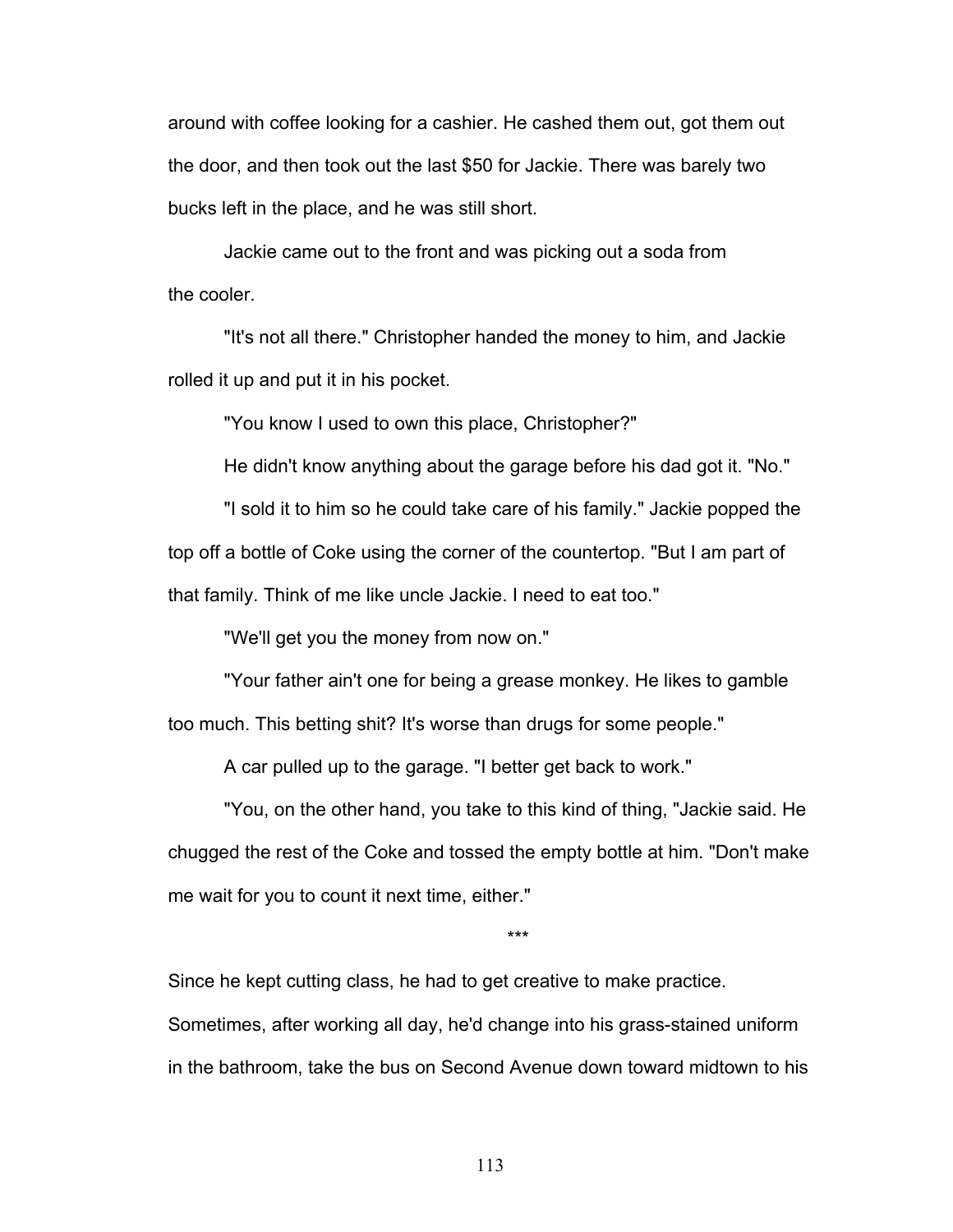around with coffee looking for a cashier. He cashed them out, got them out the door, and then took out the last $50 for Jackie. There was barely two bucks left in the place, and he was still short.

Jackie came out to the front and was picking out a soda from the cooler.

"It's not all there." Christopher handed the money to him, and Jackie rolled it up and put it in his pocket.

"You know I used to own this place, Christopher?"

He didn't know anything about the garage before his dad got it. "No."

"I sold it to him so he could take care of his family." Jackie popped the top off a bottle of Coke using the corner of the countertop. "But I am part of that family. Think of me like uncle Jackie. I need to eat too."

"We'll get you the money from now on."

"Your father ain't one for being a grease monkey. He likes to gamble too much. This betting shit? It's worse than drugs for some people."

A car pulled up to the garage. "I better get back to work."

"You, on the other hand, you take to this kind of thing, "Jackie said. He chugged the rest of the Coke and tossed the empty bottle at him. "Don't make me wait for you to count it next time, either."

***

Since he kept cutting class, he had to get creative to make practice. Sometimes, after working all day, he'd change into his grass-stained uniform in the bathroom, take the bus on Second Avenue down toward midtown to his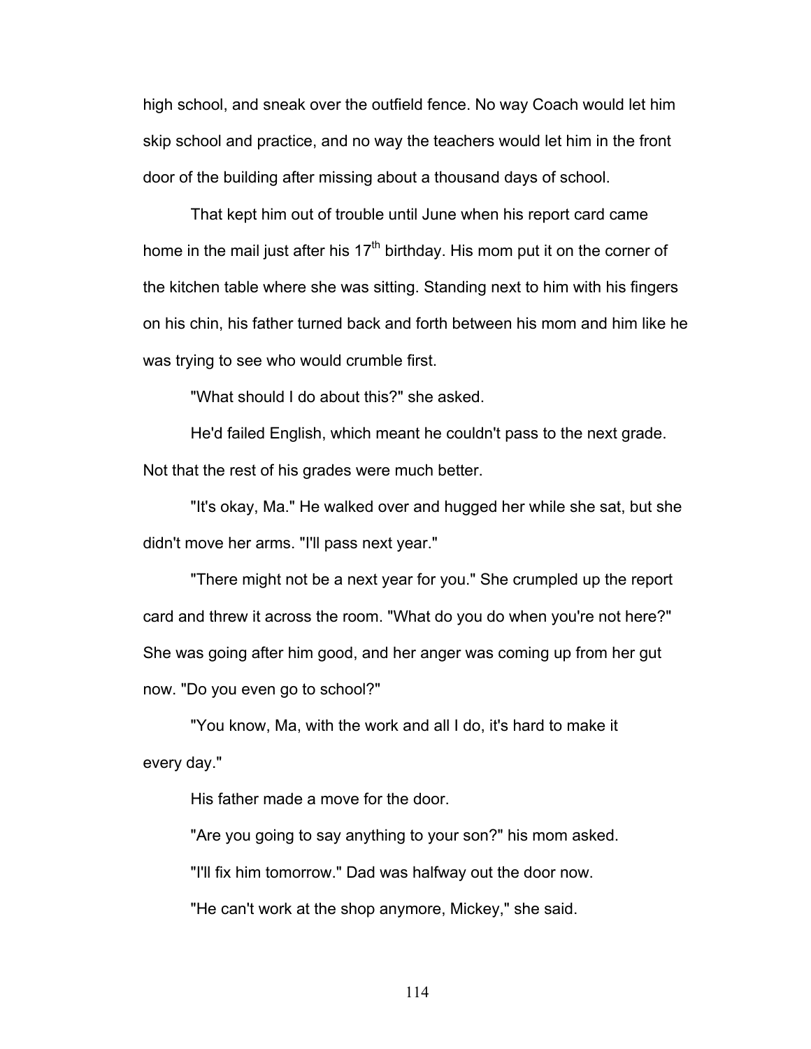high school, and sneak over the outfield fence. No way Coach would let him skip school and practice, and no way the teachers would let him in the front door of the building after missing about a thousand days of school.

That kept him out of trouble until June when his report card came home in the mail just after his 17th birthday. His mom put it on the corner of the kitchen table where she was sitting. Standing next to him with his fingers on his chin, his father turned back and forth between his mom and him like he was trying to see who would crumble first.

"What should I do about this?" she asked.

He'd failed English, which meant he couldn't pass to the next grade. Not that the rest of his grades were much better.

"It's okay, Ma." He walked over and hugged her while she sat, but she didn't move her arms. "I'll pass next year."

"There might not be a next year for you." She crumpled up the report card and threw it across the room. "What do you do when you're not here?" She was going after him good, and her anger was coming up from her gut now. "Do you even go to school?"

"You know, Ma, with the work and all I do, it's hard to make it every day."

His father made a move for the door.

"Are you going to say anything to your son?" his mom asked.

"I'll fix him tomorrow." Dad was halfway out the door now.

"He can't work at the shop anymore, Mickey," she said.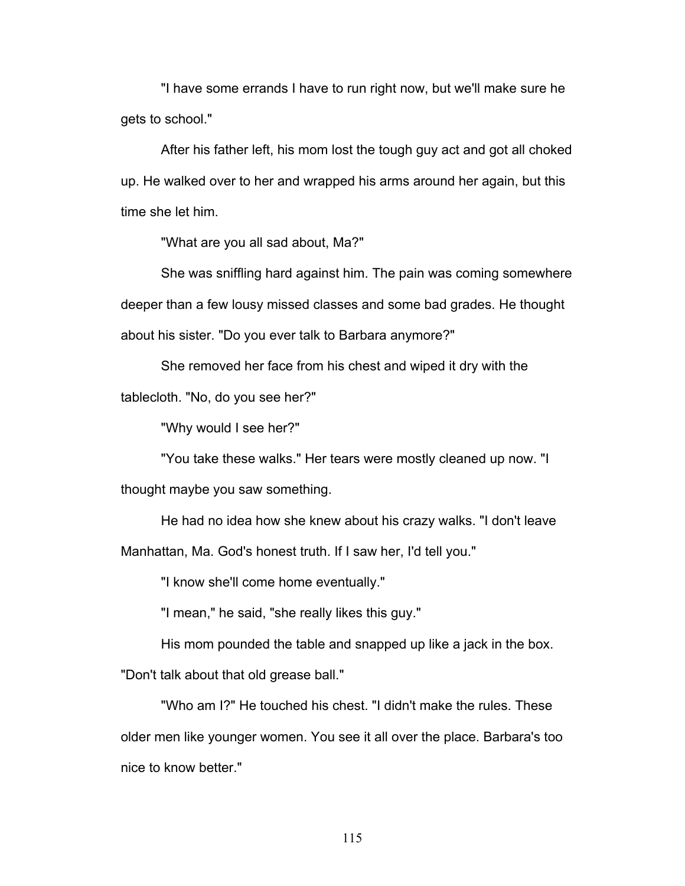"I have some errands I have to run right now, but we'll make sure he gets to school."

After his father left, his mom lost the tough guy act and got all choked up. He walked over to her and wrapped his arms around her again, but this time she let him.

"What are you all sad about, Ma?"

She was sniffling hard against him. The pain was coming somewhere deeper than a few lousy missed classes and some bad grades. He thought about his sister. "Do you ever talk to Barbara anymore?"

She removed her face from his chest and wiped it dry with the tablecloth. "No, do you see her?"

"Why would I see her?"

"You take these walks." Her tears were mostly cleaned up now. "I thought maybe you saw something.

He had no idea how she knew about his crazy walks. "I don't leave Manhattan, Ma. God's honest truth. If I saw her, I'd tell you."

"I know she'll come home eventually."

"I mean," he said, "she really likes this guy."

His mom pounded the table and snapped up like a jack in the box. "Don't talk about that old grease ball."

"Who am I?" He touched his chest. "I didn't make the rules. These older men like younger women. You see it all over the place. Barbara's too nice to know better."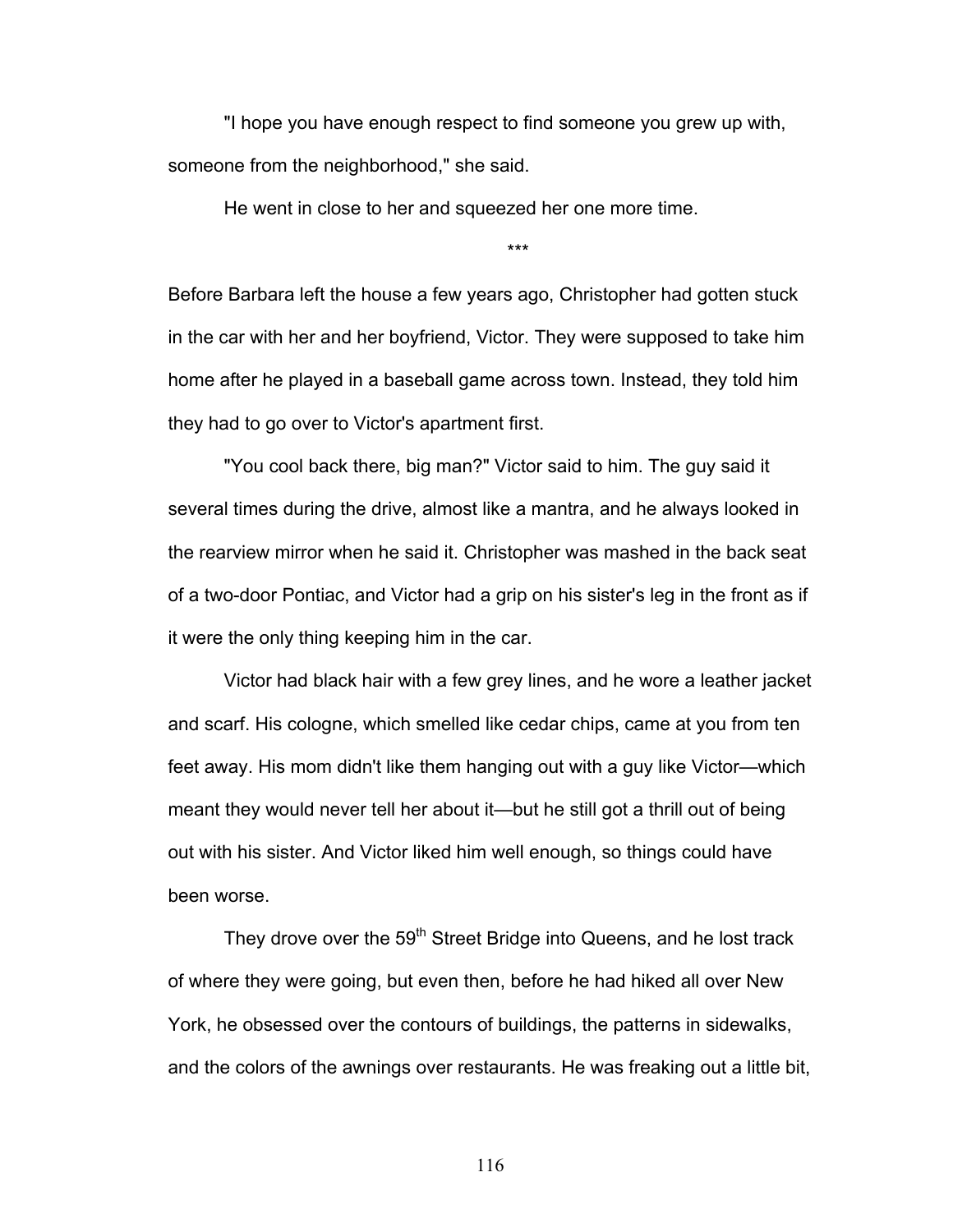"I hope you have enough respect to find someone you grew up with, someone from the neighborhood," she said.

He went in close to her and squeezed her one more time.

***

Before Barbara left the house a few years ago, Christopher had gotten stuck in the car with her and her boyfriend, Victor. They were supposed to take him home after he played in a baseball game across town. Instead, they told him they had to go over to Victor's apartment first.

"You cool back there, big man?" Victor said to him. The guy said it several times during the drive, almost like a mantra, and he always looked in the rearview mirror when he said it. Christopher was mashed in the back seat of a two-door Pontiac, and Victor had a grip on his sister's leg in the front as if it were the only thing keeping him in the car.

Victor had black hair with a few grey lines, and he wore a leather jacket and scarf. His cologne, which smelled like cedar chips, came at you from ten feet away. His mom didn't like them hanging out with a guy like Victor—which meant they would never tell her about it—but he still got a thrill out of being out with his sister. And Victor liked him well enough, so things could have been worse.

They drove over the 59th Street Bridge into Queens, and he lost track of where they were going, but even then, before he had hiked all over New York, he obsessed over the contours of buildings, the patterns in sidewalks, and the colors of the awnings over restaurants. He was freaking out a little bit,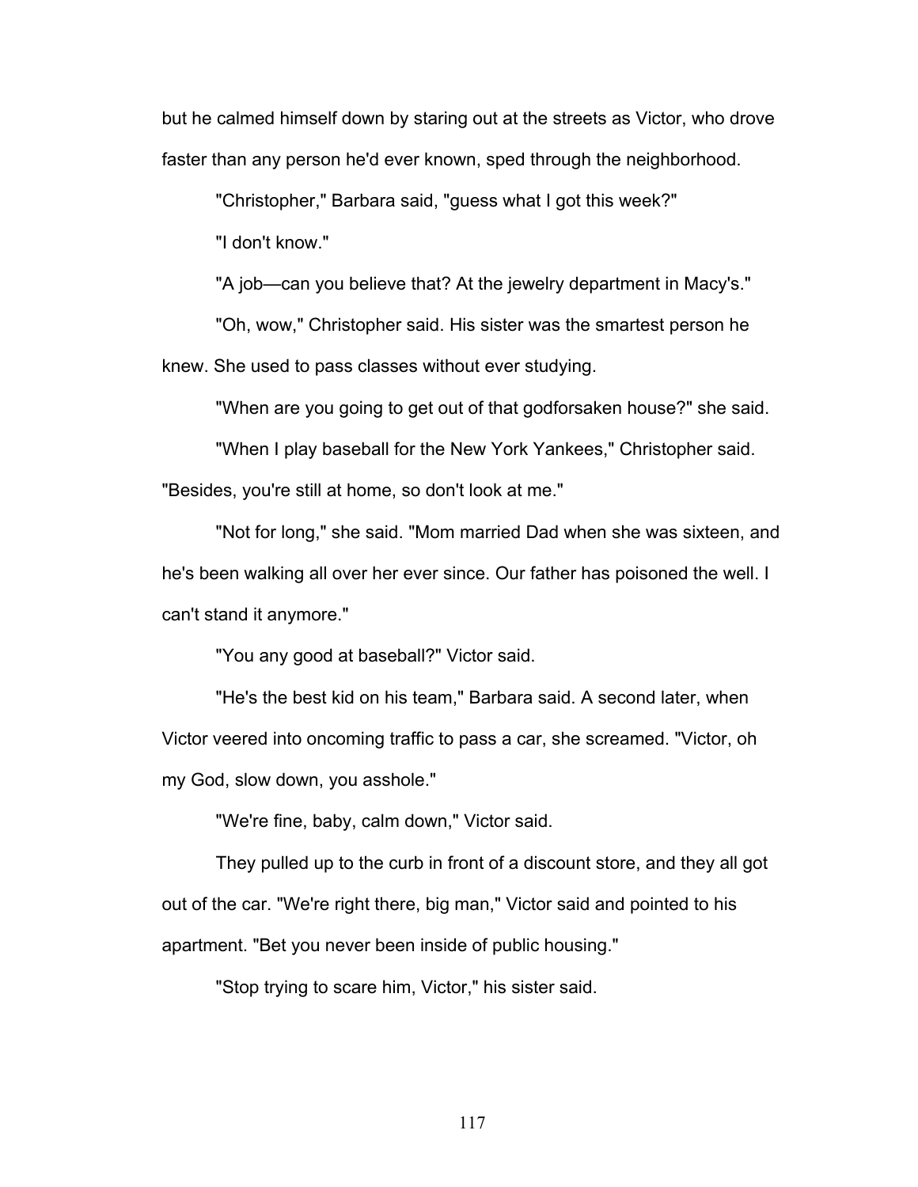but he calmed himself down by staring out at the streets as Victor, who drove faster than any person he'd ever known, sped through the neighborhood.

"Christopher," Barbara said, "guess what I got this week?"

"I don't know."

"A job—can you believe that? At the jewelry department in Macy's."

"Oh, wow," Christopher said. His sister was the smartest person he knew. She used to pass classes without ever studying.

"When are you going to get out of that godforsaken house?" she said.

"When I play baseball for the New York Yankees," Christopher said. "Besides, you're still at home, so don't look at me."

"Not for long," she said. "Mom married Dad when she was sixteen, and he's been walking all over her ever since. Our father has poisoned the well. I can't stand it anymore."

"You any good at baseball?" Victor said.

"He's the best kid on his team," Barbara said. A second later, when Victor veered into oncoming traffic to pass a car, she screamed. "Victor, oh my God, slow down, you asshole."

"We're fine, baby, calm down," Victor said.

They pulled up to the curb in front of a discount store, and they all got out of the car. "We're right there, big man," Victor said and pointed to his apartment. "Bet you never been inside of public housing."

"Stop trying to scare him, Victor," his sister said.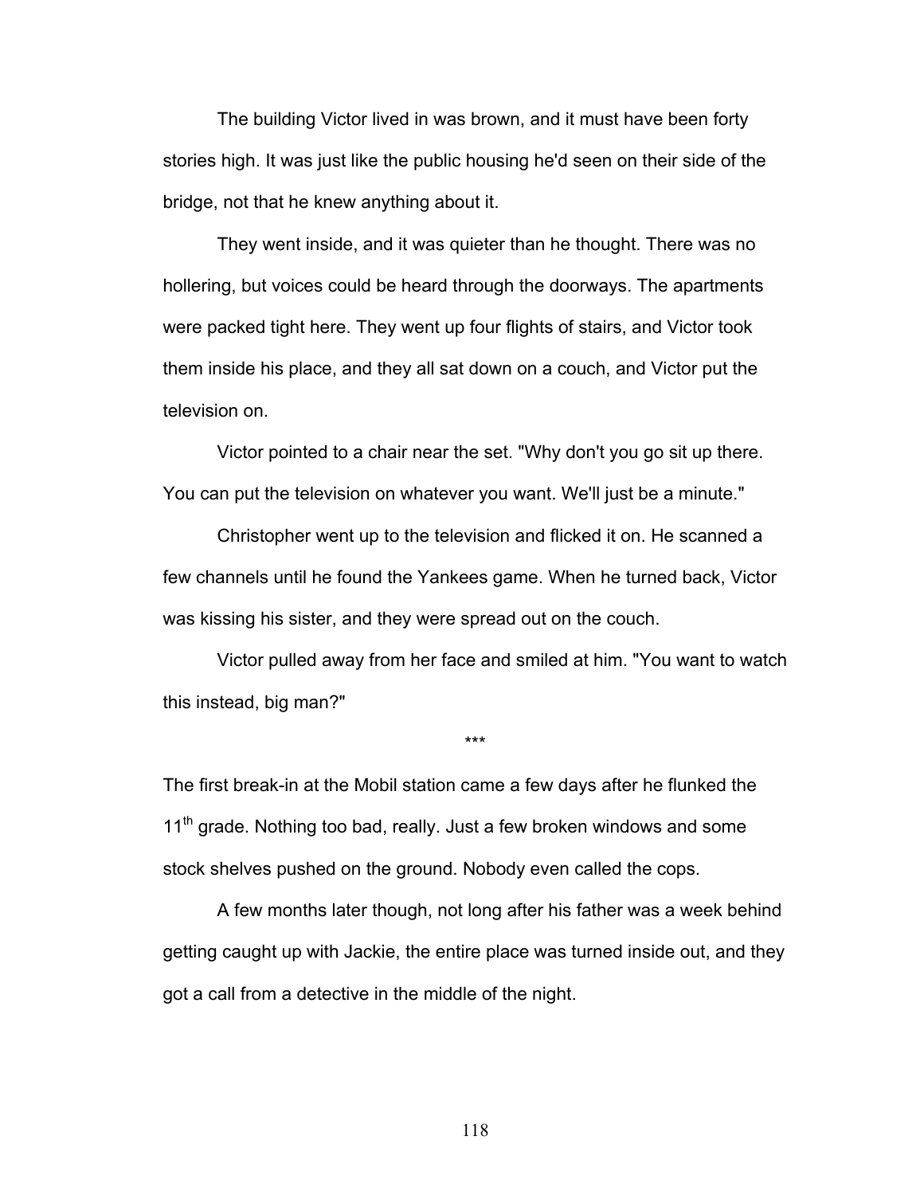The building Victor lived in was brown, and it must have been forty stories high. It was just like the public housing he'd seen on their side of the bridge, not that he knew anything about it.

They went inside, and it was quieter than he thought. There was no hollering, but voices could be heard through the doorways. The apartments were packed tight here. They went up four flights of stairs, and Victor took them inside his place, and they all sat down on a couch, and Victor put the television on.

Victor pointed to a chair near the set. "Why don't you go sit up there. You can put the television on whatever you want. We'll just be a minute."

Christopher went up to the television and flicked it on. He scanned a few channels until he found the Yankees game. When he turned back, Victor was kissing his sister, and they were spread out on the couch.

Victor pulled away from her face and smiled at him. "You want to watch this instead, big man?"

***

The first break-in at the Mobil station came a few days after he flunked the 11th grade. Nothing too bad, really. Just a few broken windows and some stock shelves pushed on the ground. Nobody even called the cops.

A few months later though, not long after his father was a week behind getting caught up with Jackie, the entire place was turned inside out, and they got a call from a detective in the middle of the night.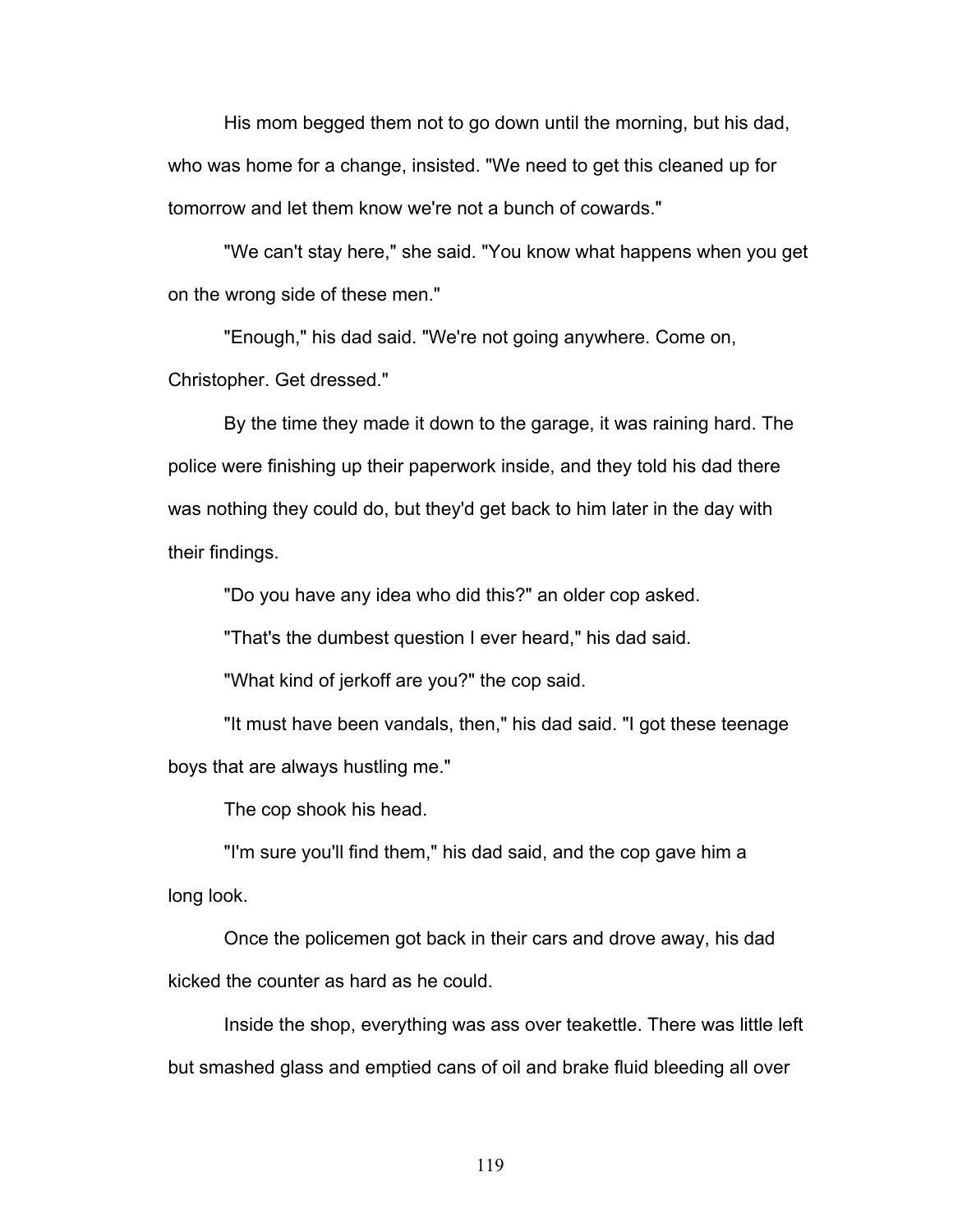His mom begged them not to go down until the morning, but his dad, who was home for a change, insisted. "We need to get this cleaned up for tomorrow and let them know we're not a bunch of cowards."

"We can't stay here," she said. "You know what happens when you get on the wrong side of these men."

"Enough," his dad said. "We're not going anywhere. Come on, Christopher. Get dressed."

By the time they made it down to the garage, it was raining hard. The police were finishing up their paperwork inside, and they told his dad there was nothing they could do, but they'd get back to him later in the day with their findings.

"Do you have any idea who did this?" an older cop asked.

"That's the dumbest question I ever heard," his dad said.

"What kind of jerkoff are you?" the cop said.

"It must have been vandals, then," his dad said. "I got these teenage boys that are always hustling me."

The cop shook his head.

"I'm sure you'll find them," his dad said, and the cop gave him a long look.

Once the policemen got back in their cars and drove away, his dad kicked the counter as hard as he could.

Inside the shop, everything was ass over teakettle. There was little left but smashed glass and emptied cans of oil and brake fluid bleeding all over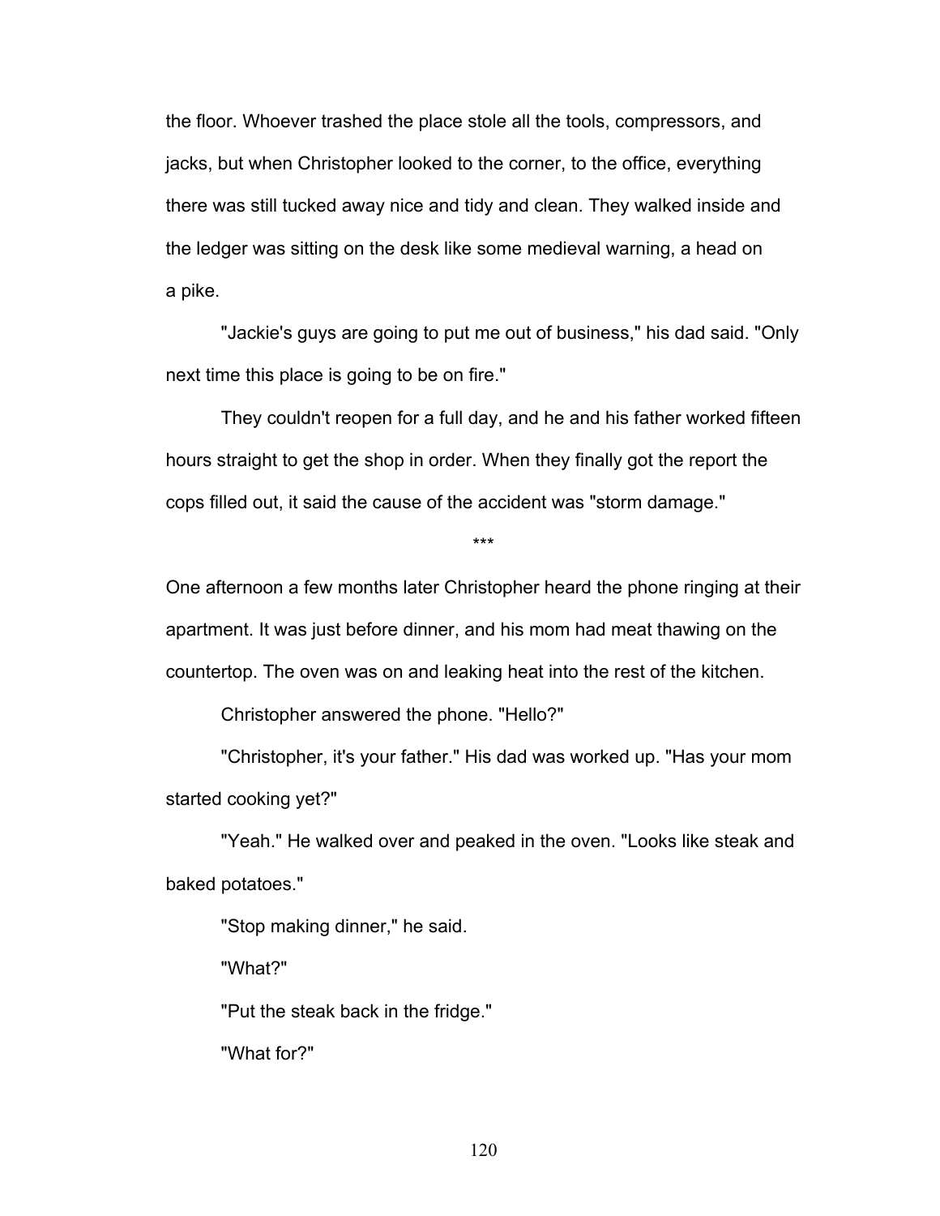the floor. Whoever trashed the place stole all the tools, compressors, and jacks, but when Christopher looked to the corner, to the office, everything there was still tucked away nice and tidy and clean. They walked inside and the ledger was sitting on the desk like some medieval warning, a head on a pike.

"Jackie's guys are going to put me out of business," his dad said. "Only next time this place is going to be on fire."

They couldn't reopen for a full day, and he and his father worked fifteen hours straight to get the shop in order. When they finally got the report the cops filled out, it said the cause of the accident was "storm damage."

***

One afternoon a few months later Christopher heard the phone ringing at their apartment. It was just before dinner, and his mom had meat thawing on the countertop. The oven was on and leaking heat into the rest of the kitchen.

Christopher answered the phone. "Hello?"

"Christopher, it's your father." His dad was worked up. "Has your mom started cooking yet?"

"Yeah." He walked over and peaked in the oven. "Looks like steak and baked potatoes."

"Stop making dinner," he said.

"What?"

"Put the steak back in the fridge."

"What for?"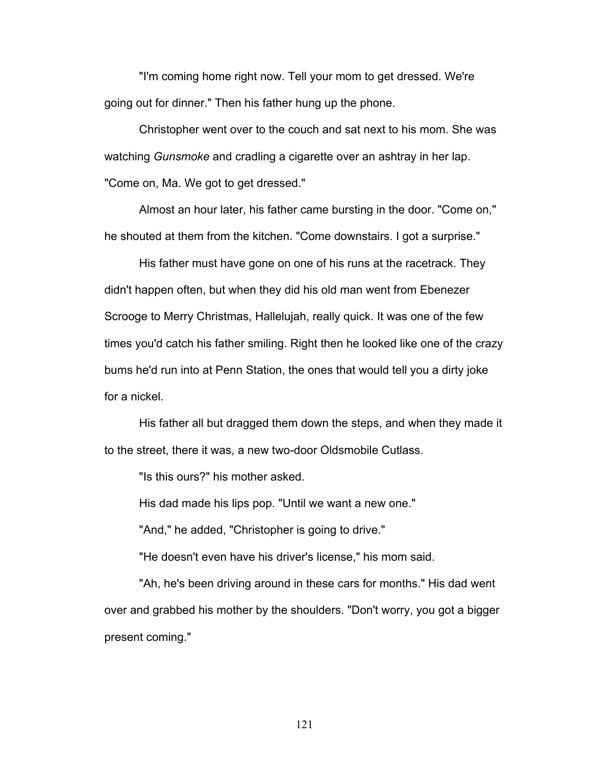"I'm coming home right now. Tell your mom to get dressed. We're going out for dinner." Then his father hung up the phone.

Christopher went over to the couch and sat next to his mom. She was watching *Gunsmoke* and cradling a cigarette over an ashtray in her lap. "Come on, Ma. We got to get dressed."

Almost an hour later, his father came bursting in the door. "Come on," he shouted at them from the kitchen. "Come downstairs. I got a surprise."

His father must have gone on one of his runs at the racetrack. They didn't happen often, but when they did his old man went from Ebenezer Scrooge to Merry Christmas, Hallelujah, really quick. It was one of the few times you'd catch his father smiling. Right then he looked like one of the crazy bums he'd run into at Penn Station, the ones that would tell you a dirty joke for a nickel.

His father all but dragged them down the steps, and when they made it to the street, there it was, a new two-door Oldsmobile Cutlass.

"Is this ours?" his mother asked.

His dad made his lips pop. "Until we want a new one."

"And," he added, "Christopher is going to drive."

"He doesn't even have his driver's license," his mom said.

"Ah, he's been driving around in these cars for months." His dad went over and grabbed his mother by the shoulders. "Don't worry, you got a bigger present coming."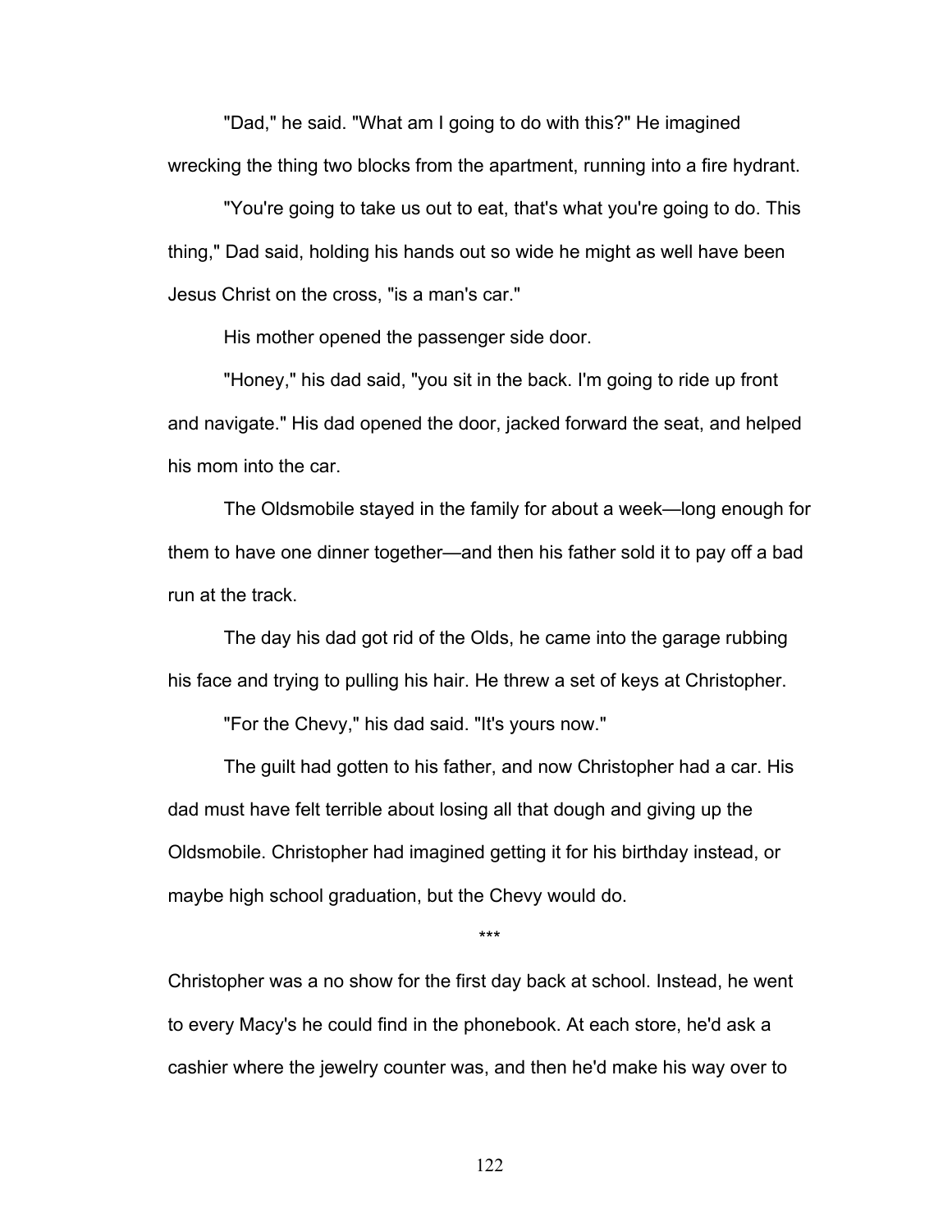"Dad," he said. "What am I going to do with this?" He imagined wrecking the thing two blocks from the apartment, running into a fire hydrant.

"You're going to take us out to eat, that's what you're going to do. This thing," Dad said, holding his hands out so wide he might as well have been Jesus Christ on the cross, "is a man's car."

His mother opened the passenger side door.

"Honey," his dad said, "you sit in the back. I'm going to ride up front and navigate." His dad opened the door, jacked forward the seat, and helped his mom into the car.

The Oldsmobile stayed in the family for about a week—long enough for them to have one dinner together—and then his father sold it to pay off a bad run at the track.

The day his dad got rid of the Olds, he came into the garage rubbing his face and trying to pulling his hair. He threw a set of keys at Christopher.

"For the Chevy," his dad said. "It's yours now."

The guilt had gotten to his father, and now Christopher had a car. His dad must have felt terrible about losing all that dough and giving up the Oldsmobile. Christopher had imagined getting it for his birthday instead, or maybe high school graduation, but the Chevy would do.

***

Christopher was a no show for the first day back at school. Instead, he went to every Macy's he could find in the phonebook. At each store, he'd ask a cashier where the jewelry counter was, and then he'd make his way over to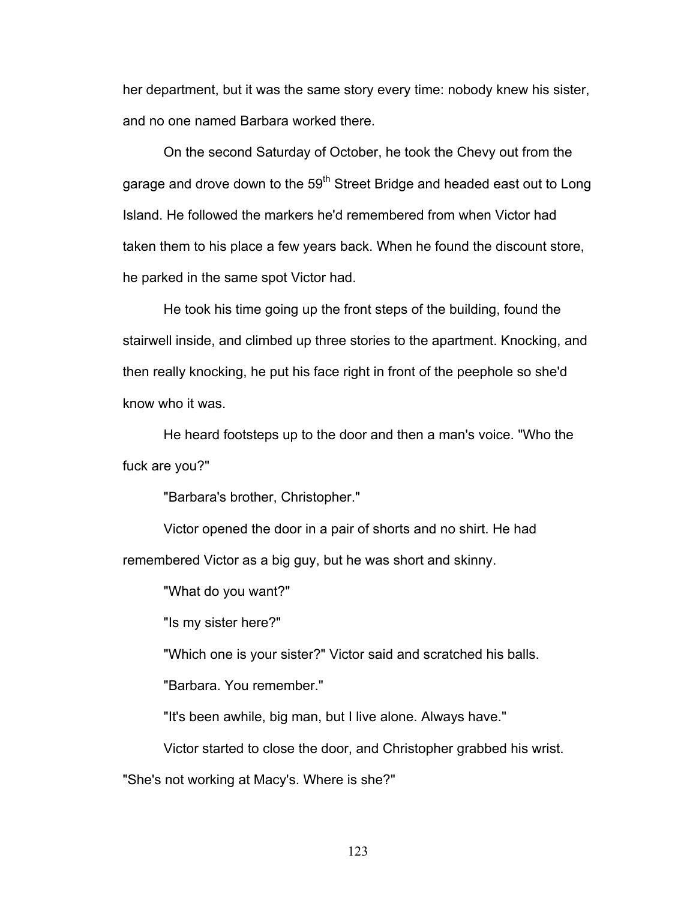her department, but it was the same story every time: nobody knew his sister, and no one named Barbara worked there.

On the second Saturday of October, he took the Chevy out from the garage and drove down to the 59th Street Bridge and headed east out to Long Island. He followed the markers he'd remembered from when Victor had taken them to his place a few years back. When he found the discount store, he parked in the same spot Victor had.

He took his time going up the front steps of the building, found the stairwell inside, and climbed up three stories to the apartment. Knocking, and then really knocking, he put his face right in front of the peephole so she'd know who it was.

He heard footsteps up to the door and then a man's voice. "Who the fuck are you?"

"Barbara's brother, Christopher."

Victor opened the door in a pair of shorts and no shirt. He had remembered Victor as a big guy, but he was short and skinny.

"What do you want?"

"Is my sister here?"

"Which one is your sister?" Victor said and scratched his balls.

"Barbara. You remember."

"It's been awhile, big man, but I live alone. Always have."

Victor started to close the door, and Christopher grabbed his wrist. "She's not working at Macy's. Where is she?"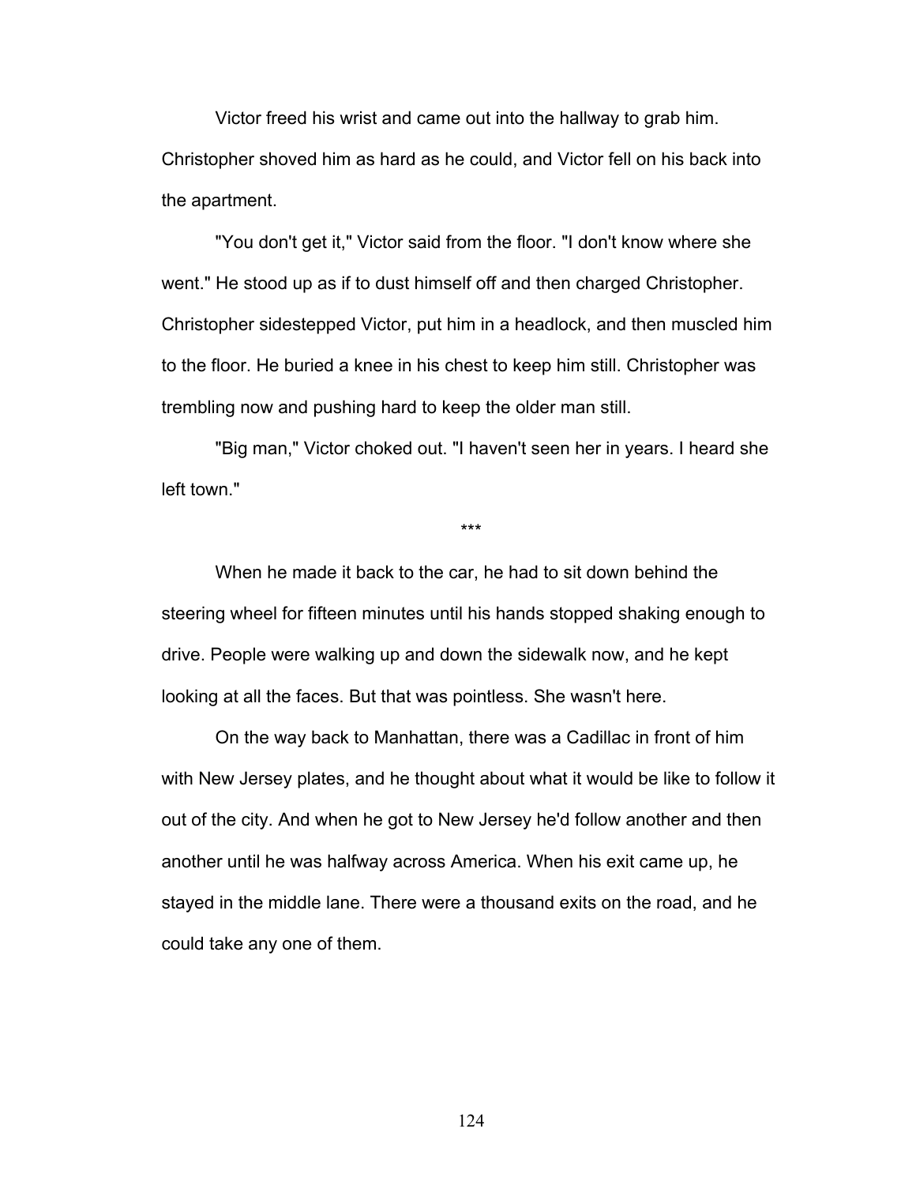Victor freed his wrist and came out into the hallway to grab him. Christopher shoved him as hard as he could, and Victor fell on his back into the apartment.

"You don't get it," Victor said from the floor. "I don't know where she went." He stood up as if to dust himself off and then charged Christopher. Christopher sidestepped Victor, put him in a headlock, and then muscled him to the floor. He buried a knee in his chest to keep him still. Christopher was trembling now and pushing hard to keep the older man still.

"Big man," Victor choked out. "I haven't seen her in years. I heard she left town."

***

When he made it back to the car, he had to sit down behind the steering wheel for fifteen minutes until his hands stopped shaking enough to drive. People were walking up and down the sidewalk now, and he kept looking at all the faces. But that was pointless. She wasn't here.

On the way back to Manhattan, there was a Cadillac in front of him with New Jersey plates, and he thought about what it would be like to follow it out of the city. And when he got to New Jersey he'd follow another and then another until he was halfway across America. When his exit came up, he stayed in the middle lane. There were a thousand exits on the road, and he could take any one of them.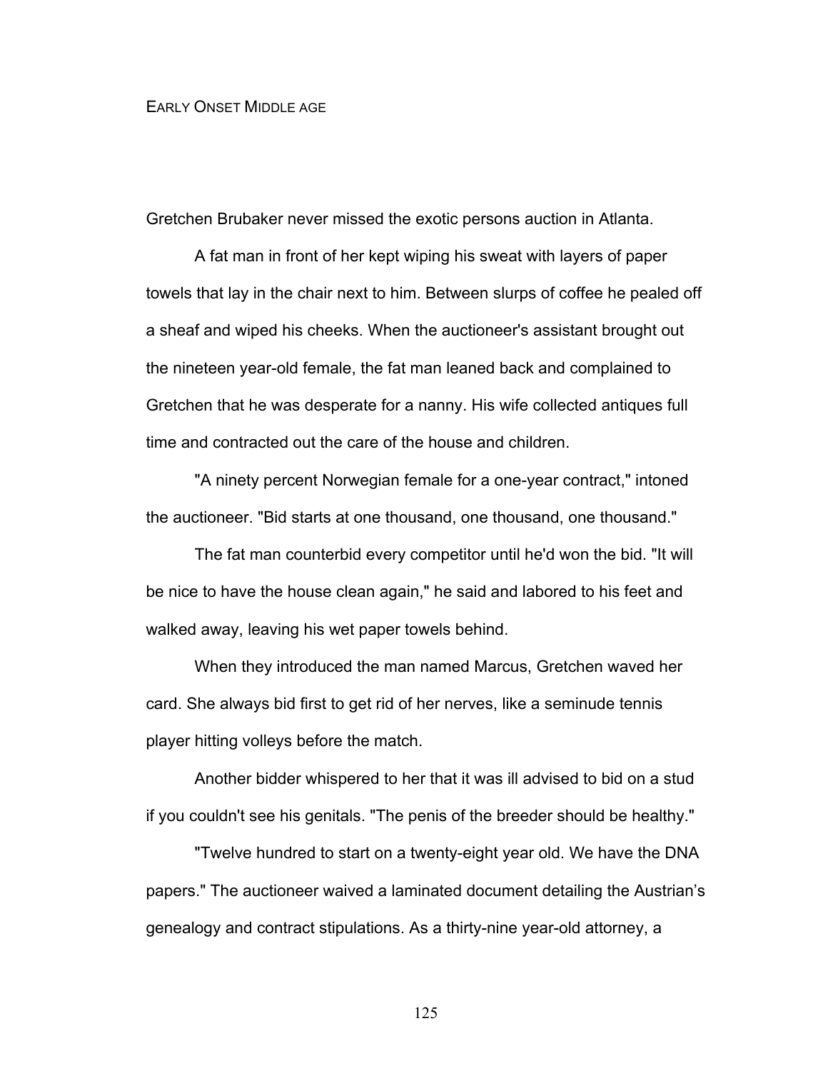# EARLY ONSET MIDDLE AGE

Gretchen Brubaker never missed the exotic persons auction in Atlanta.

A fat man in front of her kept wiping his sweat with layers of paper towels that lay in the chair next to him. Between slurps of coffee he pealed off a sheaf and wiped his cheeks. When the auctioneer's assistant brought out the nineteen year-old female, the fat man leaned back and complained to Gretchen that he was desperate for a nanny. His wife collected antiques full time and contracted out the care of the house and children.

"A ninety percent Norwegian female for a one-year contract," intoned the auctioneer. "Bid starts at one thousand, one thousand, one thousand."

The fat man counterbid every competitor until he'd won the bid. "It will be nice to have the house clean again," he said and labored to his feet and walked away, leaving his wet paper towels behind.

When they introduced the man named Marcus, Gretchen waved her card. She always bid first to get rid of her nerves, like a seminude tennis player hitting volleys before the match.

Another bidder whispered to her that it was ill advised to bid on a stud if you couldn't see his genitals. "The penis of the breeder should be healthy."

"Twelve hundred to start on a twenty-eight year old. We have the DNA papers." The auctioneer waived a laminated document detailing the Austrian's genealogy and contract stipulations. As a thirty-nine year-old attorney, a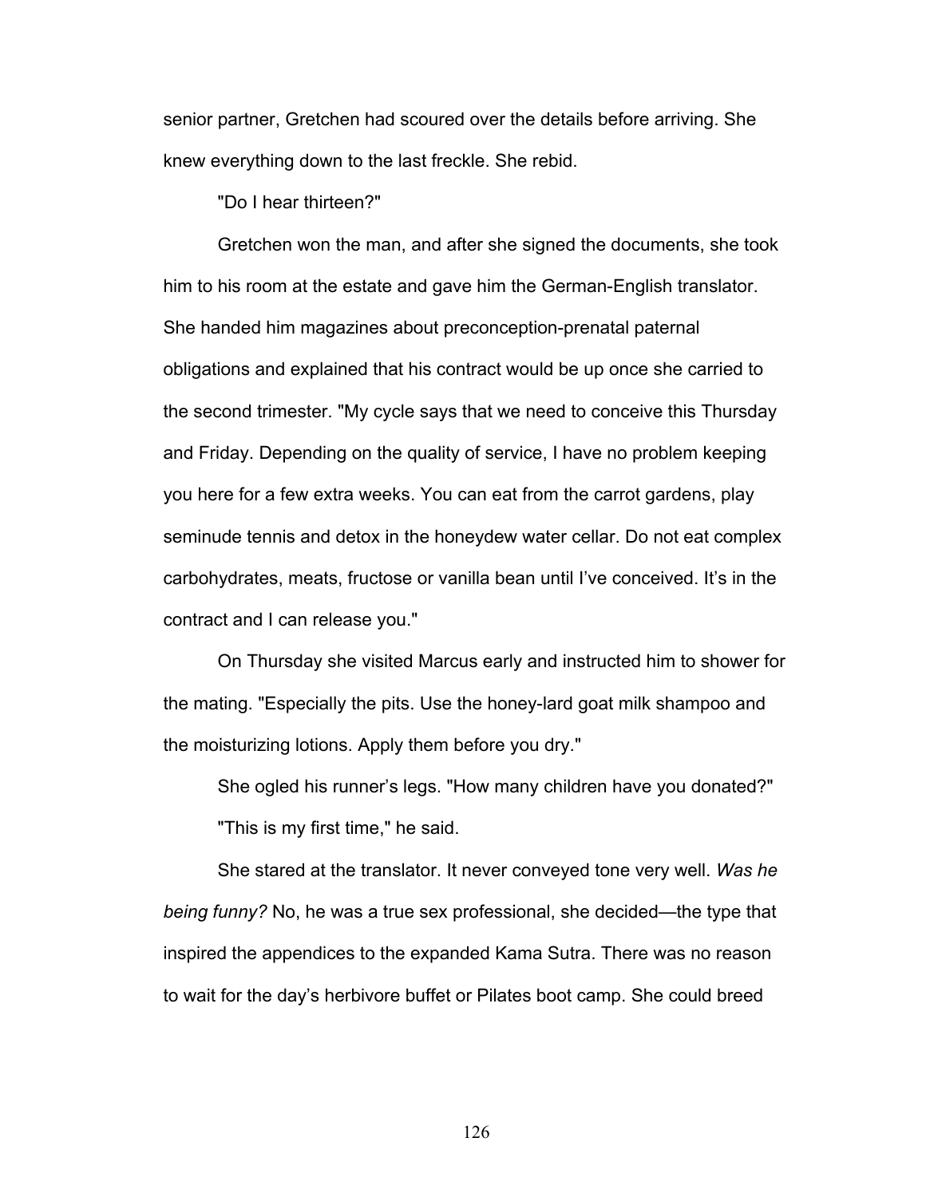senior partner, Gretchen had scoured over the details before arriving. She knew everything down to the last freckle. She rebid.

"Do I hear thirteen?"

Gretchen won the man, and after she signed the documents, she took him to his room at the estate and gave him the German-English translator. She handed him magazines about preconception-prenatal paternal obligations and explained that his contract would be up once she carried to the second trimester. "My cycle says that we need to conceive this Thursday and Friday. Depending on the quality of service, I have no problem keeping you here for a few extra weeks. You can eat from the carrot gardens, play seminude tennis and detox in the honeydew water cellar. Do not eat complex carbohydrates, meats, fructose or vanilla bean until I've conceived. It's in the contract and I can release you."

On Thursday she visited Marcus early and instructed him to shower for the mating. "Especially the pits. Use the honey-lard goat milk shampoo and the moisturizing lotions. Apply them before you dry."

She ogled his runner's legs. "How many children have you donated?"

"This is my first time," he said.

She stared at the translator. It never conveyed tone very well. *Was he being funny?* No, he was a true sex professional, she decided—the type that inspired the appendices to the expanded Kama Sutra. There was no reason to wait for the day's herbivore buffet or Pilates boot camp. She could breed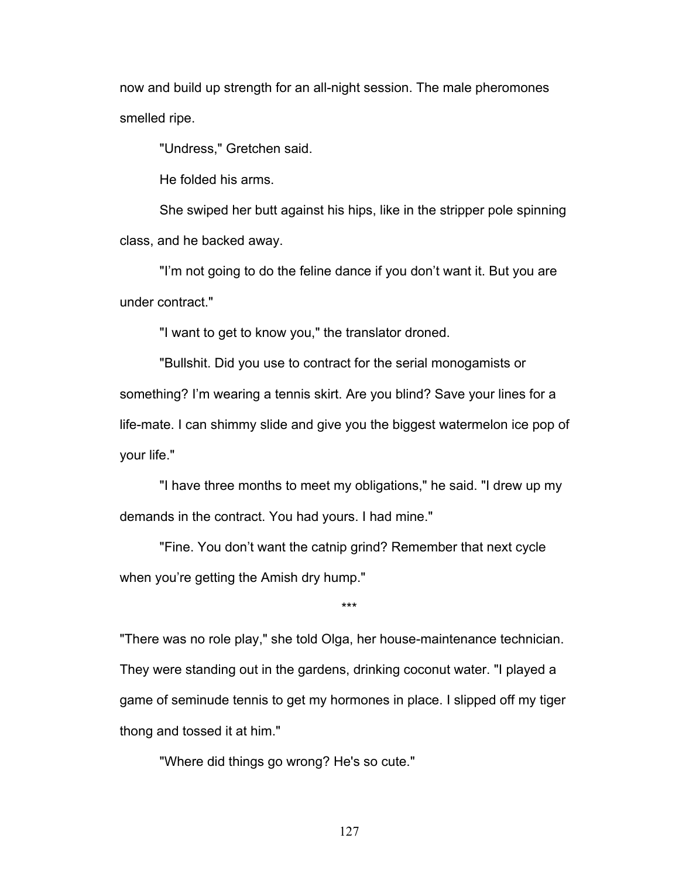now and build up strength for an all-night session. The male pheromones smelled ripe.

"Undress," Gretchen said.

He folded his arms.

She swiped her butt against his hips, like in the stripper pole spinning class, and he backed away.

"I'm not going to do the feline dance if you don't want it. But you are under contract."

"I want to get to know you," the translator droned.

"Bullshit. Did you use to contract for the serial monogamists or something? I'm wearing a tennis skirt. Are you blind? Save your lines for a life-mate. I can shimmy slide and give you the biggest watermelon ice pop of your life."

"I have three months to meet my obligations," he said. "I drew up my demands in the contract. You had yours. I had mine."

"Fine. You don't want the catnip grind? Remember that next cycle when you're getting the Amish dry hump."

***

"There was no role play," she told Olga, her house-maintenance technician. They were standing out in the gardens, drinking coconut water. "I played a game of seminude tennis to get my hormones in place. I slipped off my tiger thong and tossed it at him."

"Where did things go wrong? He's so cute."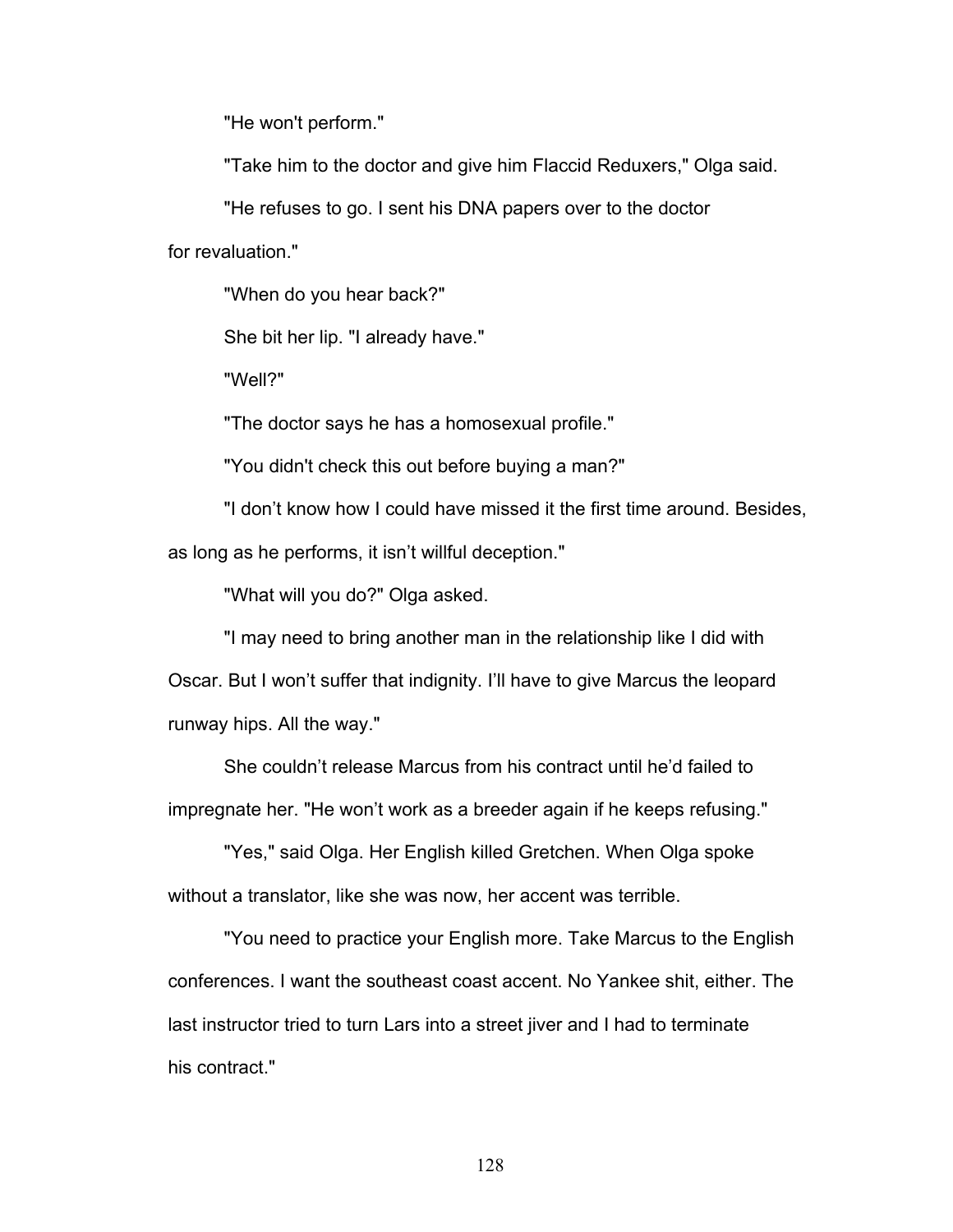"He won't perform."

"Take him to the doctor and give him Flaccid Reduxers," Olga said.

"He refuses to go. I sent his DNA papers over to the doctor for revaluation."

"When do you hear back?"

She bit her lip. "I already have."

"Well?"

"The doctor says he has a homosexual profile."

"You didn't check this out before buying a man?"

"I don't know how I could have missed it the first time around. Besides, as long as he performs, it isn't willful deception."

"What will you do?" Olga asked.

"I may need to bring another man in the relationship like I did with Oscar. But I won't suffer that indignity. I'll have to give Marcus the leopard runway hips. All the way."

She couldn't release Marcus from his contract until he'd failed to impregnate her. "He won't work as a breeder again if he keeps refusing."

"Yes," said Olga. Her English killed Gretchen. When Olga spoke without a translator, like she was now, her accent was terrible.

"You need to practice your English more. Take Marcus to the English conferences. I want the southeast coast accent. No Yankee shit, either. The last instructor tried to turn Lars into a street jiver and I had to terminate his contract."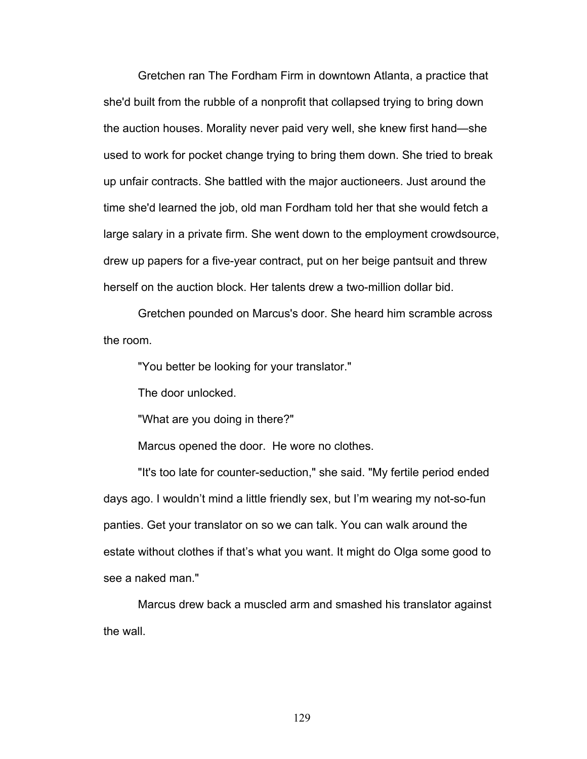Gretchen ran The Fordham Firm in downtown Atlanta, a practice that she'd built from the rubble of a nonprofit that collapsed trying to bring down the auction houses. Morality never paid very well, she knew first hand—she used to work for pocket change trying to bring them down. She tried to break up unfair contracts. She battled with the major auctioneers. Just around the time she'd learned the job, old man Fordham told her that she would fetch a large salary in a private firm. She went down to the employment crowdsource, drew up papers for a five-year contract, put on her beige pantsuit and threw herself on the auction block. Her talents drew a two-million dollar bid.

Gretchen pounded on Marcus's door. She heard him scramble across the room.

"You better be looking for your translator."

The door unlocked.

"What are you doing in there?"

Marcus opened the door.  He wore no clothes.

"It's too late for counter-seduction," she said. "My fertile period ended days ago. I wouldn't mind a little friendly sex, but I'm wearing my not-so-fun panties. Get your translator on so we can talk. You can walk around the estate without clothes if that's what you want. It might do Olga some good to see a naked man."

Marcus drew back a muscled arm and smashed his translator against the wall.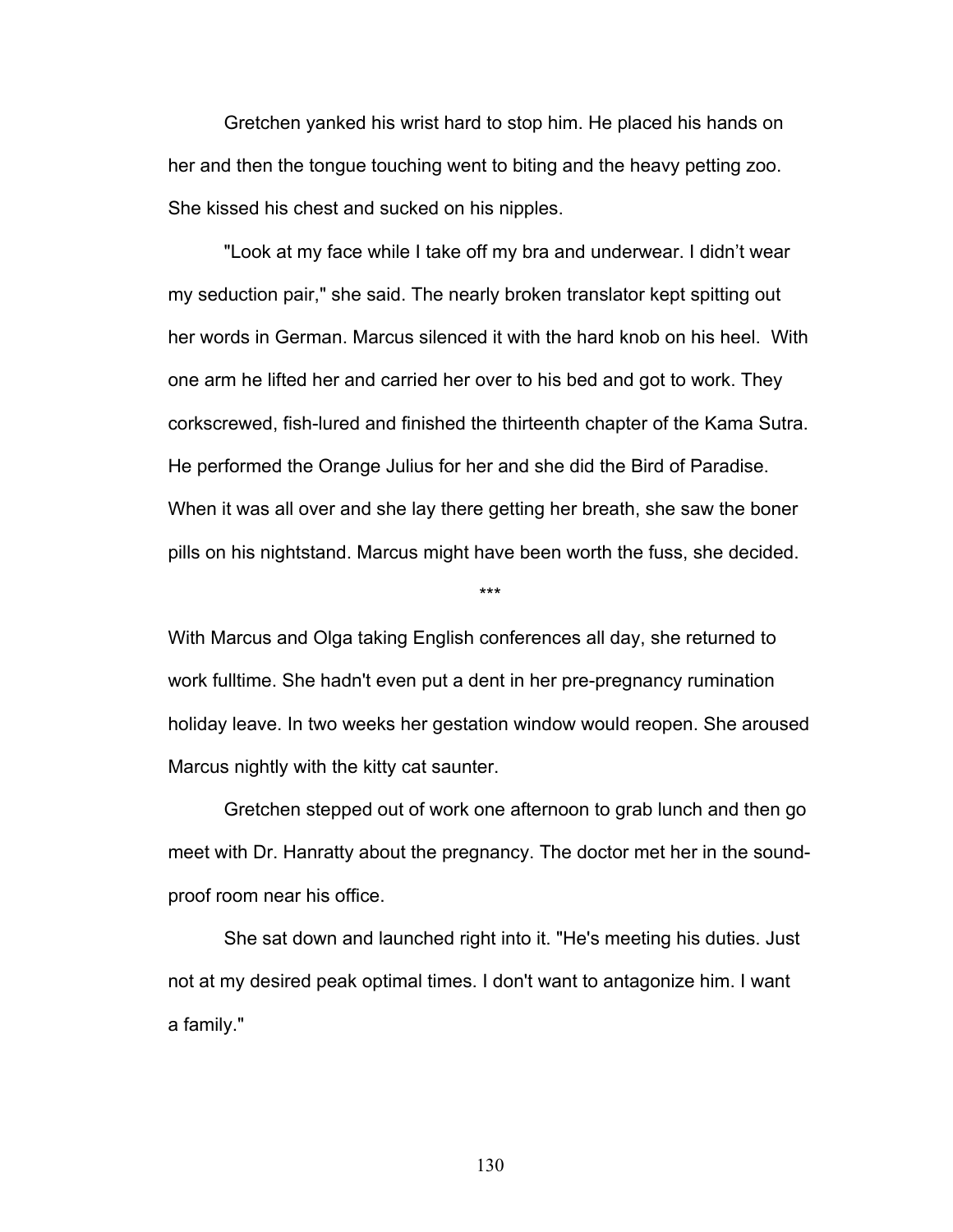Gretchen yanked his wrist hard to stop him. He placed his hands on her and then the tongue touching went to biting and the heavy petting zoo. She kissed his chest and sucked on his nipples.

"Look at my face while I take off my bra and underwear. I didn't wear my seduction pair," she said. The nearly broken translator kept spitting out her words in German. Marcus silenced it with the hard knob on his heel. With one arm he lifted her and carried her over to his bed and got to work. They corkscrewed, fish-lured and finished the thirteenth chapter of the Kama Sutra. He performed the Orange Julius for her and she did the Bird of Paradise. When it was all over and she lay there getting her breath, she saw the boner pills on his nightstand. Marcus might have been worth the fuss, she decided.

***

With Marcus and Olga taking English conferences all day, she returned to work fulltime. She hadn't even put a dent in her pre-pregnancy rumination holiday leave. In two weeks her gestation window would reopen. She aroused Marcus nightly with the kitty cat saunter.

Gretchen stepped out of work one afternoon to grab lunch and then go meet with Dr. Hanratty about the pregnancy. The doctor met her in the sound-proof room near his office.

She sat down and launched right into it. "He's meeting his duties. Just not at my desired peak optimal times. I don't want to antagonize him. I want a family."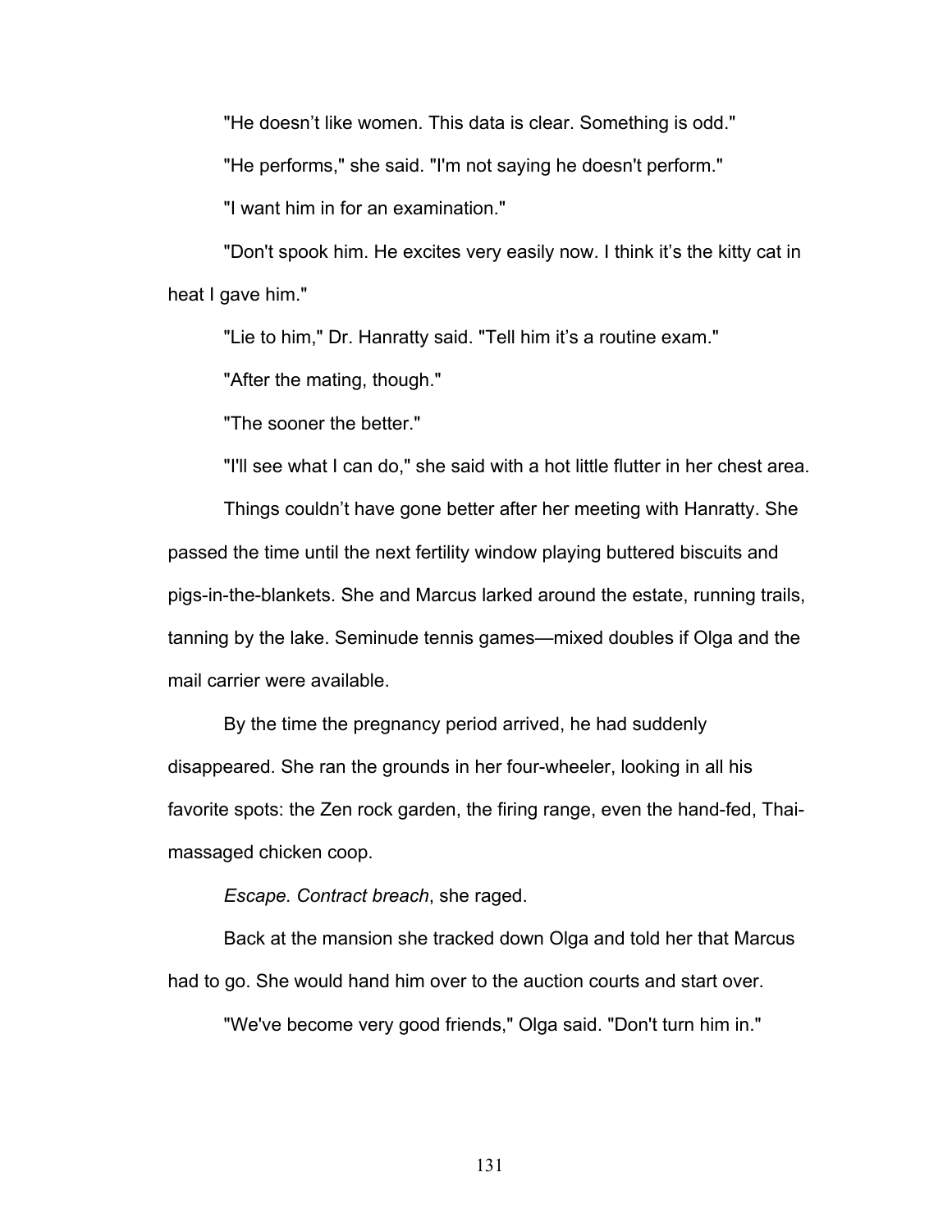"He doesn't like women. This data is clear. Something is odd."

"He performs," she said. "I'm not saying he doesn't perform."

"I want him in for an examination."

"Don't spook him. He excites very easily now. I think it's the kitty cat in heat I gave him."

"Lie to him," Dr. Hanratty said. "Tell him it's a routine exam."

"After the mating, though."

"The sooner the better."

"I'll see what I can do," she said with a hot little flutter in her chest area.

Things couldn't have gone better after her meeting with Hanratty. She passed the time until the next fertility window playing buttered biscuits and pigs-in-the-blankets. She and Marcus larked around the estate, running trails, tanning by the lake. Seminude tennis games—mixed doubles if Olga and the mail carrier were available.

By the time the pregnancy period arrived, he had suddenly disappeared. She ran the grounds in her four-wheeler, looking in all his favorite spots: the Zen rock garden, the firing range, even the hand-fed, Thai-massaged chicken coop.

*Escape. Contract breach*, she raged.

Back at the mansion she tracked down Olga and told her that Marcus had to go. She would hand him over to the auction courts and start over.

"We've become very good friends," Olga said. "Don't turn him in."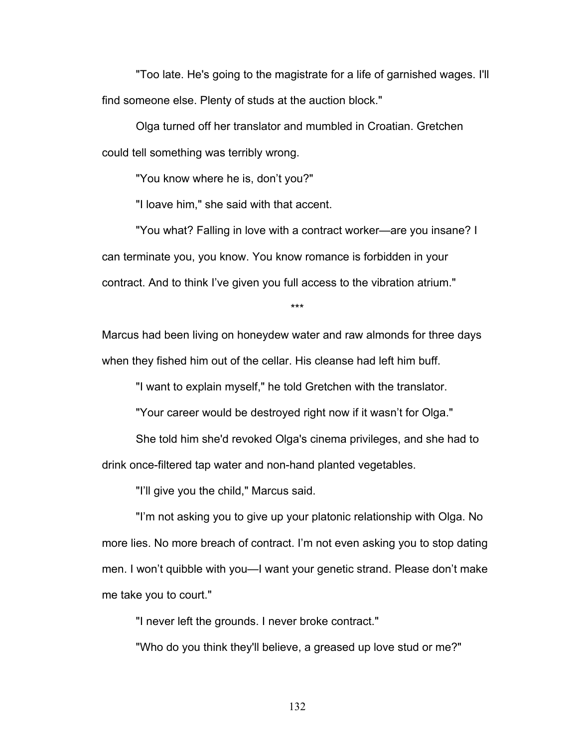"Too late. He's going to the magistrate for a life of garnished wages. I'll find someone else. Plenty of studs at the auction block."

Olga turned off her translator and mumbled in Croatian. Gretchen could tell something was terribly wrong.

"You know where he is, don't you?"

"I loave him," she said with that accent.

"You what? Falling in love with a contract worker—are you insane? I can terminate you, you know. You know romance is forbidden in your contract. And to think I've given you full access to the vibration atrium."

***

Marcus had been living on honeydew water and raw almonds for three days when they fished him out of the cellar. His cleanse had left him buff.

"I want to explain myself," he told Gretchen with the translator.

"Your career would be destroyed right now if it wasn't for Olga."

She told him she'd revoked Olga's cinema privileges, and she had to drink once-filtered tap water and non-hand planted vegetables.

"I'll give you the child," Marcus said.

"I'm not asking you to give up your platonic relationship with Olga. No more lies. No more breach of contract. I'm not even asking you to stop dating men. I won't quibble with you—I want your genetic strand. Please don't make me take you to court."

"I never left the grounds. I never broke contract."

"Who do you think they'll believe, a greased up love stud or me?"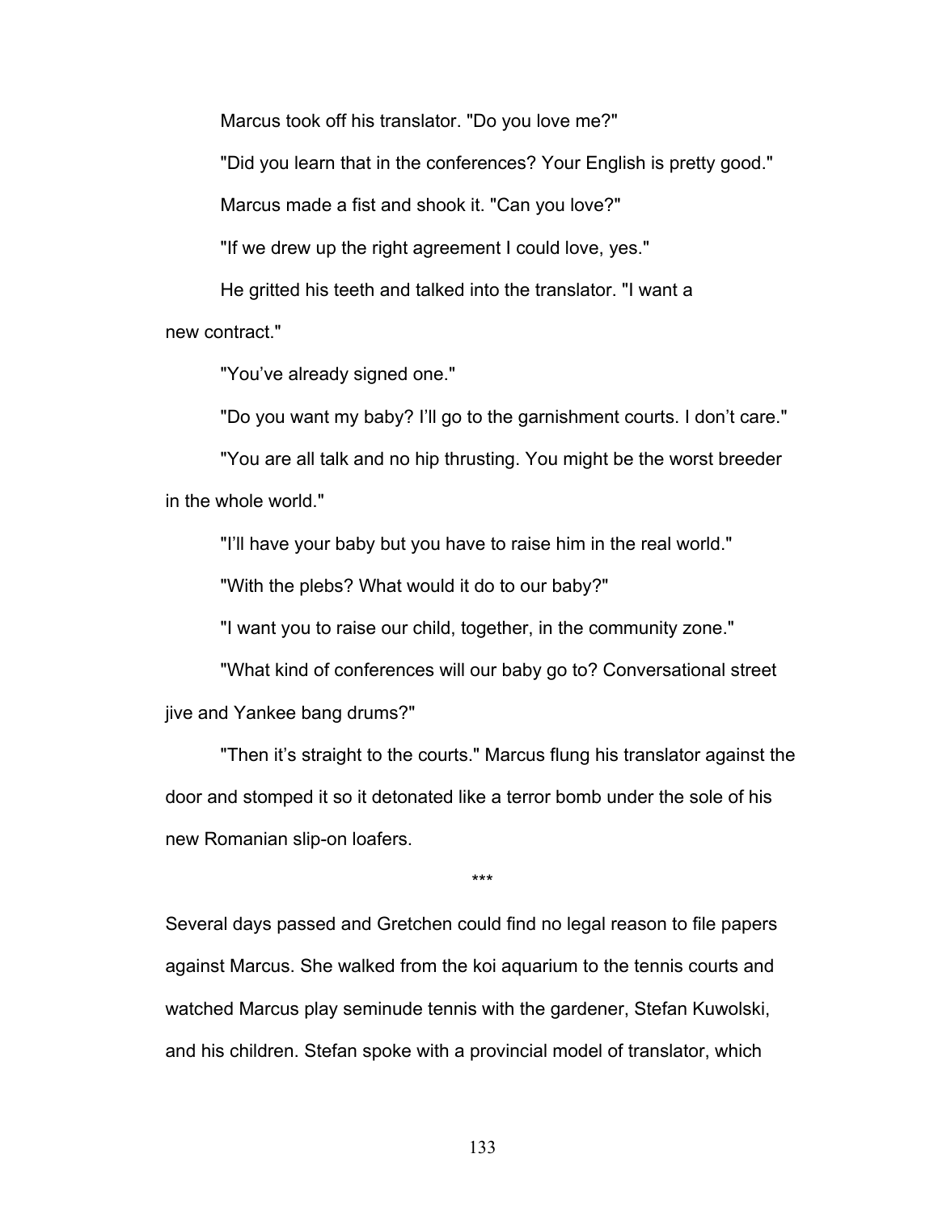Marcus took off his translator. "Do you love me?"

"Did you learn that in the conferences? Your English is pretty good."

Marcus made a fist and shook it. "Can you love?"

"If we drew up the right agreement I could love, yes."

He gritted his teeth and talked into the translator. "I want a new contract."

"You've already signed one."

"Do you want my baby? I'll go to the garnishment courts. I don't care."

"You are all talk and no hip thrusting. You might be the worst breeder in the whole world."

"I'll have your baby but you have to raise him in the real world."

"With the plebs? What would it do to our baby?"

"I want you to raise our child, together, in the community zone."

"What kind of conferences will our baby go to? Conversational street jive and Yankee bang drums?"

"Then it's straight to the courts." Marcus flung his translator against the door and stomped it so it detonated like a terror bomb under the sole of his new Romanian slip-on loafers.

***

Several days passed and Gretchen could find no legal reason to file papers against Marcus. She walked from the koi aquarium to the tennis courts and watched Marcus play seminude tennis with the gardener, Stefan Kuwolski, and his children. Stefan spoke with a provincial model of translator, which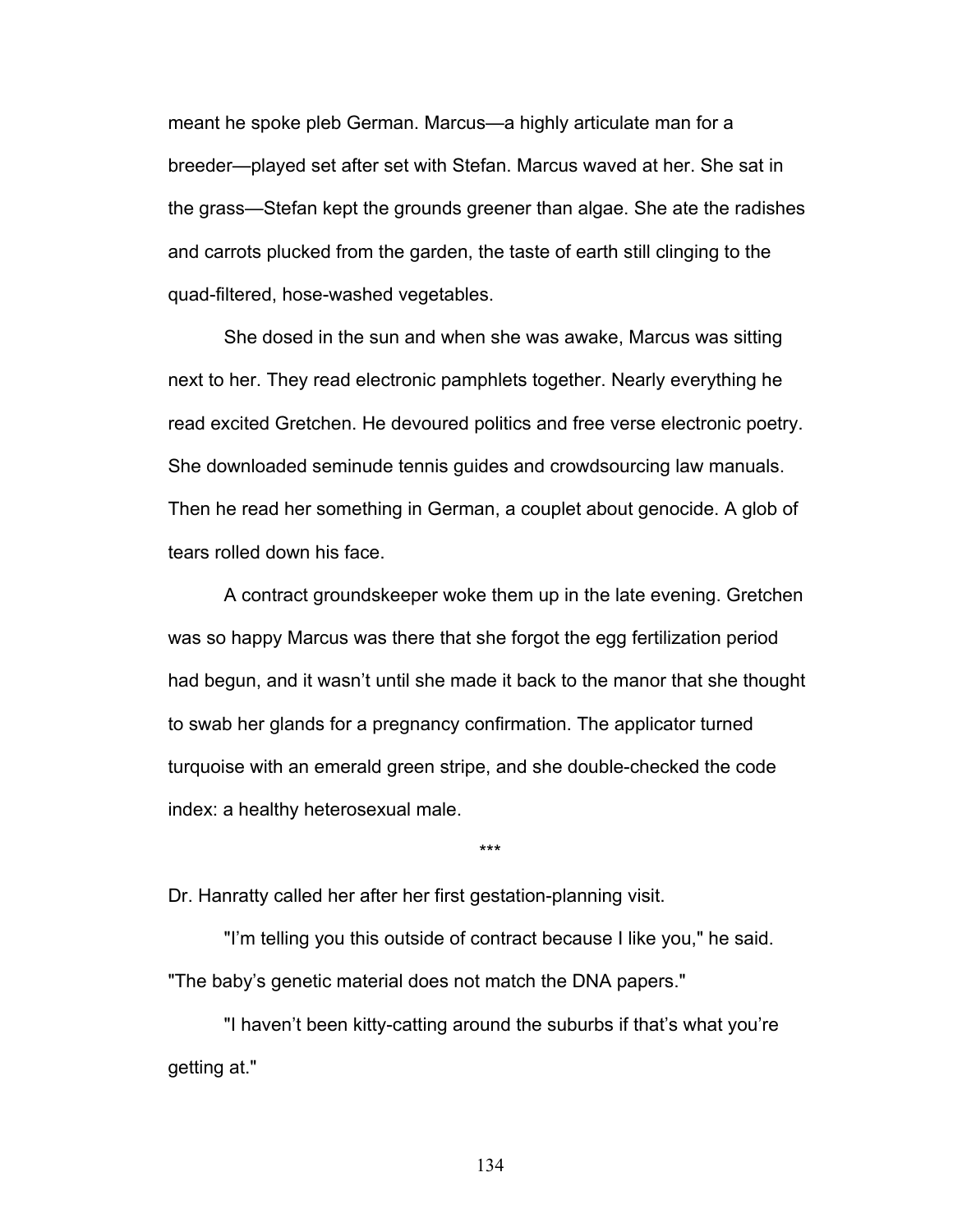meant he spoke pleb German. Marcus—a highly articulate man for a breeder—played set after set with Stefan. Marcus waved at her. She sat in the grass—Stefan kept the grounds greener than algae. She ate the radishes and carrots plucked from the garden, the taste of earth still clinging to the quad-filtered, hose-washed vegetables.

She dosed in the sun and when she was awake, Marcus was sitting next to her. They read electronic pamphlets together. Nearly everything he read excited Gretchen. He devoured politics and free verse electronic poetry. She downloaded seminude tennis guides and crowdsourcing law manuals. Then he read her something in German, a couplet about genocide. A glob of tears rolled down his face.

A contract groundskeeper woke them up in the late evening. Gretchen was so happy Marcus was there that she forgot the egg fertilization period had begun, and it wasn't until she made it back to the manor that she thought to swab her glands for a pregnancy confirmation. The applicator turned turquoise with an emerald green stripe, and she double-checked the code index: a healthy heterosexual male.

***

Dr. Hanratty called her after her first gestation-planning visit.

"I'm telling you this outside of contract because I like you," he said. "The baby's genetic material does not match the DNA papers."

"I haven't been kitty-catting around the suburbs if that's what you're getting at."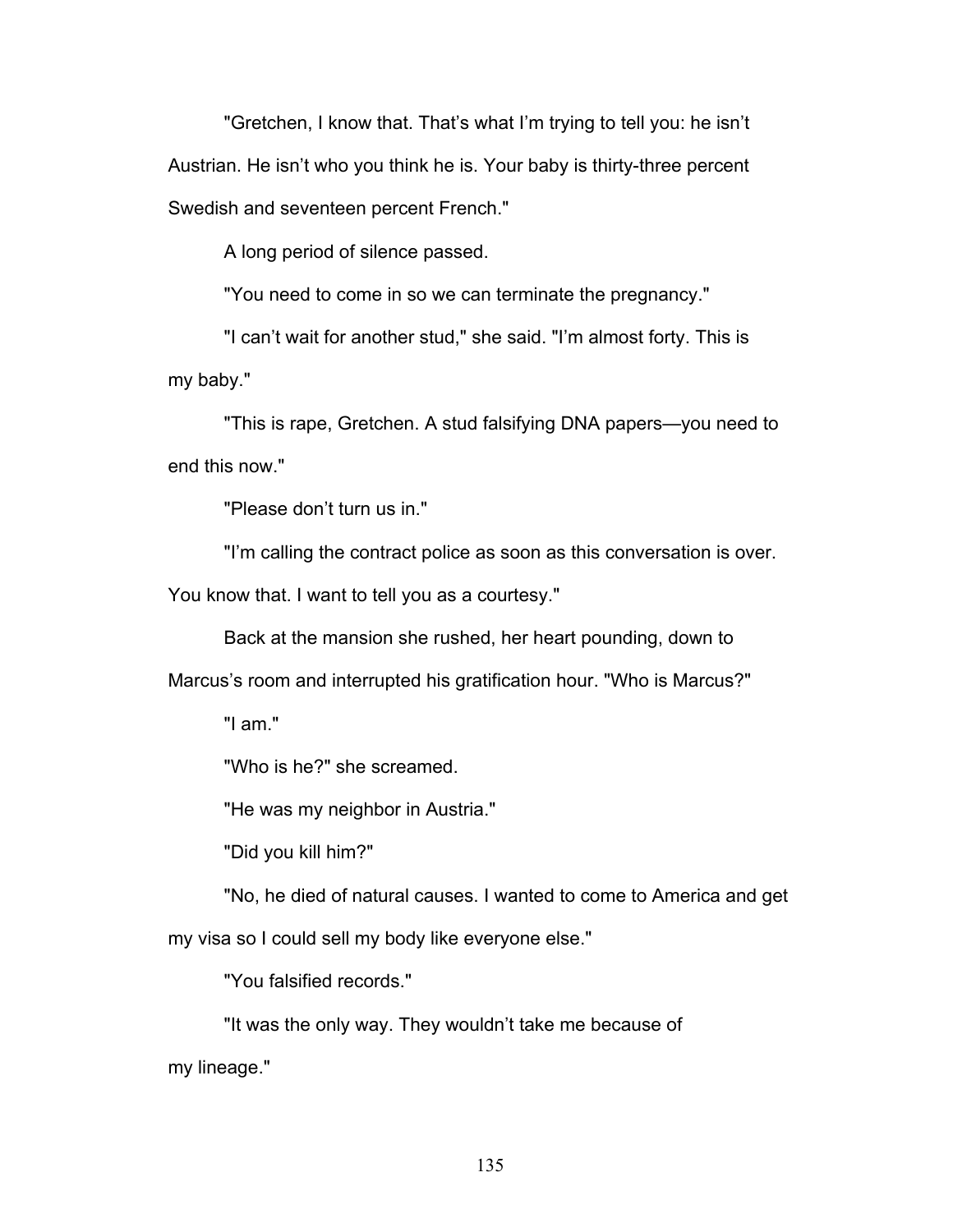"Gretchen, I know that. That's what I'm trying to tell you: he isn't Austrian. He isn't who you think he is. Your baby is thirty-three percent Swedish and seventeen percent French."

A long period of silence passed.

"You need to come in so we can terminate the pregnancy."

"I can't wait for another stud," she said. "I'm almost forty. This is my baby."

"This is rape, Gretchen. A stud falsifying DNA papers—you need to end this now."

"Please don't turn us in."

"I'm calling the contract police as soon as this conversation is over. You know that. I want to tell you as a courtesy."

Back at the mansion she rushed, her heart pounding, down to Marcus's room and interrupted his gratification hour. "Who is Marcus?"

"I am."

"Who is he?" she screamed.

"He was my neighbor in Austria."

"Did you kill him?"

"No, he died of natural causes. I wanted to come to America and get my visa so I could sell my body like everyone else."

"You falsified records."

"It was the only way. They wouldn't take me because of my lineage."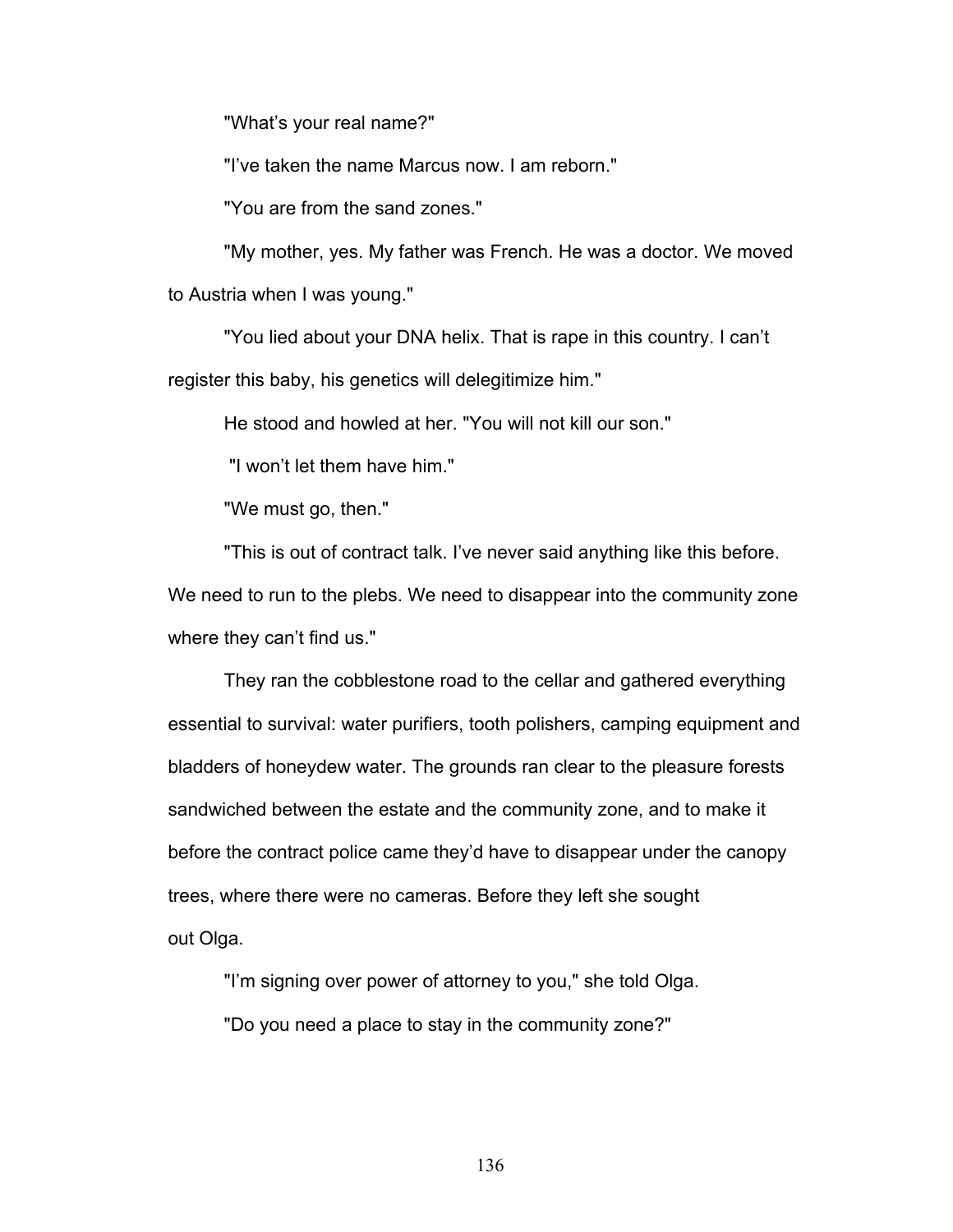"What's your real name?"

"I've taken the name Marcus now. I am reborn."

"You are from the sand zones."

"My mother, yes. My father was French. He was a doctor. We moved to Austria when I was young."

"You lied about your DNA helix. That is rape in this country. I can't register this baby, his genetics will delegitimize him."

He stood and howled at her. "You will not kill our son."

"I won't let them have him."

"We must go, then."

"This is out of contract talk. I've never said anything like this before. We need to run to the plebs. We need to disappear into the community zone where they can't find us."

They ran the cobblestone road to the cellar and gathered everything essential to survival: water purifiers, tooth polishers, camping equipment and bladders of honeydew water. The grounds ran clear to the pleasure forests sandwiched between the estate and the community zone, and to make it before the contract police came they'd have to disappear under the canopy trees, where there were no cameras. Before they left she sought out Olga.

"I'm signing over power of attorney to you," she told Olga.

"Do you need a place to stay in the community zone?"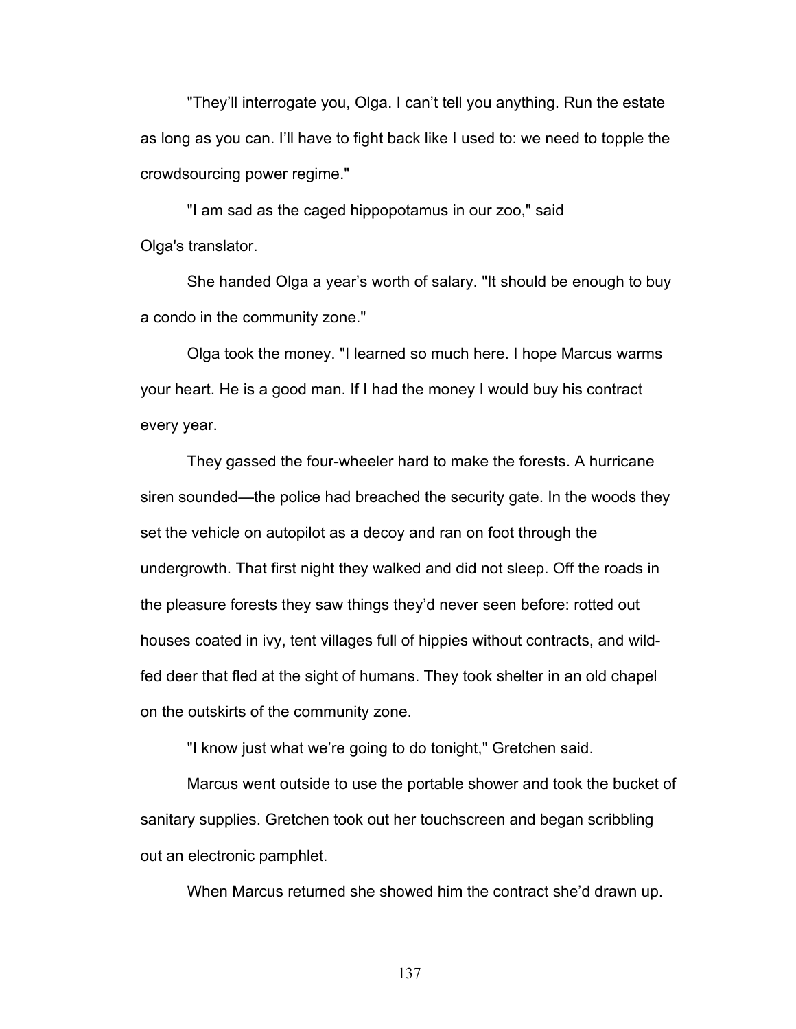"They'll interrogate you, Olga. I can't tell you anything. Run the estate as long as you can. I'll have to fight back like I used to: we need to topple the crowdsourcing power regime."

"I am sad as the caged hippopotamus in our zoo," said Olga's translator.

She handed Olga a year's worth of salary. "It should be enough to buy a condo in the community zone."

Olga took the money. "I learned so much here. I hope Marcus warms your heart. He is a good man. If I had the money I would buy his contract every year.

They gassed the four-wheeler hard to make the forests. A hurricane siren sounded—the police had breached the security gate. In the woods they set the vehicle on autopilot as a decoy and ran on foot through the undergrowth. That first night they walked and did not sleep. Off the roads in the pleasure forests they saw things they'd never seen before: rotted out houses coated in ivy, tent villages full of hippies without contracts, and wild-fed deer that fled at the sight of humans. They took shelter in an old chapel on the outskirts of the community zone.

"I know just what we're going to do tonight," Gretchen said.

Marcus went outside to use the portable shower and took the bucket of sanitary supplies. Gretchen took out her touchscreen and began scribbling out an electronic pamphlet.

When Marcus returned she showed him the contract she'd drawn up.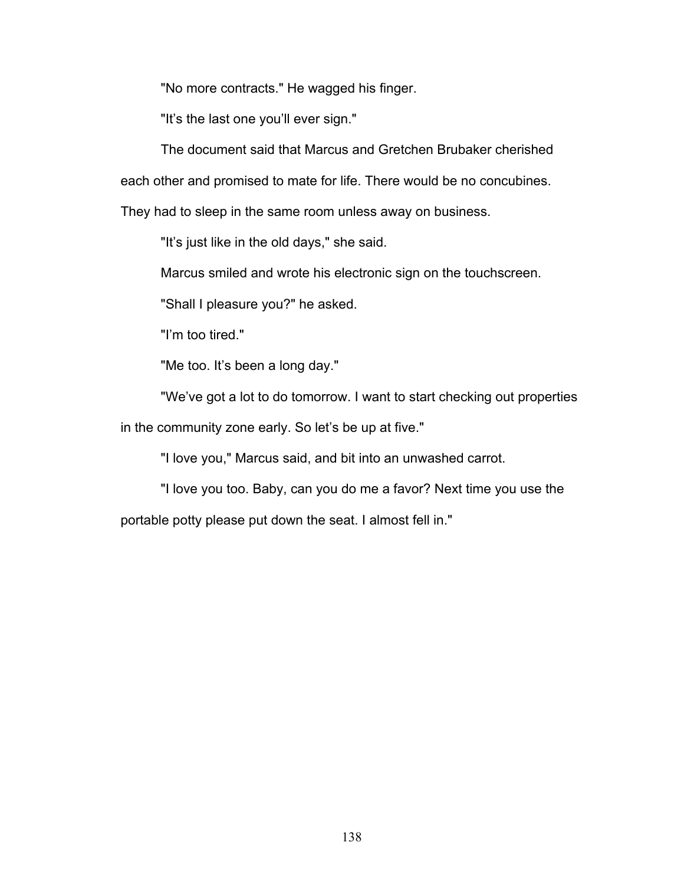"No more contracts." He wagged his finger.

"It's the last one you'll ever sign."

The document said that Marcus and Gretchen Brubaker cherished each other and promised to mate for life. There would be no concubines. They had to sleep in the same room unless away on business.

"It's just like in the old days," she said.

Marcus smiled and wrote his electronic sign on the touchscreen.

"Shall I pleasure you?" he asked.

"I'm too tired."

"Me too. It's been a long day."

"We've got a lot to do tomorrow. I want to start checking out properties in the community zone early. So let's be up at five."

"I love you," Marcus said, and bit into an unwashed carrot.

"I love you too. Baby, can you do me a favor? Next time you use the portable potty please put down the seat. I almost fell in."